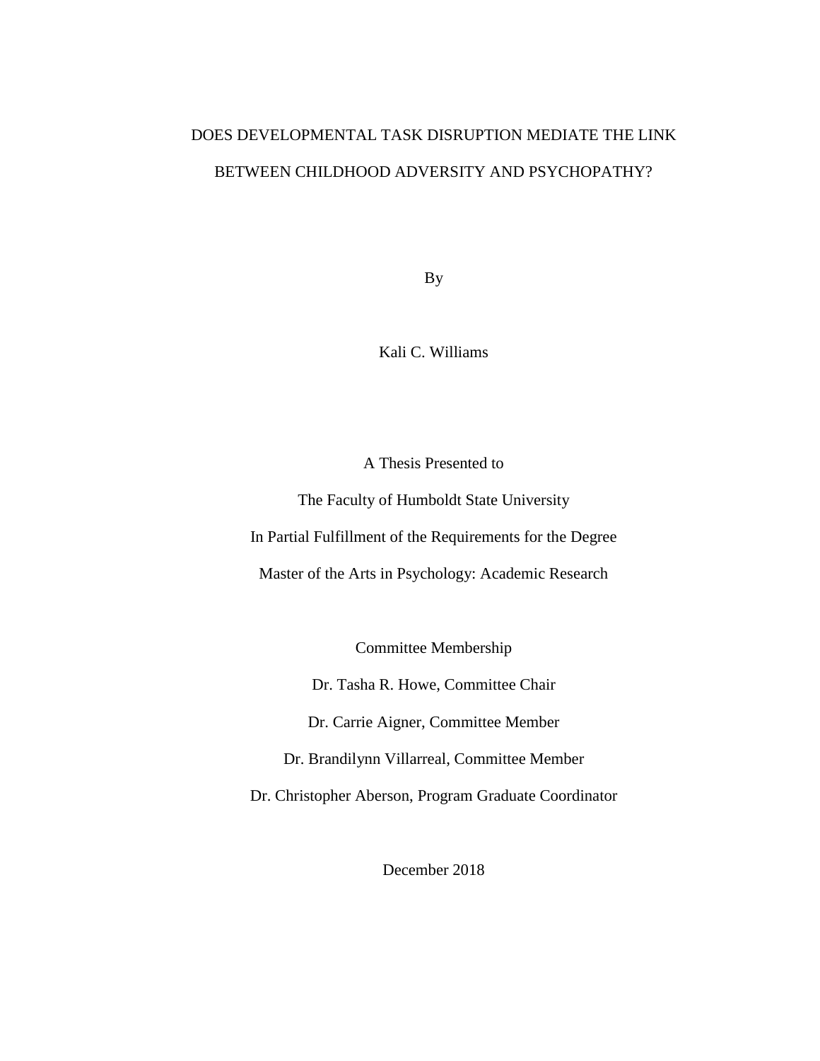# DOES DEVELOPMENTAL TASK DISRUPTION MEDIATE THE LINK BETWEEN CHILDHOOD ADVERSITY AND PSYCHOPATHY?

By

Kali C. Williams

A Thesis Presented to

The Faculty of Humboldt State University

In Partial Fulfillment of the Requirements for the Degree

Master of the Arts in Psychology: Academic Research

Committee Membership

Dr. Tasha R. Howe, Committee Chair

Dr. Carrie Aigner, Committee Member

Dr. Brandilynn Villarreal, Committee Member

Dr. Christopher Aberson, Program Graduate Coordinator

December 2018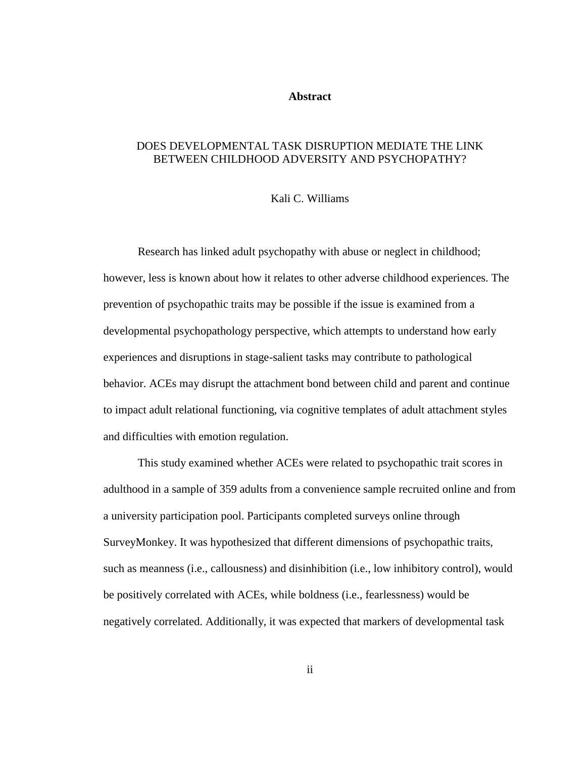## Abstract

DOES DEVELOPMENTAL TASK DISRUPTION MEDIATE THE LINK BETWEEN CHILDHOOD ADVERSITY AND PSYCHOPATHY?

Kali C. Williams

Research has linked adult psychopathy with abuse or neglect in childhood; however, less is known about how it relates to other adverse childhood experiences. The prevention of psychopathic traits may be possible if the issue is examined from a developmental psychopathology perspective, which attempts to understand how early experiences and disruptions in stage-salient tasks may contribute to pathological behavior. ACEs may disrupt the attachment bond between child and parent and continue to impact adult relational functioning, via cognitive templates of adult attachment styles and difficulties with emotion regulation.

This study examined whether ACEs were related to psychopathic trait scores in adulthood in a sample of 359 adults from a convenience sample recruited online and from a university participation pool. Participants completed surveys online through SurveyMonkey. It was hypothesized that different dimensions of psychopathic traits, such as meanness (i.e., callousness) and disinhibition (i.e., low inhibitory control), would be positively correlated with ACEs, while boldness (i.e., fearlessness) would be negatively correlated. Additionally, it was expected that markers of developmental task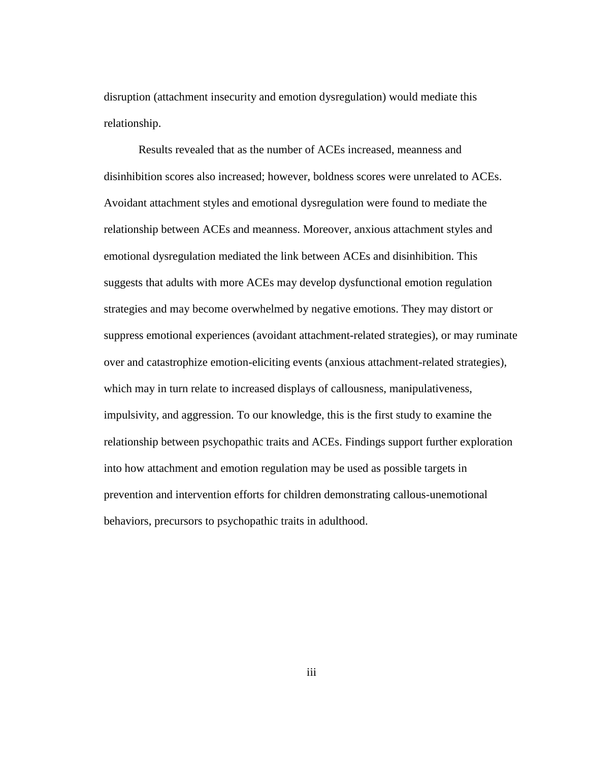disruption (attachment insecurity and emotion dysregulation) would mediate this relationship.

Results revealed that as the number of ACEs increased, meanness and disinhibition scores also increased; however, boldness scores were unrelated to ACEs. Avoidant attachment styles and emotional dysregulation were found to mediate the relationship between ACEs and meanness. Moreover, anxious attachment styles and emotional dysregulation mediated the link between ACEs and disinhibition. This suggests that adults with more ACEs may develop dysfunctional emotion regulation strategies and may become overwhelmed by negative emotions. They may distort or suppress emotional experiences (avoidant attachment-related strategies), or may ruminate over and catastrophize emotion-eliciting events (anxious attachment-related strategies), which may in turn relate to increased displays of callousness, manipulativeness, impulsivity, and aggression. To our knowledge, this is the first study to examine the relationship between psychopathic traits and ACEs. Findings support further exploration into how attachment and emotion regulation may be used as possible targets in prevention and intervention efforts for children demonstrating callous-unemotional behaviors, precursors to psychopathic traits in adulthood.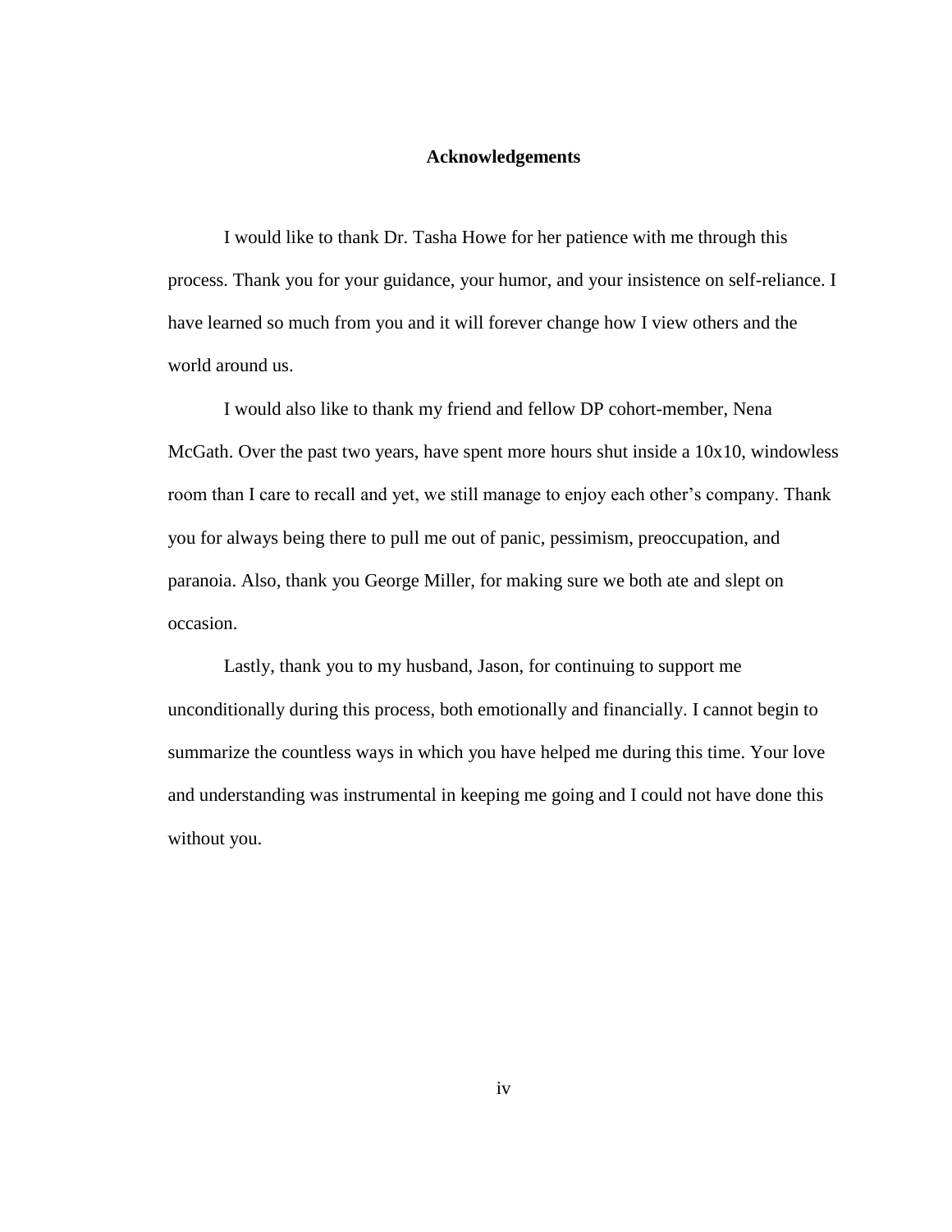## Acknowledgements

I would like to thank Dr. Tasha Howe for her patience with me through this process. Thank you for your guidance, your humor, and your insistence on self-reliance. I have learned so much from you and it will forever change how I view others and the world around us.

I would also like to thank my friend and fellow DP cohort-member, Nena McGath. Over the past two years, have spent more hours shut inside a 10x10, windowless room than I care to recall and yet, we still manage to enjoy each other's company. Thank you for always being there to pull me out of panic, pessimism, preoccupation, and paranoia. Also, thank you George Miller, for making sure we both ate and slept on occasion.

Lastly, thank you to my husband, Jason, for continuing to support me unconditionally during this process, both emotionally and financially. I cannot begin to summarize the countless ways in which you have helped me during this time. Your love and understanding was instrumental in keeping me going and I could not have done this without you.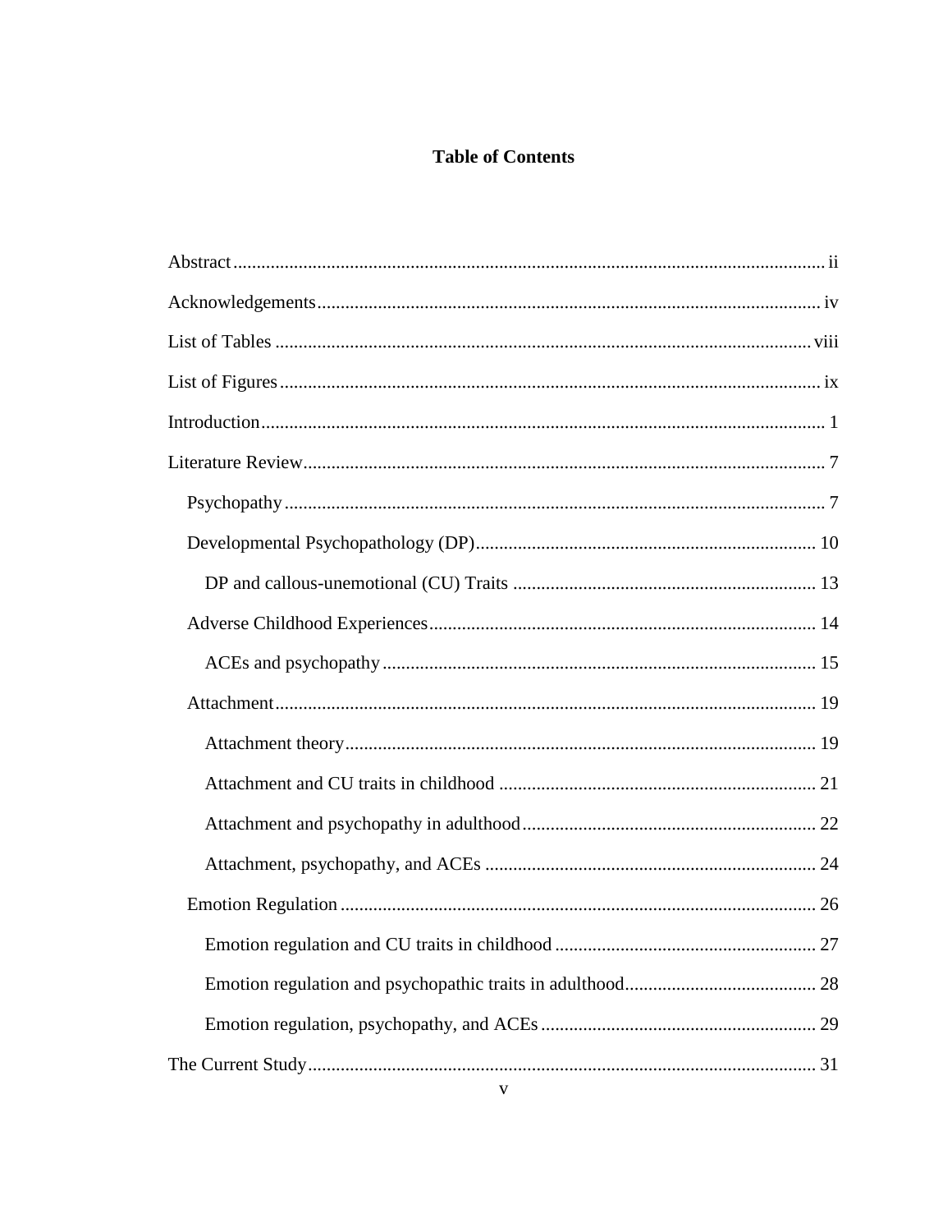# Table of Contents

Abstract ............................................................................................................................ ii

Acknowledgements .......................................................................................................... iv

List of Tables .................................................................................................................. viii

List of Figures .................................................................................................................. ix

Introduction ....................................................................................................................... 1

Literature Review .............................................................................................................. 7

  Psychopathy .................................................................................................................. 7

  Developmental Psychopathology (DP) ........................................................................ 10

    DP and callous-unemotional (CU) Traits ................................................................ 13

  Adverse Childhood Experiences ................................................................................. 14

    ACEs and psychopathy ............................................................................................ 15

  Attachment .................................................................................................................. 19

    Attachment theory .................................................................................................... 19

    Attachment and CU traits in childhood ................................................................... 21

    Attachment and psychopathy in adulthood .............................................................. 22

    Attachment, psychopathy, and ACEs ...................................................................... 24

  Emotion Regulation ..................................................................................................... 26

    Emotion regulation and CU traits in childhood ....................................................... 27

    Emotion regulation and psychopathic traits in adulthood ........................................ 28

    Emotion regulation, psychopathy, and ACEs .......................................................... 29

The Current Study ............................................................................................................ 31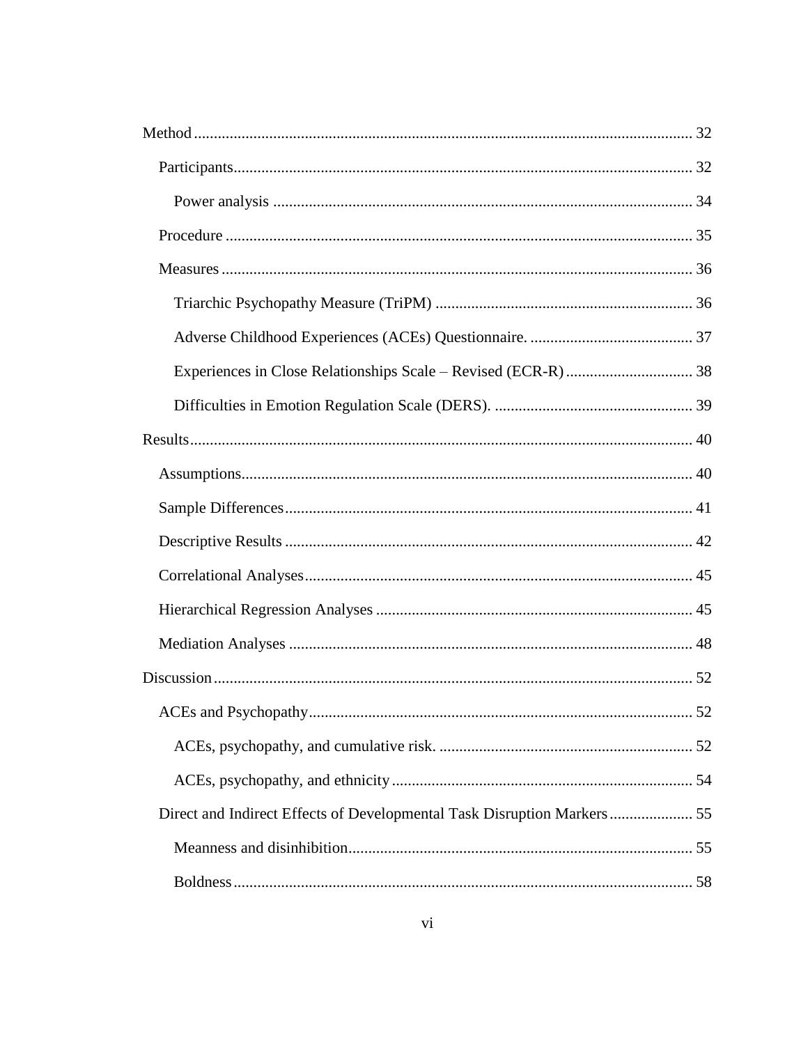Method ... 32

- Participants ... 32
  - Power analysis ... 34
- Procedure ... 35
- Measures ... 36
  - Triarchic Psychopathy Measure (TriPM) ... 36
  - Adverse Childhood Experiences (ACEs) Questionnaire. ... 37
  - Experiences in Close Relationships Scale – Revised (ECR-R) ... 38
  - Difficulties in Emotion Regulation Scale (DERS). ... 39

Results ... 40

- Assumptions ... 40
- Sample Differences ... 41
- Descriptive Results ... 42
- Correlational Analyses ... 45
- Hierarchical Regression Analyses ... 45
- Mediation Analyses ... 48

Discussion ... 52

- ACEs and Psychopathy ... 52
  - ACEs, psychopathy, and cumulative risk. ... 52
  - ACEs, psychopathy, and ethnicity ... 54
- Direct and Indirect Effects of Developmental Task Disruption Markers ... 55
  - Meanness and disinhibition ... 55
  - Boldness ... 58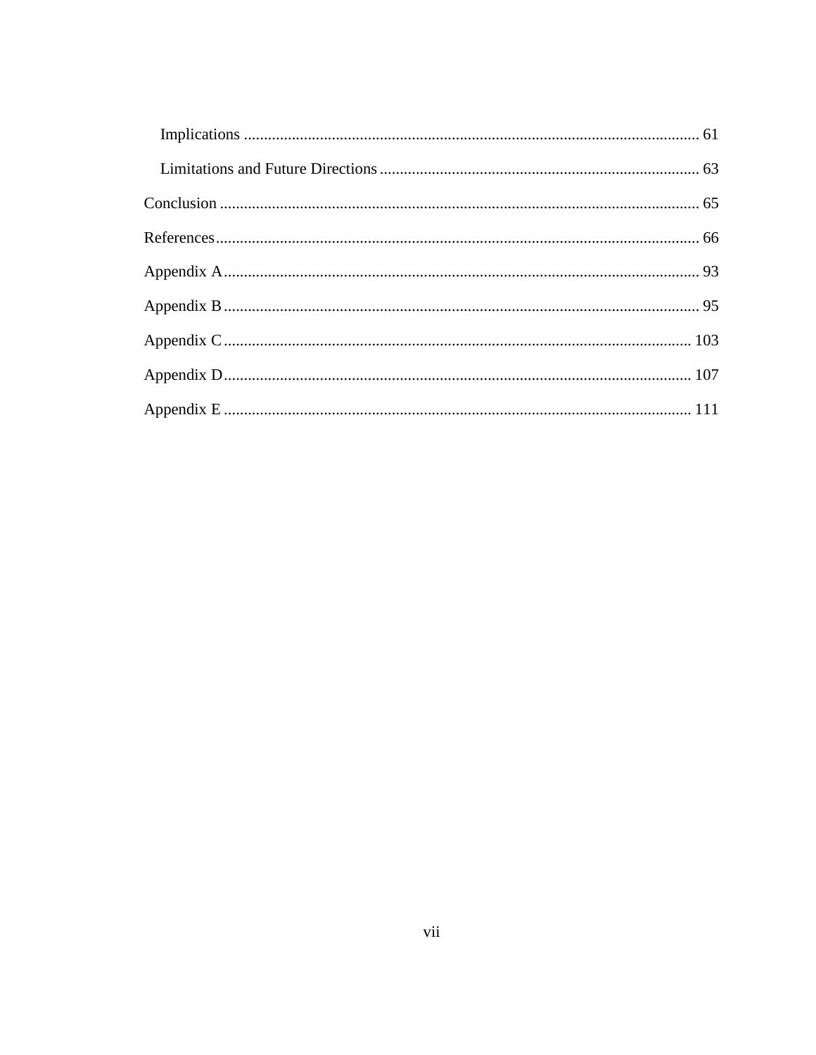Implications ................................................................................................................. 61

Limitations and Future Directions ............................................................................... 63

Conclusion ........................................................................................................................ 65

References......................................................................................................................... 66

Appendix A....................................................................................................................... 93

Appendix B....................................................................................................................... 95

Appendix C..................................................................................................................... 103

Appendix D..................................................................................................................... 107

Appendix E ..................................................................................................................... 111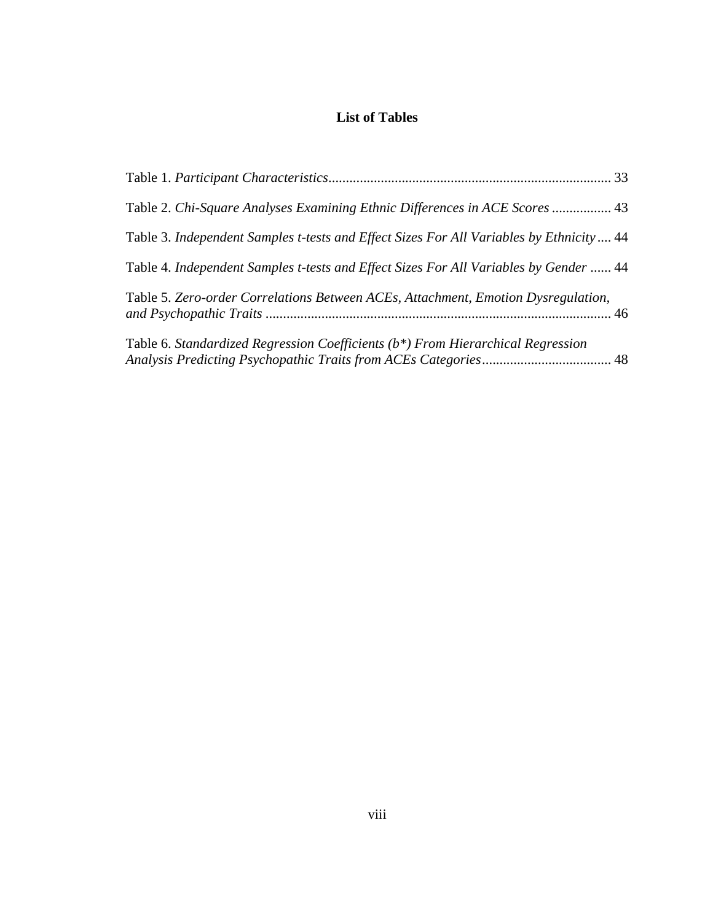# List of Tables

Table 1. *Participant Characteristics* ................................................................................ 33

Table 2. *Chi-Square Analyses Examining Ethnic Differences in ACE Scores* ................. 43

Table 3. *Independent Samples t-tests and Effect Sizes For All Variables by Ethnicity* .... 44

Table 4. *Independent Samples t-tests and Effect Sizes For All Variables by Gender* ...... 44

Table 5. *Zero-order Correlations Between ACEs, Attachment, Emotion Dysregulation, and Psychopathic Traits* .................................................................................................. 46

Table 6. *Standardized Regression Coefficients (b*) From Hierarchical Regression Analysis Predicting Psychopathic Traits from ACEs Categories* ..................................... 48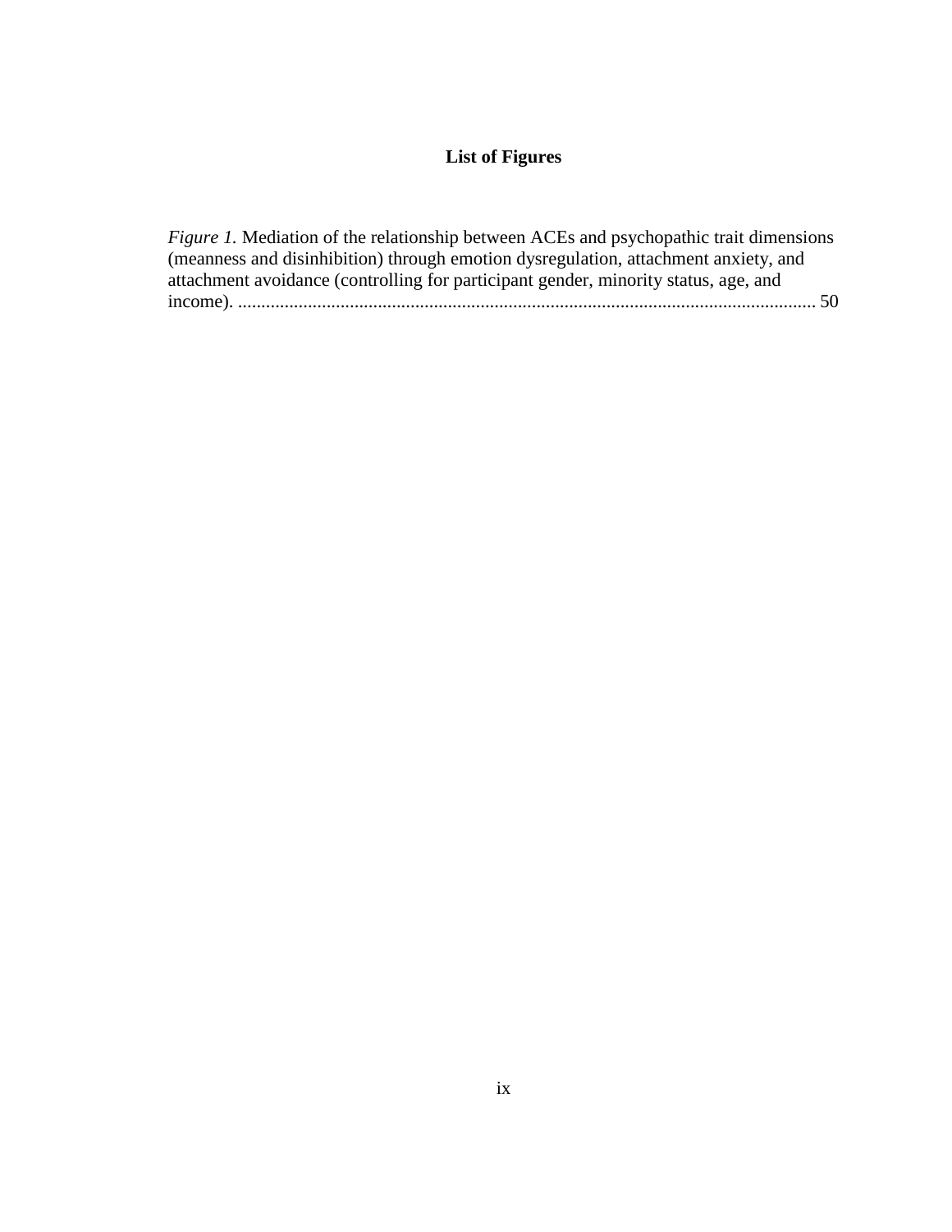# List of Figures

*Figure 1.* Mediation of the relationship between ACEs and psychopathic trait dimensions (meanness and disinhibition) through emotion dysregulation, attachment anxiety, and attachment avoidance (controlling for participant gender, minority status, age, and income). ........................................................................................................................ 50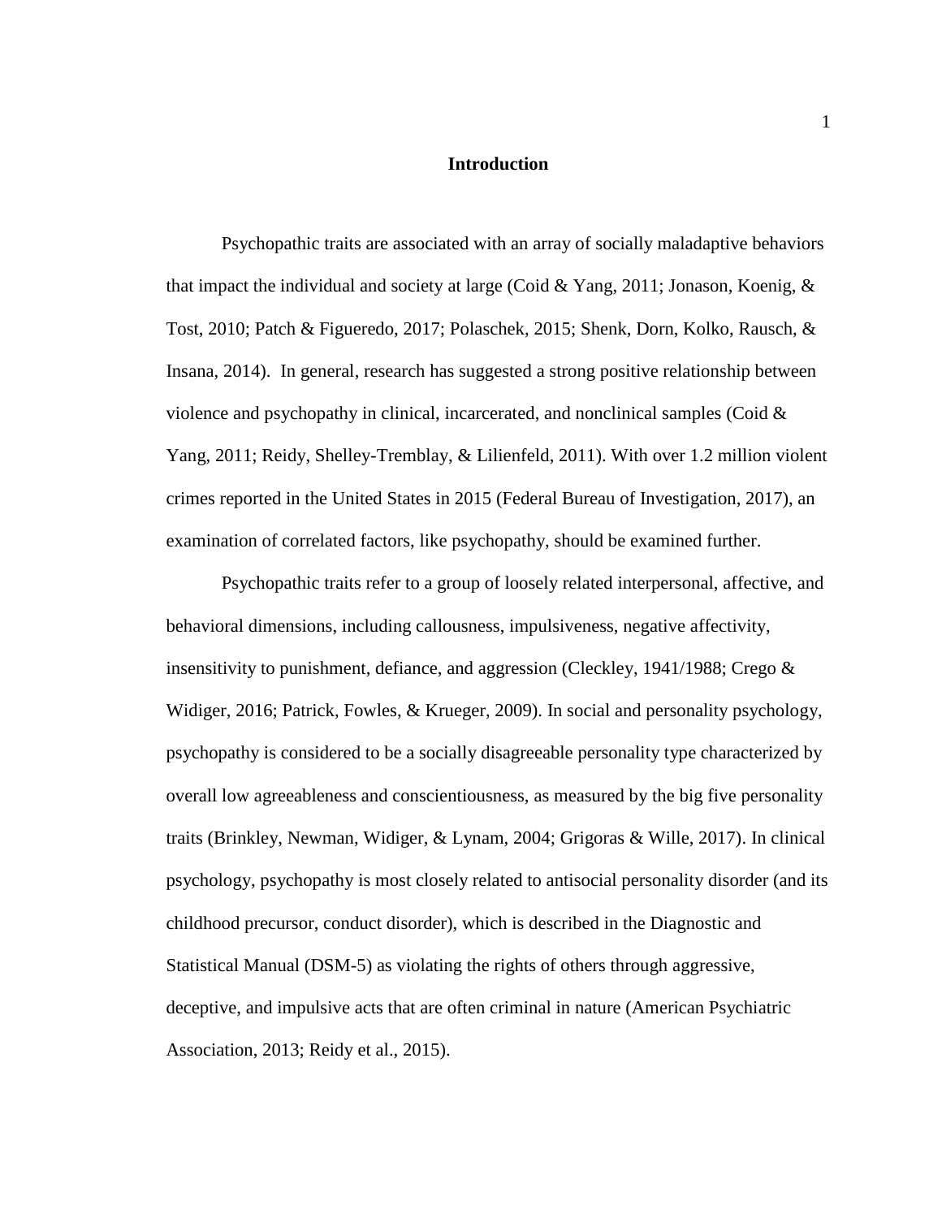# Introduction

Psychopathic traits are associated with an array of socially maladaptive behaviors that impact the individual and society at large (Coid & Yang, 2011; Jonason, Koenig, & Tost, 2010; Patch & Figueredo, 2017; Polaschek, 2015; Shenk, Dorn, Kolko, Rausch, & Insana, 2014). In general, research has suggested a strong positive relationship between violence and psychopathy in clinical, incarcerated, and nonclinical samples (Coid & Yang, 2011; Reidy, Shelley-Tremblay, & Lilienfeld, 2011). With over 1.2 million violent crimes reported in the United States in 2015 (Federal Bureau of Investigation, 2017), an examination of correlated factors, like psychopathy, should be examined further.

Psychopathic traits refer to a group of loosely related interpersonal, affective, and behavioral dimensions, including callousness, impulsiveness, negative affectivity, insensitivity to punishment, defiance, and aggression (Cleckley, 1941/1988; Crego & Widiger, 2016; Patrick, Fowles, & Krueger, 2009). In social and personality psychology, psychopathy is considered to be a socially disagreeable personality type characterized by overall low agreeableness and conscientiousness, as measured by the big five personality traits (Brinkley, Newman, Widiger, & Lynam, 2004; Grigoras & Wille, 2017). In clinical psychology, psychopathy is most closely related to antisocial personality disorder (and its childhood precursor, conduct disorder), which is described in the Diagnostic and Statistical Manual (DSM-5) as violating the rights of others through aggressive, deceptive, and impulsive acts that are often criminal in nature (American Psychiatric Association, 2013; Reidy et al., 2015).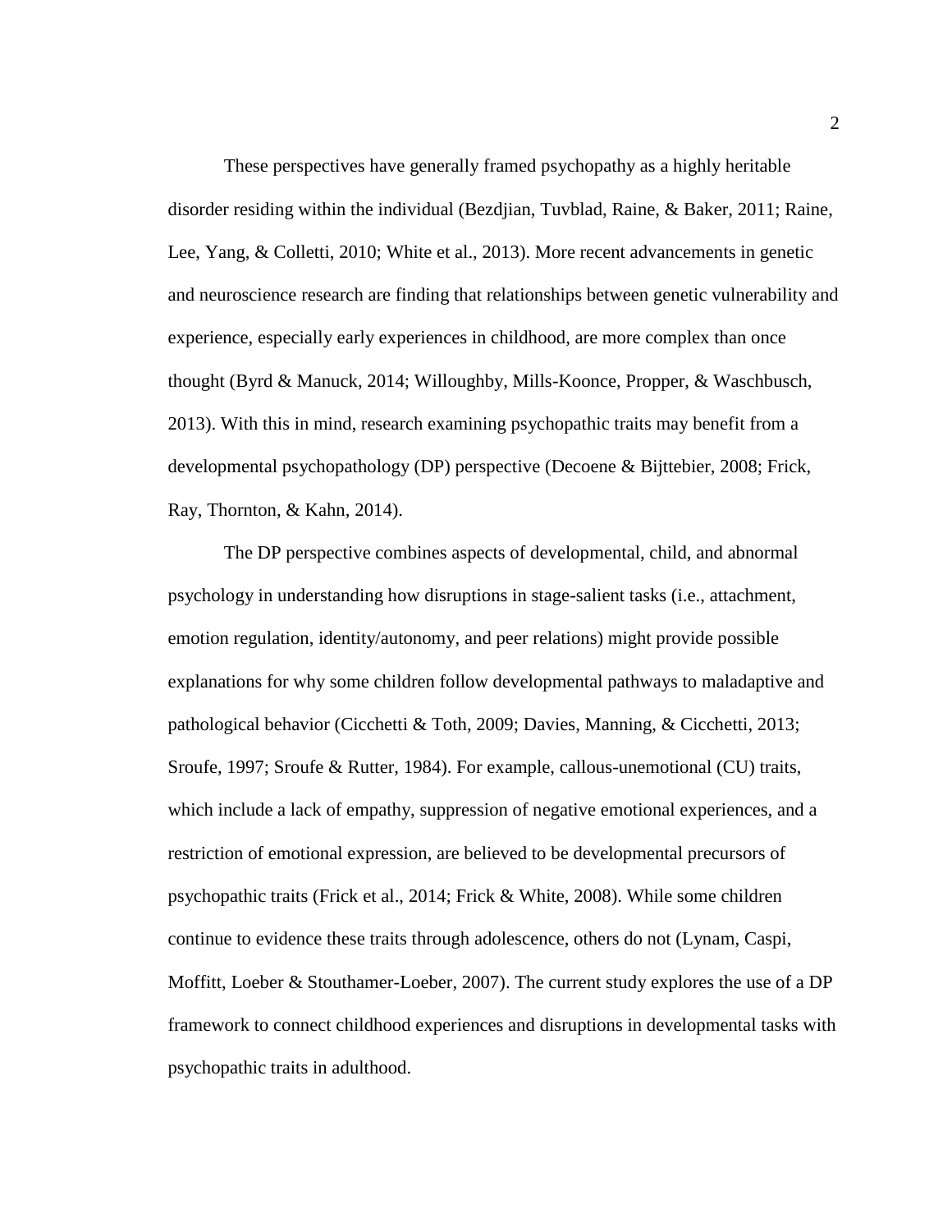These perspectives have generally framed psychopathy as a highly heritable disorder residing within the individual (Bezdjian, Tuvblad, Raine, & Baker, 2011; Raine, Lee, Yang, & Colletti, 2010; White et al., 2013). More recent advancements in genetic and neuroscience research are finding that relationships between genetic vulnerability and experience, especially early experiences in childhood, are more complex than once thought (Byrd & Manuck, 2014; Willoughby, Mills-Koonce, Propper, & Waschbusch, 2013). With this in mind, research examining psychopathic traits may benefit from a developmental psychopathology (DP) perspective (Decoene & Bijttebier, 2008; Frick, Ray, Thornton, & Kahn, 2014).

The DP perspective combines aspects of developmental, child, and abnormal psychology in understanding how disruptions in stage-salient tasks (i.e., attachment, emotion regulation, identity/autonomy, and peer relations) might provide possible explanations for why some children follow developmental pathways to maladaptive and pathological behavior (Cicchetti & Toth, 2009; Davies, Manning, & Cicchetti, 2013; Sroufe, 1997; Sroufe & Rutter, 1984). For example, callous-unemotional (CU) traits, which include a lack of empathy, suppression of negative emotional experiences, and a restriction of emotional expression, are believed to be developmental precursors of psychopathic traits (Frick et al., 2014; Frick & White, 2008). While some children continue to evidence these traits through adolescence, others do not (Lynam, Caspi, Moffitt, Loeber & Stouthamer-Loeber, 2007). The current study explores the use of a DP framework to connect childhood experiences and disruptions in developmental tasks with psychopathic traits in adulthood.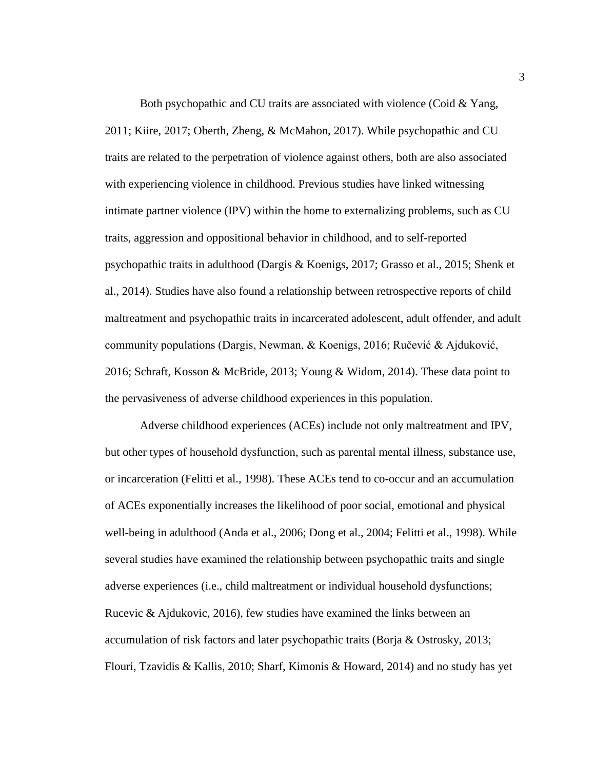Both psychopathic and CU traits are associated with violence (Coid & Yang, 2011; Kiire, 2017; Oberth, Zheng, & McMahon, 2017). While psychopathic and CU traits are related to the perpetration of violence against others, both are also associated with experiencing violence in childhood. Previous studies have linked witnessing intimate partner violence (IPV) within the home to externalizing problems, such as CU traits, aggression and oppositional behavior in childhood, and to self-reported psychopathic traits in adulthood (Dargis & Koenigs, 2017; Grasso et al., 2015; Shenk et al., 2014). Studies have also found a relationship between retrospective reports of child maltreatment and psychopathic traits in incarcerated adolescent, adult offender, and adult community populations (Dargis, Newman, & Koenigs, 2016; Ručević & Ajduković, 2016; Schraft, Kosson & McBride, 2013; Young & Widom, 2014). These data point to the pervasiveness of adverse childhood experiences in this population.

Adverse childhood experiences (ACEs) include not only maltreatment and IPV, but other types of household dysfunction, such as parental mental illness, substance use, or incarceration (Felitti et al., 1998). These ACEs tend to co-occur and an accumulation of ACEs exponentially increases the likelihood of poor social, emotional and physical well-being in adulthood (Anda et al., 2006; Dong et al., 2004; Felitti et al., 1998). While several studies have examined the relationship between psychopathic traits and single adverse experiences (i.e., child maltreatment or individual household dysfunctions; Rucevic & Ajdukovic, 2016), few studies have examined the links between an accumulation of risk factors and later psychopathic traits (Borja & Ostrosky, 2013; Flouri, Tzavidis & Kallis, 2010; Sharf, Kimonis & Howard, 2014) and no study has yet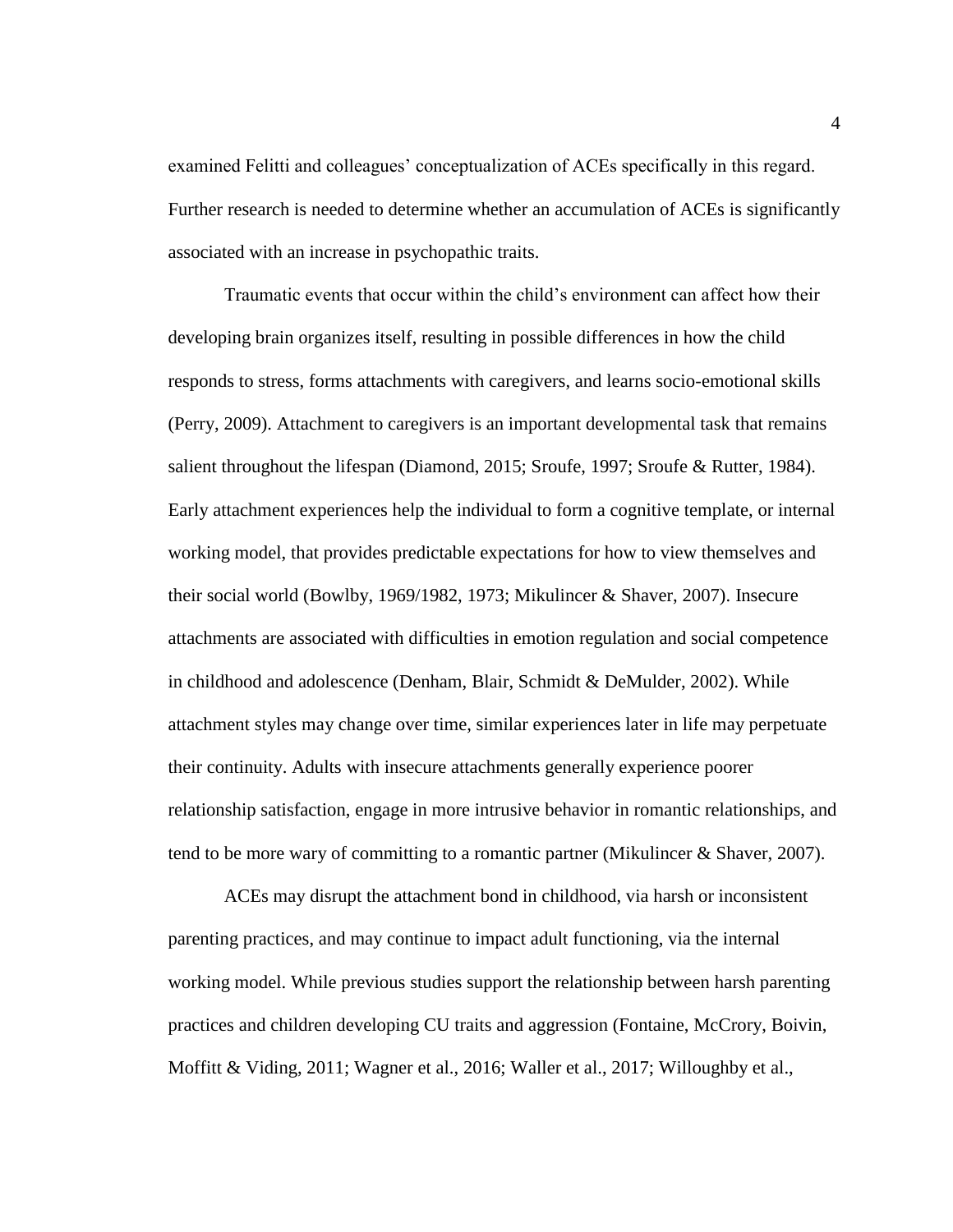examined Felitti and colleagues' conceptualization of ACEs specifically in this regard. Further research is needed to determine whether an accumulation of ACEs is significantly associated with an increase in psychopathic traits.

Traumatic events that occur within the child's environment can affect how their developing brain organizes itself, resulting in possible differences in how the child responds to stress, forms attachments with caregivers, and learns socio-emotional skills (Perry, 2009). Attachment to caregivers is an important developmental task that remains salient throughout the lifespan (Diamond, 2015; Sroufe, 1997; Sroufe & Rutter, 1984). Early attachment experiences help the individual to form a cognitive template, or internal working model, that provides predictable expectations for how to view themselves and their social world (Bowlby, 1969/1982, 1973; Mikulincer & Shaver, 2007). Insecure attachments are associated with difficulties in emotion regulation and social competence in childhood and adolescence (Denham, Blair, Schmidt & DeMulder, 2002). While attachment styles may change over time, similar experiences later in life may perpetuate their continuity. Adults with insecure attachments generally experience poorer relationship satisfaction, engage in more intrusive behavior in romantic relationships, and tend to be more wary of committing to a romantic partner (Mikulincer & Shaver, 2007).

ACEs may disrupt the attachment bond in childhood, via harsh or inconsistent parenting practices, and may continue to impact adult functioning, via the internal working model. While previous studies support the relationship between harsh parenting practices and children developing CU traits and aggression (Fontaine, McCrory, Boivin, Moffitt & Viding, 2011; Wagner et al., 2016; Waller et al., 2017; Willoughby et al.,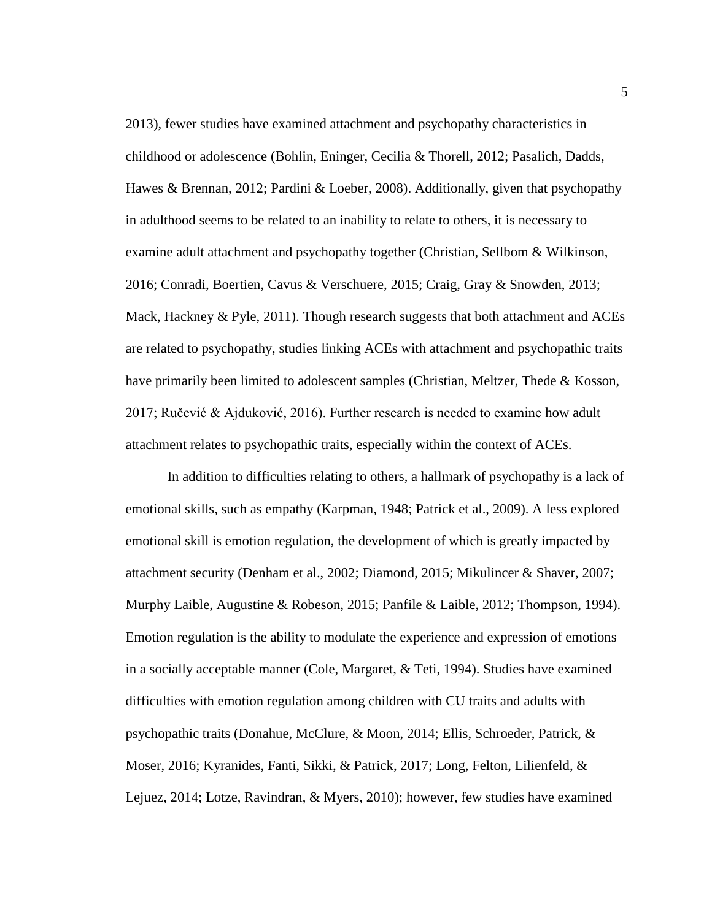2013), fewer studies have examined attachment and psychopathy characteristics in childhood or adolescence (Bohlin, Eninger, Cecilia & Thorell, 2012; Pasalich, Dadds, Hawes & Brennan, 2012; Pardini & Loeber, 2008). Additionally, given that psychopathy in adulthood seems to be related to an inability to relate to others, it is necessary to examine adult attachment and psychopathy together (Christian, Sellbom & Wilkinson, 2016; Conradi, Boertien, Cavus & Verschuere, 2015; Craig, Gray & Snowden, 2013; Mack, Hackney & Pyle, 2011). Though research suggests that both attachment and ACEs are related to psychopathy, studies linking ACEs with attachment and psychopathic traits have primarily been limited to adolescent samples (Christian, Meltzer, Thede & Kosson, 2017; Ručević & Ajduković, 2016). Further research is needed to examine how adult attachment relates to psychopathic traits, especially within the context of ACEs.

In addition to difficulties relating to others, a hallmark of psychopathy is a lack of emotional skills, such as empathy (Karpman, 1948; Patrick et al., 2009). A less explored emotional skill is emotion regulation, the development of which is greatly impacted by attachment security (Denham et al., 2002; Diamond, 2015; Mikulincer & Shaver, 2007; Murphy Laible, Augustine & Robeson, 2015; Panfile & Laible, 2012; Thompson, 1994). Emotion regulation is the ability to modulate the experience and expression of emotions in a socially acceptable manner (Cole, Margaret, & Teti, 1994). Studies have examined difficulties with emotion regulation among children with CU traits and adults with psychopathic traits (Donahue, McClure, & Moon, 2014; Ellis, Schroeder, Patrick, & Moser, 2016; Kyranides, Fanti, Sikki, & Patrick, 2017; Long, Felton, Lilienfeld, & Lejuez, 2014; Lotze, Ravindran, & Myers, 2010); however, few studies have examined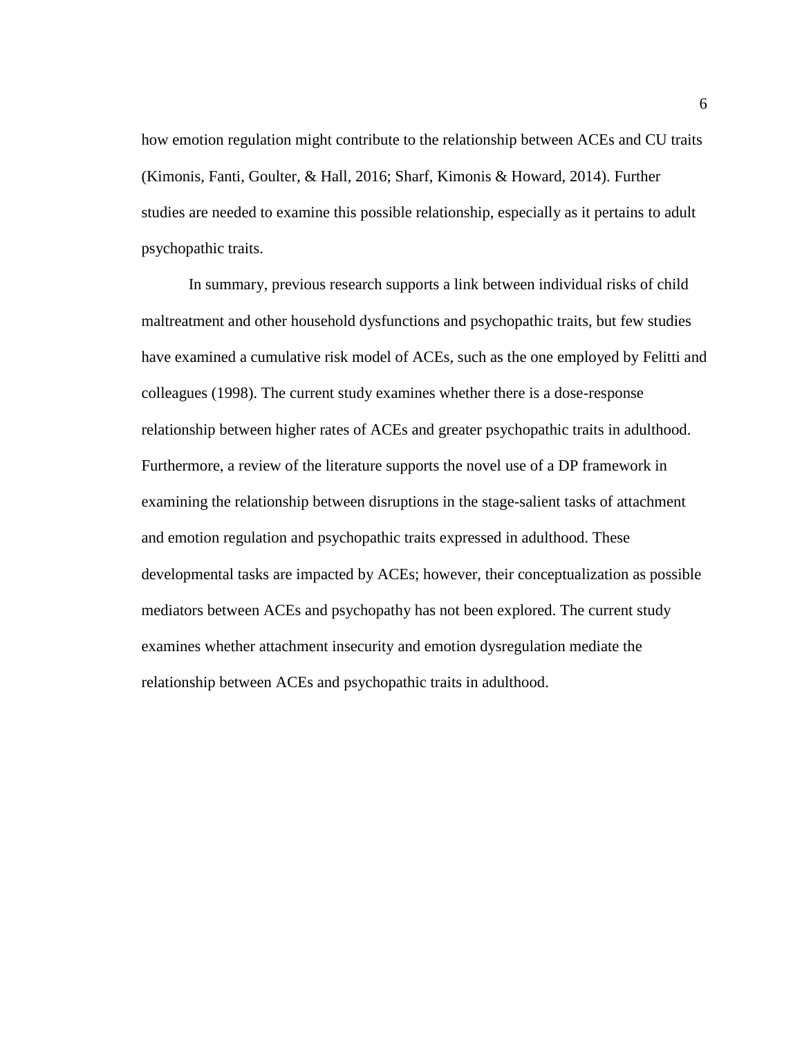how emotion regulation might contribute to the relationship between ACEs and CU traits (Kimonis, Fanti, Goulter, & Hall, 2016; Sharf, Kimonis & Howard, 2014). Further studies are needed to examine this possible relationship, especially as it pertains to adult psychopathic traits.

In summary, previous research supports a link between individual risks of child maltreatment and other household dysfunctions and psychopathic traits, but few studies have examined a cumulative risk model of ACEs, such as the one employed by Felitti and colleagues (1998). The current study examines whether there is a dose-response relationship between higher rates of ACEs and greater psychopathic traits in adulthood. Furthermore, a review of the literature supports the novel use of a DP framework in examining the relationship between disruptions in the stage-salient tasks of attachment and emotion regulation and psychopathic traits expressed in adulthood. These developmental tasks are impacted by ACEs; however, their conceptualization as possible mediators between ACEs and psychopathy has not been explored. The current study examines whether attachment insecurity and emotion dysregulation mediate the relationship between ACEs and psychopathic traits in adulthood.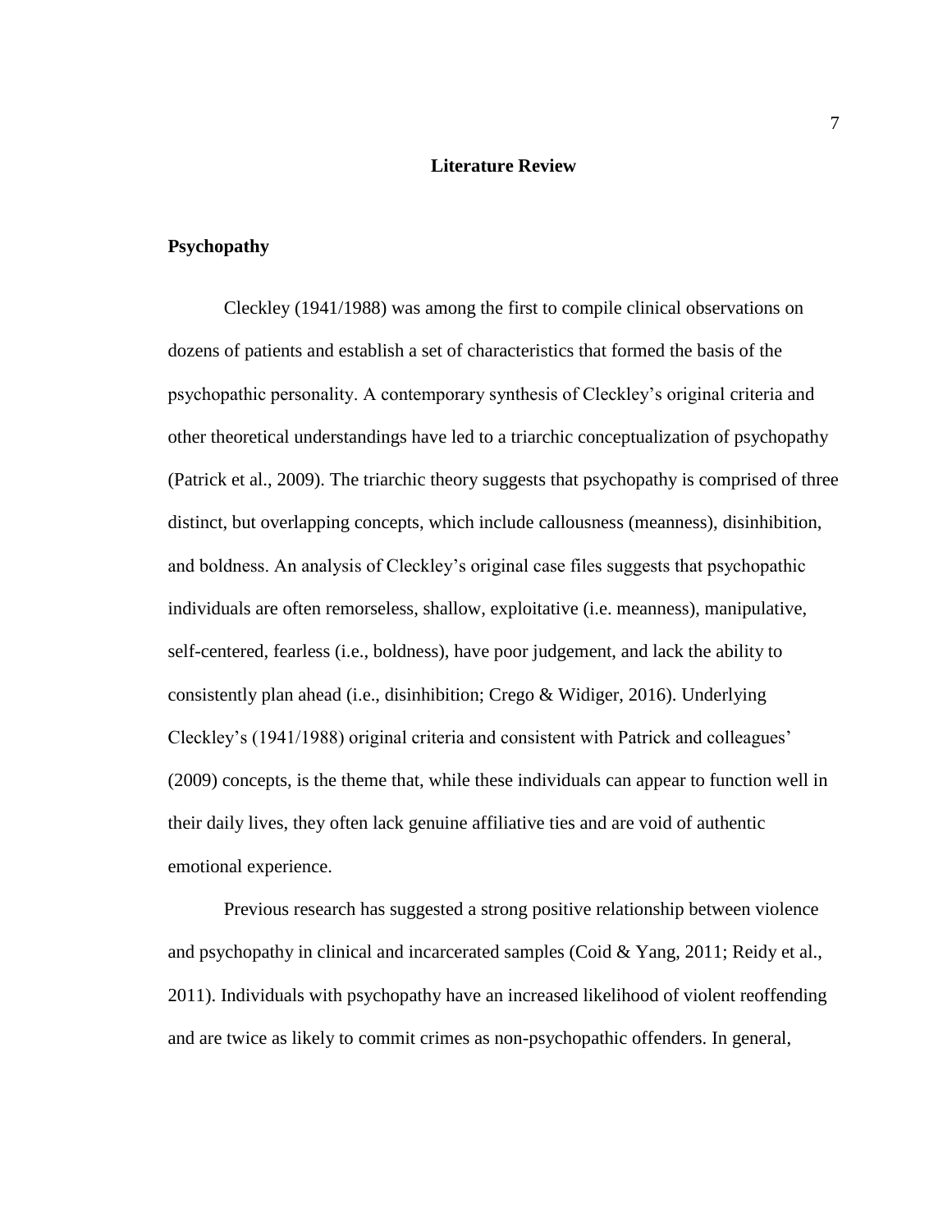# Literature Review

## Psychopathy

Cleckley (1941/1988) was among the first to compile clinical observations on dozens of patients and establish a set of characteristics that formed the basis of the psychopathic personality. A contemporary synthesis of Cleckley's original criteria and other theoretical understandings have led to a triarchic conceptualization of psychopathy (Patrick et al., 2009). The triarchic theory suggests that psychopathy is comprised of three distinct, but overlapping concepts, which include callousness (meanness), disinhibition, and boldness. An analysis of Cleckley's original case files suggests that psychopathic individuals are often remorseless, shallow, exploitative (i.e. meanness), manipulative, self-centered, fearless (i.e., boldness), have poor judgement, and lack the ability to consistently plan ahead (i.e., disinhibition; Crego & Widiger, 2016). Underlying Cleckley's (1941/1988) original criteria and consistent with Patrick and colleagues' (2009) concepts, is the theme that, while these individuals can appear to function well in their daily lives, they often lack genuine affiliative ties and are void of authentic emotional experience.

Previous research has suggested a strong positive relationship between violence and psychopathy in clinical and incarcerated samples (Coid & Yang, 2011; Reidy et al., 2011). Individuals with psychopathy have an increased likelihood of violent reoffending and are twice as likely to commit crimes as non-psychopathic offenders. In general,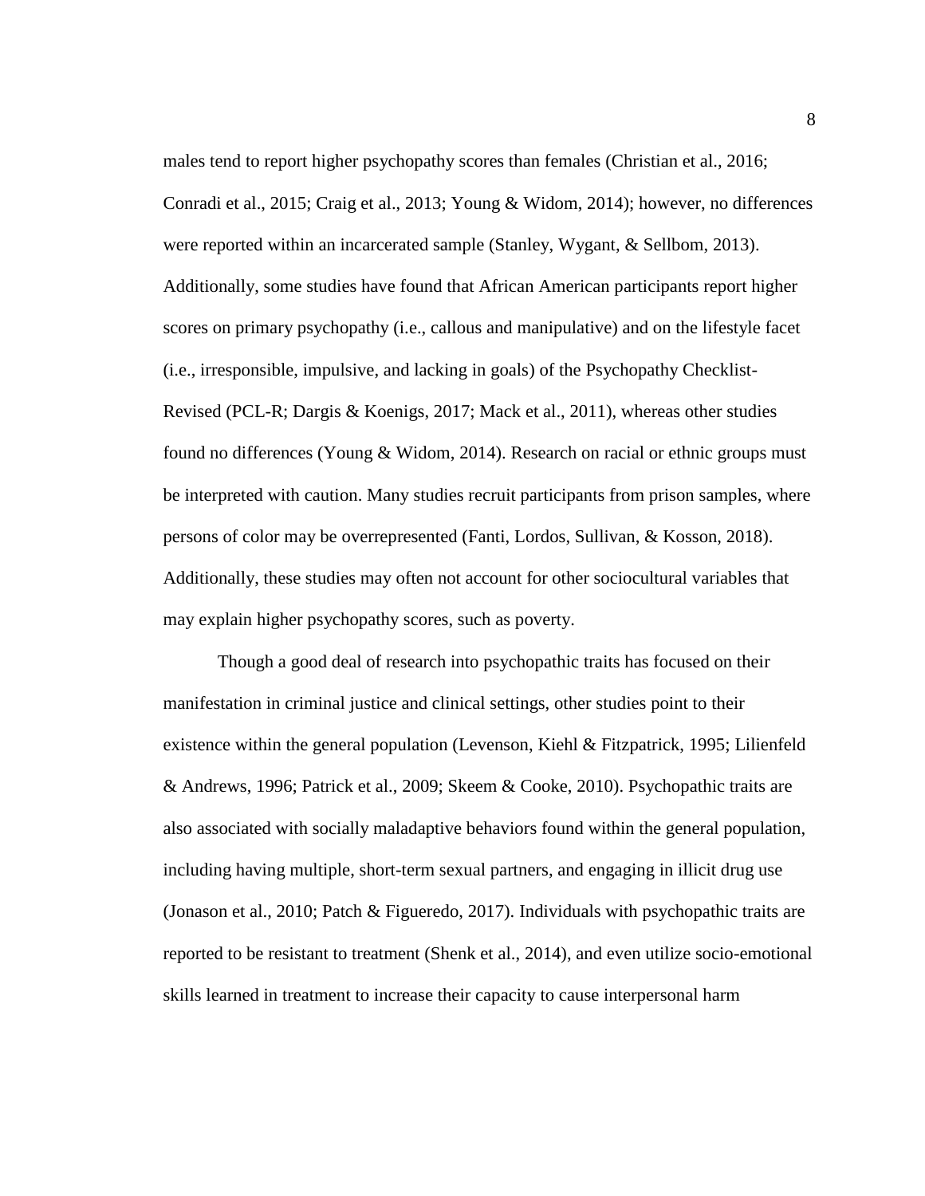males tend to report higher psychopathy scores than females (Christian et al., 2016; Conradi et al., 2015; Craig et al., 2013; Young & Widom, 2014); however, no differences were reported within an incarcerated sample (Stanley, Wygant, & Sellbom, 2013). Additionally, some studies have found that African American participants report higher scores on primary psychopathy (i.e., callous and manipulative) and on the lifestyle facet (i.e., irresponsible, impulsive, and lacking in goals) of the Psychopathy Checklist-Revised (PCL-R; Dargis & Koenigs, 2017; Mack et al., 2011), whereas other studies found no differences (Young & Widom, 2014). Research on racial or ethnic groups must be interpreted with caution. Many studies recruit participants from prison samples, where persons of color may be overrepresented (Fanti, Lordos, Sullivan, & Kosson, 2018). Additionally, these studies may often not account for other sociocultural variables that may explain higher psychopathy scores, such as poverty.

Though a good deal of research into psychopathic traits has focused on their manifestation in criminal justice and clinical settings, other studies point to their existence within the general population (Levenson, Kiehl & Fitzpatrick, 1995; Lilienfeld & Andrews, 1996; Patrick et al., 2009; Skeem & Cooke, 2010). Psychopathic traits are also associated with socially maladaptive behaviors found within the general population, including having multiple, short-term sexual partners, and engaging in illicit drug use (Jonason et al., 2010; Patch & Figueredo, 2017). Individuals with psychopathic traits are reported to be resistant to treatment (Shenk et al., 2014), and even utilize socio-emotional skills learned in treatment to increase their capacity to cause interpersonal harm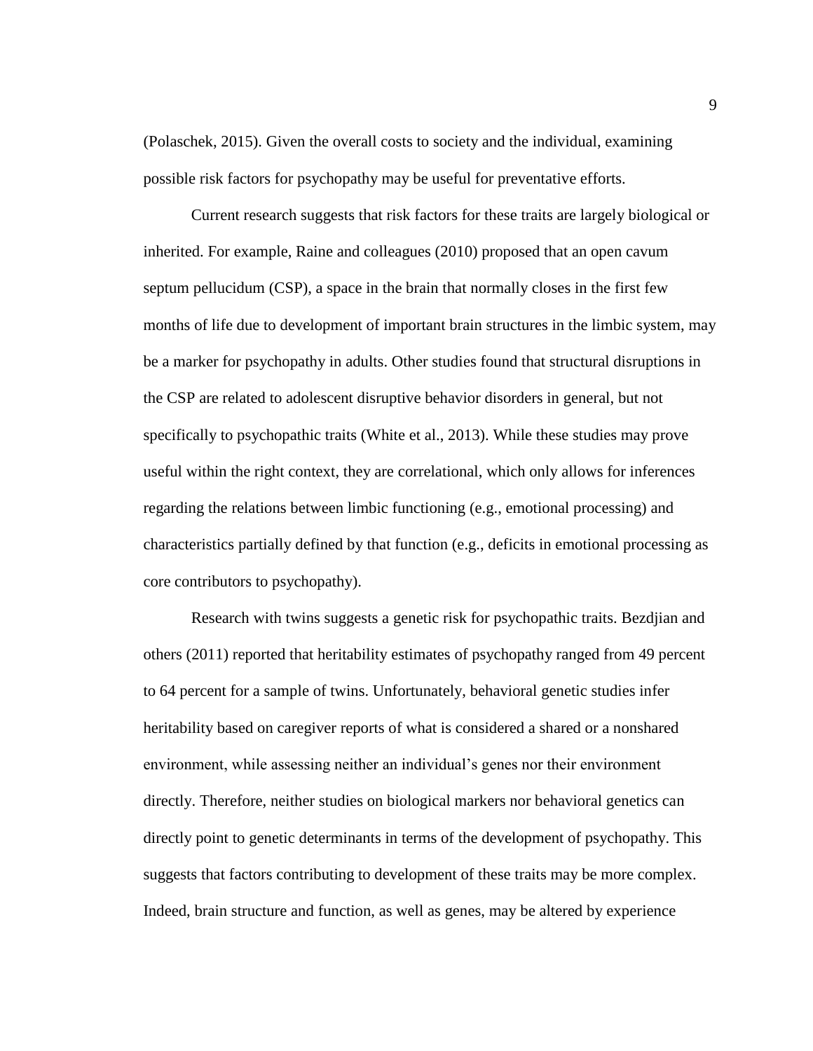(Polaschek, 2015). Given the overall costs to society and the individual, examining possible risk factors for psychopathy may be useful for preventative efforts.

Current research suggests that risk factors for these traits are largely biological or inherited. For example, Raine and colleagues (2010) proposed that an open cavum septum pellucidum (CSP), a space in the brain that normally closes in the first few months of life due to development of important brain structures in the limbic system, may be a marker for psychopathy in adults. Other studies found that structural disruptions in the CSP are related to adolescent disruptive behavior disorders in general, but not specifically to psychopathic traits (White et al., 2013). While these studies may prove useful within the right context, they are correlational, which only allows for inferences regarding the relations between limbic functioning (e.g., emotional processing) and characteristics partially defined by that function (e.g., deficits in emotional processing as core contributors to psychopathy).

Research with twins suggests a genetic risk for psychopathic traits. Bezdjian and others (2011) reported that heritability estimates of psychopathy ranged from 49 percent to 64 percent for a sample of twins. Unfortunately, behavioral genetic studies infer heritability based on caregiver reports of what is considered a shared or a nonshared environment, while assessing neither an individual's genes nor their environment directly. Therefore, neither studies on biological markers nor behavioral genetics can directly point to genetic determinants in terms of the development of psychopathy. This suggests that factors contributing to development of these traits may be more complex. Indeed, brain structure and function, as well as genes, may be altered by experience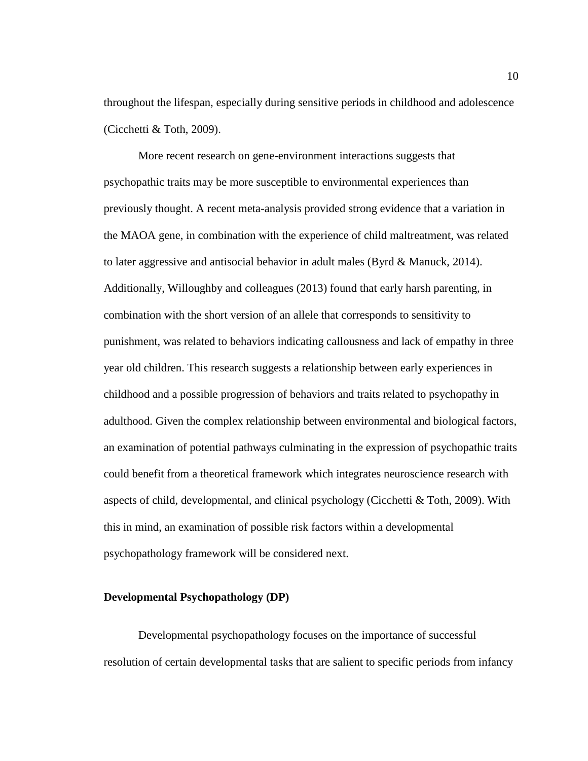throughout the lifespan, especially during sensitive periods in childhood and adolescence (Cicchetti & Toth, 2009).

More recent research on gene-environment interactions suggests that psychopathic traits may be more susceptible to environmental experiences than previously thought. A recent meta-analysis provided strong evidence that a variation in the MAOA gene, in combination with the experience of child maltreatment, was related to later aggressive and antisocial behavior in adult males (Byrd & Manuck, 2014). Additionally, Willoughby and colleagues (2013) found that early harsh parenting, in combination with the short version of an allele that corresponds to sensitivity to punishment, was related to behaviors indicating callousness and lack of empathy in three year old children. This research suggests a relationship between early experiences in childhood and a possible progression of behaviors and traits related to psychopathy in adulthood. Given the complex relationship between environmental and biological factors, an examination of potential pathways culminating in the expression of psychopathic traits could benefit from a theoretical framework which integrates neuroscience research with aspects of child, developmental, and clinical psychology (Cicchetti & Toth, 2009). With this in mind, an examination of possible risk factors within a developmental psychopathology framework will be considered next.

## Developmental Psychopathology (DP)

Developmental psychopathology focuses on the importance of successful resolution of certain developmental tasks that are salient to specific periods from infancy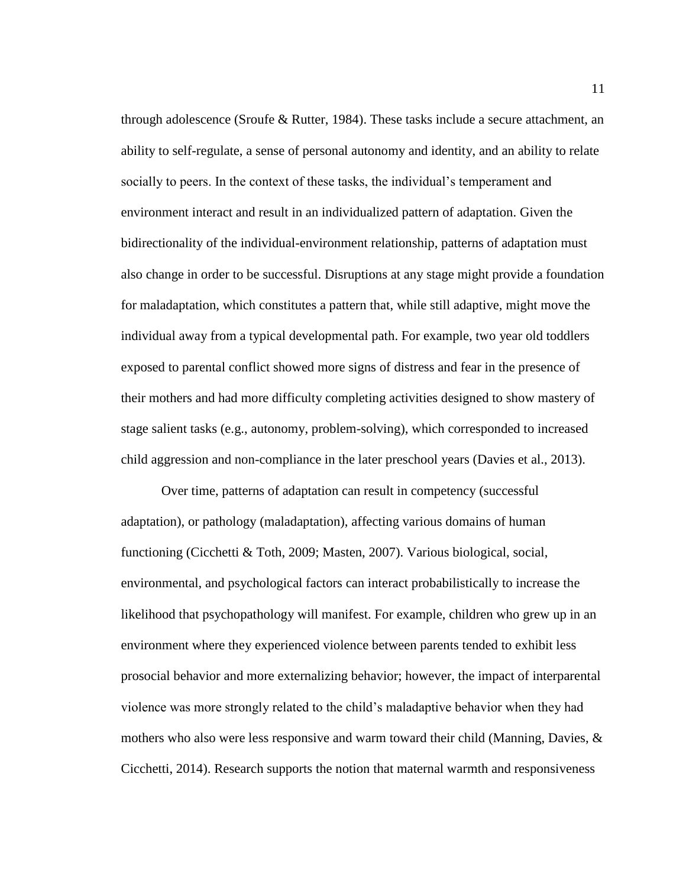through adolescence (Sroufe & Rutter, 1984). These tasks include a secure attachment, an ability to self-regulate, a sense of personal autonomy and identity, and an ability to relate socially to peers. In the context of these tasks, the individual's temperament and environment interact and result in an individualized pattern of adaptation. Given the bidirectionality of the individual-environment relationship, patterns of adaptation must also change in order to be successful. Disruptions at any stage might provide a foundation for maladaptation, which constitutes a pattern that, while still adaptive, might move the individual away from a typical developmental path. For example, two year old toddlers exposed to parental conflict showed more signs of distress and fear in the presence of their mothers and had more difficulty completing activities designed to show mastery of stage salient tasks (e.g., autonomy, problem-solving), which corresponded to increased child aggression and non-compliance in the later preschool years (Davies et al., 2013).

Over time, patterns of adaptation can result in competency (successful adaptation), or pathology (maladaptation), affecting various domains of human functioning (Cicchetti & Toth, 2009; Masten, 2007). Various biological, social, environmental, and psychological factors can interact probabilistically to increase the likelihood that psychopathology will manifest. For example, children who grew up in an environment where they experienced violence between parents tended to exhibit less prosocial behavior and more externalizing behavior; however, the impact of interparental violence was more strongly related to the child's maladaptive behavior when they had mothers who also were less responsive and warm toward their child (Manning, Davies, & Cicchetti, 2014). Research supports the notion that maternal warmth and responsiveness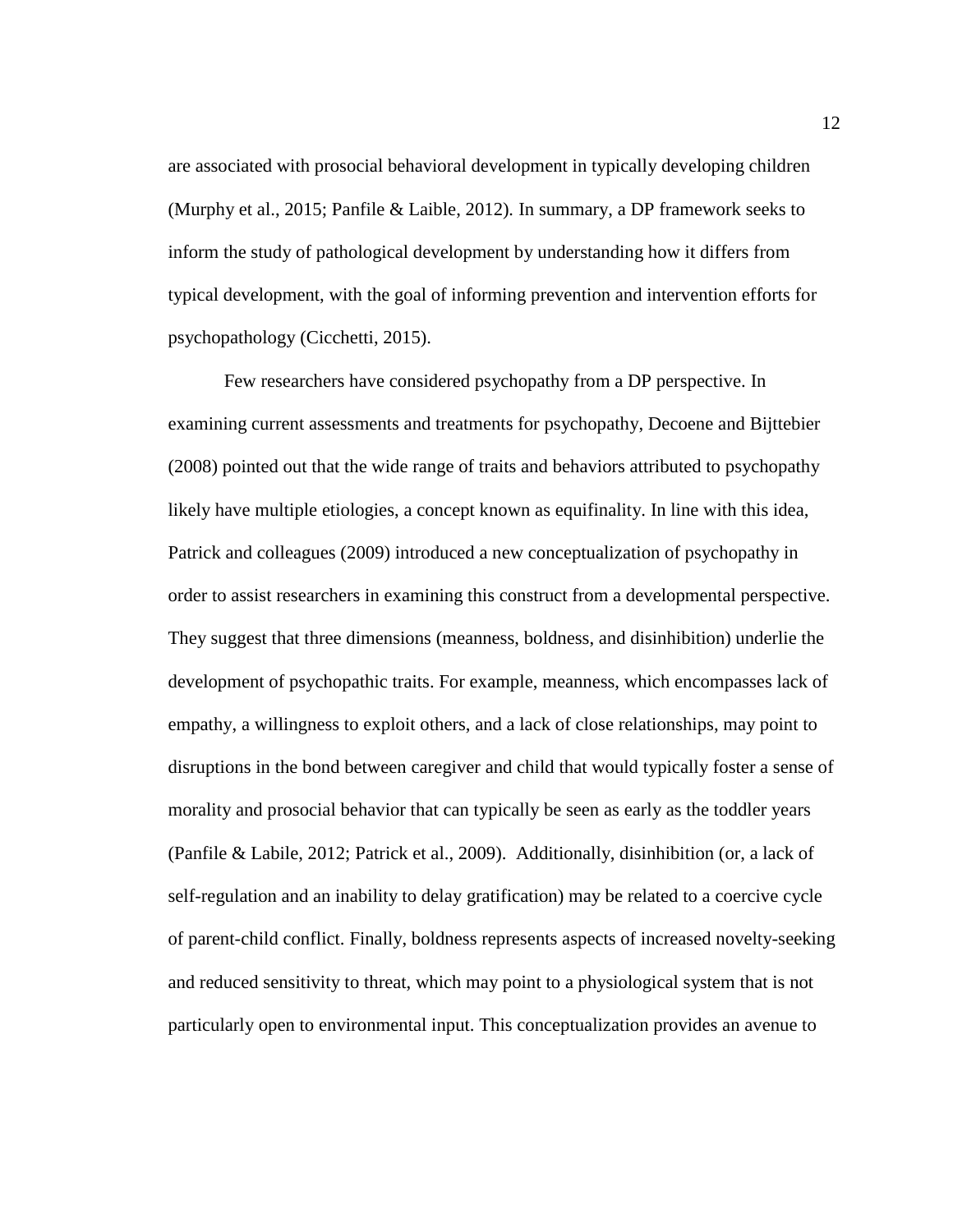are associated with prosocial behavioral development in typically developing children (Murphy et al., 2015; Panfile & Laible, 2012). In summary, a DP framework seeks to inform the study of pathological development by understanding how it differs from typical development, with the goal of informing prevention and intervention efforts for psychopathology (Cicchetti, 2015).

Few researchers have considered psychopathy from a DP perspective. In examining current assessments and treatments for psychopathy, Decoene and Bijttebier (2008) pointed out that the wide range of traits and behaviors attributed to psychopathy likely have multiple etiologies, a concept known as equifinality. In line with this idea, Patrick and colleagues (2009) introduced a new conceptualization of psychopathy in order to assist researchers in examining this construct from a developmental perspective. They suggest that three dimensions (meanness, boldness, and disinhibition) underlie the development of psychopathic traits. For example, meanness, which encompasses lack of empathy, a willingness to exploit others, and a lack of close relationships, may point to disruptions in the bond between caregiver and child that would typically foster a sense of morality and prosocial behavior that can typically be seen as early as the toddler years (Panfile & Labile, 2012; Patrick et al., 2009). Additionally, disinhibition (or, a lack of self-regulation and an inability to delay gratification) may be related to a coercive cycle of parent-child conflict. Finally, boldness represents aspects of increased novelty-seeking and reduced sensitivity to threat, which may point to a physiological system that is not particularly open to environmental input. This conceptualization provides an avenue to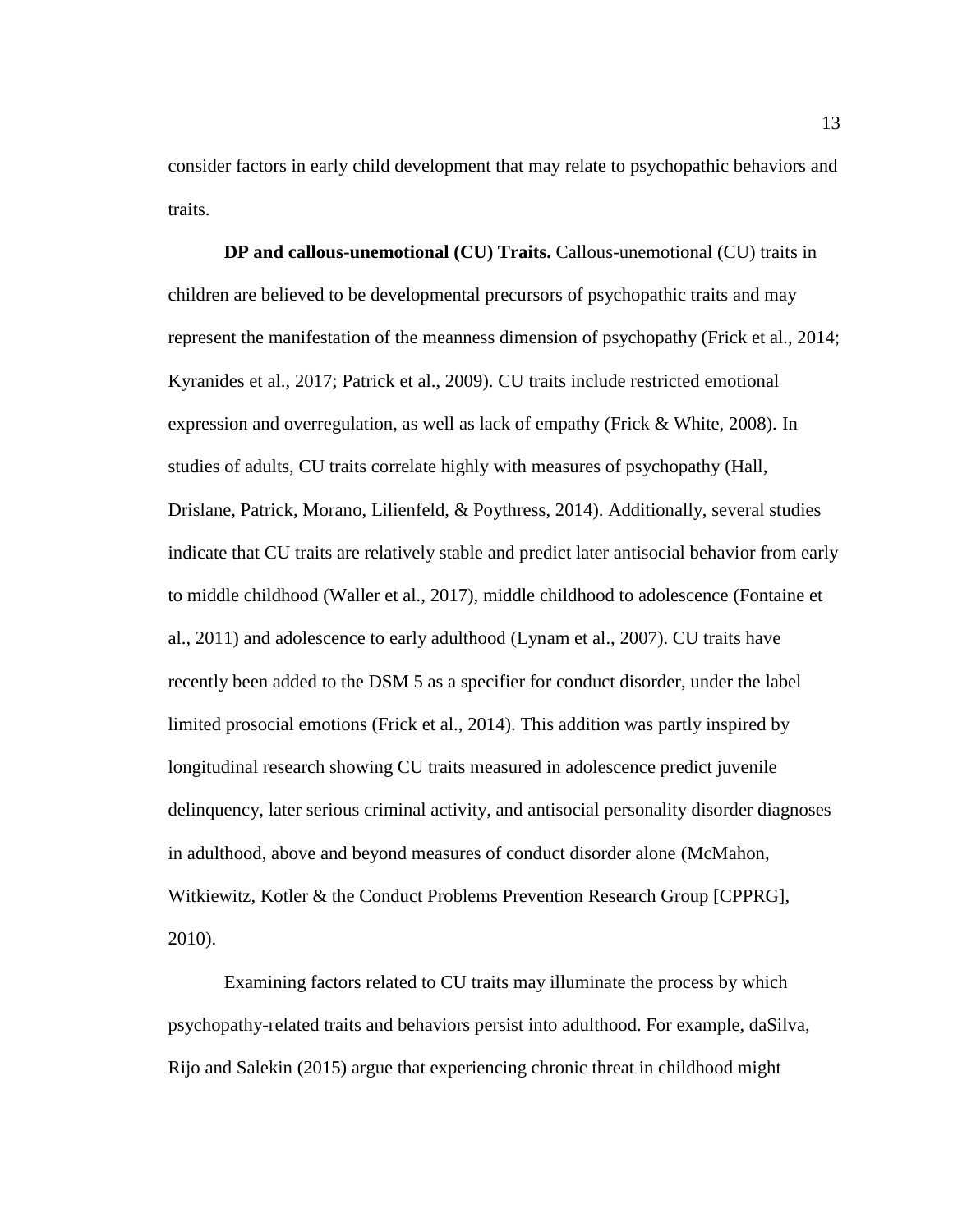consider factors in early child development that may relate to psychopathic behaviors and traits.

**DP and callous-unemotional (CU) Traits.** Callous-unemotional (CU) traits in children are believed to be developmental precursors of psychopathic traits and may represent the manifestation of the meanness dimension of psychopathy (Frick et al., 2014; Kyranides et al., 2017; Patrick et al., 2009). CU traits include restricted emotional expression and overregulation, as well as lack of empathy (Frick & White, 2008). In studies of adults, CU traits correlate highly with measures of psychopathy (Hall, Drislane, Patrick, Morano, Lilienfeld, & Poythress, 2014). Additionally, several studies indicate that CU traits are relatively stable and predict later antisocial behavior from early to middle childhood (Waller et al., 2017), middle childhood to adolescence (Fontaine et al., 2011) and adolescence to early adulthood (Lynam et al., 2007). CU traits have recently been added to the DSM 5 as a specifier for conduct disorder, under the label limited prosocial emotions (Frick et al., 2014). This addition was partly inspired by longitudinal research showing CU traits measured in adolescence predict juvenile delinquency, later serious criminal activity, and antisocial personality disorder diagnoses in adulthood, above and beyond measures of conduct disorder alone (McMahon, Witkiewitz, Kotler & the Conduct Problems Prevention Research Group [CPPRG], 2010).

Examining factors related to CU traits may illuminate the process by which psychopathy-related traits and behaviors persist into adulthood. For example, daSilva, Rijo and Salekin (2015) argue that experiencing chronic threat in childhood might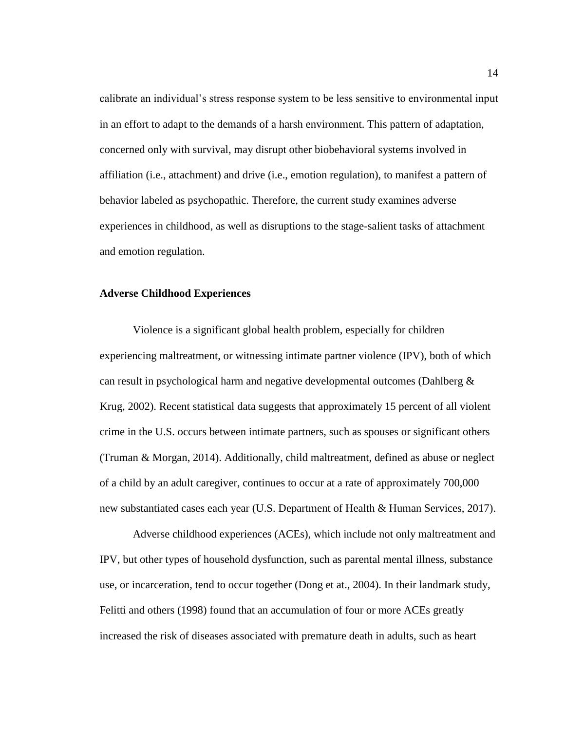calibrate an individual's stress response system to be less sensitive to environmental input in an effort to adapt to the demands of a harsh environment. This pattern of adaptation, concerned only with survival, may disrupt other biobehavioral systems involved in affiliation (i.e., attachment) and drive (i.e., emotion regulation), to manifest a pattern of behavior labeled as psychopathic. Therefore, the current study examines adverse experiences in childhood, as well as disruptions to the stage-salient tasks of attachment and emotion regulation.

## Adverse Childhood Experiences

Violence is a significant global health problem, especially for children experiencing maltreatment, or witnessing intimate partner violence (IPV), both of which can result in psychological harm and negative developmental outcomes (Dahlberg & Krug, 2002). Recent statistical data suggests that approximately 15 percent of all violent crime in the U.S. occurs between intimate partners, such as spouses or significant others (Truman & Morgan, 2014). Additionally, child maltreatment, defined as abuse or neglect of a child by an adult caregiver, continues to occur at a rate of approximately 700,000 new substantiated cases each year (U.S. Department of Health & Human Services, 2017).

Adverse childhood experiences (ACEs), which include not only maltreatment and IPV, but other types of household dysfunction, such as parental mental illness, substance use, or incarceration, tend to occur together (Dong et at., 2004). In their landmark study, Felitti and others (1998) found that an accumulation of four or more ACEs greatly increased the risk of diseases associated with premature death in adults, such as heart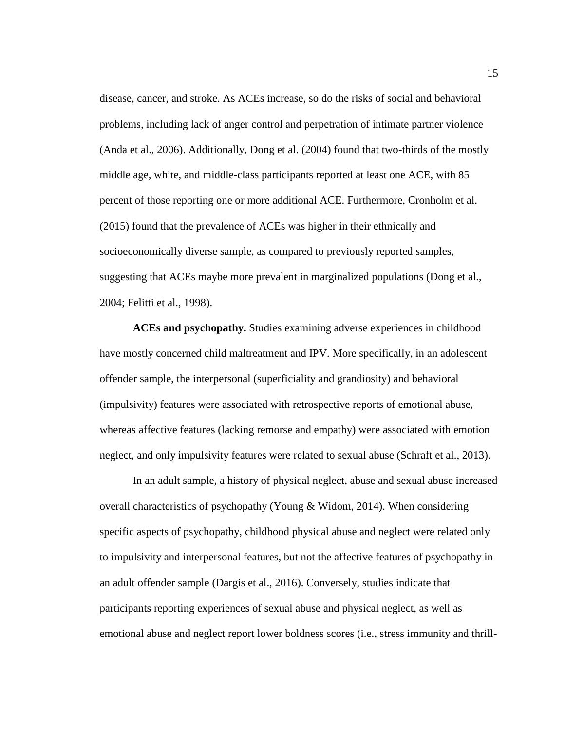disease, cancer, and stroke. As ACEs increase, so do the risks of social and behavioral problems, including lack of anger control and perpetration of intimate partner violence (Anda et al., 2006). Additionally, Dong et al. (2004) found that two-thirds of the mostly middle age, white, and middle-class participants reported at least one ACE, with 85 percent of those reporting one or more additional ACE. Furthermore, Cronholm et al. (2015) found that the prevalence of ACEs was higher in their ethnically and socioeconomically diverse sample, as compared to previously reported samples, suggesting that ACEs maybe more prevalent in marginalized populations (Dong et al., 2004; Felitti et al., 1998).

**ACEs and psychopathy.** Studies examining adverse experiences in childhood have mostly concerned child maltreatment and IPV. More specifically, in an adolescent offender sample, the interpersonal (superficiality and grandiosity) and behavioral (impulsivity) features were associated with retrospective reports of emotional abuse, whereas affective features (lacking remorse and empathy) were associated with emotion neglect, and only impulsivity features were related to sexual abuse (Schraft et al., 2013).

In an adult sample, a history of physical neglect, abuse and sexual abuse increased overall characteristics of psychopathy (Young & Widom, 2014). When considering specific aspects of psychopathy, childhood physical abuse and neglect were related only to impulsivity and interpersonal features, but not the affective features of psychopathy in an adult offender sample (Dargis et al., 2016). Conversely, studies indicate that participants reporting experiences of sexual abuse and physical neglect, as well as emotional abuse and neglect report lower boldness scores (i.e., stress immunity and thrill-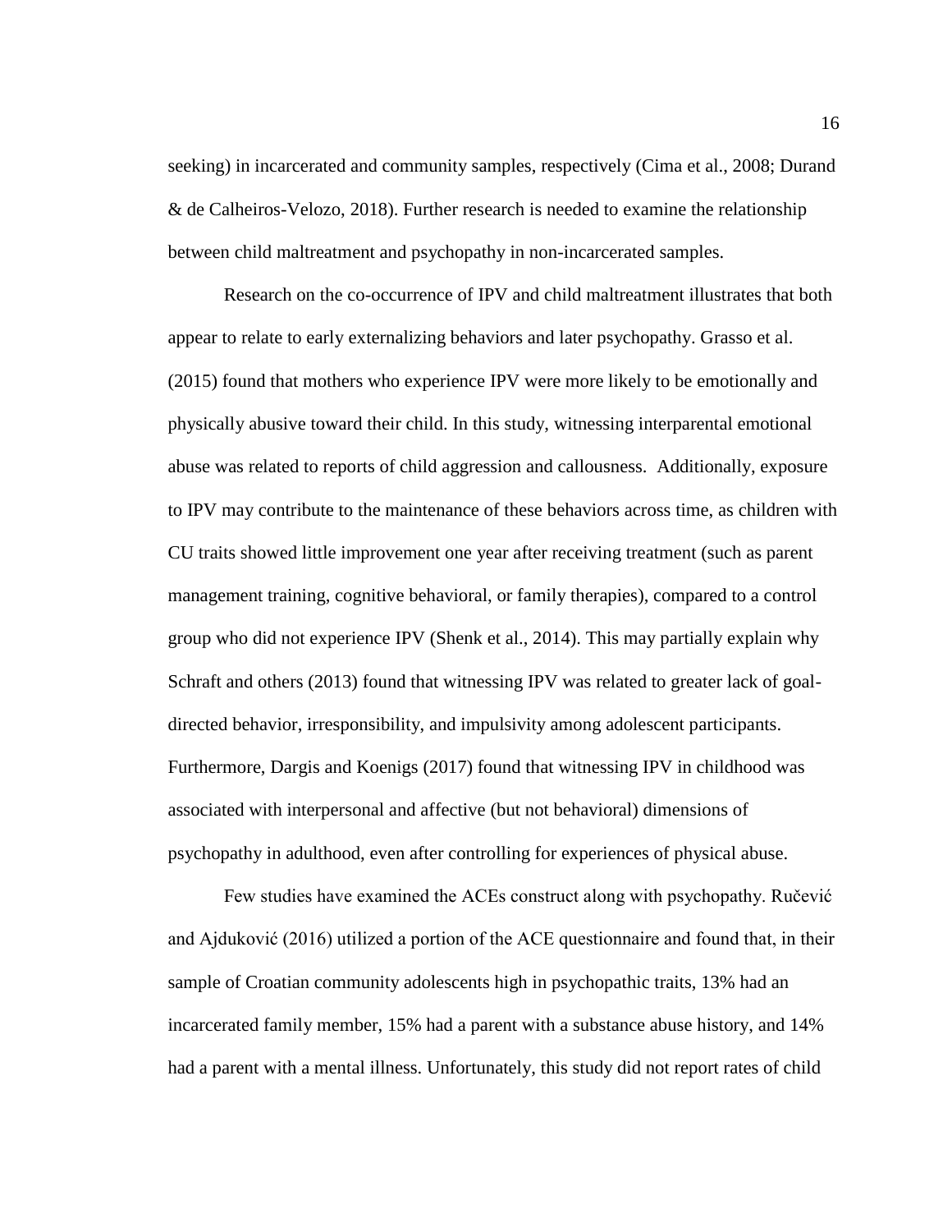seeking) in incarcerated and community samples, respectively (Cima et al., 2008; Durand & de Calheiros-Velozo, 2018). Further research is needed to examine the relationship between child maltreatment and psychopathy in non-incarcerated samples.

Research on the co-occurrence of IPV and child maltreatment illustrates that both appear to relate to early externalizing behaviors and later psychopathy. Grasso et al. (2015) found that mothers who experience IPV were more likely to be emotionally and physically abusive toward their child. In this study, witnessing interparental emotional abuse was related to reports of child aggression and callousness. Additionally, exposure to IPV may contribute to the maintenance of these behaviors across time, as children with CU traits showed little improvement one year after receiving treatment (such as parent management training, cognitive behavioral, or family therapies), compared to a control group who did not experience IPV (Shenk et al., 2014). This may partially explain why Schraft and others (2013) found that witnessing IPV was related to greater lack of goal-directed behavior, irresponsibility, and impulsivity among adolescent participants. Furthermore, Dargis and Koenigs (2017) found that witnessing IPV in childhood was associated with interpersonal and affective (but not behavioral) dimensions of psychopathy in adulthood, even after controlling for experiences of physical abuse.

Few studies have examined the ACEs construct along with psychopathy. Ručević and Ajduković (2016) utilized a portion of the ACE questionnaire and found that, in their sample of Croatian community adolescents high in psychopathic traits, 13% had an incarcerated family member, 15% had a parent with a substance abuse history, and 14% had a parent with a mental illness. Unfortunately, this study did not report rates of child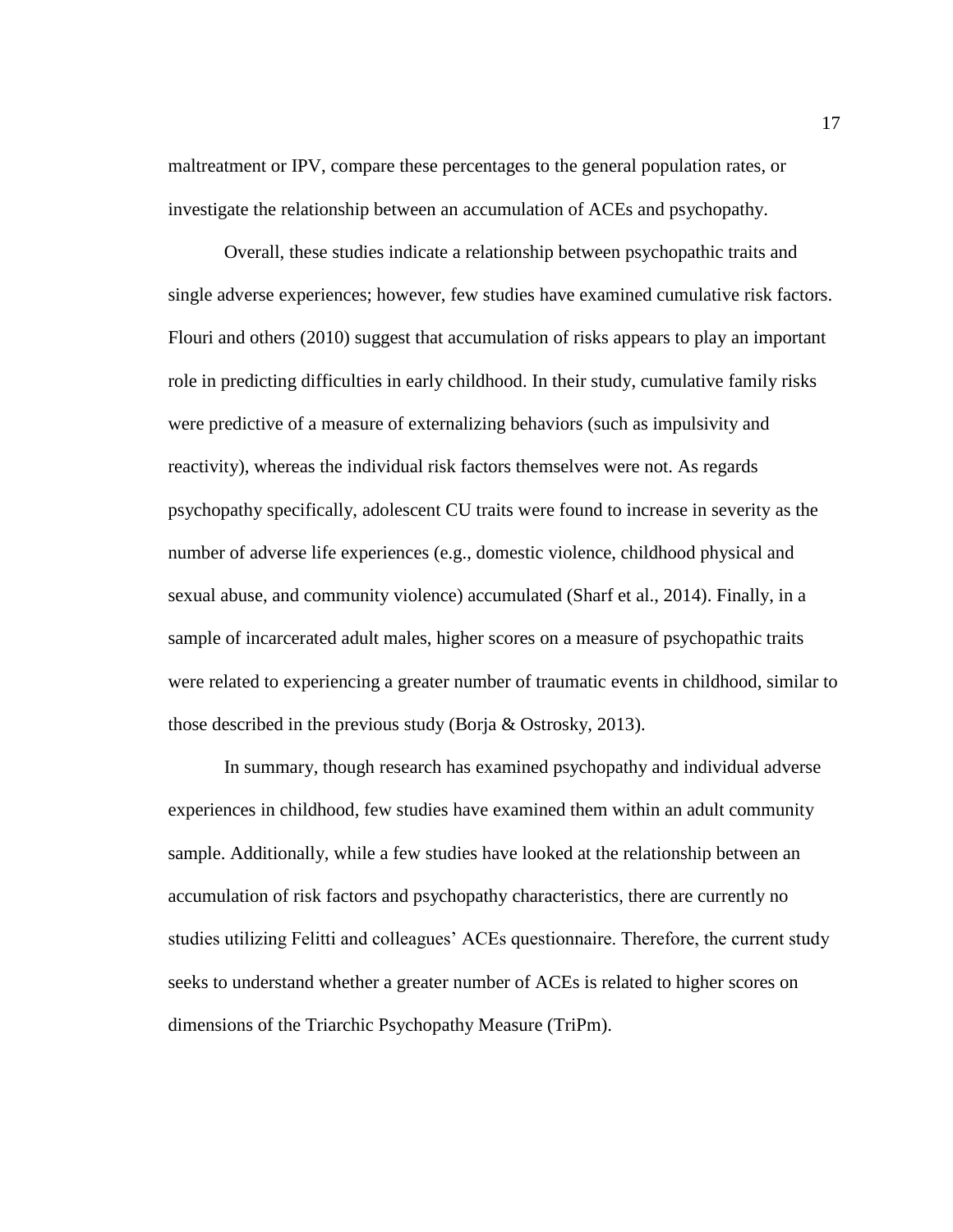maltreatment or IPV, compare these percentages to the general population rates, or investigate the relationship between an accumulation of ACEs and psychopathy.

Overall, these studies indicate a relationship between psychopathic traits and single adverse experiences; however, few studies have examined cumulative risk factors. Flouri and others (2010) suggest that accumulation of risks appears to play an important role in predicting difficulties in early childhood. In their study, cumulative family risks were predictive of a measure of externalizing behaviors (such as impulsivity and reactivity), whereas the individual risk factors themselves were not. As regards psychopathy specifically, adolescent CU traits were found to increase in severity as the number of adverse life experiences (e.g., domestic violence, childhood physical and sexual abuse, and community violence) accumulated (Sharf et al., 2014). Finally, in a sample of incarcerated adult males, higher scores on a measure of psychopathic traits were related to experiencing a greater number of traumatic events in childhood, similar to those described in the previous study (Borja & Ostrosky, 2013).

In summary, though research has examined psychopathy and individual adverse experiences in childhood, few studies have examined them within an adult community sample. Additionally, while a few studies have looked at the relationship between an accumulation of risk factors and psychopathy characteristics, there are currently no studies utilizing Felitti and colleagues' ACEs questionnaire. Therefore, the current study seeks to understand whether a greater number of ACEs is related to higher scores on dimensions of the Triarchic Psychopathy Measure (TriPm).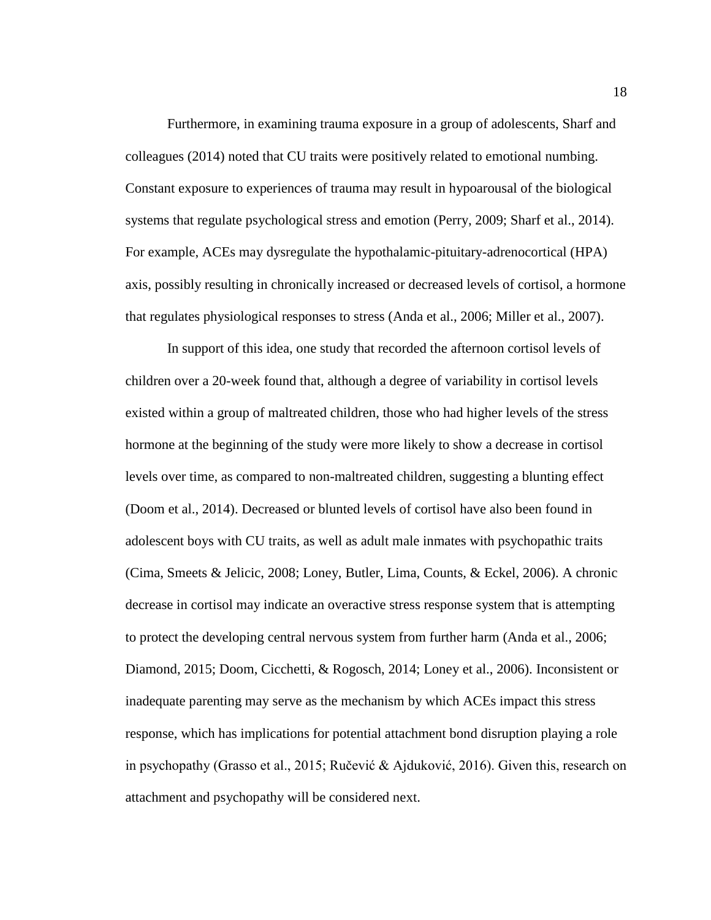Furthermore, in examining trauma exposure in a group of adolescents, Sharf and colleagues (2014) noted that CU traits were positively related to emotional numbing. Constant exposure to experiences of trauma may result in hypoarousal of the biological systems that regulate psychological stress and emotion (Perry, 2009; Sharf et al., 2014). For example, ACEs may dysregulate the hypothalamic-pituitary-adrenocortical (HPA) axis, possibly resulting in chronically increased or decreased levels of cortisol, a hormone that regulates physiological responses to stress (Anda et al., 2006; Miller et al., 2007).

In support of this idea, one study that recorded the afternoon cortisol levels of children over a 20-week found that, although a degree of variability in cortisol levels existed within a group of maltreated children, those who had higher levels of the stress hormone at the beginning of the study were more likely to show a decrease in cortisol levels over time, as compared to non-maltreated children, suggesting a blunting effect (Doom et al., 2014). Decreased or blunted levels of cortisol have also been found in adolescent boys with CU traits, as well as adult male inmates with psychopathic traits (Cima, Smeets & Jelicic, 2008; Loney, Butler, Lima, Counts, & Eckel, 2006). A chronic decrease in cortisol may indicate an overactive stress response system that is attempting to protect the developing central nervous system from further harm (Anda et al., 2006; Diamond, 2015; Doom, Cicchetti, & Rogosch, 2014; Loney et al., 2006). Inconsistent or inadequate parenting may serve as the mechanism by which ACEs impact this stress response, which has implications for potential attachment bond disruption playing a role in psychopathy (Grasso et al., 2015; Ručević & Ajduković, 2016). Given this, research on attachment and psychopathy will be considered next.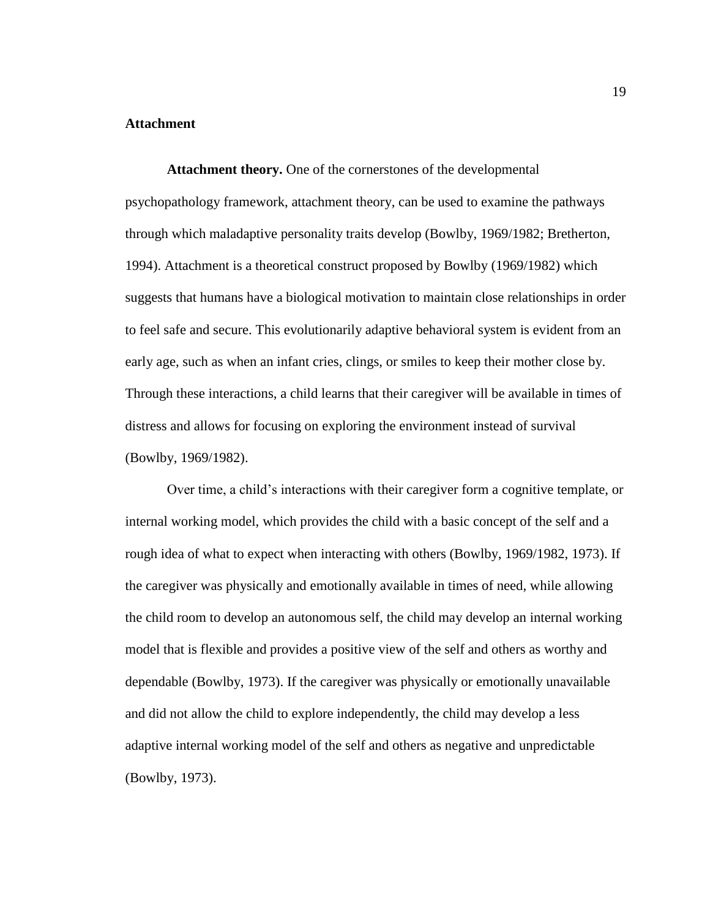## Attachment

**Attachment theory.** One of the cornerstones of the developmental psychopathology framework, attachment theory, can be used to examine the pathways through which maladaptive personality traits develop (Bowlby, 1969/1982; Bretherton, 1994). Attachment is a theoretical construct proposed by Bowlby (1969/1982) which suggests that humans have a biological motivation to maintain close relationships in order to feel safe and secure. This evolutionarily adaptive behavioral system is evident from an early age, such as when an infant cries, clings, or smiles to keep their mother close by. Through these interactions, a child learns that their caregiver will be available in times of distress and allows for focusing on exploring the environment instead of survival (Bowlby, 1969/1982).

Over time, a child's interactions with their caregiver form a cognitive template, or internal working model, which provides the child with a basic concept of the self and a rough idea of what to expect when interacting with others (Bowlby, 1969/1982, 1973). If the caregiver was physically and emotionally available in times of need, while allowing the child room to develop an autonomous self, the child may develop an internal working model that is flexible and provides a positive view of the self and others as worthy and dependable (Bowlby, 1973). If the caregiver was physically or emotionally unavailable and did not allow the child to explore independently, the child may develop a less adaptive internal working model of the self and others as negative and unpredictable (Bowlby, 1973).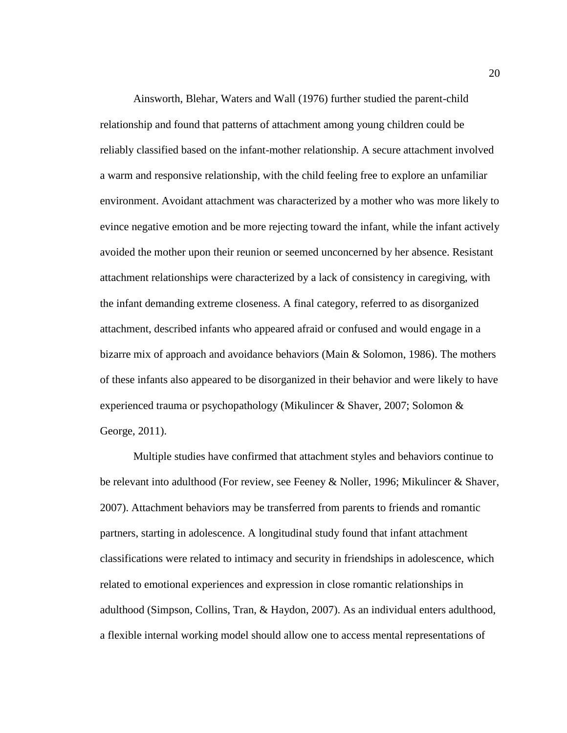Ainsworth, Blehar, Waters and Wall (1976) further studied the parent-child relationship and found that patterns of attachment among young children could be reliably classified based on the infant-mother relationship. A secure attachment involved a warm and responsive relationship, with the child feeling free to explore an unfamiliar environment. Avoidant attachment was characterized by a mother who was more likely to evince negative emotion and be more rejecting toward the infant, while the infant actively avoided the mother upon their reunion or seemed unconcerned by her absence. Resistant attachment relationships were characterized by a lack of consistency in caregiving, with the infant demanding extreme closeness. A final category, referred to as disorganized attachment, described infants who appeared afraid or confused and would engage in a bizarre mix of approach and avoidance behaviors (Main & Solomon, 1986). The mothers of these infants also appeared to be disorganized in their behavior and were likely to have experienced trauma or psychopathology (Mikulincer & Shaver, 2007; Solomon & George, 2011).

Multiple studies have confirmed that attachment styles and behaviors continue to be relevant into adulthood (For review, see Feeney & Noller, 1996; Mikulincer & Shaver, 2007). Attachment behaviors may be transferred from parents to friends and romantic partners, starting in adolescence. A longitudinal study found that infant attachment classifications were related to intimacy and security in friendships in adolescence, which related to emotional experiences and expression in close romantic relationships in adulthood (Simpson, Collins, Tran, & Haydon, 2007). As an individual enters adulthood, a flexible internal working model should allow one to access mental representations of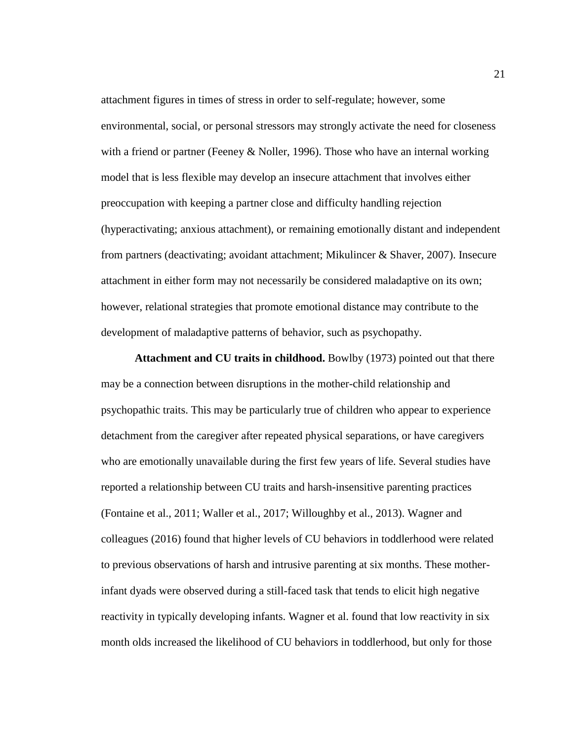attachment figures in times of stress in order to self-regulate; however, some environmental, social, or personal stressors may strongly activate the need for closeness with a friend or partner (Feeney & Noller, 1996). Those who have an internal working model that is less flexible may develop an insecure attachment that involves either preoccupation with keeping a partner close and difficulty handling rejection (hyperactivating; anxious attachment), or remaining emotionally distant and independent from partners (deactivating; avoidant attachment; Mikulincer & Shaver, 2007). Insecure attachment in either form may not necessarily be considered maladaptive on its own; however, relational strategies that promote emotional distance may contribute to the development of maladaptive patterns of behavior, such as psychopathy.

**Attachment and CU traits in childhood.** Bowlby (1973) pointed out that there may be a connection between disruptions in the mother-child relationship and psychopathic traits. This may be particularly true of children who appear to experience detachment from the caregiver after repeated physical separations, or have caregivers who are emotionally unavailable during the first few years of life. Several studies have reported a relationship between CU traits and harsh-insensitive parenting practices (Fontaine et al., 2011; Waller et al., 2017; Willoughby et al., 2013). Wagner and colleagues (2016) found that higher levels of CU behaviors in toddlerhood were related to previous observations of harsh and intrusive parenting at six months. These mother-infant dyads were observed during a still-faced task that tends to elicit high negative reactivity in typically developing infants. Wagner et al. found that low reactivity in six month olds increased the likelihood of CU behaviors in toddlerhood, but only for those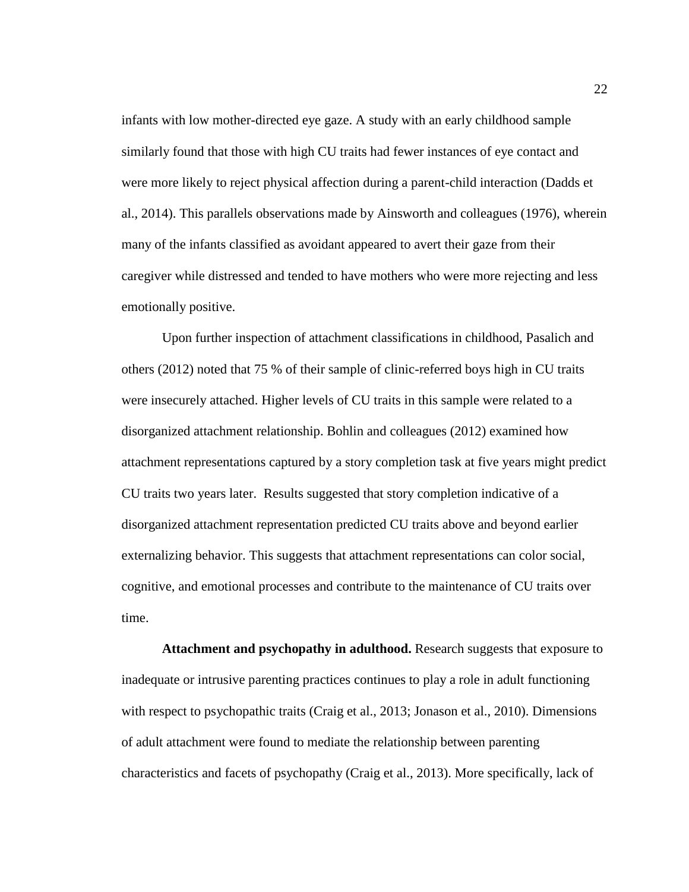infants with low mother-directed eye gaze. A study with an early childhood sample similarly found that those with high CU traits had fewer instances of eye contact and were more likely to reject physical affection during a parent-child interaction (Dadds et al., 2014). This parallels observations made by Ainsworth and colleagues (1976), wherein many of the infants classified as avoidant appeared to avert their gaze from their caregiver while distressed and tended to have mothers who were more rejecting and less emotionally positive.

Upon further inspection of attachment classifications in childhood, Pasalich and others (2012) noted that 75 % of their sample of clinic-referred boys high in CU traits were insecurely attached. Higher levels of CU traits in this sample were related to a disorganized attachment relationship. Bohlin and colleagues (2012) examined how attachment representations captured by a story completion task at five years might predict CU traits two years later. Results suggested that story completion indicative of a disorganized attachment representation predicted CU traits above and beyond earlier externalizing behavior. This suggests that attachment representations can color social, cognitive, and emotional processes and contribute to the maintenance of CU traits over time.

**Attachment and psychopathy in adulthood.** Research suggests that exposure to inadequate or intrusive parenting practices continues to play a role in adult functioning with respect to psychopathic traits (Craig et al., 2013; Jonason et al., 2010). Dimensions of adult attachment were found to mediate the relationship between parenting characteristics and facets of psychopathy (Craig et al., 2013). More specifically, lack of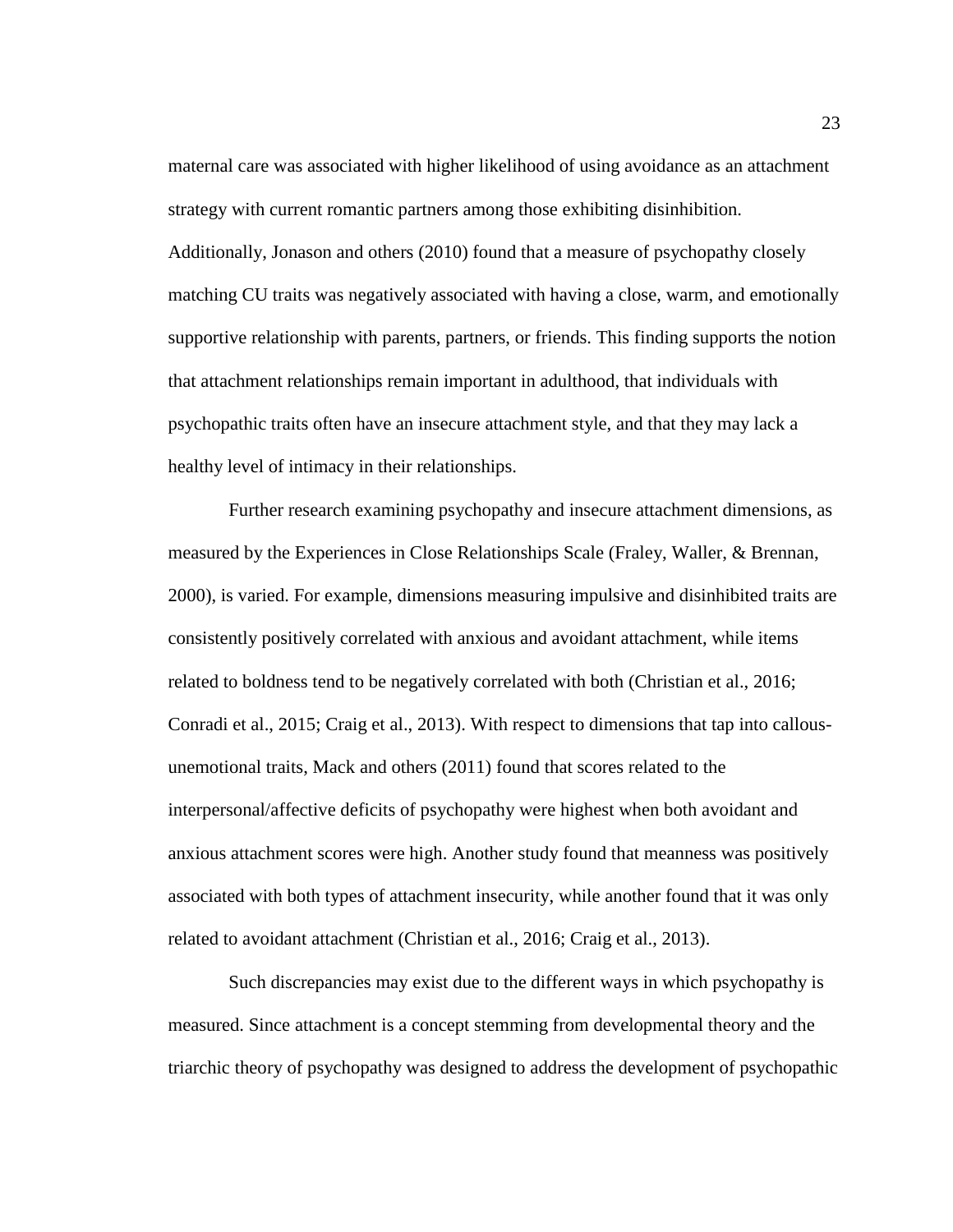maternal care was associated with higher likelihood of using avoidance as an attachment strategy with current romantic partners among those exhibiting disinhibition. Additionally, Jonason and others (2010) found that a measure of psychopathy closely matching CU traits was negatively associated with having a close, warm, and emotionally supportive relationship with parents, partners, or friends. This finding supports the notion that attachment relationships remain important in adulthood, that individuals with psychopathic traits often have an insecure attachment style, and that they may lack a healthy level of intimacy in their relationships.

Further research examining psychopathy and insecure attachment dimensions, as measured by the Experiences in Close Relationships Scale (Fraley, Waller, & Brennan, 2000), is varied. For example, dimensions measuring impulsive and disinhibited traits are consistently positively correlated with anxious and avoidant attachment, while items related to boldness tend to be negatively correlated with both (Christian et al., 2016; Conradi et al., 2015; Craig et al., 2013). With respect to dimensions that tap into callous-unemotional traits, Mack and others (2011) found that scores related to the interpersonal/affective deficits of psychopathy were highest when both avoidant and anxious attachment scores were high. Another study found that meanness was positively associated with both types of attachment insecurity, while another found that it was only related to avoidant attachment (Christian et al., 2016; Craig et al., 2013).

Such discrepancies may exist due to the different ways in which psychopathy is measured. Since attachment is a concept stemming from developmental theory and the triarchic theory of psychopathy was designed to address the development of psychopathic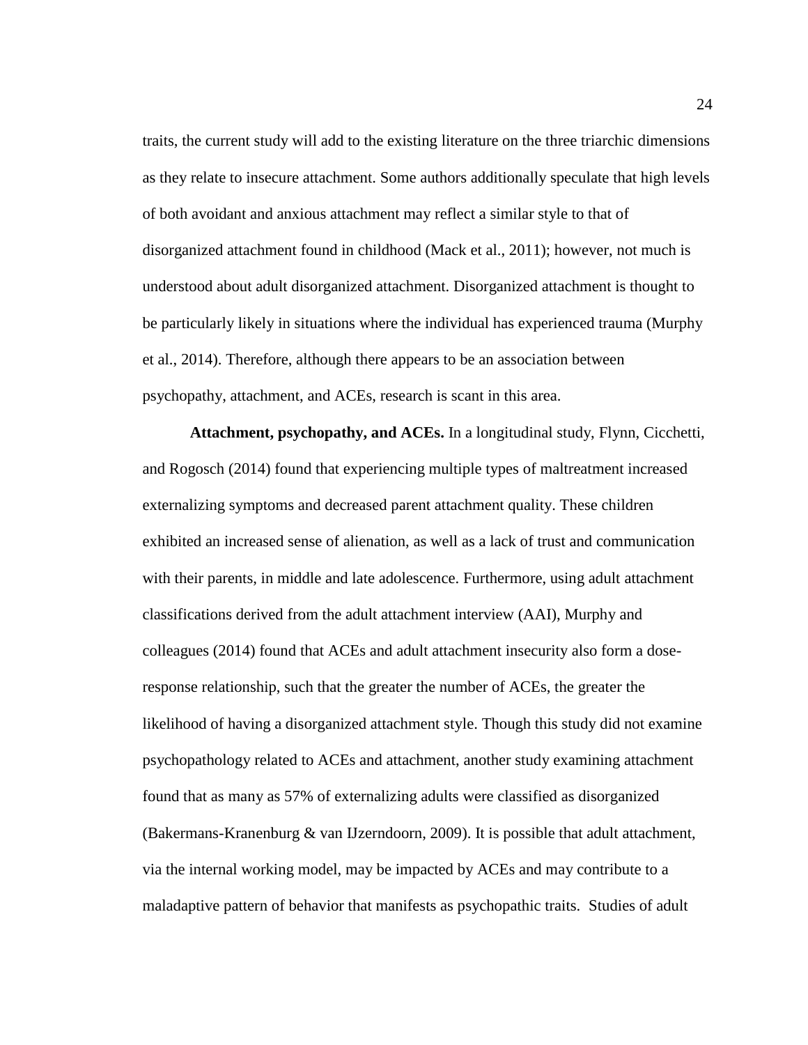traits, the current study will add to the existing literature on the three triarchic dimensions as they relate to insecure attachment. Some authors additionally speculate that high levels of both avoidant and anxious attachment may reflect a similar style to that of disorganized attachment found in childhood (Mack et al., 2011); however, not much is understood about adult disorganized attachment. Disorganized attachment is thought to be particularly likely in situations where the individual has experienced trauma (Murphy et al., 2014). Therefore, although there appears to be an association between psychopathy, attachment, and ACEs, research is scant in this area.

**Attachment, psychopathy, and ACEs.** In a longitudinal study, Flynn, Cicchetti, and Rogosch (2014) found that experiencing multiple types of maltreatment increased externalizing symptoms and decreased parent attachment quality. These children exhibited an increased sense of alienation, as well as a lack of trust and communication with their parents, in middle and late adolescence. Furthermore, using adult attachment classifications derived from the adult attachment interview (AAI), Murphy and colleagues (2014) found that ACEs and adult attachment insecurity also form a dose-response relationship, such that the greater the number of ACEs, the greater the likelihood of having a disorganized attachment style. Though this study did not examine psychopathology related to ACEs and attachment, another study examining attachment found that as many as 57% of externalizing adults were classified as disorganized (Bakermans-Kranenburg & van IJzerndoorn, 2009). It is possible that adult attachment, via the internal working model, may be impacted by ACEs and may contribute to a maladaptive pattern of behavior that manifests as psychopathic traits. Studies of adult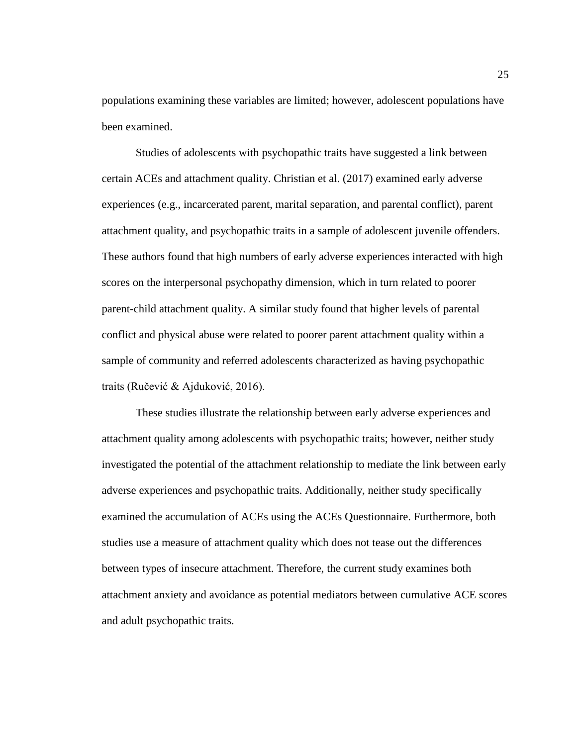populations examining these variables are limited; however, adolescent populations have been examined.

Studies of adolescents with psychopathic traits have suggested a link between certain ACEs and attachment quality. Christian et al. (2017) examined early adverse experiences (e.g., incarcerated parent, marital separation, and parental conflict), parent attachment quality, and psychopathic traits in a sample of adolescent juvenile offenders. These authors found that high numbers of early adverse experiences interacted with high scores on the interpersonal psychopathy dimension, which in turn related to poorer parent-child attachment quality. A similar study found that higher levels of parental conflict and physical abuse were related to poorer parent attachment quality within a sample of community and referred adolescents characterized as having psychopathic traits (Ručević & Ajduković, 2016).

These studies illustrate the relationship between early adverse experiences and attachment quality among adolescents with psychopathic traits; however, neither study investigated the potential of the attachment relationship to mediate the link between early adverse experiences and psychopathic traits. Additionally, neither study specifically examined the accumulation of ACEs using the ACEs Questionnaire. Furthermore, both studies use a measure of attachment quality which does not tease out the differences between types of insecure attachment. Therefore, the current study examines both attachment anxiety and avoidance as potential mediators between cumulative ACE scores and adult psychopathic traits.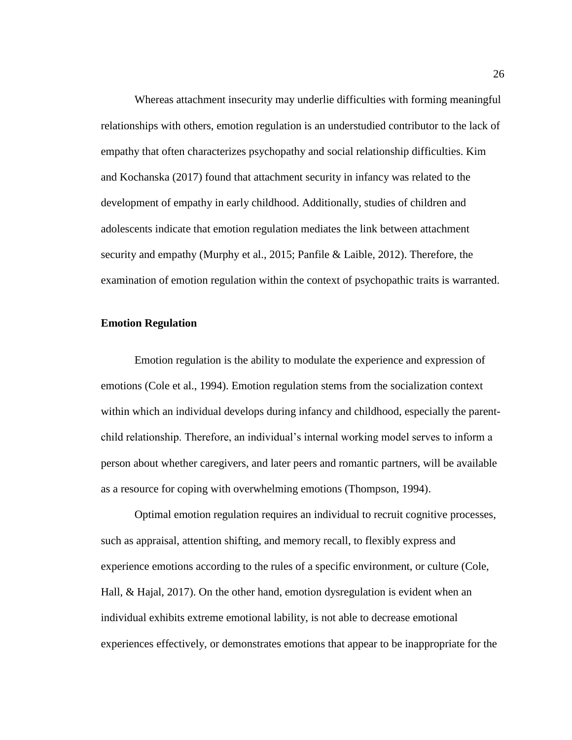Whereas attachment insecurity may underlie difficulties with forming meaningful relationships with others, emotion regulation is an understudied contributor to the lack of empathy that often characterizes psychopathy and social relationship difficulties. Kim and Kochanska (2017) found that attachment security in infancy was related to the development of empathy in early childhood. Additionally, studies of children and adolescents indicate that emotion regulation mediates the link between attachment security and empathy (Murphy et al., 2015; Panfile & Laible, 2012). Therefore, the examination of emotion regulation within the context of psychopathic traits is warranted.

### Emotion Regulation

Emotion regulation is the ability to modulate the experience and expression of emotions (Cole et al., 1994). Emotion regulation stems from the socialization context within which an individual develops during infancy and childhood, especially the parent-child relationship. Therefore, an individual's internal working model serves to inform a person about whether caregivers, and later peers and romantic partners, will be available as a resource for coping with overwhelming emotions (Thompson, 1994).

Optimal emotion regulation requires an individual to recruit cognitive processes, such as appraisal, attention shifting, and memory recall, to flexibly express and experience emotions according to the rules of a specific environment, or culture (Cole, Hall, & Hajal, 2017). On the other hand, emotion dysregulation is evident when an individual exhibits extreme emotional lability, is not able to decrease emotional experiences effectively, or demonstrates emotions that appear to be inappropriate for the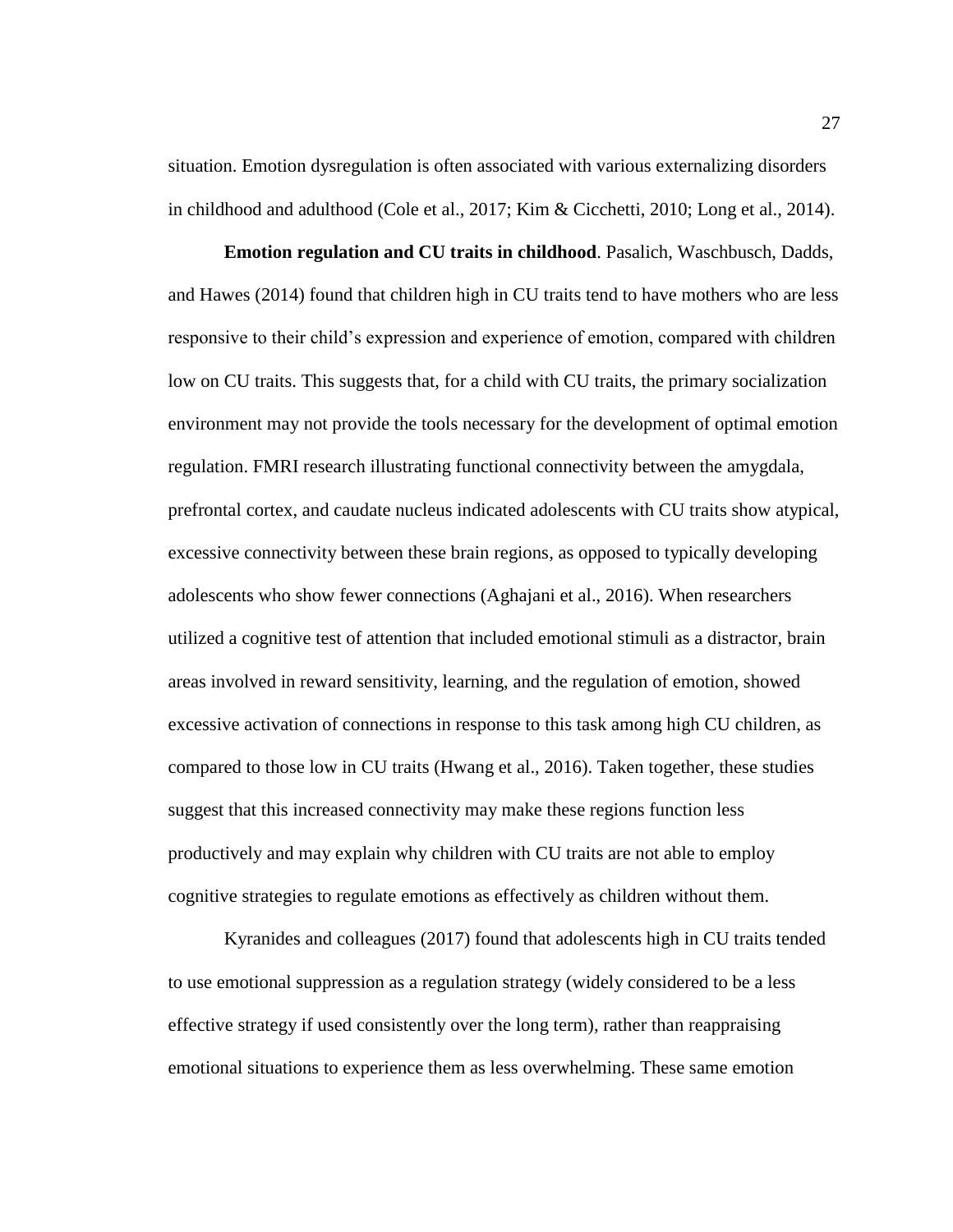situation. Emotion dysregulation is often associated with various externalizing disorders in childhood and adulthood (Cole et al., 2017; Kim & Cicchetti, 2010; Long et al., 2014).

**Emotion regulation and CU traits in childhood**. Pasalich, Waschbusch, Dadds, and Hawes (2014) found that children high in CU traits tend to have mothers who are less responsive to their child's expression and experience of emotion, compared with children low on CU traits. This suggests that, for a child with CU traits, the primary socialization environment may not provide the tools necessary for the development of optimal emotion regulation. FMRI research illustrating functional connectivity between the amygdala, prefrontal cortex, and caudate nucleus indicated adolescents with CU traits show atypical, excessive connectivity between these brain regions, as opposed to typically developing adolescents who show fewer connections (Aghajani et al., 2016). When researchers utilized a cognitive test of attention that included emotional stimuli as a distractor, brain areas involved in reward sensitivity, learning, and the regulation of emotion, showed excessive activation of connections in response to this task among high CU children, as compared to those low in CU traits (Hwang et al., 2016). Taken together, these studies suggest that this increased connectivity may make these regions function less productively and may explain why children with CU traits are not able to employ cognitive strategies to regulate emotions as effectively as children without them.

Kyranides and colleagues (2017) found that adolescents high in CU traits tended to use emotional suppression as a regulation strategy (widely considered to be a less effective strategy if used consistently over the long term), rather than reappraising emotional situations to experience them as less overwhelming. These same emotion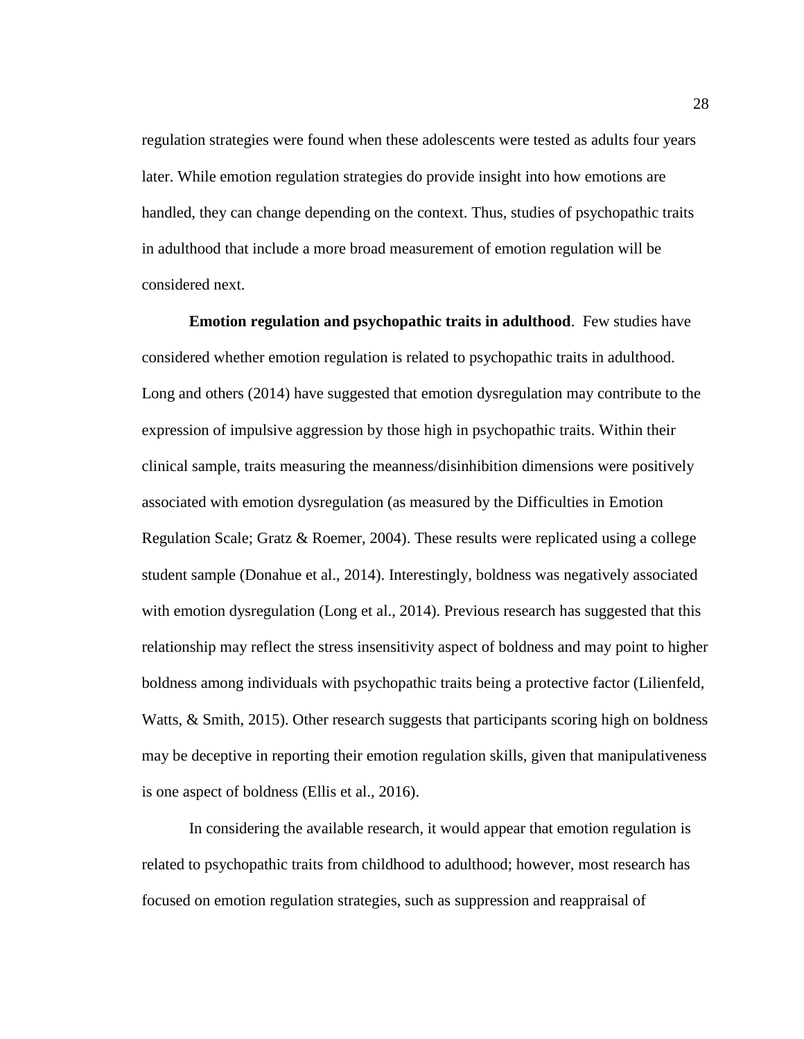regulation strategies were found when these adolescents were tested as adults four years later. While emotion regulation strategies do provide insight into how emotions are handled, they can change depending on the context. Thus, studies of psychopathic traits in adulthood that include a more broad measurement of emotion regulation will be considered next.

**Emotion regulation and psychopathic traits in adulthood**. Few studies have considered whether emotion regulation is related to psychopathic traits in adulthood. Long and others (2014) have suggested that emotion dysregulation may contribute to the expression of impulsive aggression by those high in psychopathic traits. Within their clinical sample, traits measuring the meanness/disinhibition dimensions were positively associated with emotion dysregulation (as measured by the Difficulties in Emotion Regulation Scale; Gratz & Roemer, 2004). These results were replicated using a college student sample (Donahue et al., 2014). Interestingly, boldness was negatively associated with emotion dysregulation (Long et al., 2014). Previous research has suggested that this relationship may reflect the stress insensitivity aspect of boldness and may point to higher boldness among individuals with psychopathic traits being a protective factor (Lilienfeld, Watts, & Smith, 2015). Other research suggests that participants scoring high on boldness may be deceptive in reporting their emotion regulation skills, given that manipulativeness is one aspect of boldness (Ellis et al., 2016).

In considering the available research, it would appear that emotion regulation is related to psychopathic traits from childhood to adulthood; however, most research has focused on emotion regulation strategies, such as suppression and reappraisal of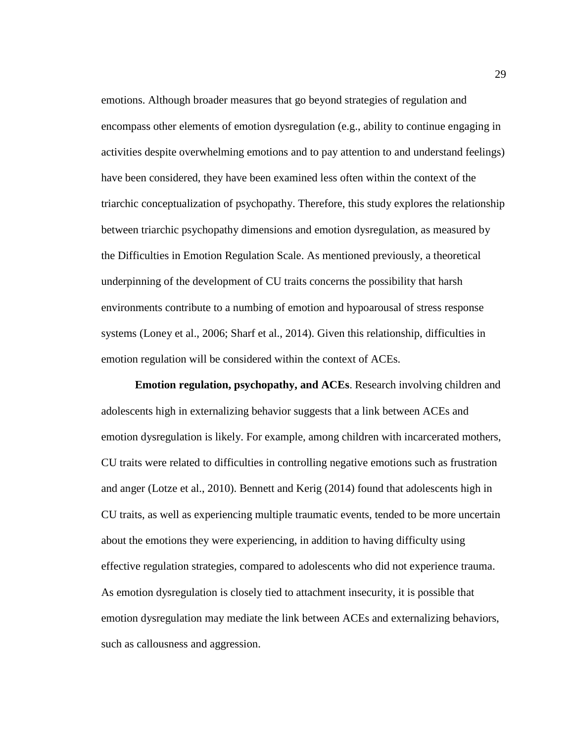emotions. Although broader measures that go beyond strategies of regulation and encompass other elements of emotion dysregulation (e.g., ability to continue engaging in activities despite overwhelming emotions and to pay attention to and understand feelings) have been considered, they have been examined less often within the context of the triarchic conceptualization of psychopathy. Therefore, this study explores the relationship between triarchic psychopathy dimensions and emotion dysregulation, as measured by the Difficulties in Emotion Regulation Scale. As mentioned previously, a theoretical underpinning of the development of CU traits concerns the possibility that harsh environments contribute to a numbing of emotion and hypoarousal of stress response systems (Loney et al., 2006; Sharf et al., 2014). Given this relationship, difficulties in emotion regulation will be considered within the context of ACEs.

**Emotion regulation, psychopathy, and ACEs**. Research involving children and adolescents high in externalizing behavior suggests that a link between ACEs and emotion dysregulation is likely. For example, among children with incarcerated mothers, CU traits were related to difficulties in controlling negative emotions such as frustration and anger (Lotze et al., 2010). Bennett and Kerig (2014) found that adolescents high in CU traits, as well as experiencing multiple traumatic events, tended to be more uncertain about the emotions they were experiencing, in addition to having difficulty using effective regulation strategies, compared to adolescents who did not experience trauma. As emotion dysregulation is closely tied to attachment insecurity, it is possible that emotion dysregulation may mediate the link between ACEs and externalizing behaviors, such as callousness and aggression.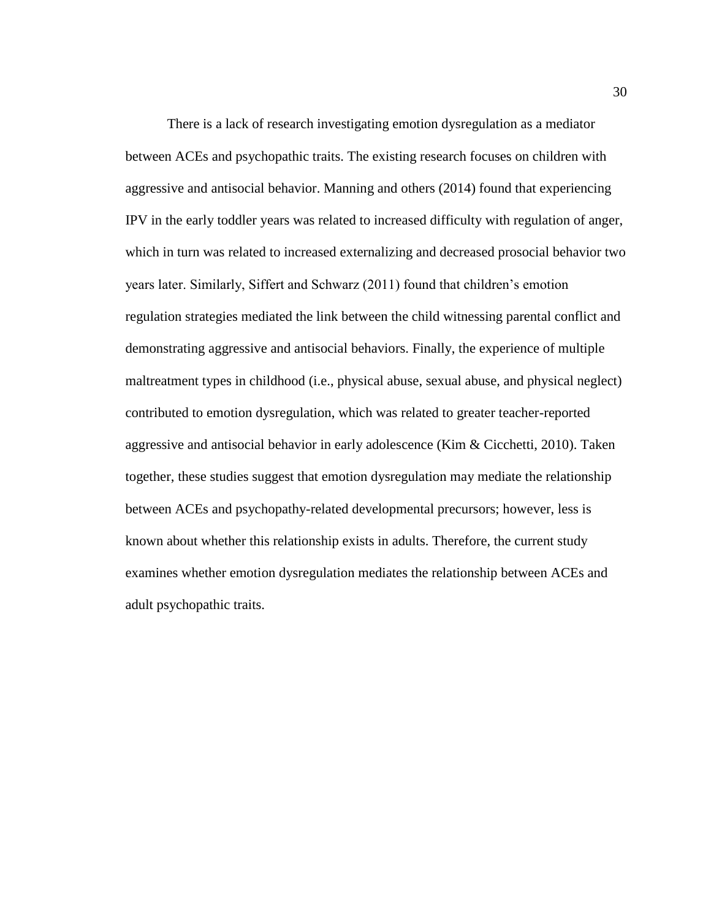There is a lack of research investigating emotion dysregulation as a mediator between ACEs and psychopathic traits. The existing research focuses on children with aggressive and antisocial behavior. Manning and others (2014) found that experiencing IPV in the early toddler years was related to increased difficulty with regulation of anger, which in turn was related to increased externalizing and decreased prosocial behavior two years later. Similarly, Siffert and Schwarz (2011) found that children's emotion regulation strategies mediated the link between the child witnessing parental conflict and demonstrating aggressive and antisocial behaviors. Finally, the experience of multiple maltreatment types in childhood (i.e., physical abuse, sexual abuse, and physical neglect) contributed to emotion dysregulation, which was related to greater teacher-reported aggressive and antisocial behavior in early adolescence (Kim & Cicchetti, 2010). Taken together, these studies suggest that emotion dysregulation may mediate the relationship between ACEs and psychopathy-related developmental precursors; however, less is known about whether this relationship exists in adults. Therefore, the current study examines whether emotion dysregulation mediates the relationship between ACEs and adult psychopathic traits.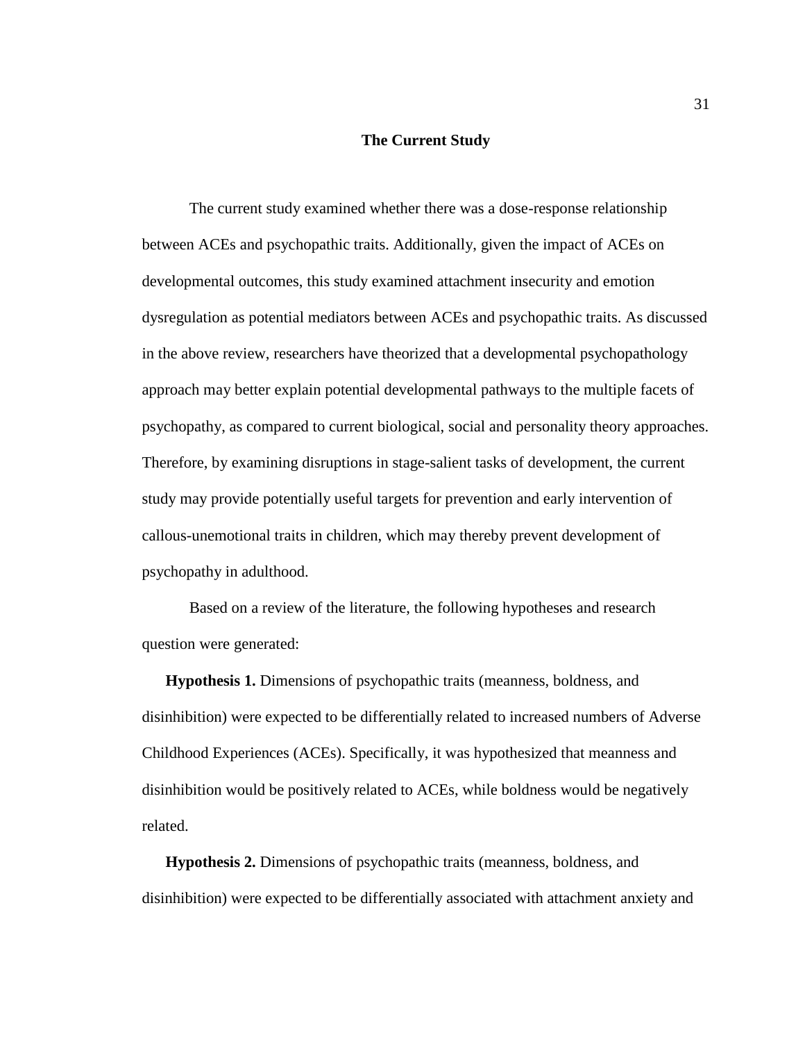## The Current Study

The current study examined whether there was a dose-response relationship between ACEs and psychopathic traits. Additionally, given the impact of ACEs on developmental outcomes, this study examined attachment insecurity and emotion dysregulation as potential mediators between ACEs and psychopathic traits. As discussed in the above review, researchers have theorized that a developmental psychopathology approach may better explain potential developmental pathways to the multiple facets of psychopathy, as compared to current biological, social and personality theory approaches. Therefore, by examining disruptions in stage-salient tasks of development, the current study may provide potentially useful targets for prevention and early intervention of callous-unemotional traits in children, which may thereby prevent development of psychopathy in adulthood.

Based on a review of the literature, the following hypotheses and research question were generated:

**Hypothesis 1.** Dimensions of psychopathic traits (meanness, boldness, and disinhibition) were expected to be differentially related to increased numbers of Adverse Childhood Experiences (ACEs). Specifically, it was hypothesized that meanness and disinhibition would be positively related to ACEs, while boldness would be negatively related.

**Hypothesis 2.** Dimensions of psychopathic traits (meanness, boldness, and disinhibition) were expected to be differentially associated with attachment anxiety and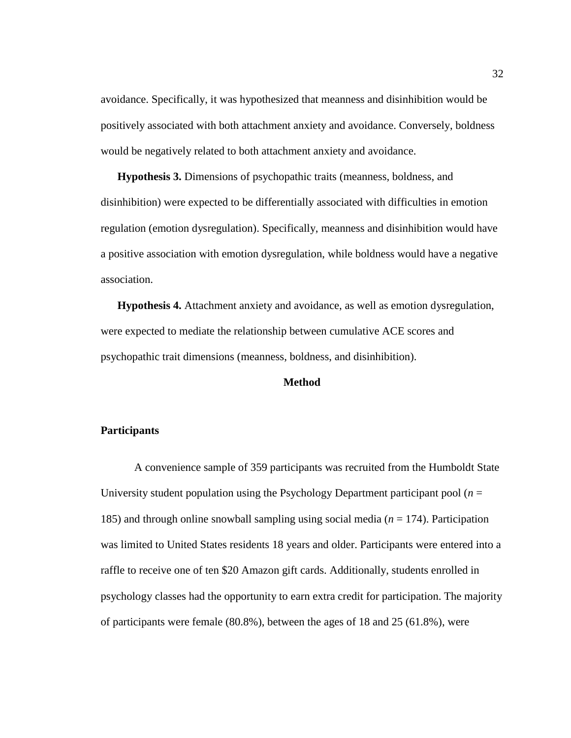avoidance. Specifically, it was hypothesized that meanness and disinhibition would be positively associated with both attachment anxiety and avoidance. Conversely, boldness would be negatively related to both attachment anxiety and avoidance.

**Hypothesis 3.** Dimensions of psychopathic traits (meanness, boldness, and disinhibition) were expected to be differentially associated with difficulties in emotion regulation (emotion dysregulation). Specifically, meanness and disinhibition would have a positive association with emotion dysregulation, while boldness would have a negative association.

**Hypothesis 4.** Attachment anxiety and avoidance, as well as emotion dysregulation, were expected to mediate the relationship between cumulative ACE scores and psychopathic trait dimensions (meanness, boldness, and disinhibition).

## Method

### Participants

A convenience sample of 359 participants was recruited from the Humboldt State University student population using the Psychology Department participant pool ($n$ = 185) and through online snowball sampling using social media ($n$ = 174). Participation was limited to United States residents 18 years and older. Participants were entered into a raffle to receive one of ten $20 Amazon gift cards. Additionally, students enrolled in psychology classes had the opportunity to earn extra credit for participation. The majority of participants were female (80.8%), between the ages of 18 and 25 (61.8%), were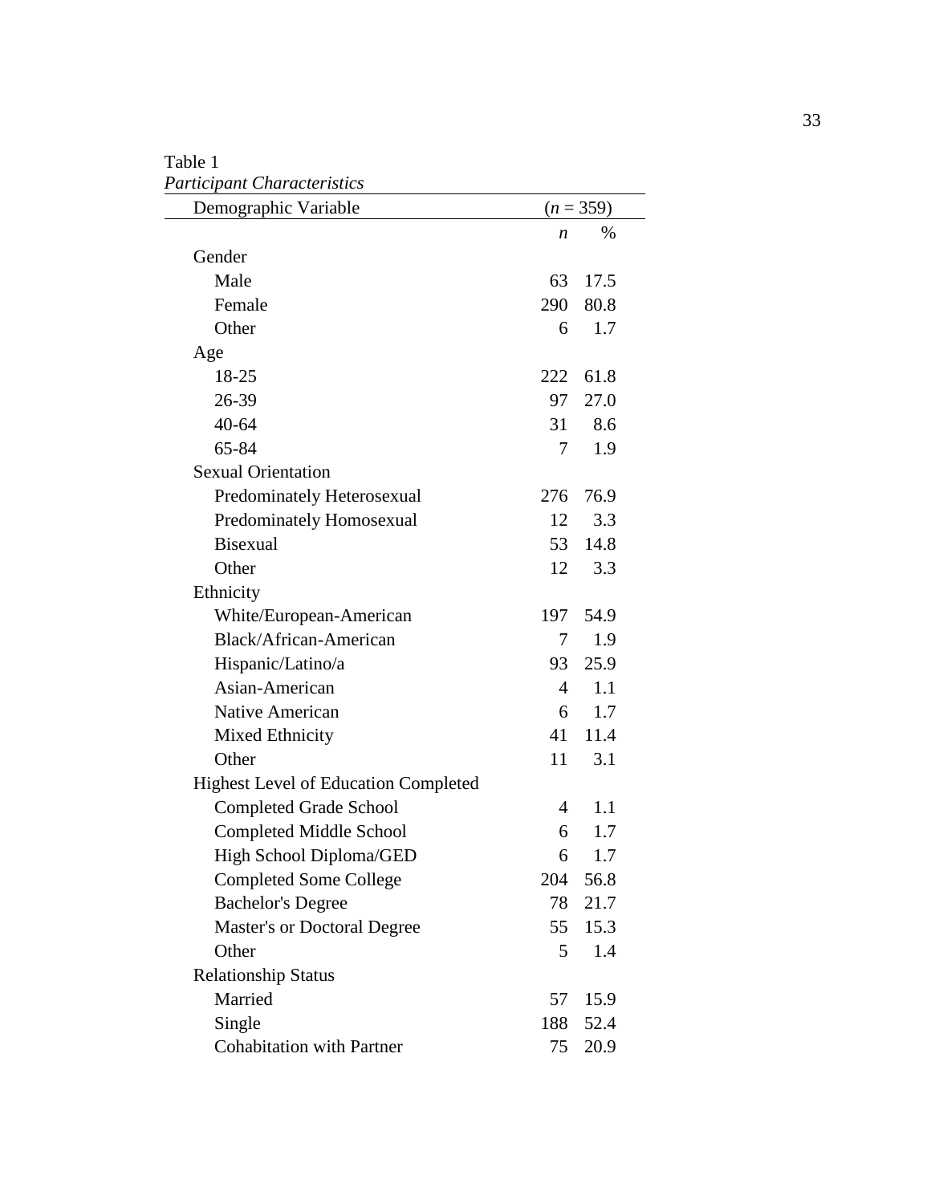Table 1

*Participant Characteristics*

| Demographic Variable | ($n$ = 359) | |
|---|---|---|
| | *n* | % |
| Gender | | |
| Male | 63 | 17.5 |
| Female | 290 | 80.8 |
| Other | 6 | 1.7 |
| Age | | |
| 18-25 | 222 | 61.8 |
| 26-39 | 97 | 27.0 |
| 40-64 | 31 | 8.6 |
| 65-84 | 7 | 1.9 |
| Sexual Orientation | | |
| Predominately Heterosexual | 276 | 76.9 |
| Predominately Homosexual | 12 | 3.3 |
| Bisexual | 53 | 14.8 |
| Other | 12 | 3.3 |
| Ethnicity | | |
| White/European-American | 197 | 54.9 |
| Black/African-American | 7 | 1.9 |
| Hispanic/Latino/a | 93 | 25.9 |
| Asian-American | 4 | 1.1 |
| Native American | 6 | 1.7 |
| Mixed Ethnicity | 41 | 11.4 |
| Other | 11 | 3.1 |
| Highest Level of Education Completed | | |
| Completed Grade School | 4 | 1.1 |
| Completed Middle School | 6 | 1.7 |
| High School Diploma/GED | 6 | 1.7 |
| Completed Some College | 204 | 56.8 |
| Bachelor's Degree | 78 | 21.7 |
| Master's or Doctoral Degree | 55 | 15.3 |
| Other | 5 | 1.4 |
| Relationship Status | | |
| Married | 57 | 15.9 |
| Single | 188 | 52.4 |
| Cohabitation with Partner | 75 | 20.9 |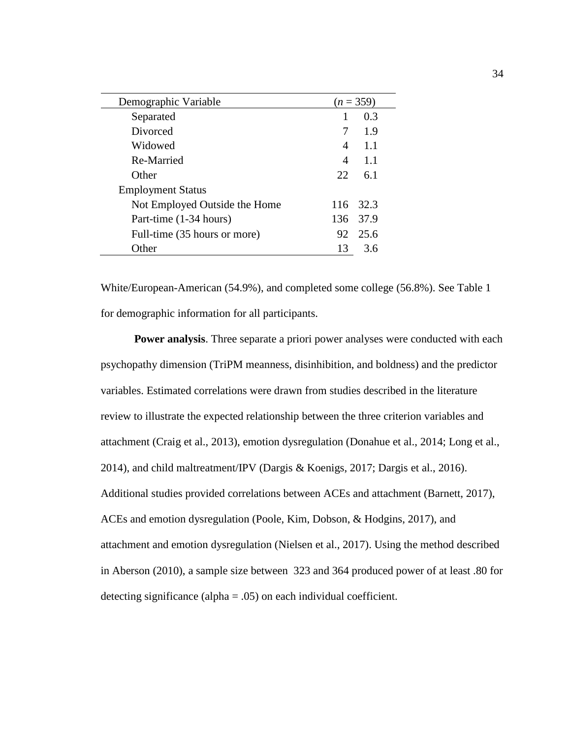| Demographic Variable | ($n$ = 359) | |
|---|---|---|
| Separated | 1 | 0.3 |
| Divorced | 7 | 1.9 |
| Widowed | 4 | 1.1 |
| Re-Married | 4 | 1.1 |
| Other | 22 | 6.1 |
| Employment Status | | |
| Not Employed Outside the Home | 116 | 32.3 |
| Part-time (1-34 hours) | 136 | 37.9 |
| Full-time (35 hours or more) | 92 | 25.6 |
| Other | 13 | 3.6 |

White/European-American (54.9%), and completed some college (56.8%). See Table 1 for demographic information for all participants.

**Power analysis**. Three separate a priori power analyses were conducted with each psychopathy dimension (TriPM meanness, disinhibition, and boldness) and the predictor variables. Estimated correlations were drawn from studies described in the literature review to illustrate the expected relationship between the three criterion variables and attachment (Craig et al., 2013), emotion dysregulation (Donahue et al., 2014; Long et al., 2014), and child maltreatment/IPV (Dargis & Koenigs, 2017; Dargis et al., 2016). Additional studies provided correlations between ACEs and attachment (Barnett, 2017), ACEs and emotion dysregulation (Poole, Kim, Dobson, & Hodgins, 2017), and attachment and emotion dysregulation (Nielsen et al., 2017). Using the method described in Aberson (2010), a sample size between 323 and 364 produced power of at least .80 for detecting significance (alpha = .05) on each individual coefficient.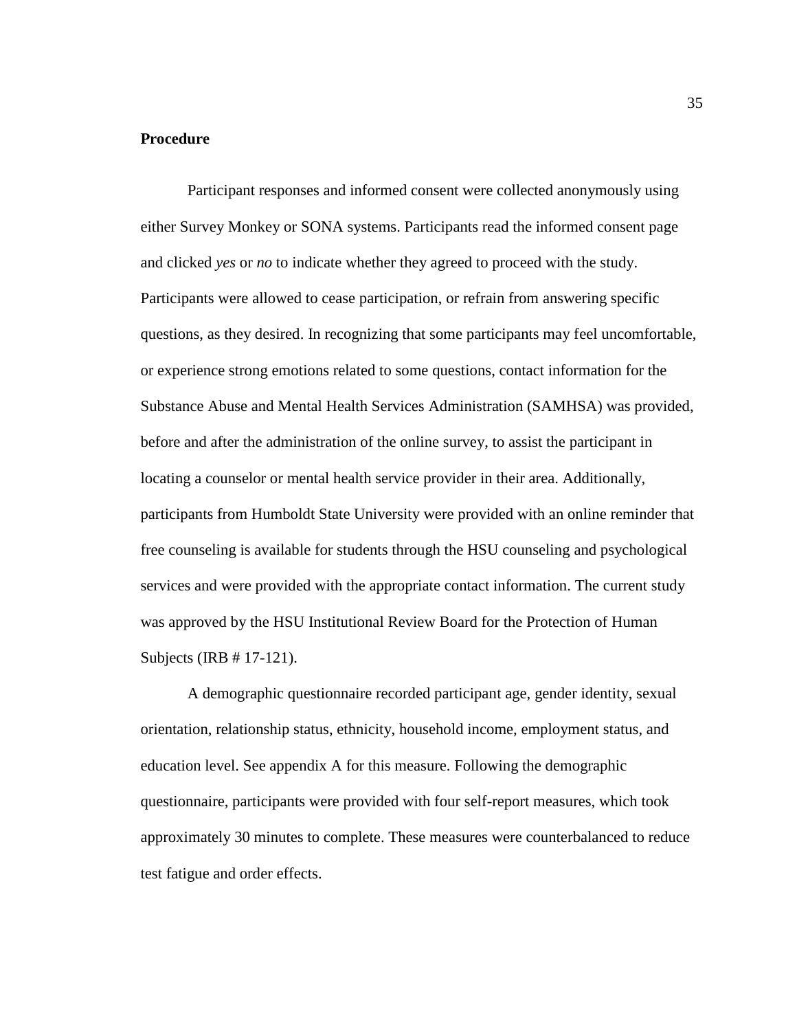**Procedure**

Participant responses and informed consent were collected anonymously using either Survey Monkey or SONA systems. Participants read the informed consent page and clicked *yes* or *no* to indicate whether they agreed to proceed with the study. Participants were allowed to cease participation, or refrain from answering specific questions, as they desired. In recognizing that some participants may feel uncomfortable, or experience strong emotions related to some questions, contact information for the Substance Abuse and Mental Health Services Administration (SAMHSA) was provided, before and after the administration of the online survey, to assist the participant in locating a counselor or mental health service provider in their area. Additionally, participants from Humboldt State University were provided with an online reminder that free counseling is available for students through the HSU counseling and psychological services and were provided with the appropriate contact information. The current study was approved by the HSU Institutional Review Board for the Protection of Human Subjects (IRB # 17-121).

A demographic questionnaire recorded participant age, gender identity, sexual orientation, relationship status, ethnicity, household income, employment status, and education level. See appendix A for this measure. Following the demographic questionnaire, participants were provided with four self-report measures, which took approximately 30 minutes to complete. These measures were counterbalanced to reduce test fatigue and order effects.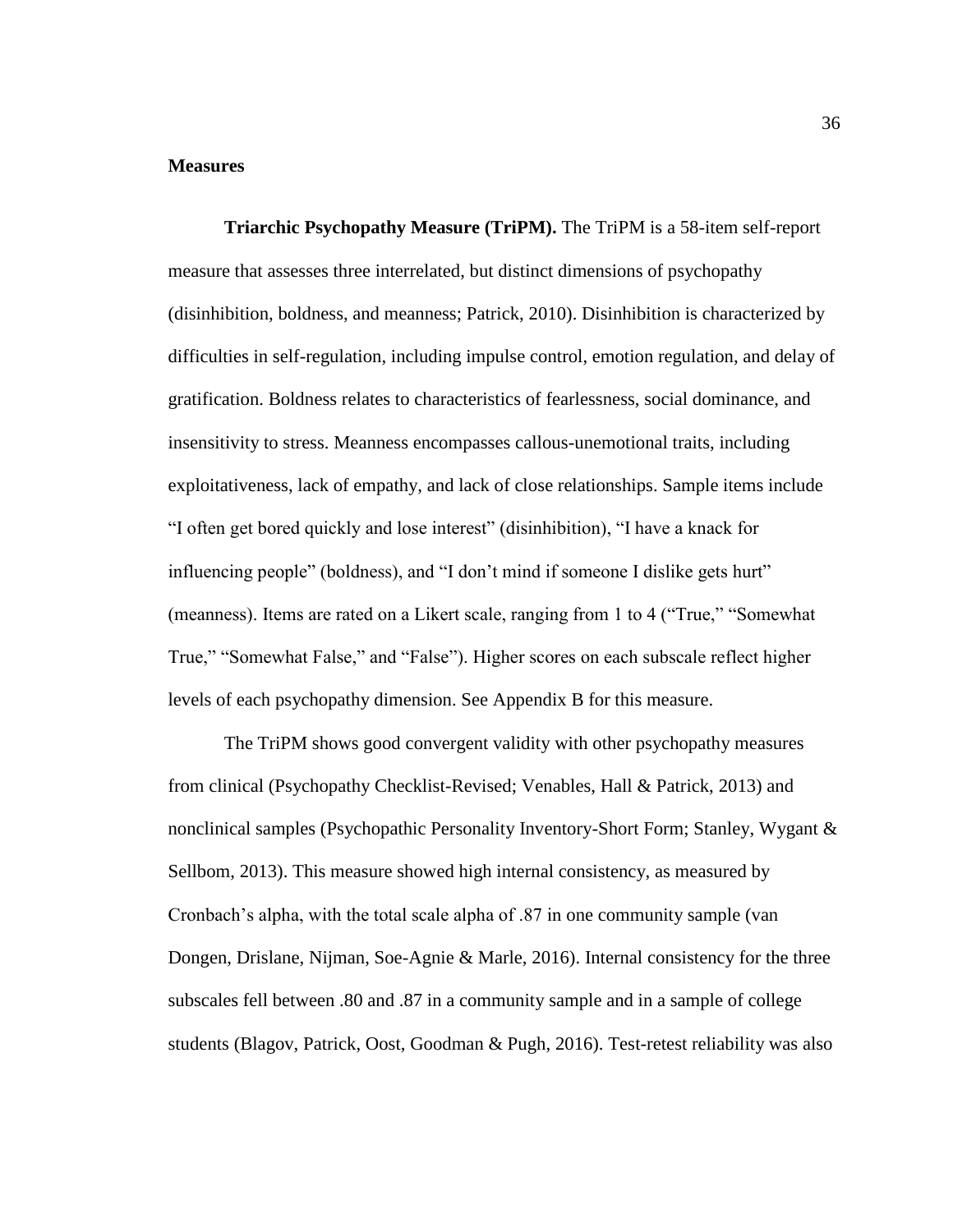**Measures**

**Triarchic Psychopathy Measure (TriPM).** The TriPM is a 58-item self-report measure that assesses three interrelated, but distinct dimensions of psychopathy (disinhibition, boldness, and meanness; Patrick, 2010). Disinhibition is characterized by difficulties in self-regulation, including impulse control, emotion regulation, and delay of gratification. Boldness relates to characteristics of fearlessness, social dominance, and insensitivity to stress. Meanness encompasses callous-unemotional traits, including exploitativeness, lack of empathy, and lack of close relationships. Sample items include "I often get bored quickly and lose interest" (disinhibition), "I have a knack for influencing people" (boldness), and "I don't mind if someone I dislike gets hurt" (meanness). Items are rated on a Likert scale, ranging from 1 to 4 ("True," "Somewhat True," "Somewhat False," and "False"). Higher scores on each subscale reflect higher levels of each psychopathy dimension. See Appendix B for this measure.

The TriPM shows good convergent validity with other psychopathy measures from clinical (Psychopathy Checklist-Revised; Venables, Hall & Patrick, 2013) and nonclinical samples (Psychopathic Personality Inventory-Short Form; Stanley, Wygant & Sellbom, 2013). This measure showed high internal consistency, as measured by Cronbach's alpha, with the total scale alpha of .87 in one community sample (van Dongen, Drislane, Nijman, Soe-Agnie & Marle, 2016). Internal consistency for the three subscales fell between .80 and .87 in a community sample and in a sample of college students (Blagov, Patrick, Oost, Goodman & Pugh, 2016). Test-retest reliability was also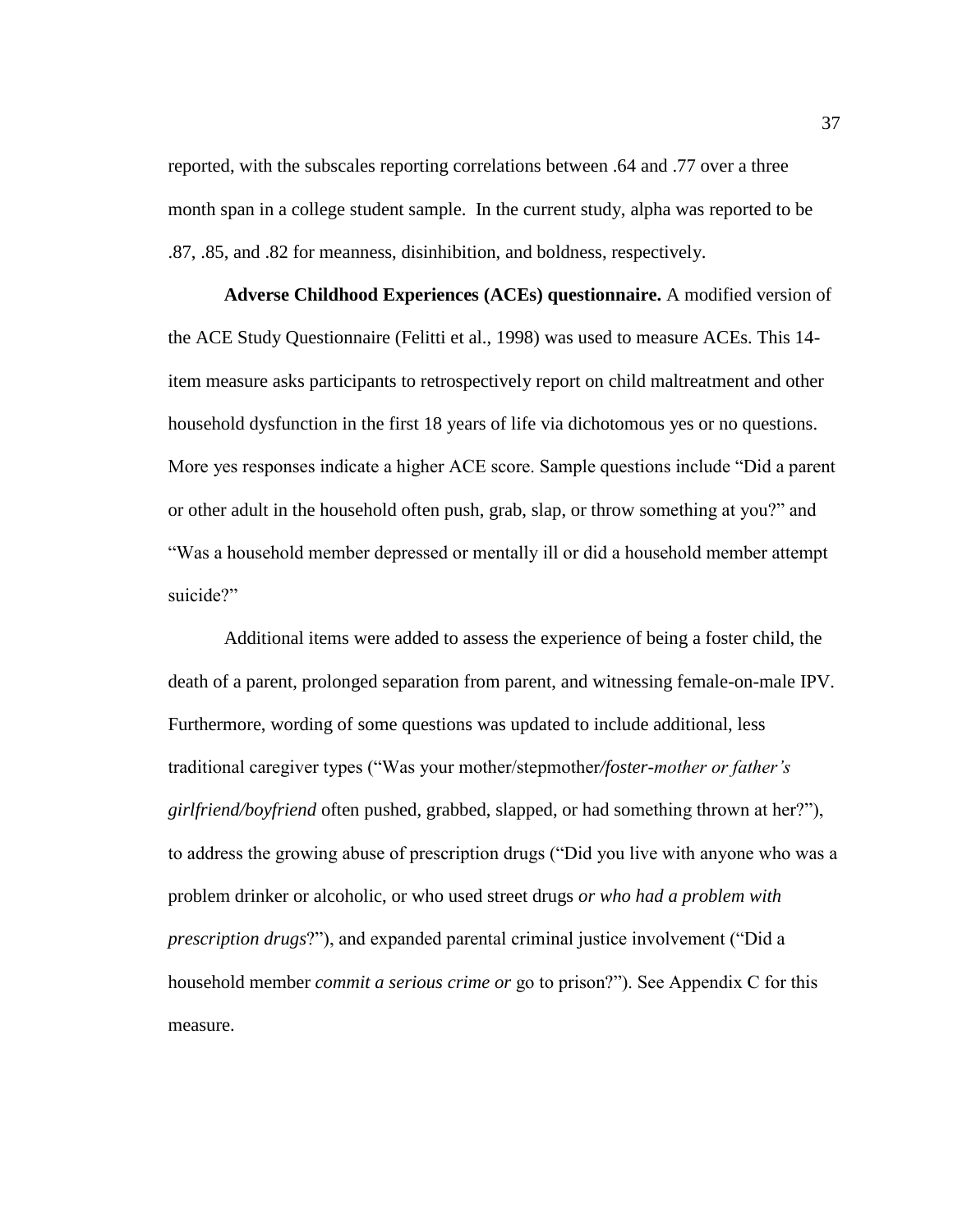reported, with the subscales reporting correlations between .64 and .77 over a three month span in a college student sample. In the current study, alpha was reported to be .87, .85, and .82 for meanness, disinhibition, and boldness, respectively.

**Adverse Childhood Experiences (ACEs) questionnaire.** A modified version of the ACE Study Questionnaire (Felitti et al., 1998) was used to measure ACEs. This 14-item measure asks participants to retrospectively report on child maltreatment and other household dysfunction in the first 18 years of life via dichotomous yes or no questions. More yes responses indicate a higher ACE score. Sample questions include "Did a parent or other adult in the household often push, grab, slap, or throw something at you?" and "Was a household member depressed or mentally ill or did a household member attempt suicide?"

Additional items were added to assess the experience of being a foster child, the death of a parent, prolonged separation from parent, and witnessing female-on-male IPV. Furthermore, wording of some questions was updated to include additional, less traditional caregiver types ("Was your mother/stepmother*/foster-mother or father's girlfriend/boyfriend* often pushed, grabbed, slapped, or had something thrown at her?"), to address the growing abuse of prescription drugs ("Did you live with anyone who was a problem drinker or alcoholic, or who used street drugs *or who had a problem with prescription drugs*?"), and expanded parental criminal justice involvement ("Did a household member *commit a serious crime or* go to prison?"). See Appendix C for this measure.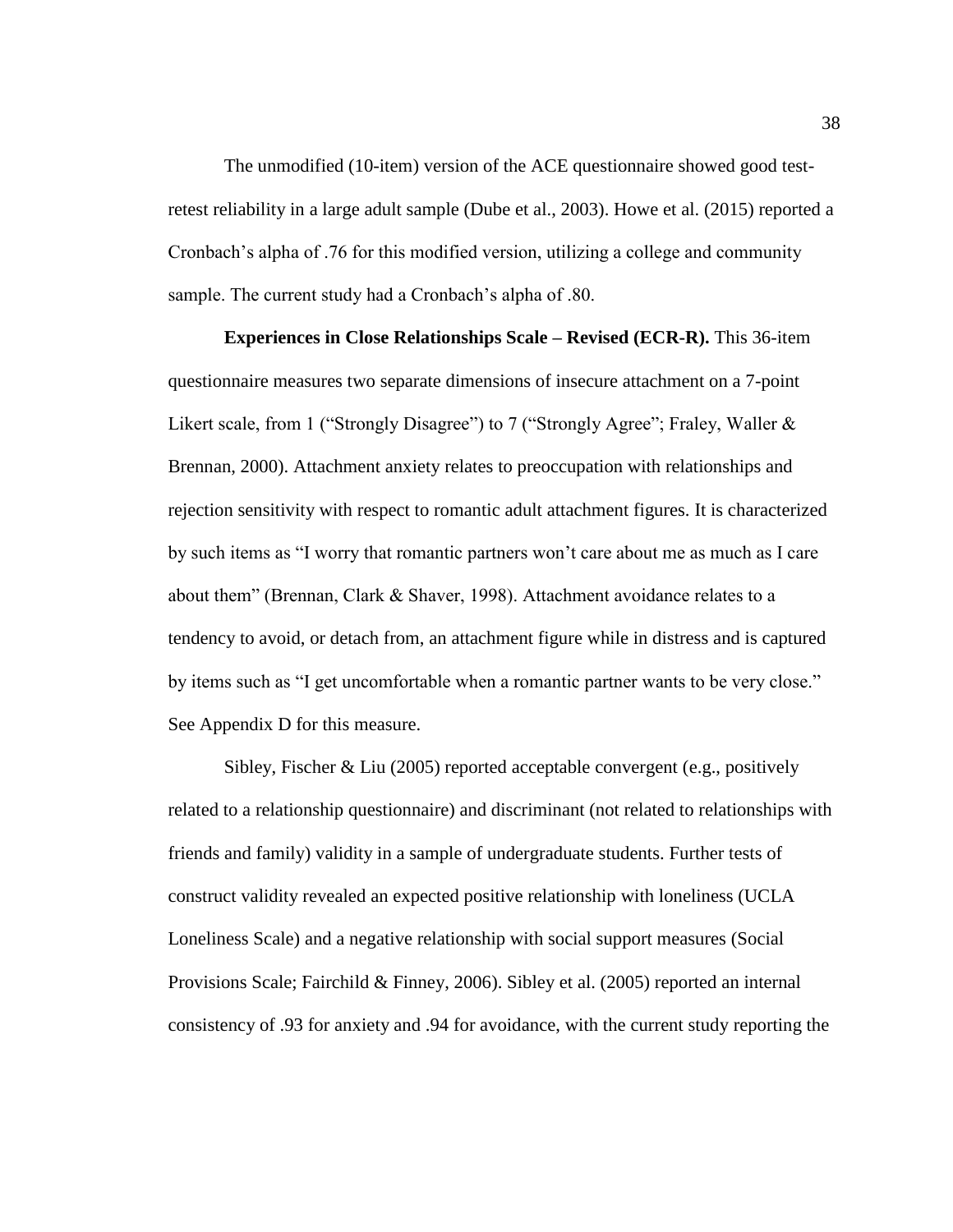The unmodified (10-item) version of the ACE questionnaire showed good test-retest reliability in a large adult sample (Dube et al., 2003). Howe et al. (2015) reported a Cronbach's alpha of .76 for this modified version, utilizing a college and community sample. The current study had a Cronbach's alpha of .80.

**Experiences in Close Relationships Scale – Revised (ECR-R).** This 36-item questionnaire measures two separate dimensions of insecure attachment on a 7-point Likert scale, from 1 ("Strongly Disagree") to 7 ("Strongly Agree"; Fraley, Waller & Brennan, 2000). Attachment anxiety relates to preoccupation with relationships and rejection sensitivity with respect to romantic adult attachment figures. It is characterized by such items as "I worry that romantic partners won't care about me as much as I care about them" (Brennan, Clark & Shaver, 1998). Attachment avoidance relates to a tendency to avoid, or detach from, an attachment figure while in distress and is captured by items such as "I get uncomfortable when a romantic partner wants to be very close." See Appendix D for this measure.

Sibley, Fischer & Liu (2005) reported acceptable convergent (e.g., positively related to a relationship questionnaire) and discriminant (not related to relationships with friends and family) validity in a sample of undergraduate students. Further tests of construct validity revealed an expected positive relationship with loneliness (UCLA Loneliness Scale) and a negative relationship with social support measures (Social Provisions Scale; Fairchild & Finney, 2006). Sibley et al. (2005) reported an internal consistency of .93 for anxiety and .94 for avoidance, with the current study reporting the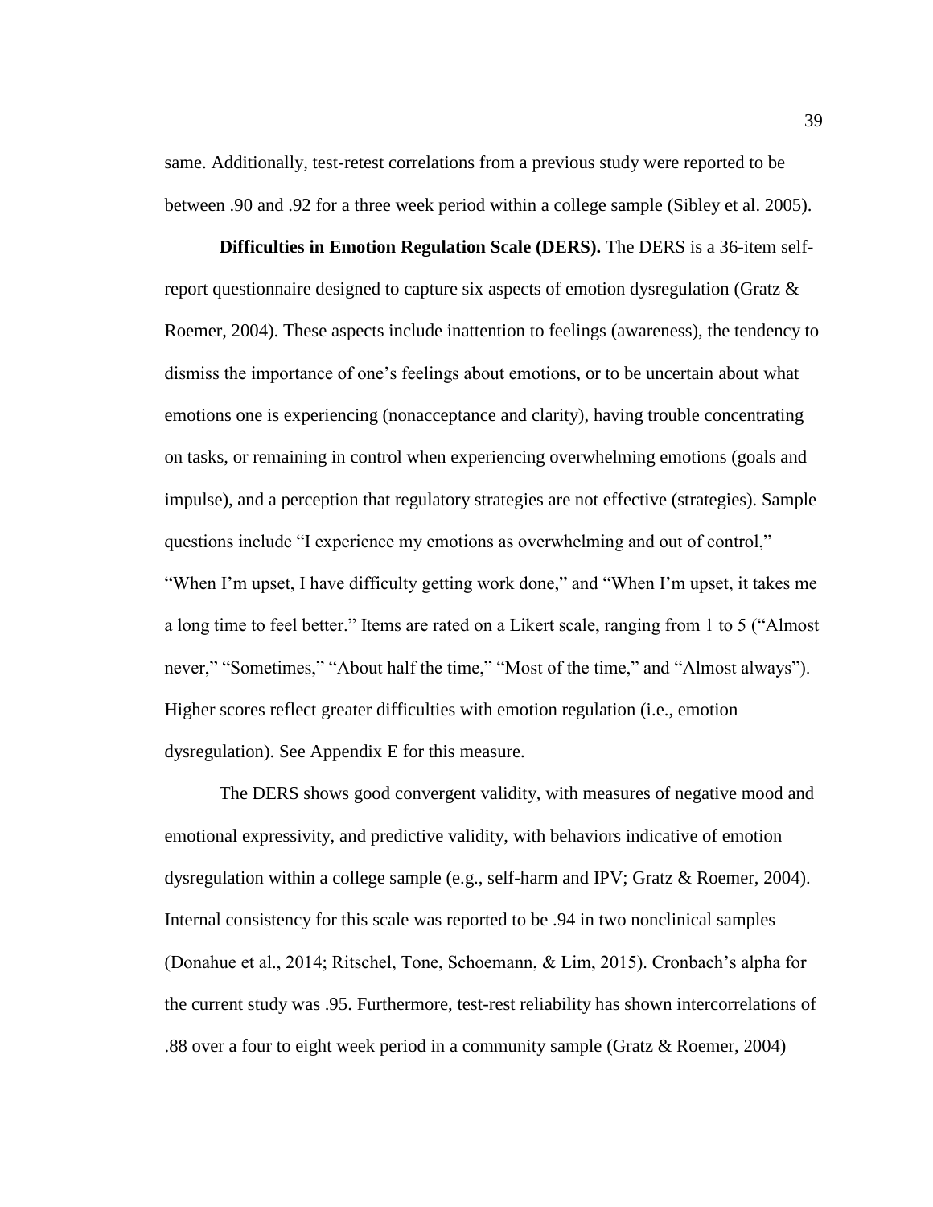same. Additionally, test-retest correlations from a previous study were reported to be between .90 and .92 for a three week period within a college sample (Sibley et al. 2005).

**Difficulties in Emotion Regulation Scale (DERS).** The DERS is a 36-item self-report questionnaire designed to capture six aspects of emotion dysregulation (Gratz & Roemer, 2004). These aspects include inattention to feelings (awareness), the tendency to dismiss the importance of one's feelings about emotions, or to be uncertain about what emotions one is experiencing (nonacceptance and clarity), having trouble concentrating on tasks, or remaining in control when experiencing overwhelming emotions (goals and impulse), and a perception that regulatory strategies are not effective (strategies). Sample questions include "I experience my emotions as overwhelming and out of control," "When I'm upset, I have difficulty getting work done," and "When I'm upset, it takes me a long time to feel better." Items are rated on a Likert scale, ranging from 1 to 5 ("Almost never," "Sometimes," "About half the time," "Most of the time," and "Almost always"). Higher scores reflect greater difficulties with emotion regulation (i.e., emotion dysregulation). See Appendix E for this measure.

The DERS shows good convergent validity, with measures of negative mood and emotional expressivity, and predictive validity, with behaviors indicative of emotion dysregulation within a college sample (e.g., self-harm and IPV; Gratz & Roemer, 2004). Internal consistency for this scale was reported to be .94 in two nonclinical samples (Donahue et al., 2014; Ritschel, Tone, Schoemann, & Lim, 2015). Cronbach's alpha for the current study was .95. Furthermore, test-rest reliability has shown intercorrelations of .88 over a four to eight week period in a community sample (Gratz & Roemer, 2004)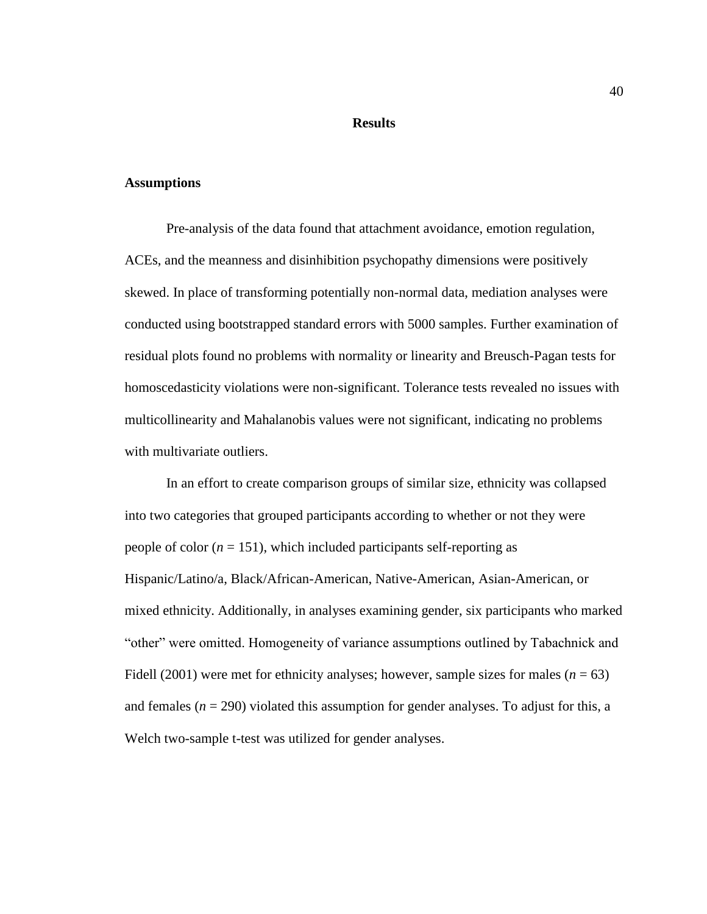# Results

## Assumptions

Pre-analysis of the data found that attachment avoidance, emotion regulation, ACEs, and the meanness and disinhibition psychopathy dimensions were positively skewed. In place of transforming potentially non-normal data, mediation analyses were conducted using bootstrapped standard errors with 5000 samples. Further examination of residual plots found no problems with normality or linearity and Breusch-Pagan tests for homoscedasticity violations were non-significant. Tolerance tests revealed no issues with multicollinearity and Mahalanobis values were not significant, indicating no problems with multivariate outliers.

In an effort to create comparison groups of similar size, ethnicity was collapsed into two categories that grouped participants according to whether or not they were people of color ($n$ = 151), which included participants self-reporting as Hispanic/Latino/a, Black/African-American, Native-American, Asian-American, or mixed ethnicity. Additionally, in analyses examining gender, six participants who marked "other" were omitted. Homogeneity of variance assumptions outlined by Tabachnick and Fidell (2001) were met for ethnicity analyses; however, sample sizes for males ($n$ = 63) and females ($n$ = 290) violated this assumption for gender analyses. To adjust for this, a Welch two-sample t-test was utilized for gender analyses.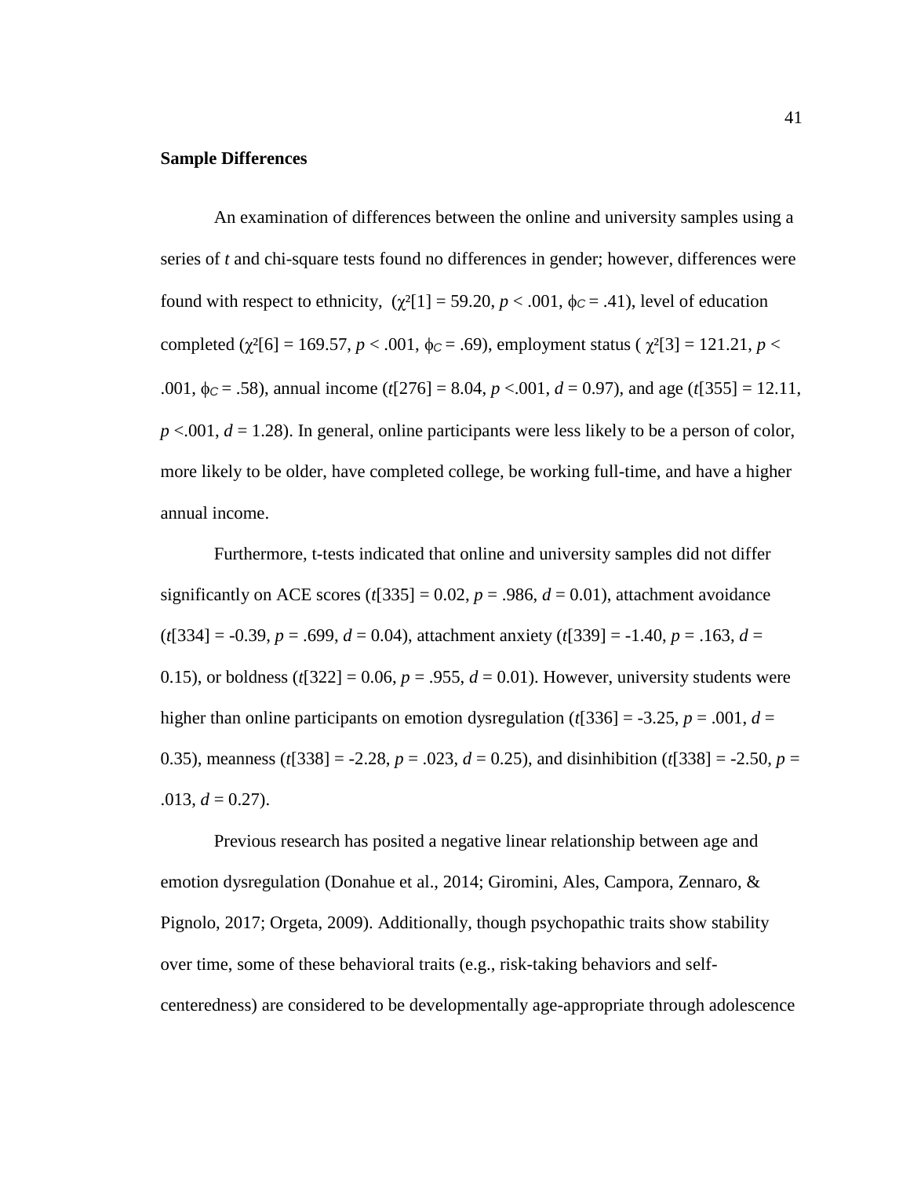### Sample Differences

An examination of differences between the online and university samples using a series of *t* and chi-square tests found no differences in gender; however, differences were found with respect to ethnicity, ($\chi^2[1] = 59.20$, $p < .001$, $\phi_C = .41$), level of education completed ($\chi^2[6] = 169.57$, $p < .001$, $\phi_C = .69$), employment status ( $\chi^2[3] = 121.21$, $p < .001$, $\phi_C = .58$), annual income ($t[276] = 8.04$, $p <.001$, $d = 0.97$), and age ($t[355] = 12.11$, $p <.001$, $d = 1.28$). In general, online participants were less likely to be a person of color, more likely to be older, have completed college, be working full-time, and have a higher annual income.

Furthermore, t-tests indicated that online and university samples did not differ significantly on ACE scores ($t[335] = 0.02$, $p = .986$, $d = 0.01$), attachment avoidance ($t[334] = -0.39$, $p = .699$, $d = 0.04$), attachment anxiety ($t[339] = -1.40$, $p = .163$, $d = 0.15$), or boldness ($t[322] = 0.06$, $p = .955$, $d = 0.01$). However, university students were higher than online participants on emotion dysregulation ($t[336] = -3.25$, $p = .001$, $d = 0.35$), meanness ($t[338] = -2.28$, $p = .023$, $d = 0.25$), and disinhibition ($t[338] = -2.50$, $p = .013$, $d = 0.27$).

Previous research has posited a negative linear relationship between age and emotion dysregulation (Donahue et al., 2014; Giromini, Ales, Campora, Zennaro, & Pignolo, 2017; Orgeta, 2009). Additionally, though psychopathic traits show stability over time, some of these behavioral traits (e.g., risk-taking behaviors and self-centeredness) are considered to be developmentally age-appropriate through adolescence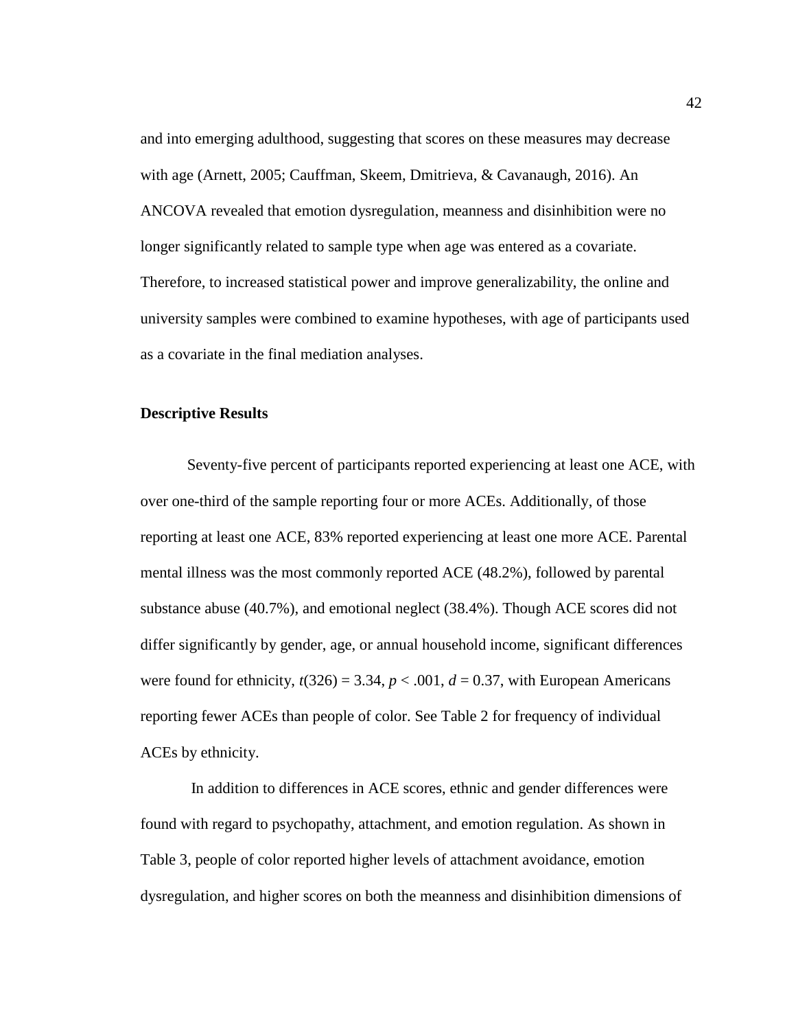and into emerging adulthood, suggesting that scores on these measures may decrease with age (Arnett, 2005; Cauffman, Skeem, Dmitrieva, & Cavanaugh, 2016). An ANCOVA revealed that emotion dysregulation, meanness and disinhibition were no longer significantly related to sample type when age was entered as a covariate. Therefore, to increased statistical power and improve generalizability, the online and university samples were combined to examine hypotheses, with age of participants used as a covariate in the final mediation analyses.

### Descriptive Results

Seventy-five percent of participants reported experiencing at least one ACE, with over one-third of the sample reporting four or more ACEs. Additionally, of those reporting at least one ACE, 83% reported experiencing at least one more ACE. Parental mental illness was the most commonly reported ACE (48.2%), followed by parental substance abuse (40.7%), and emotional neglect (38.4%). Though ACE scores did not differ significantly by gender, age, or annual household income, significant differences were found for ethnicity, $t(326) = 3.34$, $p < .001$, $d = 0.37$, with European Americans reporting fewer ACEs than people of color. See Table 2 for frequency of individual ACEs by ethnicity.

In addition to differences in ACE scores, ethnic and gender differences were found with regard to psychopathy, attachment, and emotion regulation. As shown in Table 3, people of color reported higher levels of attachment avoidance, emotion dysregulation, and higher scores on both the meanness and disinhibition dimensions of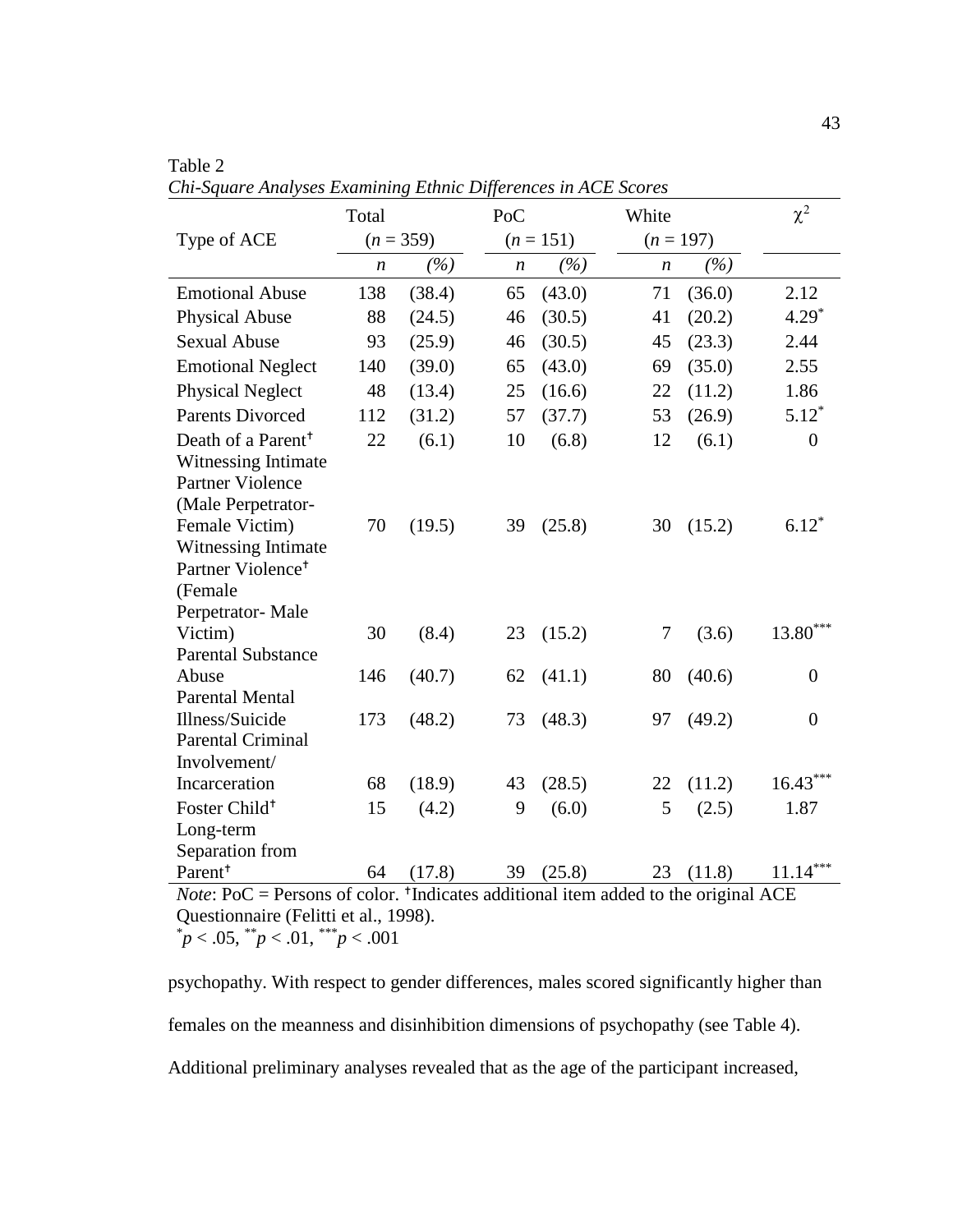Table 2

*Chi-Square Analyses Examining Ethnic Differences in ACE Scores*

| Type of ACE | Total ($n$ = 359) | | PoC ($n$ = 151) | | White ($n$ = 197) | | $\chi^2$ |
|---|---|---|---|---|---|---|---|
| | *n* | *(%)* | *n* | *(%)* | *n* | *(%)* | |
| Emotional Abuse | 138 | (38.4) | 65 | (43.0) | 71 | (36.0) | 2.12 |
| Physical Abuse | 88 | (24.5) | 46 | (30.5) | 41 | (20.2) | 4.29* |
| Sexual Abuse | 93 | (25.9) | 46 | (30.5) | 45 | (23.3) | 2.44 |
| Emotional Neglect | 140 | (39.0) | 65 | (43.0) | 69 | (35.0) | 2.55 |
| Physical Neglect | 48 | (13.4) | 25 | (16.6) | 22 | (11.2) | 1.86 |
| Parents Divorced | 112 | (31.2) | 57 | (37.7) | 53 | (26.9) | 5.12* |
| Death of a Parent† | 22 | (6.1) | 10 | (6.8) | 12 | (6.1) | 0 |
| Witnessing Intimate Partner Violence (Male Perpetrator-Female Victim) | 70 | (19.5) | 39 | (25.8) | 30 | (15.2) | 6.12* |
| Witnessing Intimate Partner Violence† (Female Perpetrator- Male Victim) | 30 | (8.4) | 23 | (15.2) | 7 | (3.6) | 13.80*** |
| Parental Substance Abuse | 146 | (40.7) | 62 | (41.1) | 80 | (40.6) | 0 |
| Parental Mental Illness/Suicide | 173 | (48.2) | 73 | (48.3) | 97 | (49.2) | 0 |
| Parental Criminal Involvement/ Incarceration | 68 | (18.9) | 43 | (28.5) | 22 | (11.2) | 16.43*** |
| Foster Child† | 15 | (4.2) | 9 | (6.0) | 5 | (2.5) | 1.87 |
| Long-term Separation from Parent† | 64 | (17.8) | 39 | (25.8) | 23 | (11.8) | 11.14*** |

*Note*: PoC = Persons of color. †Indicates additional item added to the original ACE Questionnaire (Felitti et al., 1998).

*$p$ < .05, **$p$ < .01, ***$p$ < .001

psychopathy. With respect to gender differences, males scored significantly higher than females on the meanness and disinhibition dimensions of psychopathy (see Table 4). Additional preliminary analyses revealed that as the age of the participant increased,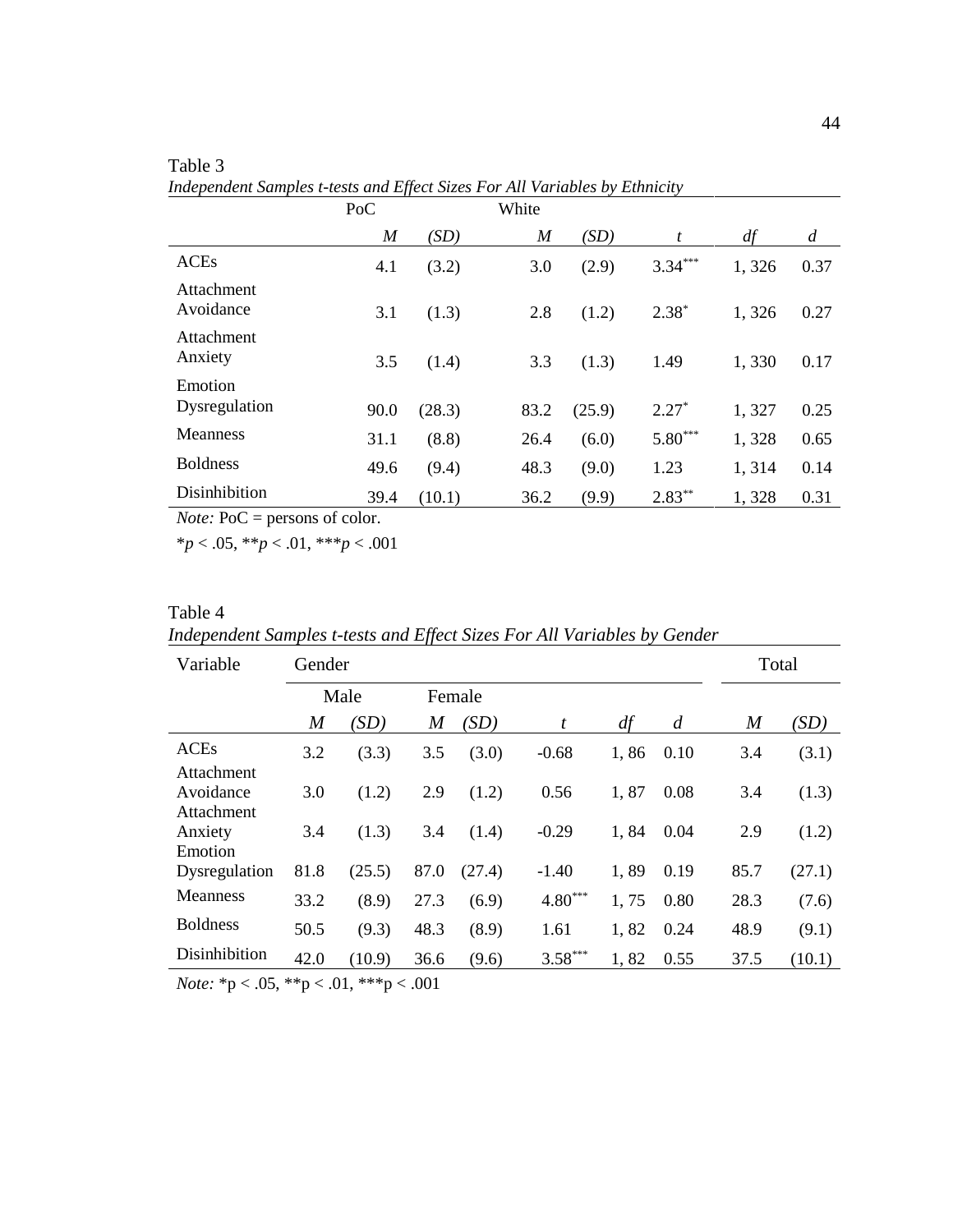Table 3

*Independent Samples t-tests and Effect Sizes For All Variables by Ethnicity*

| | PoC | | White | | | | |
|---|---|---|---|---|---|---|---|
| | *M* | *(SD)* | *M* | *(SD)* | *t* | *df* | *d* |
| ACEs | 4.1 | (3.2) | 3.0 | (2.9) | $3.34^{***}$ | 1, 326 | 0.37 |
| Attachment Avoidance | 3.1 | (1.3) | 2.8 | (1.2) | $2.38^{*}$ | 1, 326 | 0.27 |
| Attachment Anxiety | 3.5 | (1.4) | 3.3 | (1.3) | 1.49 | 1, 330 | 0.17 |
| Emotion Dysregulation | 90.0 | (28.3) | 83.2 | (25.9) | $2.27^{*}$ | 1, 327 | 0.25 |
| Meanness | 31.1 | (8.8) | 26.4 | (6.0) | $5.80^{***}$ | 1, 328 | 0.65 |
| Boldness | 49.6 | (9.4) | 48.3 | (9.0) | 1.23 | 1, 314 | 0.14 |
| Disinhibition | 39.4 | (10.1) | 36.2 | (9.9) | $2.83^{**}$ | 1, 328 | 0.31 |

*Note:* PoC = persons of color.

\**p* < .05, \*\**p* < .01, \*\*\**p* < .001

Table 4

*Independent Samples t-tests and Effect Sizes For All Variables by Gender*

| Variable | Gender | | | | | | | Total | |
|---|---|---|---|---|---|---|---|---|---|
| | Male | | Female | | | | | | |
| | *M* | *(SD)* | *M* | *(SD)* | *t* | *df* | *d* | *M* | *(SD)* |
| ACEs | 3.2 | (3.3) | 3.5 | (3.0) | -0.68 | 1, 86 | 0.10 | 3.4 | (3.1) |
| Attachment Avoidance | 3.0 | (1.2) | 2.9 | (1.2) | 0.56 | 1, 87 | 0.08 | 3.4 | (1.3) |
| Attachment Anxiety | 3.4 | (1.3) | 3.4 | (1.4) | -0.29 | 1, 84 | 0.04 | 2.9 | (1.2) |
| Emotion Dysregulation | 81.8 | (25.5) | 87.0 | (27.4) | -1.40 | 1, 89 | 0.19 | 85.7 | (27.1) |
| Meanness | 33.2 | (8.9) | 27.3 | (6.9) | $4.80^{***}$ | 1, 75 | 0.80 | 28.3 | (7.6) |
| Boldness | 50.5 | (9.3) | 48.3 | (8.9) | 1.61 | 1, 82 | 0.24 | 48.9 | (9.1) |
| Disinhibition | 42.0 | (10.9) | 36.6 | (9.6) | $3.58^{***}$ | 1, 82 | 0.55 | 37.5 | (10.1) |

*Note:* \*p < .05, \*\*p < .01, \*\*\*p < .001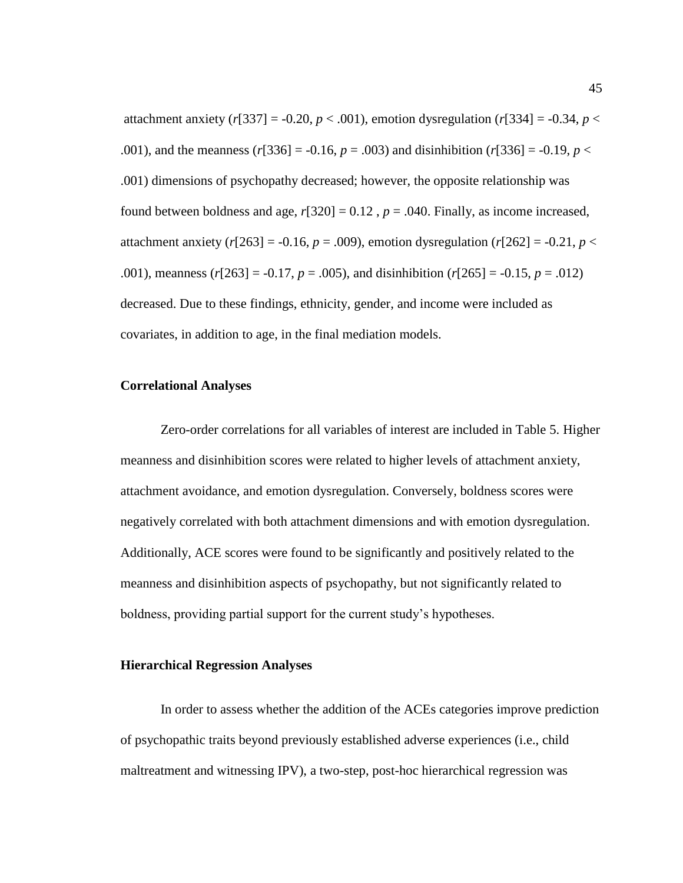attachment anxiety (*r*[337] = -0.20, $p < .001$), emotion dysregulation (*r*[334] = -0.34, $p < .001$), and the meanness (*r*[336] = -0.16, $p = .003$) and disinhibition (*r*[336] = -0.19, $p < .001$) dimensions of psychopathy decreased; however, the opposite relationship was found between boldness and age, *r*[320] = 0.12 , $p = .040$. Finally, as income increased, attachment anxiety (*r*[263] = -0.16, $p = .009$), emotion dysregulation (*r*[262] = -0.21, $p < .001$), meanness (*r*[263] = -0.17, $p = .005$), and disinhibition (*r*[265] = -0.15, $p = .012$) decreased. Due to these findings, ethnicity, gender, and income were included as covariates, in addition to age, in the final mediation models.

## Correlational Analyses

Zero-order correlations for all variables of interest are included in Table 5. Higher meanness and disinhibition scores were related to higher levels of attachment anxiety, attachment avoidance, and emotion dysregulation. Conversely, boldness scores were negatively correlated with both attachment dimensions and with emotion dysregulation. Additionally, ACE scores were found to be significantly and positively related to the meanness and disinhibition aspects of psychopathy, but not significantly related to boldness, providing partial support for the current study's hypotheses.

## Hierarchical Regression Analyses

In order to assess whether the addition of the ACEs categories improve prediction of psychopathic traits beyond previously established adverse experiences (i.e., child maltreatment and witnessing IPV), a two-step, post-hoc hierarchical regression was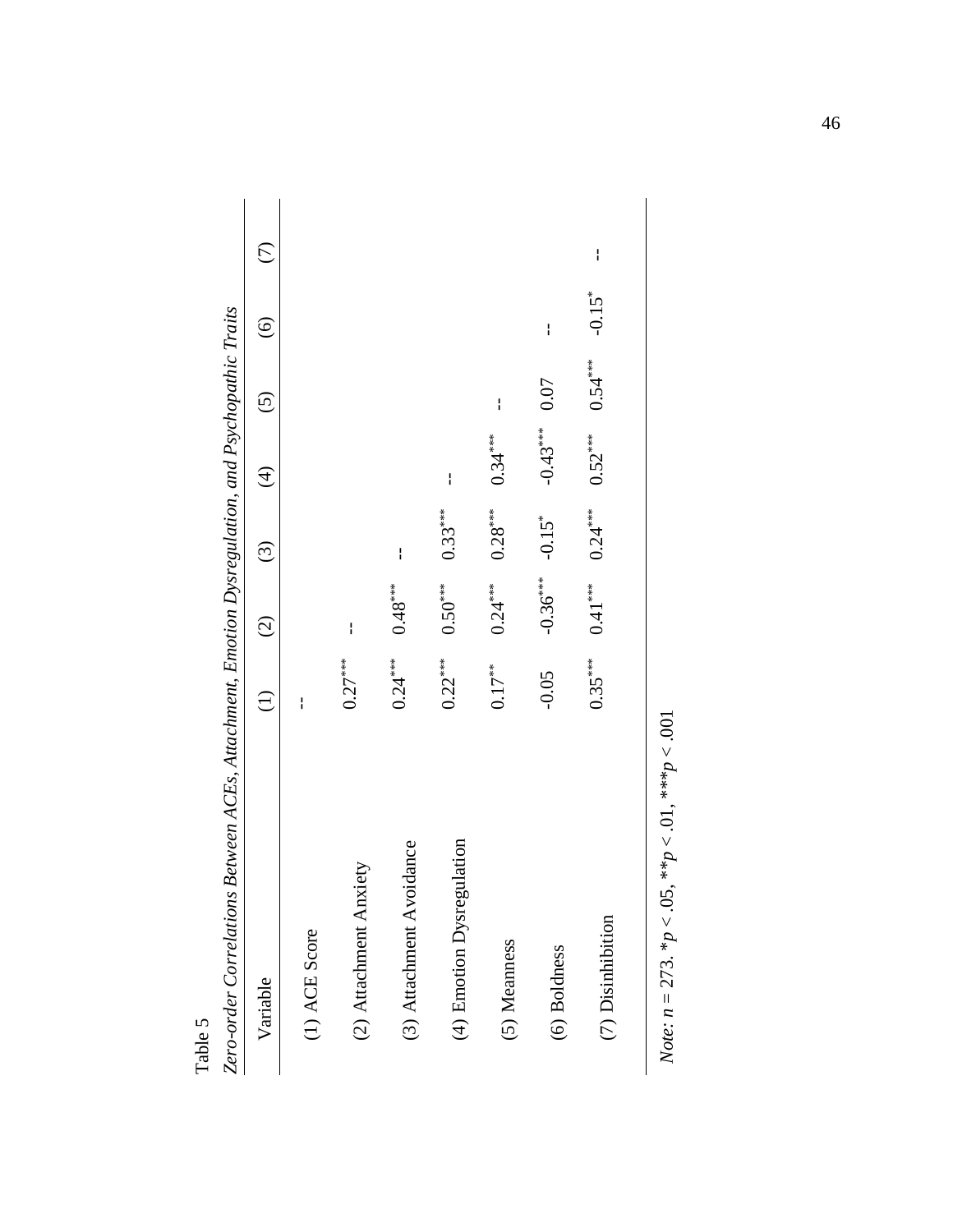Table 5

*Zero-order Correlations Between ACEs, Attachment, Emotion Dysregulation, and Psychopathic Traits*

| Variable | (1) | (2) | (3) | (4) | (5) | (6) | (7) |
|---|---|---|---|---|---|---|---|
| (1) ACE Score | -- | | | | | | |
| (2) Attachment Anxiety | 0.27*** | -- | | | | | |
| (3) Attachment Avoidance | 0.24*** | 0.48*** | -- | | | | |
| (4) Emotion Dysregulation | 0.22*** | 0.50*** | 0.33*** | -- | | | |
| (5) Meanness | 0.17** | 0.24*** | 0.28*** | 0.34*** | -- | | |
| (6) Boldness | -0.05 | -0.36*** | -0.15* | -0.43*** | 0.07 | -- | |
| (7) Disinhibition | 0.35*** | 0.41*** | 0.24*** | 0.52*** | 0.54*** | -0.15* | -- |

*Note*: $n = 273$. $*p < .05$, $**p < .01$, $***p < .001$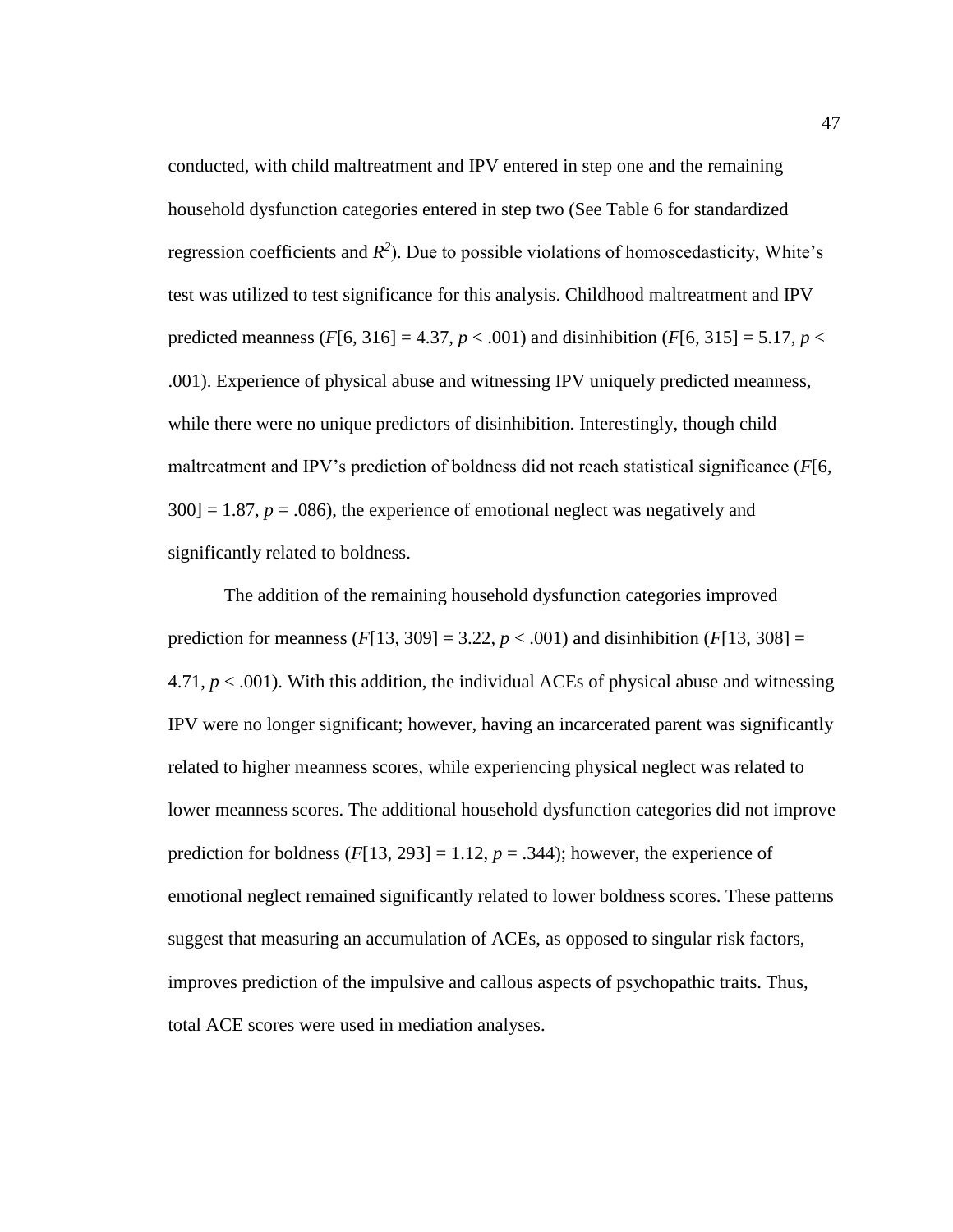conducted, with child maltreatment and IPV entered in step one and the remaining household dysfunction categories entered in step two (See Table 6 for standardized regression coefficients and $R^2$). Due to possible violations of homoscedasticity, White's test was utilized to test significance for this analysis. Childhood maltreatment and IPV predicted meanness ($F[6, 316] = 4.37$, $p < .001$) and disinhibition ($F[6, 315] = 5.17$, $p < .001$). Experience of physical abuse and witnessing IPV uniquely predicted meanness, while there were no unique predictors of disinhibition. Interestingly, though child maltreatment and IPV's prediction of boldness did not reach statistical significance ($F[6, 300] = 1.87$, $p = .086$), the experience of emotional neglect was negatively and significantly related to boldness.

The addition of the remaining household dysfunction categories improved prediction for meanness ($F[13, 309] = 3.22$, $p < .001$) and disinhibition ($F[13, 308] = 4.71$, $p < .001$). With this addition, the individual ACEs of physical abuse and witnessing IPV were no longer significant; however, having an incarcerated parent was significantly related to higher meanness scores, while experiencing physical neglect was related to lower meanness scores. The additional household dysfunction categories did not improve prediction for boldness ($F[13, 293] = 1.12$, $p = .344$); however, the experience of emotional neglect remained significantly related to lower boldness scores. These patterns suggest that measuring an accumulation of ACEs, as opposed to singular risk factors, improves prediction of the impulsive and callous aspects of psychopathic traits. Thus, total ACE scores were used in mediation analyses.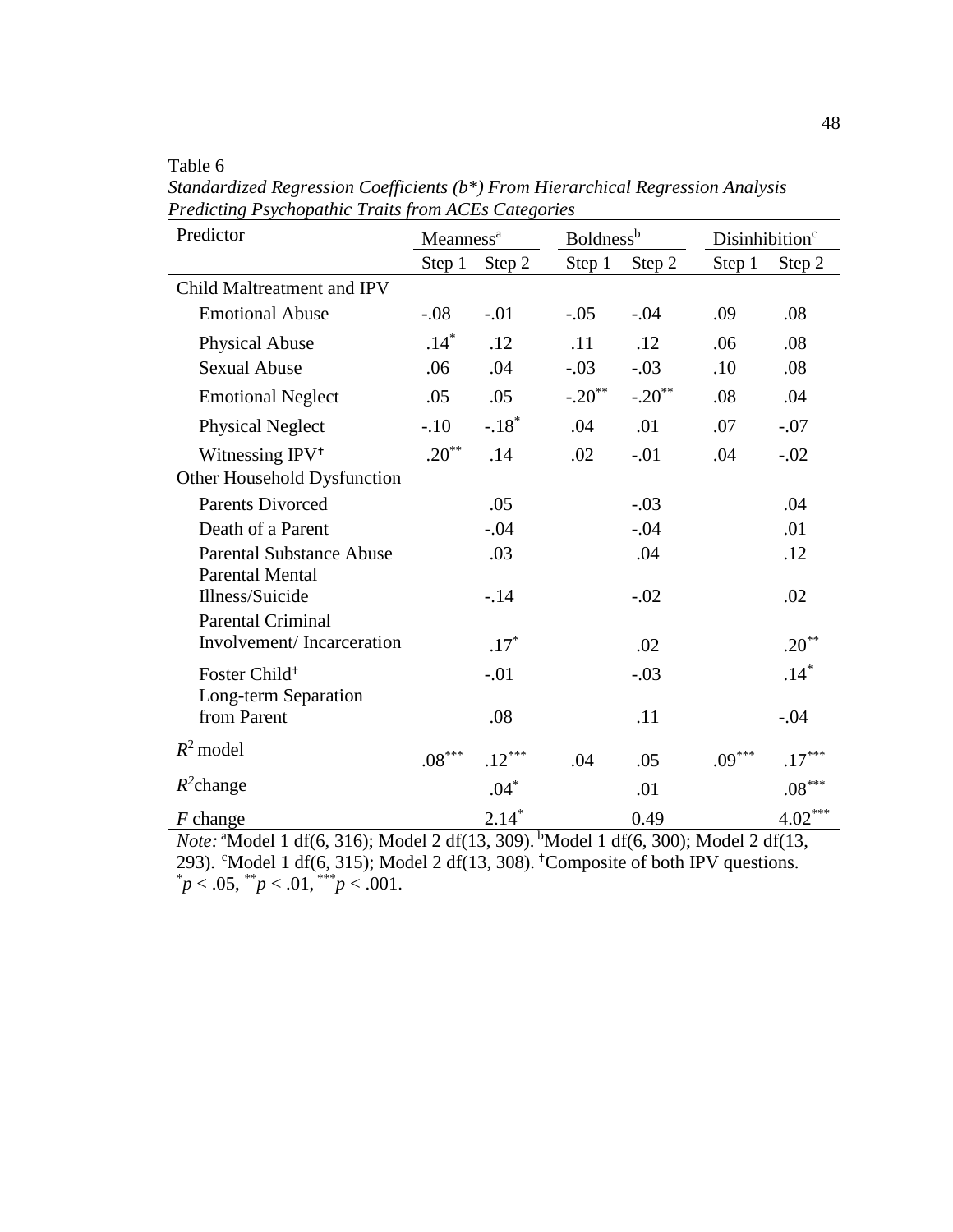Table 6

*Standardized Regression Coefficients (b*) From Hierarchical Regression Analysis Predicting Psychopathic Traits from ACEs Categories*

| Predictor | Meanness[a] | | Boldness[b] | | Disinhibition[c] | |
|---|---|---|---|---|---|---|
| | Step 1 | Step 2 | Step 1 | Step 2 | Step 1 | Step 2 |
| Child Maltreatment and IPV | | | | | | |
| Emotional Abuse | -.08 | -.01 | -.05 | -.04 | .09 | .08 |
| Physical Abuse | .14* | .12 | .11 | .12 | .06 | .08 |
| Sexual Abuse | .06 | .04 | -.03 | -.03 | .10 | .08 |
| Emotional Neglect | .05 | .05 | -.20** | -.20** | .08 | .04 |
| Physical Neglect | -.10 | -.18* | .04 | .01 | .07 | -.07 |
| Witnessing IPV† | .20** | .14 | .02 | -.01 | .04 | -.02 |
| Other Household Dysfunction | | | | | | |
| Parents Divorced | | .05 | | -.03 | | .04 |
| Death of a Parent | | -.04 | | -.04 | | .01 |
| Parental Substance Abuse | | .03 | | .04 | | .12 |
| Parental Mental Illness/Suicide | | -.14 | | -.02 | | .02 |
| Parental Criminal Involvement/ Incarceration | | .17* | | .02 | | .20** |
| Foster Child† | | -.01 | | -.03 | | .14* |
| Long-term Separation from Parent | | .08 | | .11 | | -.04 |
| $R^2$ model | .08*** | .12*** | .04 | .05 | .09*** | .17*** |
| $R^2$ change | | .04* | | .01 | | .08*** |
| *F* change | | 2.14* | | 0.49 | | 4.02*** |

*Note:* [a]Model 1 df(6, 316); Model 2 df(13, 309). [b]Model 1 df(6, 300); Model 2 df(13, 293). [c]Model 1 df(6, 315); Model 2 df(13, 308). †Composite of both IPV questions.
*$p < .05$, **$p < .01$, ***$p < .001$.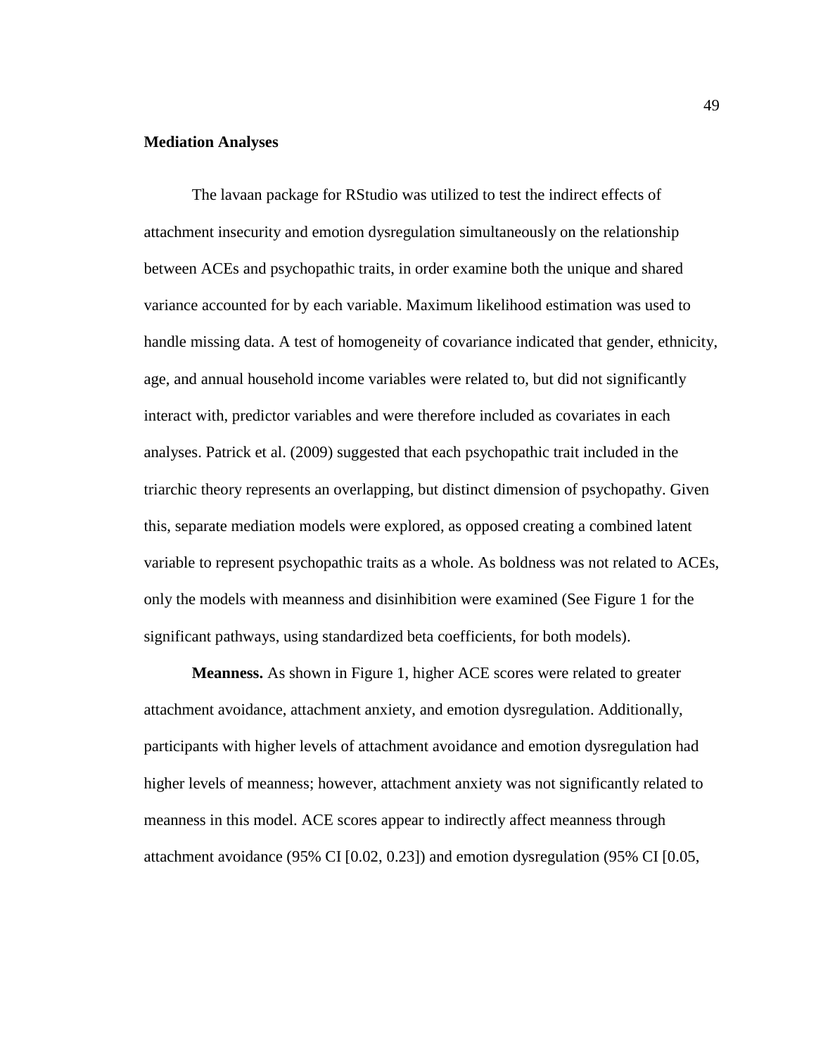**Mediation Analyses**

The lavaan package for RStudio was utilized to test the indirect effects of attachment insecurity and emotion dysregulation simultaneously on the relationship between ACEs and psychopathic traits, in order examine both the unique and shared variance accounted for by each variable. Maximum likelihood estimation was used to handle missing data. A test of homogeneity of covariance indicated that gender, ethnicity, age, and annual household income variables were related to, but did not significantly interact with, predictor variables and were therefore included as covariates in each analyses. Patrick et al. (2009) suggested that each psychopathic trait included in the triarchic theory represents an overlapping, but distinct dimension of psychopathy. Given this, separate mediation models were explored, as opposed creating a combined latent variable to represent psychopathic traits as a whole. As boldness was not related to ACEs, only the models with meanness and disinhibition were examined (See Figure 1 for the significant pathways, using standardized beta coefficients, for both models).

**Meanness.** As shown in Figure 1, higher ACE scores were related to greater attachment avoidance, attachment anxiety, and emotion dysregulation. Additionally, participants with higher levels of attachment avoidance and emotion dysregulation had higher levels of meanness; however, attachment anxiety was not significantly related to meanness in this model. ACE scores appear to indirectly affect meanness through attachment avoidance (95% CI [0.02, 0.23]) and emotion dysregulation (95% CI [0.05,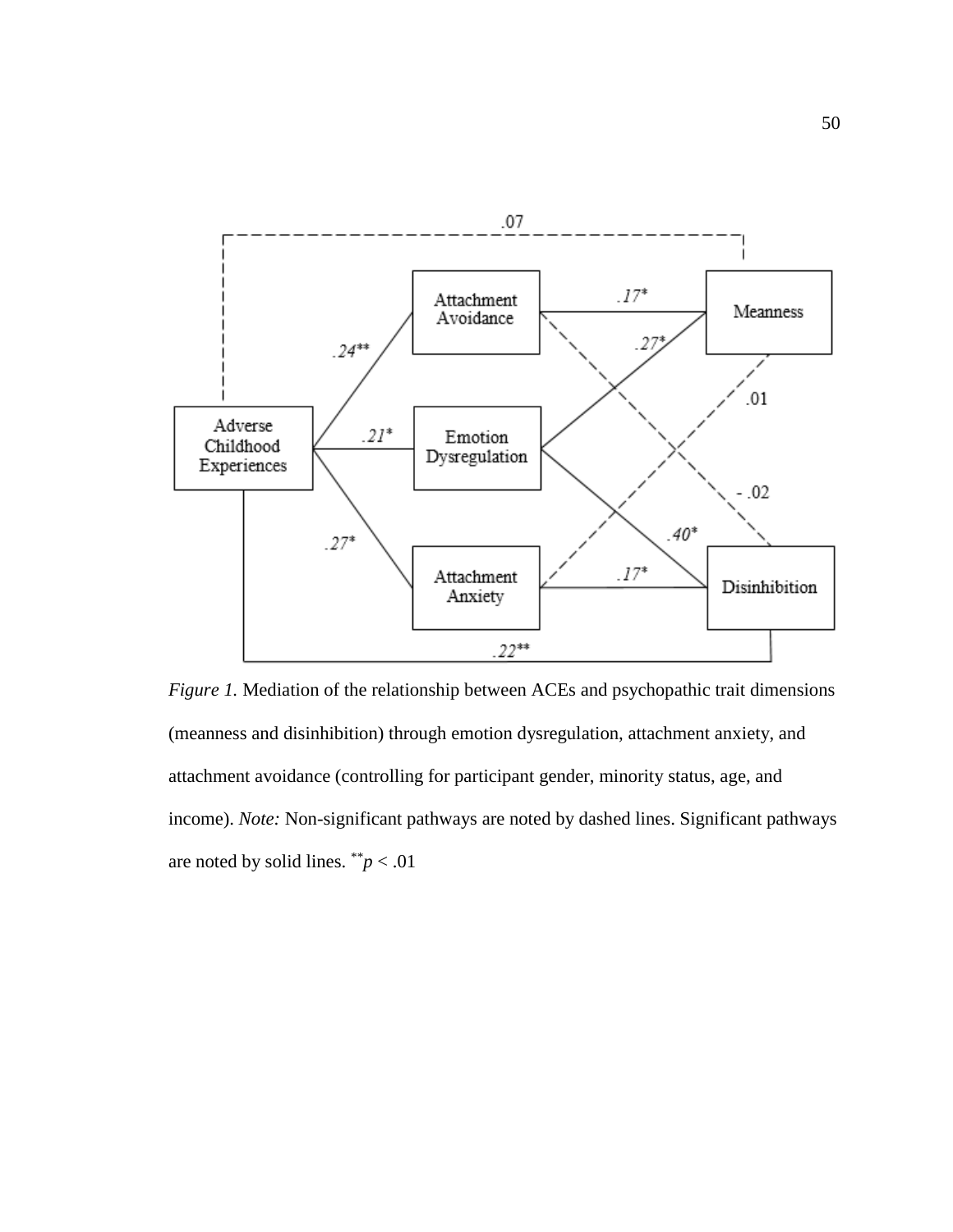*Figure 1.* Mediation of the relationship between ACEs and psychopathic trait dimensions (meanness and disinhibition) through emotion dysregulation, attachment anxiety, and attachment avoidance (controlling for participant gender, minority status, age, and income). *Note:* Non-significant pathways are noted by dashed lines. Significant pathways are noted by solid lines. $^{**}p < .01$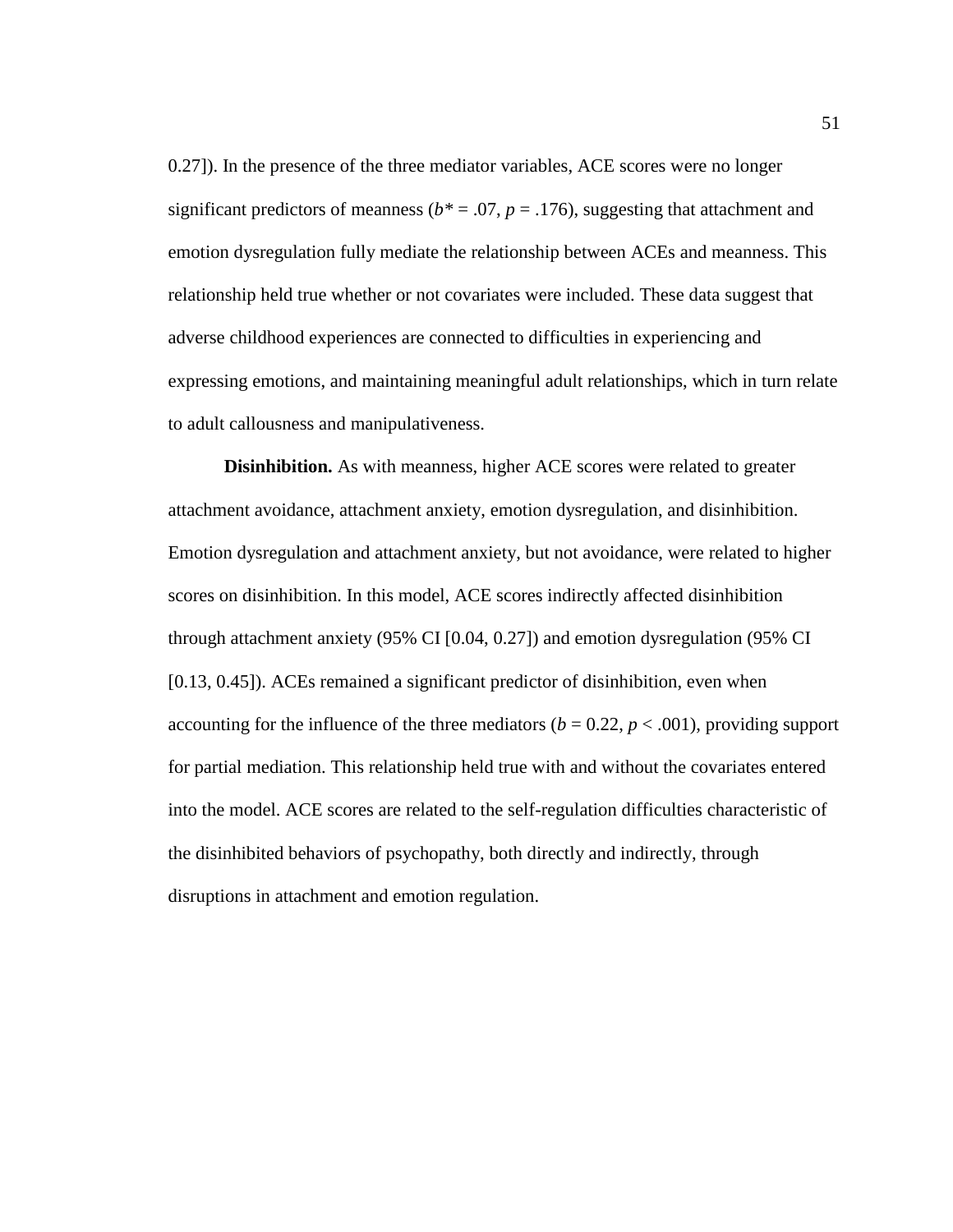0.27]). In the presence of the three mediator variables, ACE scores were no longer significant predictors of meanness ($b^* = .07$, $p = .176$), suggesting that attachment and emotion dysregulation fully mediate the relationship between ACEs and meanness. This relationship held true whether or not covariates were included. These data suggest that adverse childhood experiences are connected to difficulties in experiencing and expressing emotions, and maintaining meaningful adult relationships, which in turn relate to adult callousness and manipulativeness.

**Disinhibition.** As with meanness, higher ACE scores were related to greater attachment avoidance, attachment anxiety, emotion dysregulation, and disinhibition. Emotion dysregulation and attachment anxiety, but not avoidance, were related to higher scores on disinhibition. In this model, ACE scores indirectly affected disinhibition through attachment anxiety (95% CI [0.04, 0.27]) and emotion dysregulation (95% CI [0.13, 0.45]). ACEs remained a significant predictor of disinhibition, even when accounting for the influence of the three mediators ($b = 0.22$, $p < .001$), providing support for partial mediation. This relationship held true with and without the covariates entered into the model. ACE scores are related to the self-regulation difficulties characteristic of the disinhibited behaviors of psychopathy, both directly and indirectly, through disruptions in attachment and emotion regulation.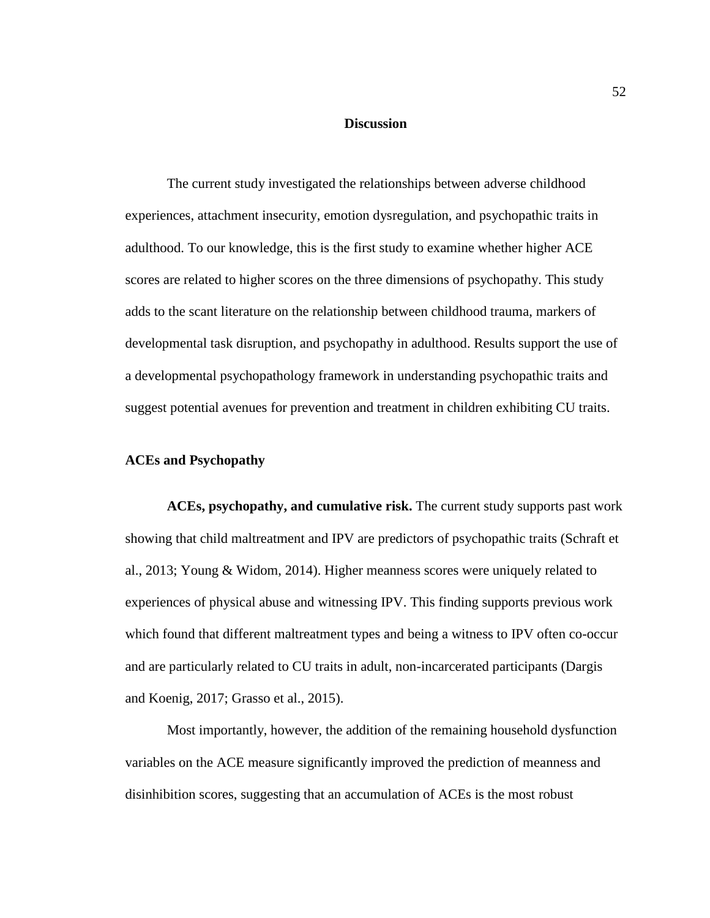# Discussion

The current study investigated the relationships between adverse childhood experiences, attachment insecurity, emotion dysregulation, and psychopathic traits in adulthood. To our knowledge, this is the first study to examine whether higher ACE scores are related to higher scores on the three dimensions of psychopathy. This study adds to the scant literature on the relationship between childhood trauma, markers of developmental task disruption, and psychopathy in adulthood. Results support the use of a developmental psychopathology framework in understanding psychopathic traits and suggest potential avenues for prevention and treatment in children exhibiting CU traits.

## ACEs and Psychopathy

**ACEs, psychopathy, and cumulative risk.** The current study supports past work showing that child maltreatment and IPV are predictors of psychopathic traits (Schraft et al., 2013; Young & Widom, 2014). Higher meanness scores were uniquely related to experiences of physical abuse and witnessing IPV. This finding supports previous work which found that different maltreatment types and being a witness to IPV often co-occur and are particularly related to CU traits in adult, non-incarcerated participants (Dargis and Koenig, 2017; Grasso et al., 2015).

Most importantly, however, the addition of the remaining household dysfunction variables on the ACE measure significantly improved the prediction of meanness and disinhibition scores, suggesting that an accumulation of ACEs is the most robust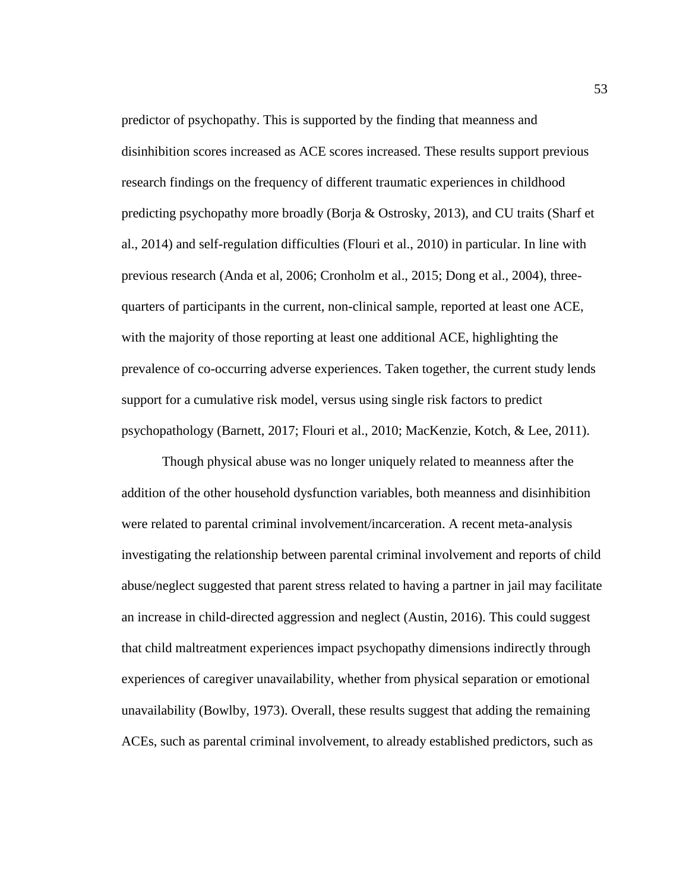predictor of psychopathy. This is supported by the finding that meanness and disinhibition scores increased as ACE scores increased. These results support previous research findings on the frequency of different traumatic experiences in childhood predicting psychopathy more broadly (Borja & Ostrosky, 2013), and CU traits (Sharf et al., 2014) and self-regulation difficulties (Flouri et al., 2010) in particular. In line with previous research (Anda et al, 2006; Cronholm et al., 2015; Dong et al., 2004), three-quarters of participants in the current, non-clinical sample, reported at least one ACE, with the majority of those reporting at least one additional ACE, highlighting the prevalence of co-occurring adverse experiences. Taken together, the current study lends support for a cumulative risk model, versus using single risk factors to predict psychopathology (Barnett, 2017; Flouri et al., 2010; MacKenzie, Kotch, & Lee, 2011).

Though physical abuse was no longer uniquely related to meanness after the addition of the other household dysfunction variables, both meanness and disinhibition were related to parental criminal involvement/incarceration. A recent meta-analysis investigating the relationship between parental criminal involvement and reports of child abuse/neglect suggested that parent stress related to having a partner in jail may facilitate an increase in child-directed aggression and neglect (Austin, 2016). This could suggest that child maltreatment experiences impact psychopathy dimensions indirectly through experiences of caregiver unavailability, whether from physical separation or emotional unavailability (Bowlby, 1973). Overall, these results suggest that adding the remaining ACEs, such as parental criminal involvement, to already established predictors, such as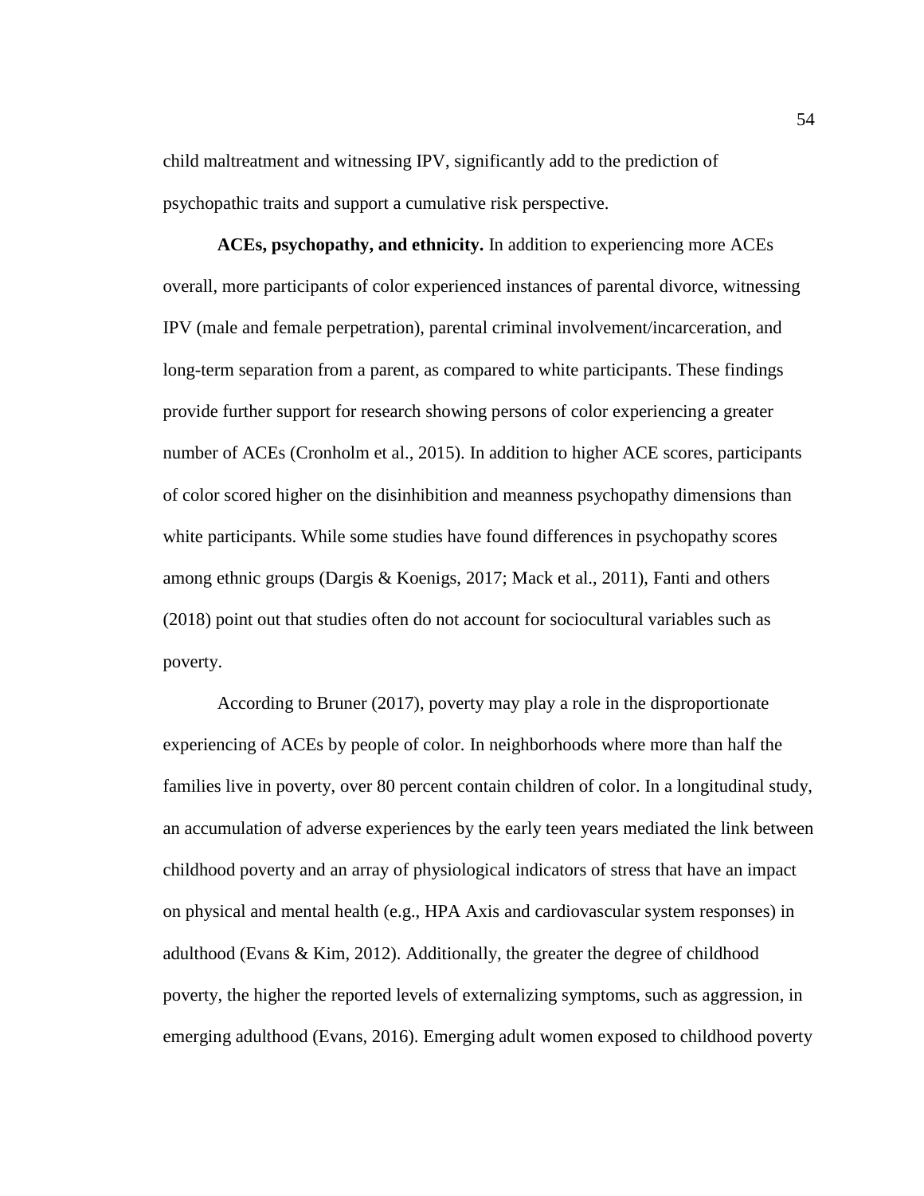child maltreatment and witnessing IPV, significantly add to the prediction of psychopathic traits and support a cumulative risk perspective.

**ACEs, psychopathy, and ethnicity.** In addition to experiencing more ACEs overall, more participants of color experienced instances of parental divorce, witnessing IPV (male and female perpetration), parental criminal involvement/incarceration, and long-term separation from a parent, as compared to white participants. These findings provide further support for research showing persons of color experiencing a greater number of ACEs (Cronholm et al., 2015). In addition to higher ACE scores, participants of color scored higher on the disinhibition and meanness psychopathy dimensions than white participants. While some studies have found differences in psychopathy scores among ethnic groups (Dargis & Koenigs, 2017; Mack et al., 2011), Fanti and others (2018) point out that studies often do not account for sociocultural variables such as poverty.

According to Bruner (2017), poverty may play a role in the disproportionate experiencing of ACEs by people of color. In neighborhoods where more than half the families live in poverty, over 80 percent contain children of color. In a longitudinal study, an accumulation of adverse experiences by the early teen years mediated the link between childhood poverty and an array of physiological indicators of stress that have an impact on physical and mental health (e.g., HPA Axis and cardiovascular system responses) in adulthood (Evans & Kim, 2012). Additionally, the greater the degree of childhood poverty, the higher the reported levels of externalizing symptoms, such as aggression, in emerging adulthood (Evans, 2016). Emerging adult women exposed to childhood poverty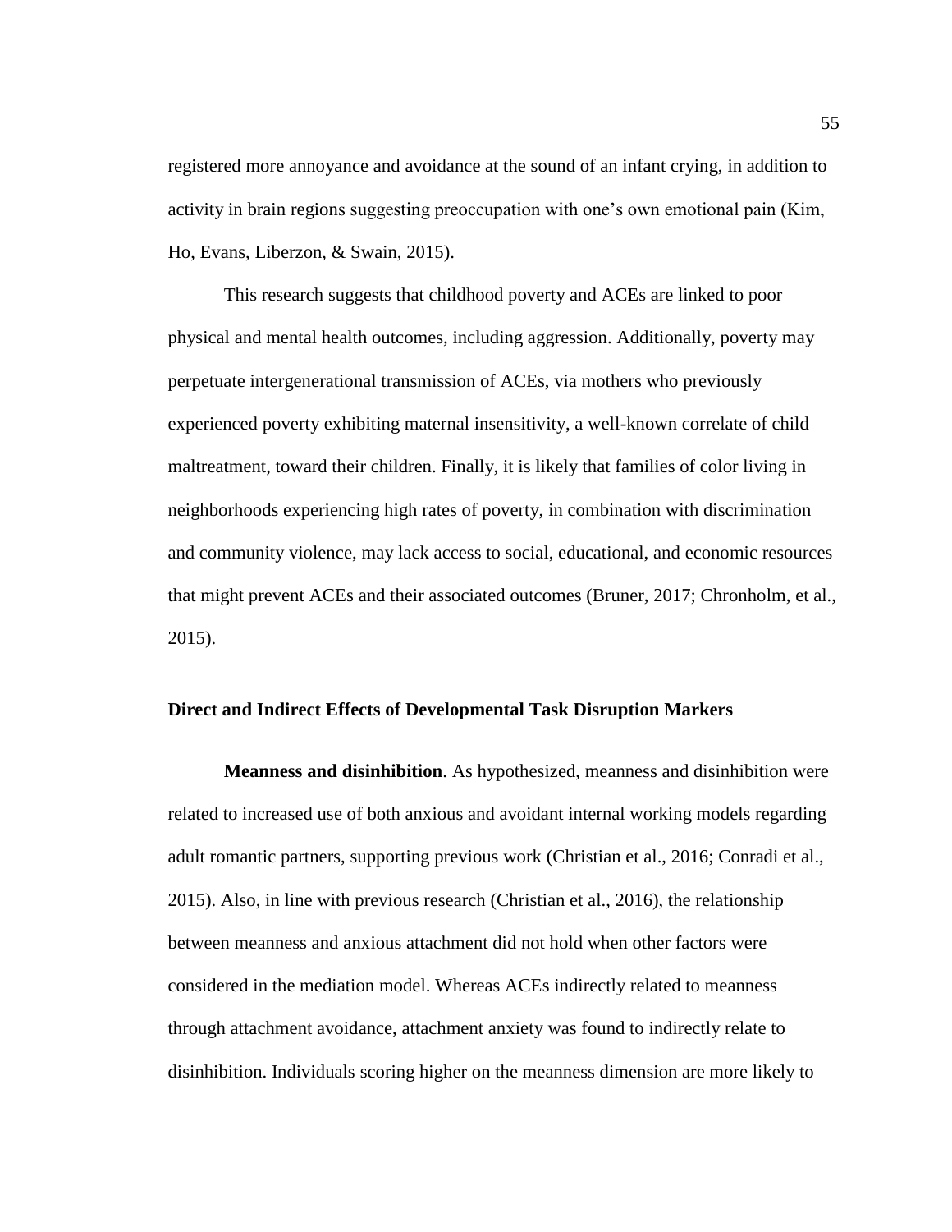registered more annoyance and avoidance at the sound of an infant crying, in addition to activity in brain regions suggesting preoccupation with one's own emotional pain (Kim, Ho, Evans, Liberzon, & Swain, 2015).

This research suggests that childhood poverty and ACEs are linked to poor physical and mental health outcomes, including aggression. Additionally, poverty may perpetuate intergenerational transmission of ACEs, via mothers who previously experienced poverty exhibiting maternal insensitivity, a well-known correlate of child maltreatment, toward their children. Finally, it is likely that families of color living in neighborhoods experiencing high rates of poverty, in combination with discrimination and community violence, may lack access to social, educational, and economic resources that might prevent ACEs and their associated outcomes (Bruner, 2017; Chronholm, et al., 2015).

### Direct and Indirect Effects of Developmental Task Disruption Markers

**Meanness and disinhibition**. As hypothesized, meanness and disinhibition were related to increased use of both anxious and avoidant internal working models regarding adult romantic partners, supporting previous work (Christian et al., 2016; Conradi et al., 2015). Also, in line with previous research (Christian et al., 2016), the relationship between meanness and anxious attachment did not hold when other factors were considered in the mediation model. Whereas ACEs indirectly related to meanness through attachment avoidance, attachment anxiety was found to indirectly relate to disinhibition. Individuals scoring higher on the meanness dimension are more likely to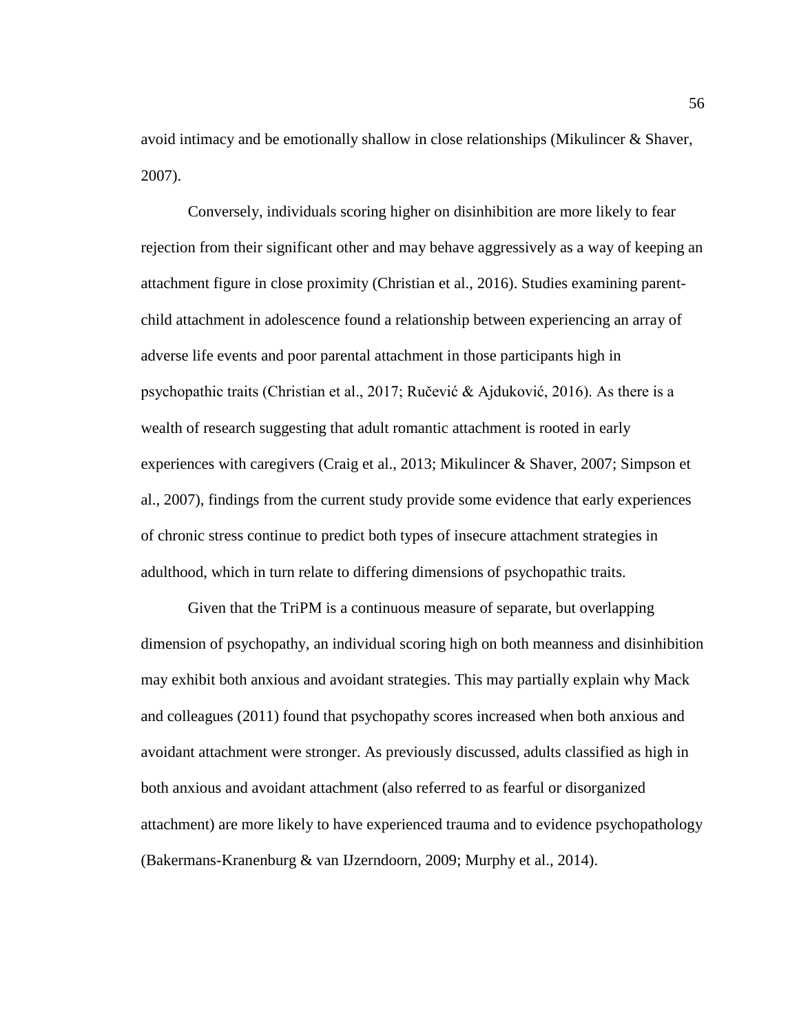avoid intimacy and be emotionally shallow in close relationships (Mikulincer & Shaver, 2007).

Conversely, individuals scoring higher on disinhibition are more likely to fear rejection from their significant other and may behave aggressively as a way of keeping an attachment figure in close proximity (Christian et al., 2016). Studies examining parent-child attachment in adolescence found a relationship between experiencing an array of adverse life events and poor parental attachment in those participants high in psychopathic traits (Christian et al., 2017; Ručević & Ajduković, 2016). As there is a wealth of research suggesting that adult romantic attachment is rooted in early experiences with caregivers (Craig et al., 2013; Mikulincer & Shaver, 2007; Simpson et al., 2007), findings from the current study provide some evidence that early experiences of chronic stress continue to predict both types of insecure attachment strategies in adulthood, which in turn relate to differing dimensions of psychopathic traits.

Given that the TriPM is a continuous measure of separate, but overlapping dimension of psychopathy, an individual scoring high on both meanness and disinhibition may exhibit both anxious and avoidant strategies. This may partially explain why Mack and colleagues (2011) found that psychopathy scores increased when both anxious and avoidant attachment were stronger. As previously discussed, adults classified as high in both anxious and avoidant attachment (also referred to as fearful or disorganized attachment) are more likely to have experienced trauma and to evidence psychopathology (Bakermans-Kranenburg & van IJzerndoorn, 2009; Murphy et al., 2014).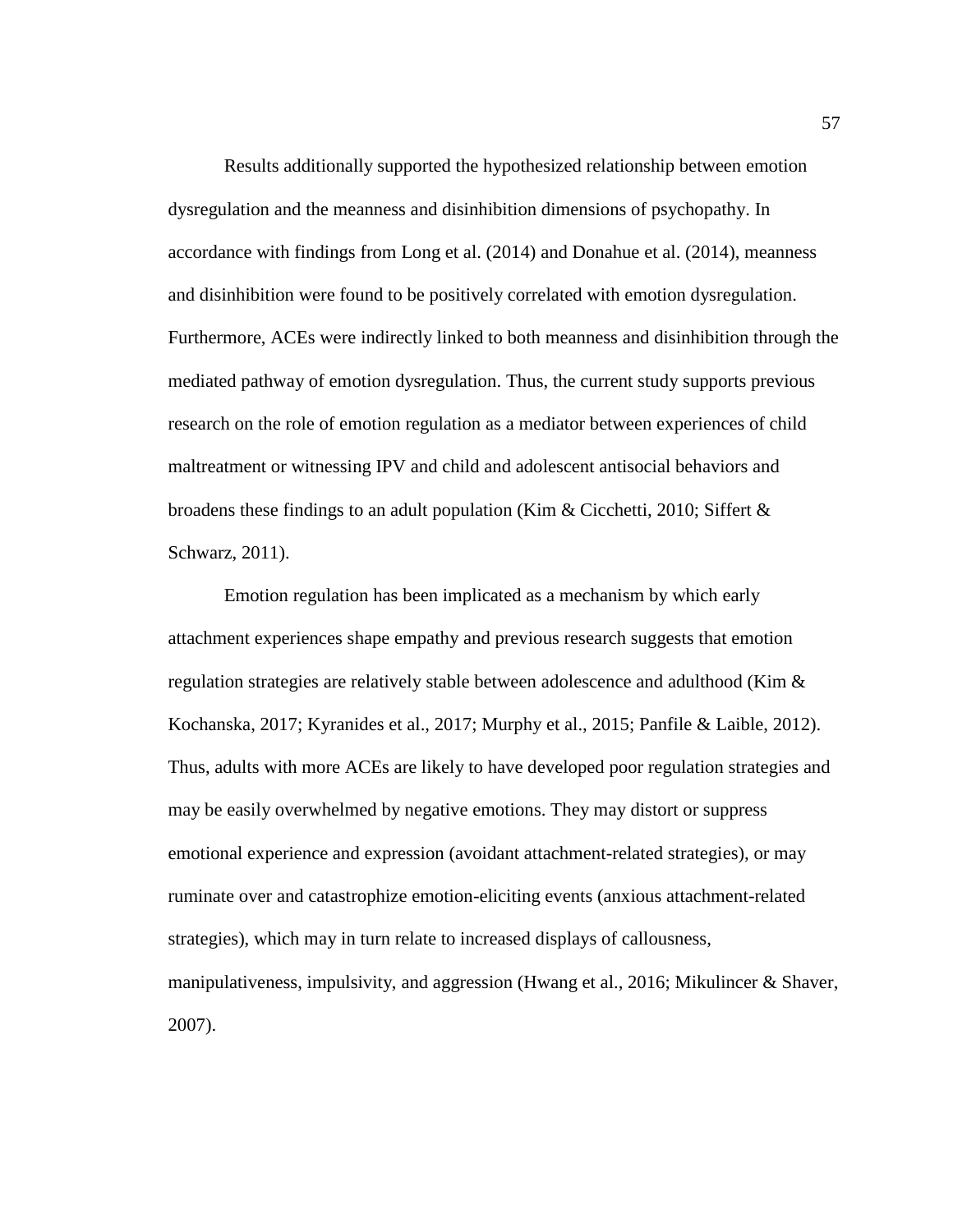Results additionally supported the hypothesized relationship between emotion dysregulation and the meanness and disinhibition dimensions of psychopathy. In accordance with findings from Long et al. (2014) and Donahue et al. (2014), meanness and disinhibition were found to be positively correlated with emotion dysregulation. Furthermore, ACEs were indirectly linked to both meanness and disinhibition through the mediated pathway of emotion dysregulation. Thus, the current study supports previous research on the role of emotion regulation as a mediator between experiences of child maltreatment or witnessing IPV and child and adolescent antisocial behaviors and broadens these findings to an adult population (Kim & Cicchetti, 2010; Siffert & Schwarz, 2011).

Emotion regulation has been implicated as a mechanism by which early attachment experiences shape empathy and previous research suggests that emotion regulation strategies are relatively stable between adolescence and adulthood (Kim & Kochanska, 2017; Kyranides et al., 2017; Murphy et al., 2015; Panfile & Laible, 2012). Thus, adults with more ACEs are likely to have developed poor regulation strategies and may be easily overwhelmed by negative emotions. They may distort or suppress emotional experience and expression (avoidant attachment-related strategies), or may ruminate over and catastrophize emotion-eliciting events (anxious attachment-related strategies), which may in turn relate to increased displays of callousness, manipulativeness, impulsivity, and aggression (Hwang et al., 2016; Mikulincer & Shaver, 2007).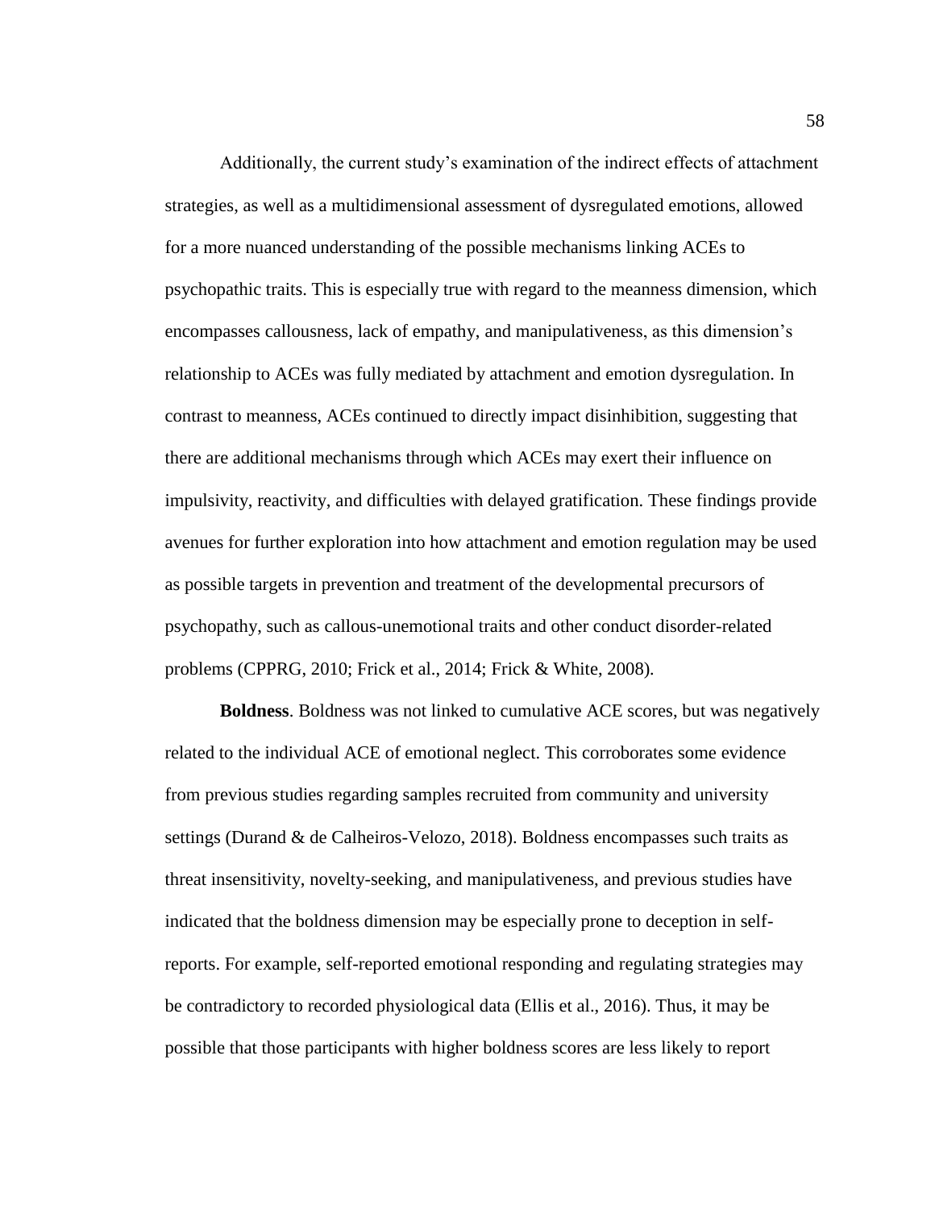Additionally, the current study's examination of the indirect effects of attachment strategies, as well as a multidimensional assessment of dysregulated emotions, allowed for a more nuanced understanding of the possible mechanisms linking ACEs to psychopathic traits. This is especially true with regard to the meanness dimension, which encompasses callousness, lack of empathy, and manipulativeness, as this dimension's relationship to ACEs was fully mediated by attachment and emotion dysregulation. In contrast to meanness, ACEs continued to directly impact disinhibition, suggesting that there are additional mechanisms through which ACEs may exert their influence on impulsivity, reactivity, and difficulties with delayed gratification. These findings provide avenues for further exploration into how attachment and emotion regulation may be used as possible targets in prevention and treatment of the developmental precursors of psychopathy, such as callous-unemotional traits and other conduct disorder-related problems (CPPRG, 2010; Frick et al., 2014; Frick & White, 2008).

**Boldness**. Boldness was not linked to cumulative ACE scores, but was negatively related to the individual ACE of emotional neglect. This corroborates some evidence from previous studies regarding samples recruited from community and university settings (Durand & de Calheiros-Velozo, 2018). Boldness encompasses such traits as threat insensitivity, novelty-seeking, and manipulativeness, and previous studies have indicated that the boldness dimension may be especially prone to deception in self-reports. For example, self-reported emotional responding and regulating strategies may be contradictory to recorded physiological data (Ellis et al., 2016). Thus, it may be possible that those participants with higher boldness scores are less likely to report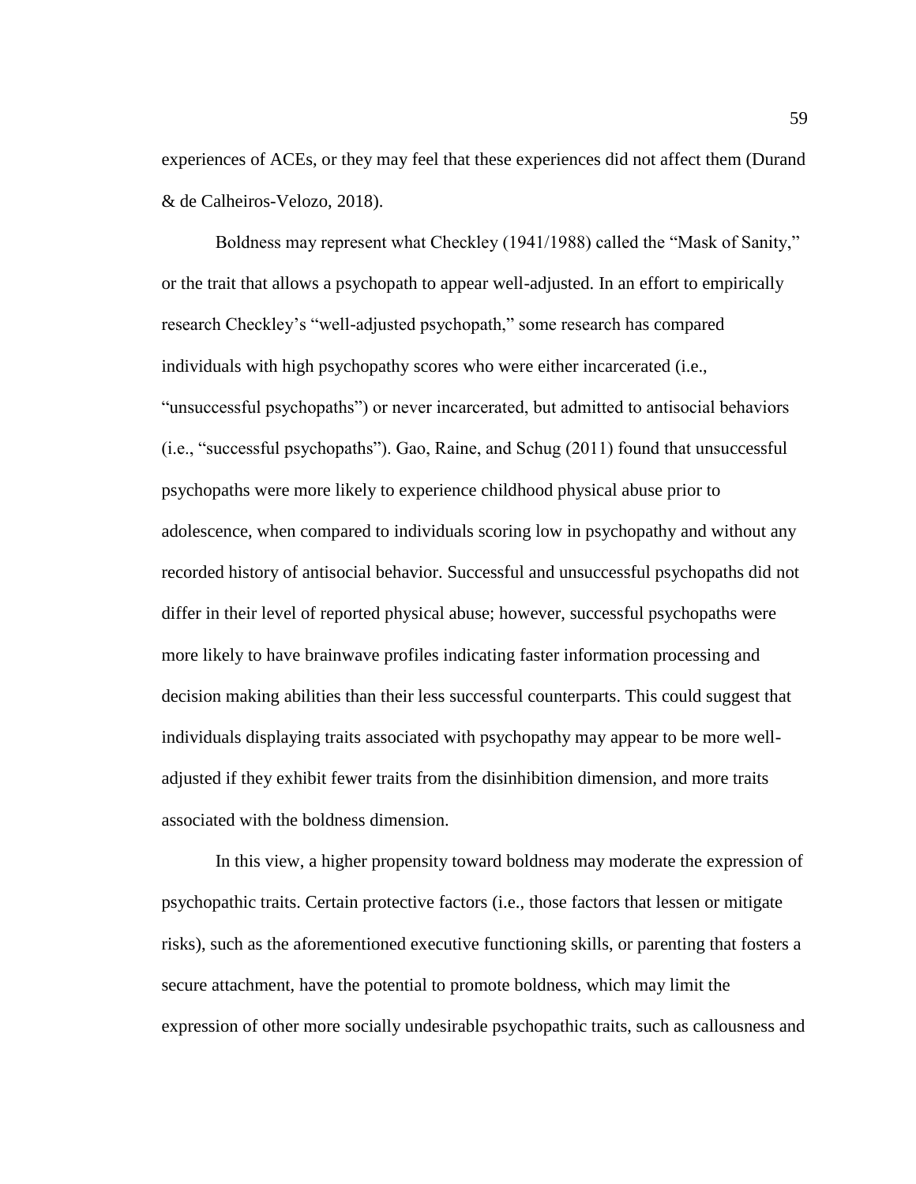experiences of ACEs, or they may feel that these experiences did not affect them (Durand & de Calheiros-Velozo, 2018).

Boldness may represent what Checkley (1941/1988) called the "Mask of Sanity," or the trait that allows a psychopath to appear well-adjusted. In an effort to empirically research Checkley's "well-adjusted psychopath," some research has compared individuals with high psychopathy scores who were either incarcerated (i.e., "unsuccessful psychopaths") or never incarcerated, but admitted to antisocial behaviors (i.e., "successful psychopaths"). Gao, Raine, and Schug (2011) found that unsuccessful psychopaths were more likely to experience childhood physical abuse prior to adolescence, when compared to individuals scoring low in psychopathy and without any recorded history of antisocial behavior. Successful and unsuccessful psychopaths did not differ in their level of reported physical abuse; however, successful psychopaths were more likely to have brainwave profiles indicating faster information processing and decision making abilities than their less successful counterparts. This could suggest that individuals displaying traits associated with psychopathy may appear to be more well-adjusted if they exhibit fewer traits from the disinhibition dimension, and more traits associated with the boldness dimension.

In this view, a higher propensity toward boldness may moderate the expression of psychopathic traits. Certain protective factors (i.e., those factors that lessen or mitigate risks), such as the aforementioned executive functioning skills, or parenting that fosters a secure attachment, have the potential to promote boldness, which may limit the expression of other more socially undesirable psychopathic traits, such as callousness and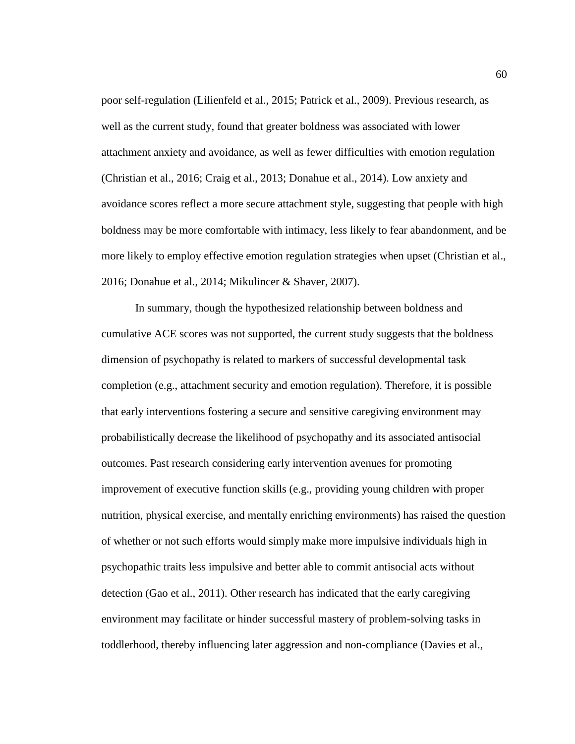poor self-regulation (Lilienfeld et al., 2015; Patrick et al., 2009). Previous research, as well as the current study, found that greater boldness was associated with lower attachment anxiety and avoidance, as well as fewer difficulties with emotion regulation (Christian et al., 2016; Craig et al., 2013; Donahue et al., 2014). Low anxiety and avoidance scores reflect a more secure attachment style, suggesting that people with high boldness may be more comfortable with intimacy, less likely to fear abandonment, and be more likely to employ effective emotion regulation strategies when upset (Christian et al., 2016; Donahue et al., 2014; Mikulincer & Shaver, 2007).

In summary, though the hypothesized relationship between boldness and cumulative ACE scores was not supported, the current study suggests that the boldness dimension of psychopathy is related to markers of successful developmental task completion (e.g., attachment security and emotion regulation). Therefore, it is possible that early interventions fostering a secure and sensitive caregiving environment may probabilistically decrease the likelihood of psychopathy and its associated antisocial outcomes. Past research considering early intervention avenues for promoting improvement of executive function skills (e.g., providing young children with proper nutrition, physical exercise, and mentally enriching environments) has raised the question of whether or not such efforts would simply make more impulsive individuals high in psychopathic traits less impulsive and better able to commit antisocial acts without detection (Gao et al., 2011). Other research has indicated that the early caregiving environment may facilitate or hinder successful mastery of problem-solving tasks in toddlerhood, thereby influencing later aggression and non-compliance (Davies et al.,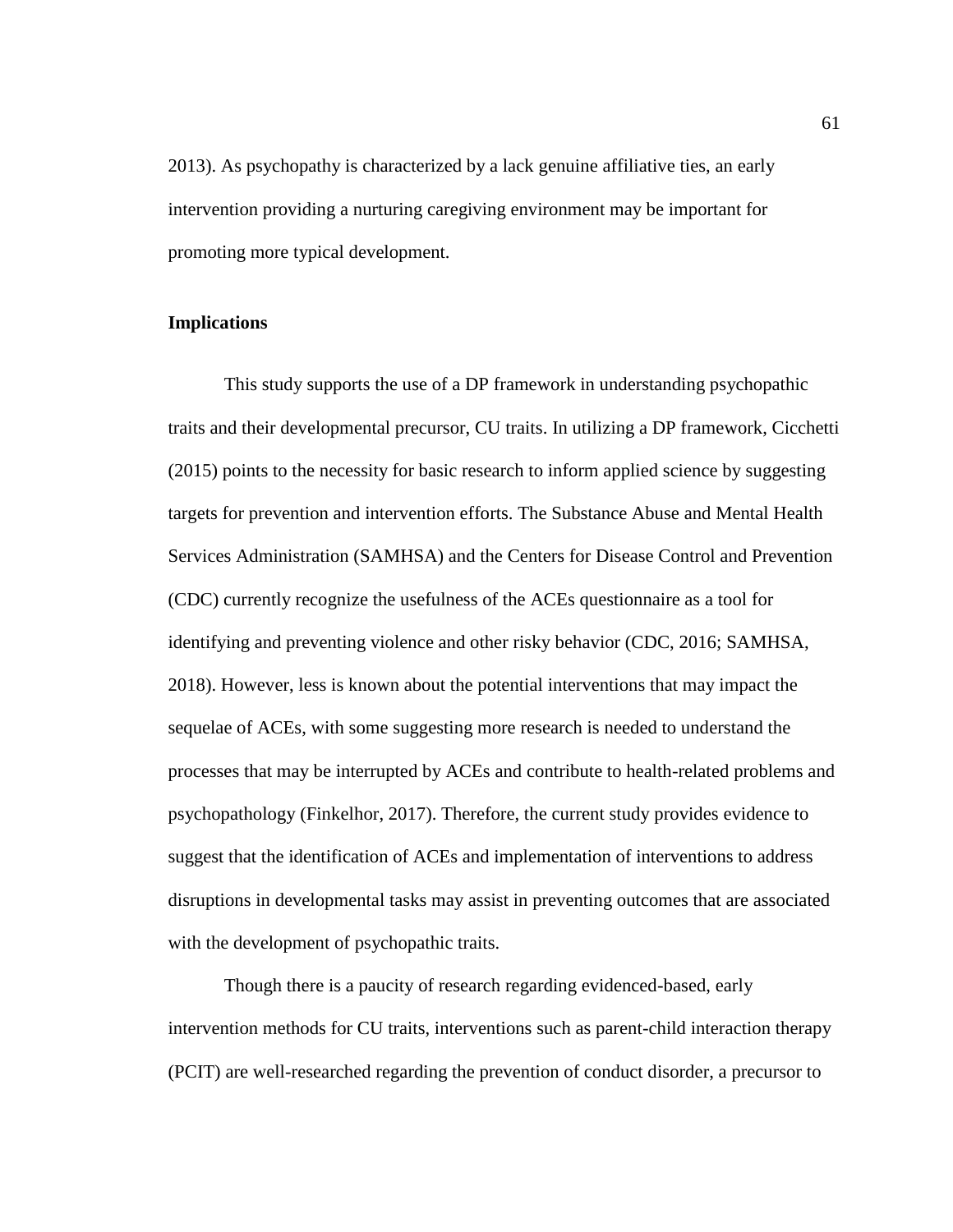2013). As psychopathy is characterized by a lack genuine affiliative ties, an early intervention providing a nurturing caregiving environment may be important for promoting more typical development.

### Implications

This study supports the use of a DP framework in understanding psychopathic traits and their developmental precursor, CU traits. In utilizing a DP framework, Cicchetti (2015) points to the necessity for basic research to inform applied science by suggesting targets for prevention and intervention efforts. The Substance Abuse and Mental Health Services Administration (SAMHSA) and the Centers for Disease Control and Prevention (CDC) currently recognize the usefulness of the ACEs questionnaire as a tool for identifying and preventing violence and other risky behavior (CDC, 2016; SAMHSA, 2018). However, less is known about the potential interventions that may impact the sequelae of ACEs, with some suggesting more research is needed to understand the processes that may be interrupted by ACEs and contribute to health-related problems and psychopathology (Finkelhor, 2017). Therefore, the current study provides evidence to suggest that the identification of ACEs and implementation of interventions to address disruptions in developmental tasks may assist in preventing outcomes that are associated with the development of psychopathic traits.

Though there is a paucity of research regarding evidenced-based, early intervention methods for CU traits, interventions such as parent-child interaction therapy (PCIT) are well-researched regarding the prevention of conduct disorder, a precursor to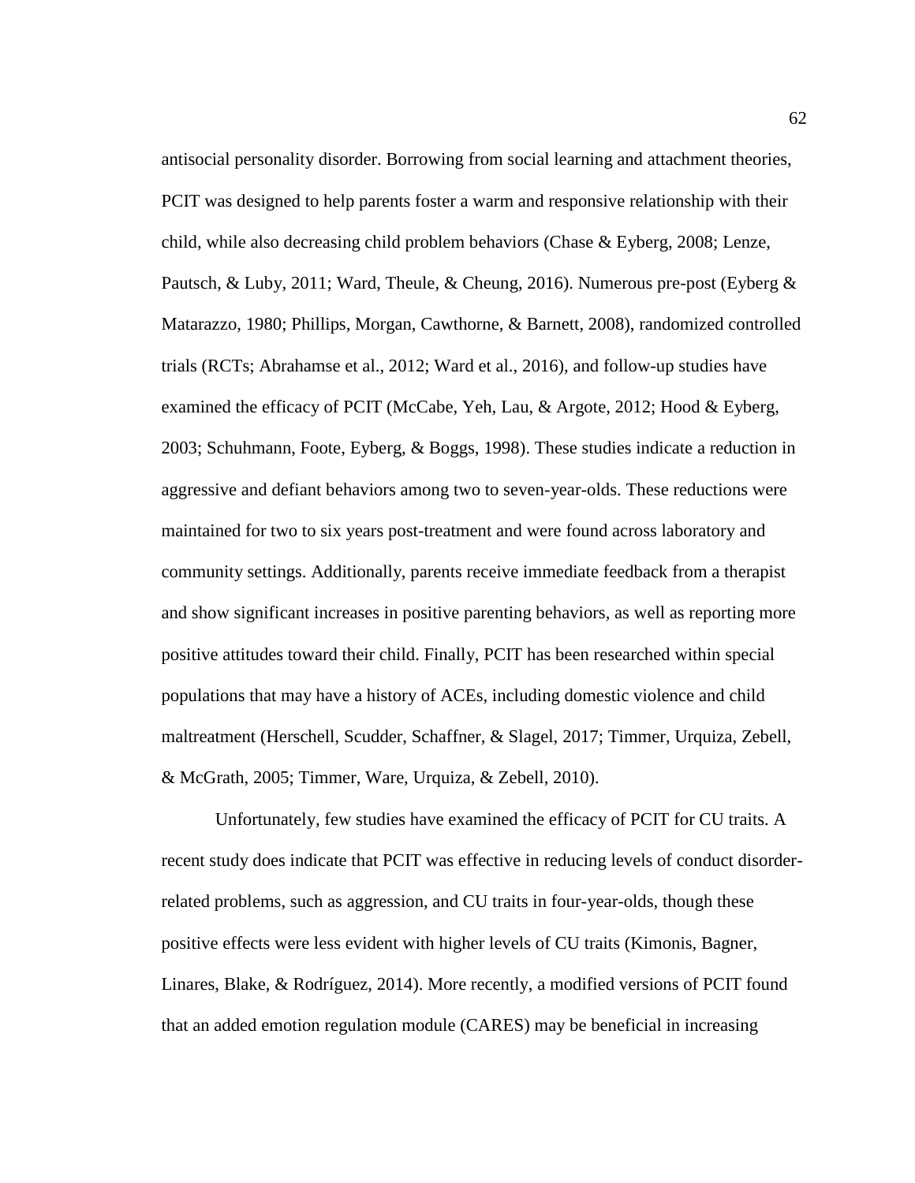antisocial personality disorder. Borrowing from social learning and attachment theories, PCIT was designed to help parents foster a warm and responsive relationship with their child, while also decreasing child problem behaviors (Chase & Eyberg, 2008; Lenze, Pautsch, & Luby, 2011; Ward, Theule, & Cheung, 2016). Numerous pre-post (Eyberg & Matarazzo, 1980; Phillips, Morgan, Cawthorne, & Barnett, 2008), randomized controlled trials (RCTs; Abrahamse et al., 2012; Ward et al., 2016), and follow-up studies have examined the efficacy of PCIT (McCabe, Yeh, Lau, & Argote, 2012; Hood & Eyberg, 2003; Schuhmann, Foote, Eyberg, & Boggs, 1998). These studies indicate a reduction in aggressive and defiant behaviors among two to seven-year-olds. These reductions were maintained for two to six years post-treatment and were found across laboratory and community settings. Additionally, parents receive immediate feedback from a therapist and show significant increases in positive parenting behaviors, as well as reporting more positive attitudes toward their child. Finally, PCIT has been researched within special populations that may have a history of ACEs, including domestic violence and child maltreatment (Herschell, Scudder, Schaffner, & Slagel, 2017; Timmer, Urquiza, Zebell, & McGrath, 2005; Timmer, Ware, Urquiza, & Zebell, 2010).

Unfortunately, few studies have examined the efficacy of PCIT for CU traits. A recent study does indicate that PCIT was effective in reducing levels of conduct disorder-related problems, such as aggression, and CU traits in four-year-olds, though these positive effects were less evident with higher levels of CU traits (Kimonis, Bagner, Linares, Blake, & Rodríguez, 2014). More recently, a modified versions of PCIT found that an added emotion regulation module (CARES) may be beneficial in increasing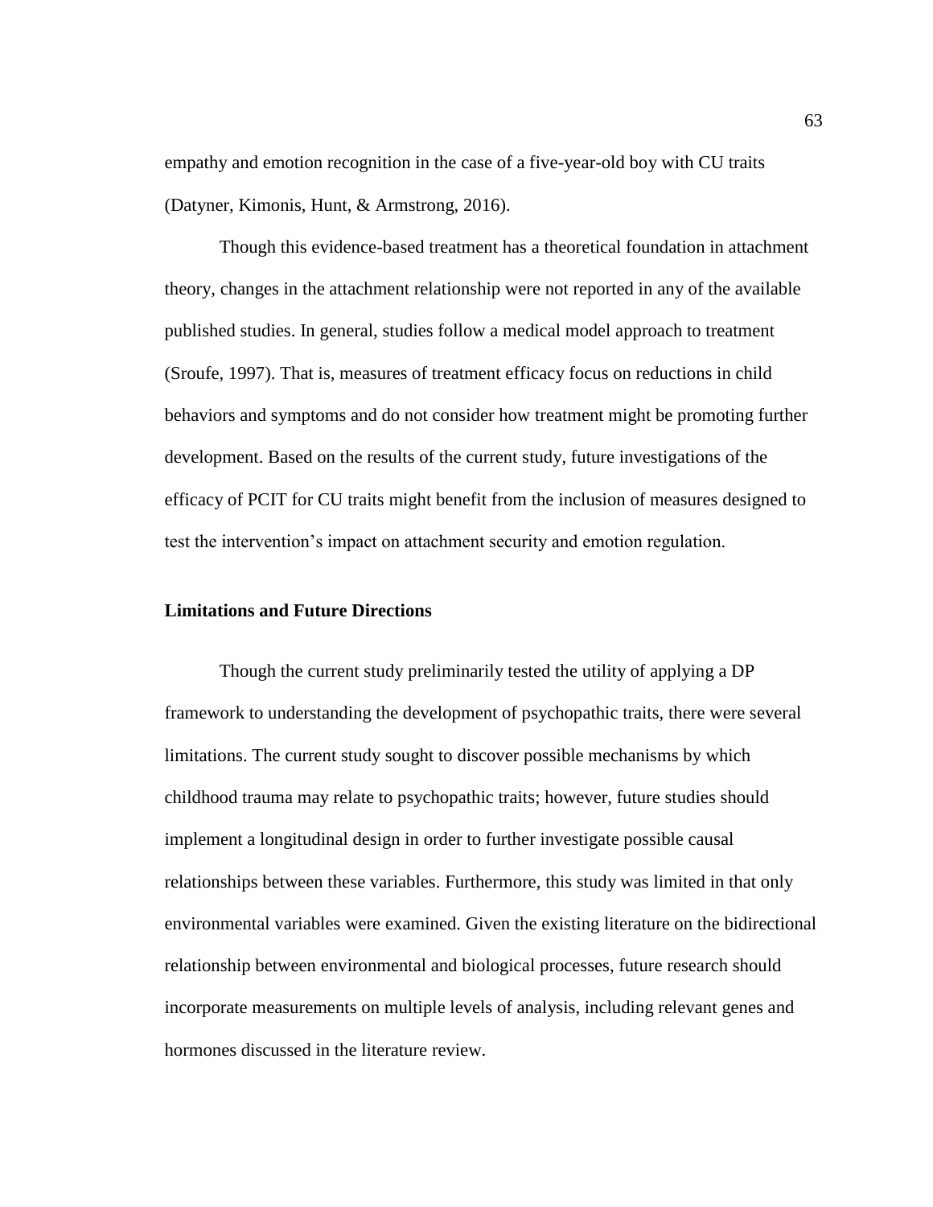empathy and emotion recognition in the case of a five-year-old boy with CU traits (Datyner, Kimonis, Hunt, & Armstrong, 2016).

Though this evidence-based treatment has a theoretical foundation in attachment theory, changes in the attachment relationship were not reported in any of the available published studies. In general, studies follow a medical model approach to treatment (Sroufe, 1997). That is, measures of treatment efficacy focus on reductions in child behaviors and symptoms and do not consider how treatment might be promoting further development. Based on the results of the current study, future investigations of the efficacy of PCIT for CU traits might benefit from the inclusion of measures designed to test the intervention's impact on attachment security and emotion regulation.

### Limitations and Future Directions

Though the current study preliminarily tested the utility of applying a DP framework to understanding the development of psychopathic traits, there were several limitations. The current study sought to discover possible mechanisms by which childhood trauma may relate to psychopathic traits; however, future studies should implement a longitudinal design in order to further investigate possible causal relationships between these variables. Furthermore, this study was limited in that only environmental variables were examined. Given the existing literature on the bidirectional relationship between environmental and biological processes, future research should incorporate measurements on multiple levels of analysis, including relevant genes and hormones discussed in the literature review.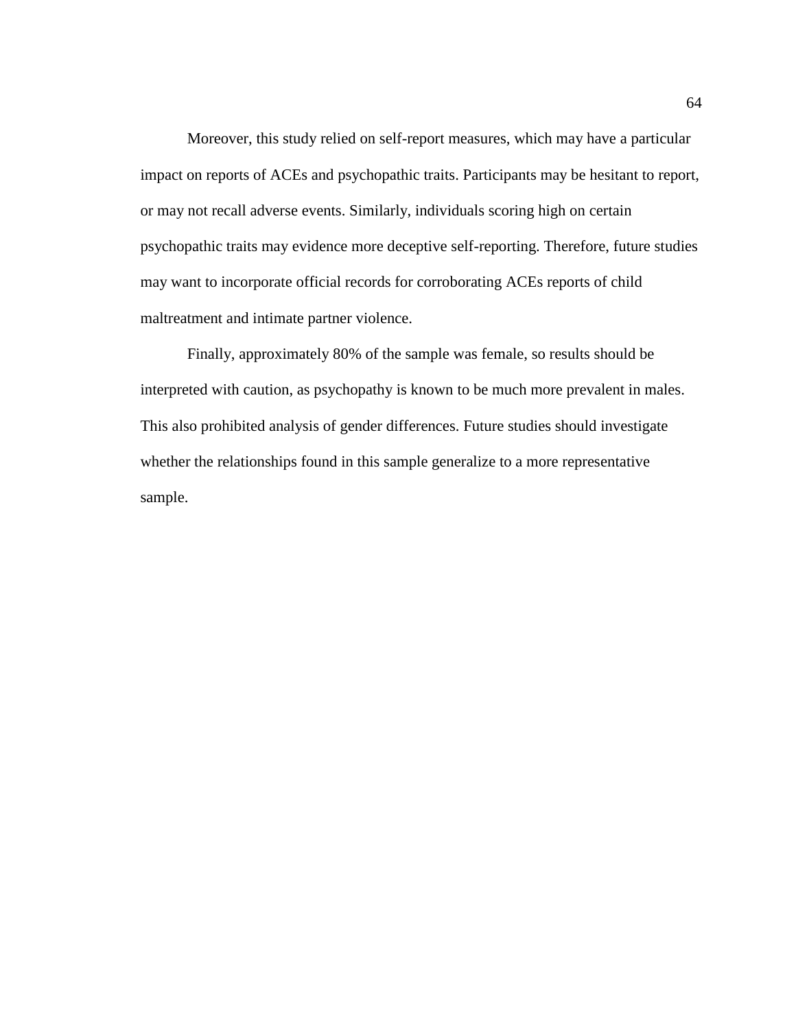Moreover, this study relied on self-report measures, which may have a particular impact on reports of ACEs and psychopathic traits. Participants may be hesitant to report, or may not recall adverse events. Similarly, individuals scoring high on certain psychopathic traits may evidence more deceptive self-reporting. Therefore, future studies may want to incorporate official records for corroborating ACEs reports of child maltreatment and intimate partner violence.

Finally, approximately 80% of the sample was female, so results should be interpreted with caution, as psychopathy is known to be much more prevalent in males. This also prohibited analysis of gender differences. Future studies should investigate whether the relationships found in this sample generalize to a more representative sample.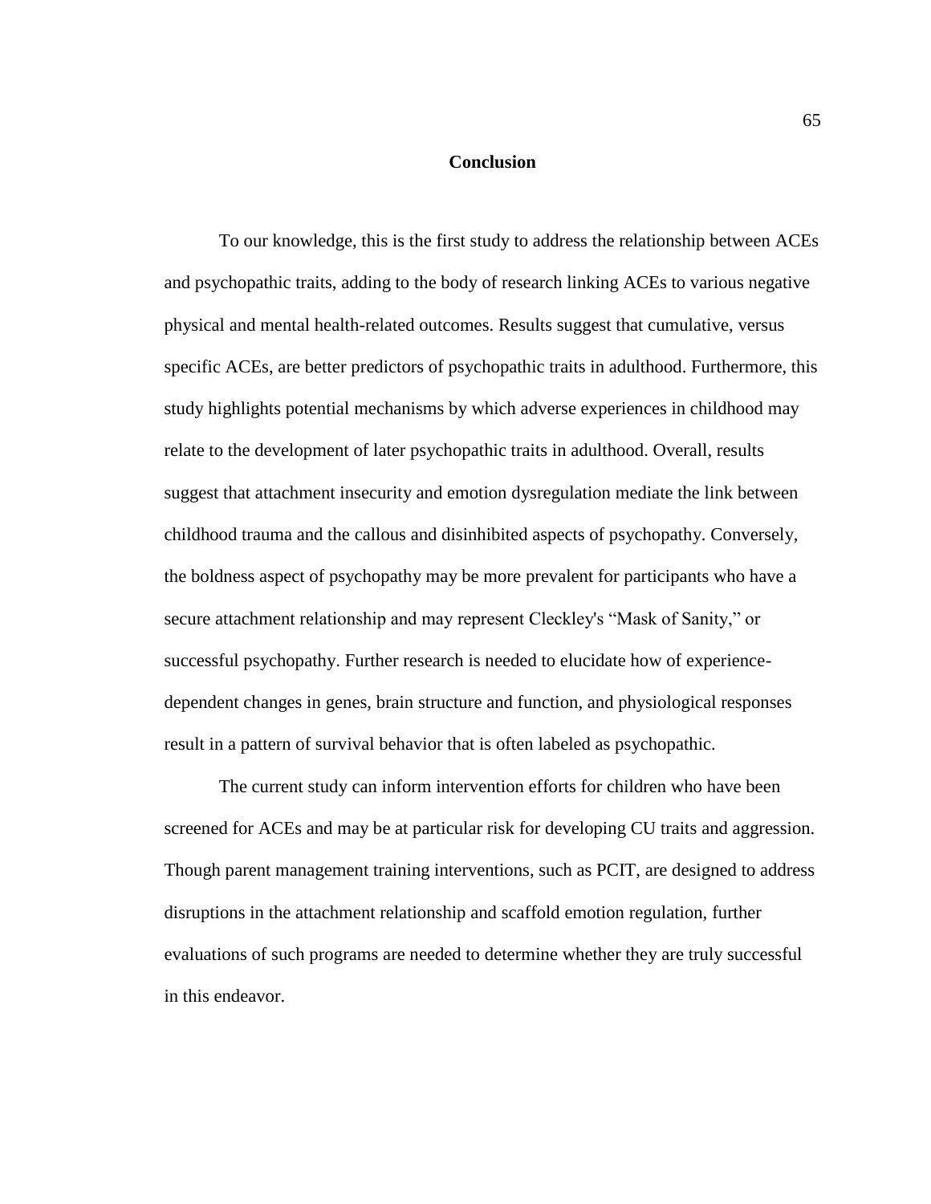# Conclusion

To our knowledge, this is the first study to address the relationship between ACEs and psychopathic traits, adding to the body of research linking ACEs to various negative physical and mental health-related outcomes. Results suggest that cumulative, versus specific ACEs, are better predictors of psychopathic traits in adulthood. Furthermore, this study highlights potential mechanisms by which adverse experiences in childhood may relate to the development of later psychopathic traits in adulthood. Overall, results suggest that attachment insecurity and emotion dysregulation mediate the link between childhood trauma and the callous and disinhibited aspects of psychopathy. Conversely, the boldness aspect of psychopathy may be more prevalent for participants who have a secure attachment relationship and may represent Cleckley's "Mask of Sanity," or successful psychopathy. Further research is needed to elucidate how of experience-dependent changes in genes, brain structure and function, and physiological responses result in a pattern of survival behavior that is often labeled as psychopathic.

The current study can inform intervention efforts for children who have been screened for ACEs and may be at particular risk for developing CU traits and aggression. Though parent management training interventions, such as PCIT, are designed to address disruptions in the attachment relationship and scaffold emotion regulation, further evaluations of such programs are needed to determine whether they are truly successful in this endeavor.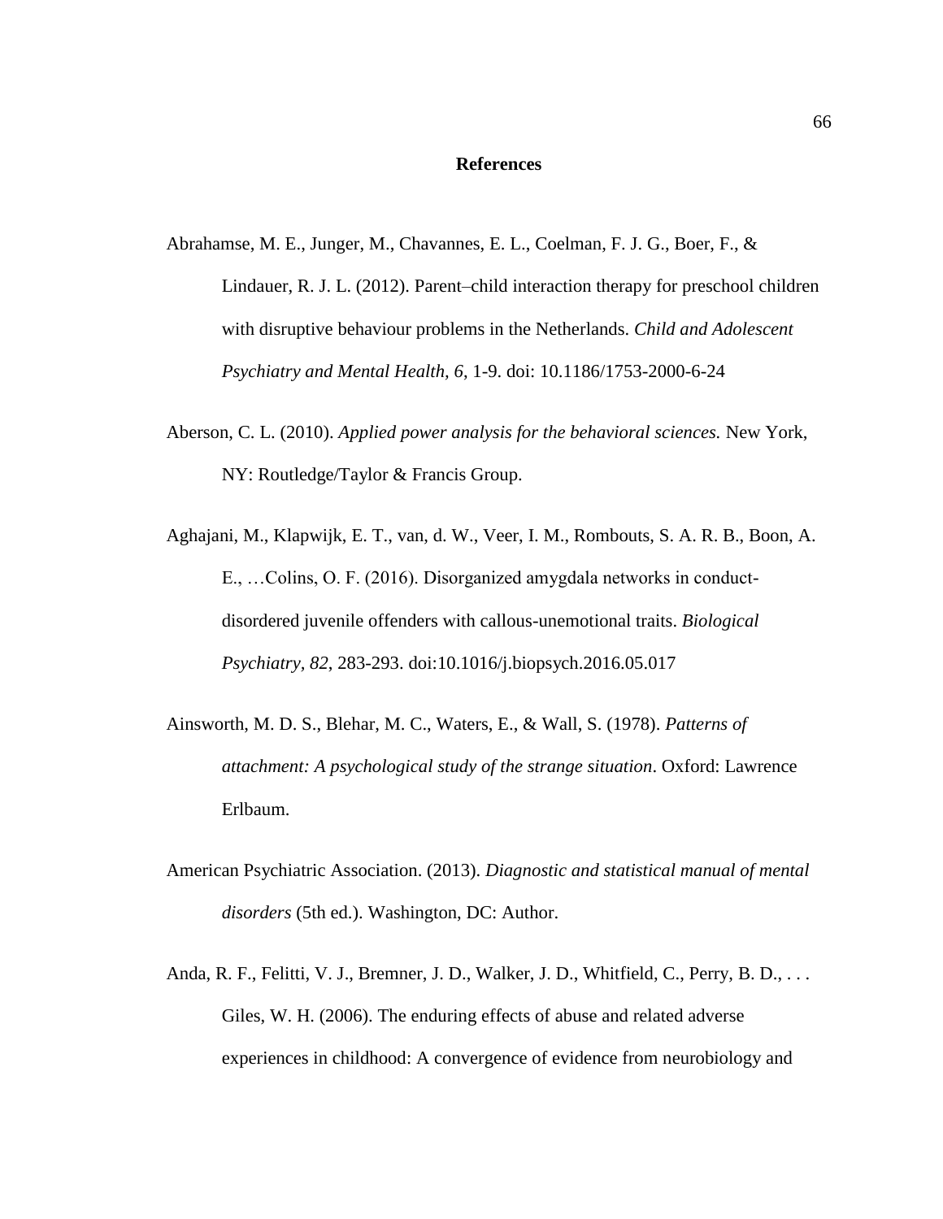# References

Abrahamse, M. E., Junger, M., Chavannes, E. L., Coelman, F. J. G., Boer, F., & Lindauer, R. J. L. (2012). Parent–child interaction therapy for preschool children with disruptive behaviour problems in the Netherlands. *Child and Adolescent Psychiatry and Mental Health, 6*, 1-9. doi: 10.1186/1753-2000-6-24

Aberson, C. L. (2010). *Applied power analysis for the behavioral sciences.* New York, NY: Routledge/Taylor & Francis Group.

Aghajani, M., Klapwijk, E. T., van, d. W., Veer, I. M., Rombouts, S. A. R. B., Boon, A. E., …Colins, O. F. (2016). Disorganized amygdala networks in conduct-disordered juvenile offenders with callous-unemotional traits. *Biological Psychiatry, 82*, 283-293. doi:10.1016/j.biopsych.2016.05.017

Ainsworth, M. D. S., Blehar, M. C., Waters, E., & Wall, S. (1978). *Patterns of attachment: A psychological study of the strange situation*. Oxford: Lawrence Erlbaum.

American Psychiatric Association. (2013). *Diagnostic and statistical manual of mental disorders* (5th ed.). Washington, DC: Author.

Anda, R. F., Felitti, V. J., Bremner, J. D., Walker, J. D., Whitfield, C., Perry, B. D., . . . Giles, W. H. (2006). The enduring effects of abuse and related adverse experiences in childhood: A convergence of evidence from neurobiology and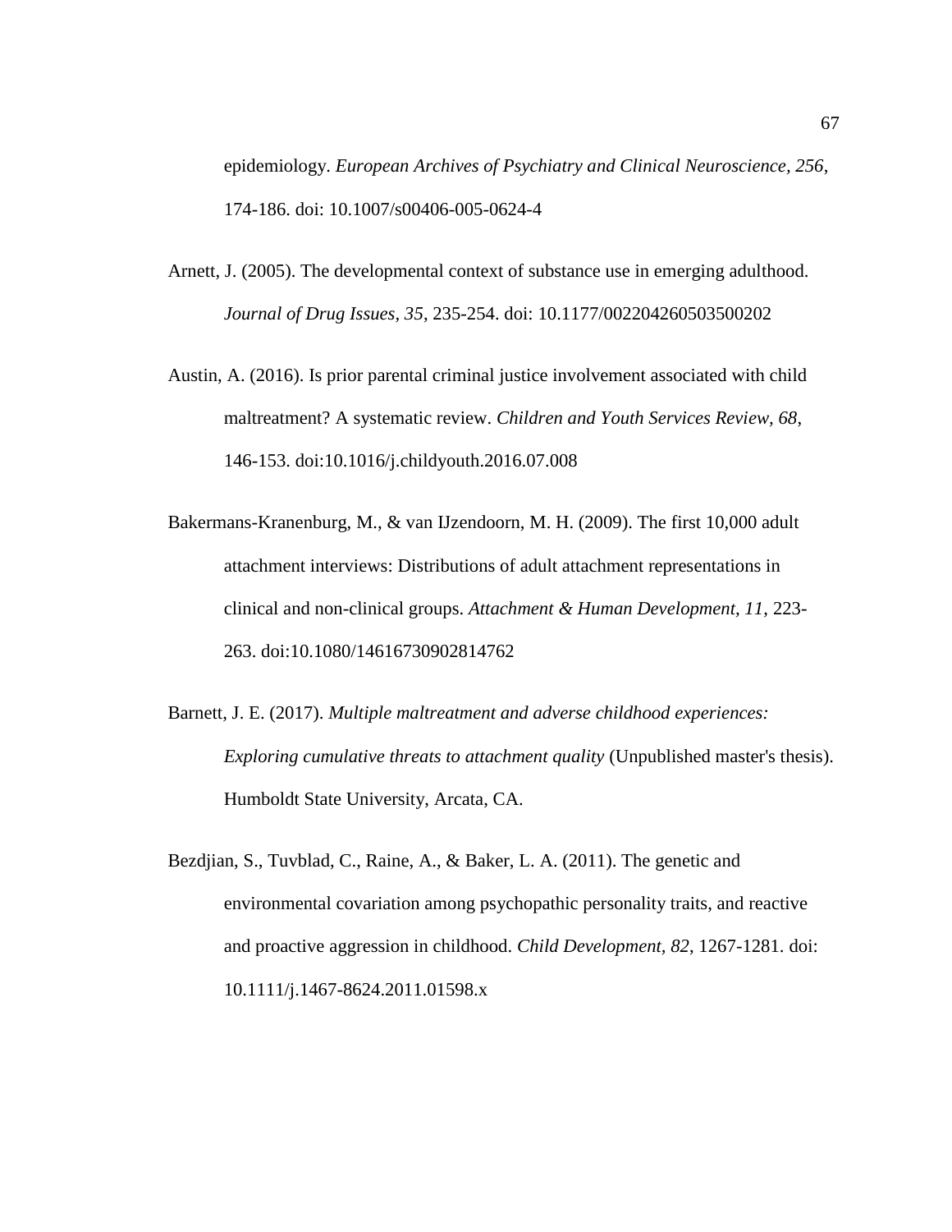epidemiology. *European Archives of Psychiatry and Clinical Neuroscience, 256*, 174-186. doi: 10.1007/s00406-005-0624-4

Arnett, J. (2005). The developmental context of substance use in emerging adulthood. *Journal of Drug Issues, 35*, 235-254. doi: 10.1177/002204260503500202

Austin, A. (2016). Is prior parental criminal justice involvement associated with child maltreatment? A systematic review. *Children and Youth Services Review, 68*, 146-153. doi:10.1016/j.childyouth.2016.07.008

Bakermans-Kranenburg, M., & van IJzendoorn, M. H. (2009). The first 10,000 adult attachment interviews: Distributions of adult attachment representations in clinical and non-clinical groups. *Attachment & Human Development, 11*, 223-263. doi:10.1080/14616730902814762

Barnett, J. E. (2017). *Multiple maltreatment and adverse childhood experiences: Exploring cumulative threats to attachment quality* (Unpublished master's thesis). Humboldt State University, Arcata, CA.

Bezdjian, S., Tuvblad, C., Raine, A., & Baker, L. A. (2011). The genetic and environmental covariation among psychopathic personality traits, and reactive and proactive aggression in childhood. *Child Development, 82*, 1267-1281. doi: 10.1111/j.1467-8624.2011.01598.x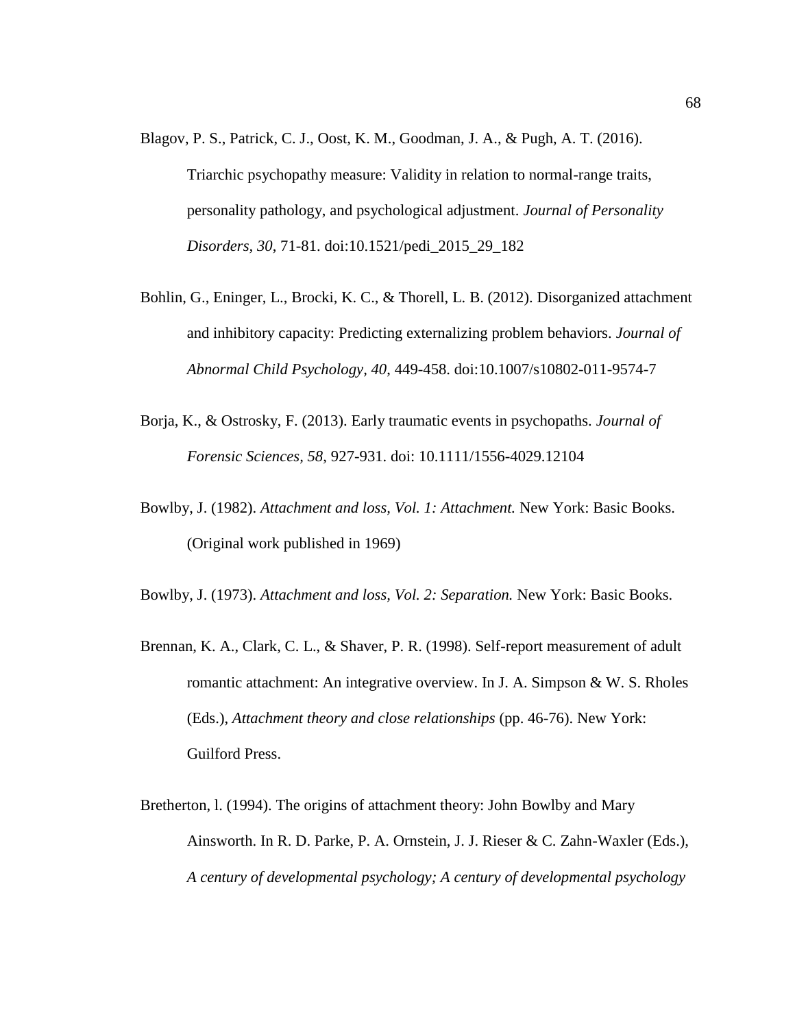Blagov, P. S., Patrick, C. J., Oost, K. M., Goodman, J. A., & Pugh, A. T. (2016). Triarchic psychopathy measure: Validity in relation to normal-range traits, personality pathology, and psychological adjustment. *Journal of Personality Disorders, 30*, 71-81. doi:10.1521/pedi_2015_29_182

Bohlin, G., Eninger, L., Brocki, K. C., & Thorell, L. B. (2012). Disorganized attachment and inhibitory capacity: Predicting externalizing problem behaviors. *Journal of Abnormal Child Psychology, 40*, 449-458. doi:10.1007/s10802-011-9574-7

Borja, K., & Ostrosky, F. (2013). Early traumatic events in psychopaths. *Journal of Forensic Sciences, 58*, 927-931. doi: 10.1111/1556-4029.12104

Bowlby, J. (1982). *Attachment and loss, Vol. 1: Attachment.* New York: Basic Books. (Original work published in 1969)

Bowlby, J. (1973). *Attachment and loss, Vol. 2: Separation.* New York: Basic Books.

Brennan, K. A., Clark, C. L., & Shaver, P. R. (1998). Self-report measurement of adult romantic attachment: An integrative overview. In J. A. Simpson & W. S. Rholes (Eds.), *Attachment theory and close relationships* (pp. 46-76). New York: Guilford Press.

Bretherton, l. (1994). The origins of attachment theory: John Bowlby and Mary Ainsworth. In R. D. Parke, P. A. Ornstein, J. J. Rieser & C. Zahn-Waxler (Eds.), *A century of developmental psychology; A century of developmental psychology*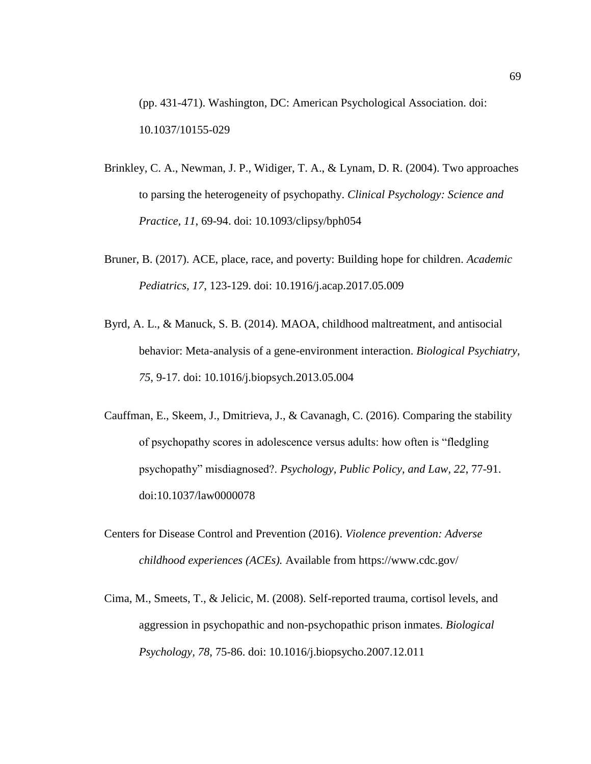(pp. 431-471). Washington, DC: American Psychological Association. doi: 10.1037/10155-029

Brinkley, C. A., Newman, J. P., Widiger, T. A., & Lynam, D. R. (2004). Two approaches to parsing the heterogeneity of psychopathy. *Clinical Psychology: Science and Practice, 11*, 69-94. doi: 10.1093/clipsy/bph054

Bruner, B. (2017). ACE, place, race, and poverty: Building hope for children. *Academic Pediatrics, 17*, 123-129. doi: 10.1916/j.acap.2017.05.009

Byrd, A. L., & Manuck, S. B. (2014). MAOA, childhood maltreatment, and antisocial behavior: Meta-analysis of a gene-environment interaction. *Biological Psychiatry, 75*, 9-17. doi: 10.1016/j.biopsych.2013.05.004

Cauffman, E., Skeem, J., Dmitrieva, J., & Cavanagh, C. (2016). Comparing the stability of psychopathy scores in adolescence versus adults: how often is "fledgling psychopathy" misdiagnosed?. *Psychology, Public Policy, and Law, 22*, 77-91. doi:10.1037/law0000078

Centers for Disease Control and Prevention (2016). *Violence prevention: Adverse childhood experiences (ACEs).* Available from https://www.cdc.gov/

Cima, M., Smeets, T., & Jelicic, M. (2008). Self-reported trauma, cortisol levels, and aggression in psychopathic and non-psychopathic prison inmates. *Biological Psychology, 78*, 75-86. doi: 10.1016/j.biopsycho.2007.12.011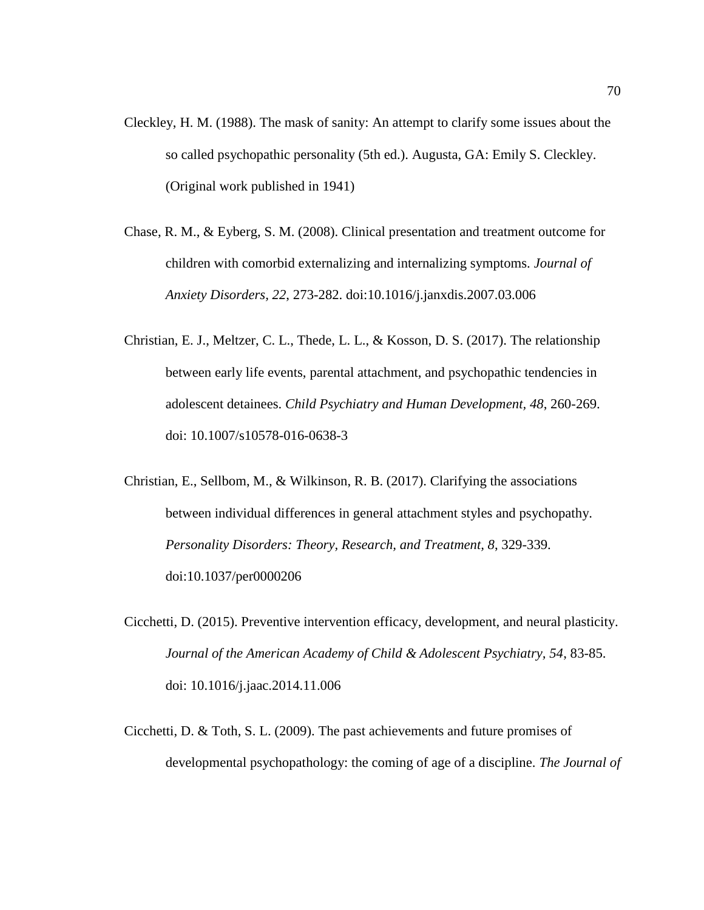Cleckley, H. M. (1988). The mask of sanity: An attempt to clarify some issues about the so called psychopathic personality (5th ed.). Augusta, GA: Emily S. Cleckley. (Original work published in 1941)

Chase, R. M., & Eyberg, S. M. (2008). Clinical presentation and treatment outcome for children with comorbid externalizing and internalizing symptoms. *Journal of Anxiety Disorders, 22*, 273-282. doi:10.1016/j.janxdis.2007.03.006

Christian, E. J., Meltzer, C. L., Thede, L. L., & Kosson, D. S. (2017). The relationship between early life events, parental attachment, and psychopathic tendencies in adolescent detainees. *Child Psychiatry and Human Development, 48*, 260-269. doi: 10.1007/s10578-016-0638-3

Christian, E., Sellbom, M., & Wilkinson, R. B. (2017). Clarifying the associations between individual differences in general attachment styles and psychopathy. *Personality Disorders: Theory, Research, and Treatment, 8*, 329-339. doi:10.1037/per0000206

Cicchetti, D. (2015). Preventive intervention efficacy, development, and neural plasticity. *Journal of the American Academy of Child & Adolescent Psychiatry, 54*, 83-85. doi: 10.1016/j.jaac.2014.11.006

Cicchetti, D. & Toth, S. L. (2009). The past achievements and future promises of developmental psychopathology: the coming of age of a discipline. *The Journal of*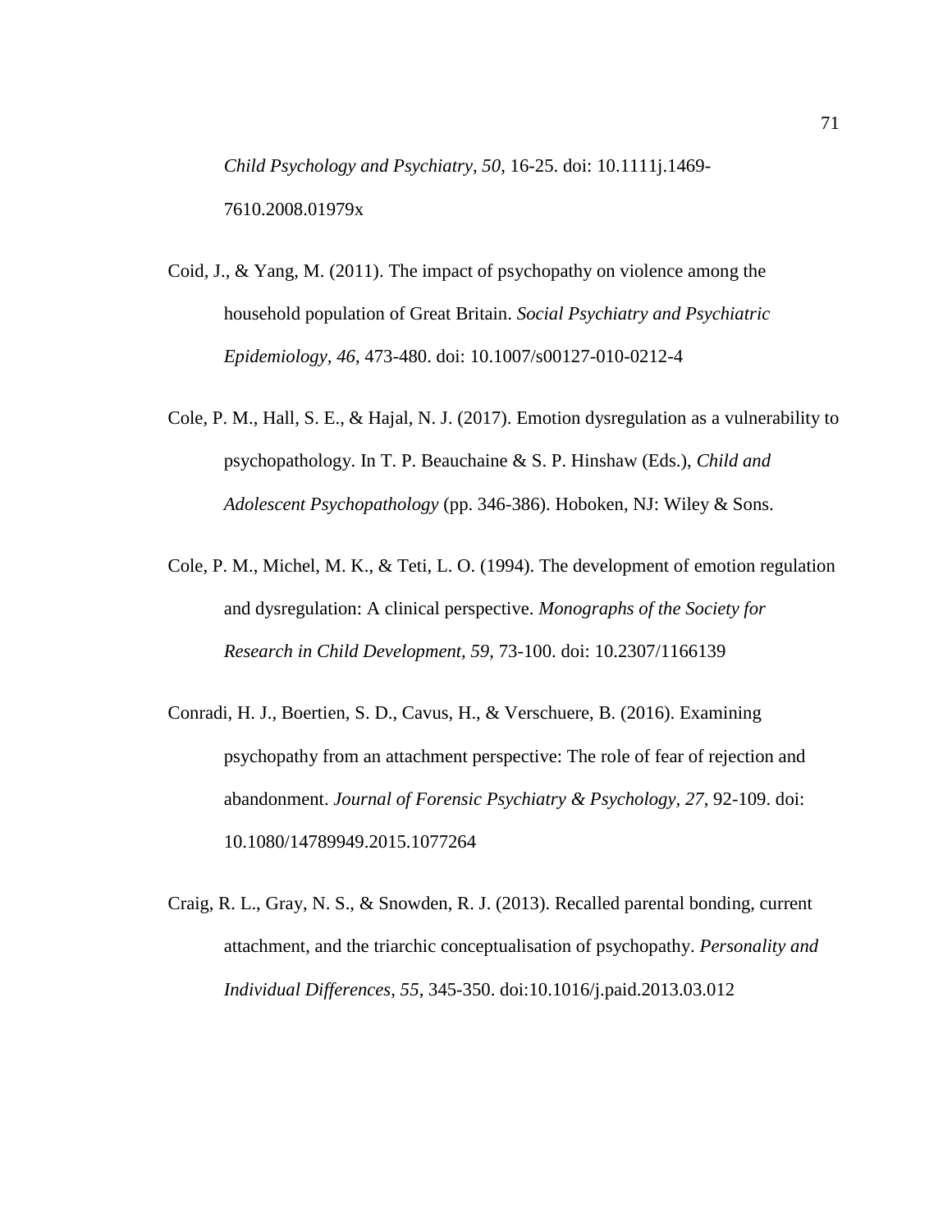*Child Psychology and Psychiatry, 50*, 16-25. doi: 10.1111j.1469-7610.2008.01979x

Coid, J., & Yang, M. (2011). The impact of psychopathy on violence among the household population of Great Britain. *Social Psychiatry and Psychiatric Epidemiology, 46*, 473-480. doi: 10.1007/s00127-010-0212-4

Cole, P. M., Hall, S. E., & Hajal, N. J. (2017). Emotion dysregulation as a vulnerability to psychopathology. In T. P. Beauchaine & S. P. Hinshaw (Eds.), *Child and Adolescent Psychopathology* (pp. 346-386). Hoboken, NJ: Wiley & Sons.

Cole, P. M., Michel, M. K., & Teti, L. O. (1994). The development of emotion regulation and dysregulation: A clinical perspective. *Monographs of the Society for Research in Child Development, 59*, 73-100. doi: 10.2307/1166139

Conradi, H. J., Boertien, S. D., Cavus, H., & Verschuere, B. (2016). Examining psychopathy from an attachment perspective: The role of fear of rejection and abandonment. *Journal of Forensic Psychiatry & Psychology, 27*, 92-109. doi: 10.1080/14789949.2015.1077264

Craig, R. L., Gray, N. S., & Snowden, R. J. (2013). Recalled parental bonding, current attachment, and the triarchic conceptualisation of psychopathy. *Personality and Individual Differences, 55*, 345-350. doi:10.1016/j.paid.2013.03.012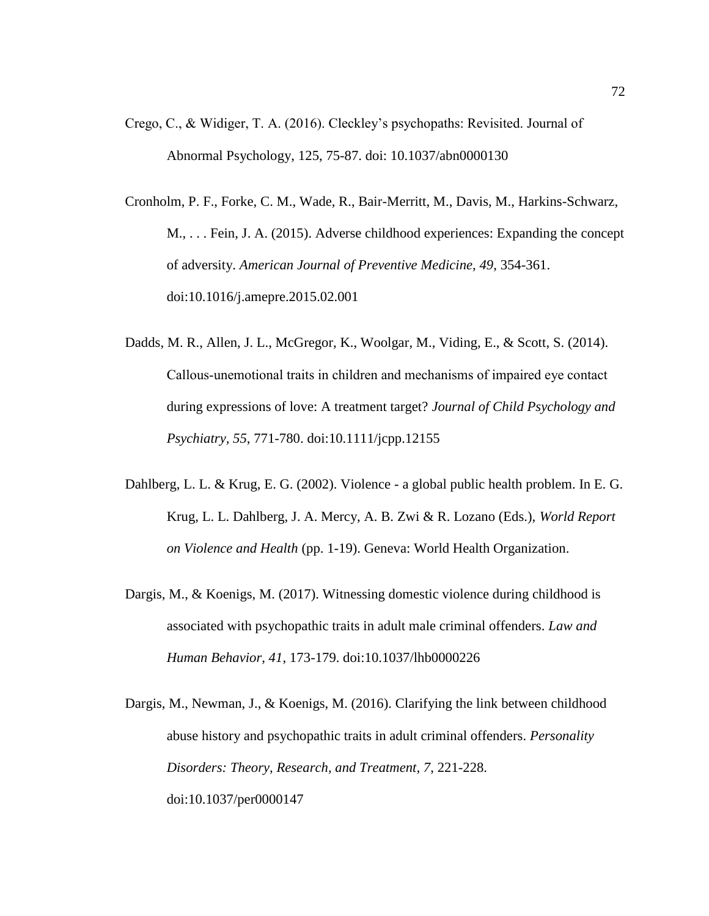Crego, C., & Widiger, T. A. (2016). Cleckley's psychopaths: Revisited. Journal of Abnormal Psychology, 125, 75-87. doi: 10.1037/abn0000130

Cronholm, P. F., Forke, C. M., Wade, R., Bair-Merritt, M., Davis, M., Harkins-Schwarz, M., . . . Fein, J. A. (2015). Adverse childhood experiences: Expanding the concept of adversity. *American Journal of Preventive Medicine, 49*, 354-361. doi:10.1016/j.amepre.2015.02.001

Dadds, M. R., Allen, J. L., McGregor, K., Woolgar, M., Viding, E., & Scott, S. (2014). Callous-unemotional traits in children and mechanisms of impaired eye contact during expressions of love: A treatment target? *Journal of Child Psychology and Psychiatry, 55*, 771-780. doi:10.1111/jcpp.12155

Dahlberg, L. L. & Krug, E. G. (2002). Violence - a global public health problem. In E. G. Krug, L. L. Dahlberg, J. A. Mercy, A. B. Zwi & R. Lozano (Eds.), *World Report on Violence and Health* (pp. 1-19). Geneva: World Health Organization.

Dargis, M., & Koenigs, M. (2017). Witnessing domestic violence during childhood is associated with psychopathic traits in adult male criminal offenders. *Law and Human Behavior, 41*, 173-179. doi:10.1037/lhb0000226

Dargis, M., Newman, J., & Koenigs, M. (2016). Clarifying the link between childhood abuse history and psychopathic traits in adult criminal offenders. *Personality Disorders: Theory, Research, and Treatment, 7*, 221-228. doi:10.1037/per0000147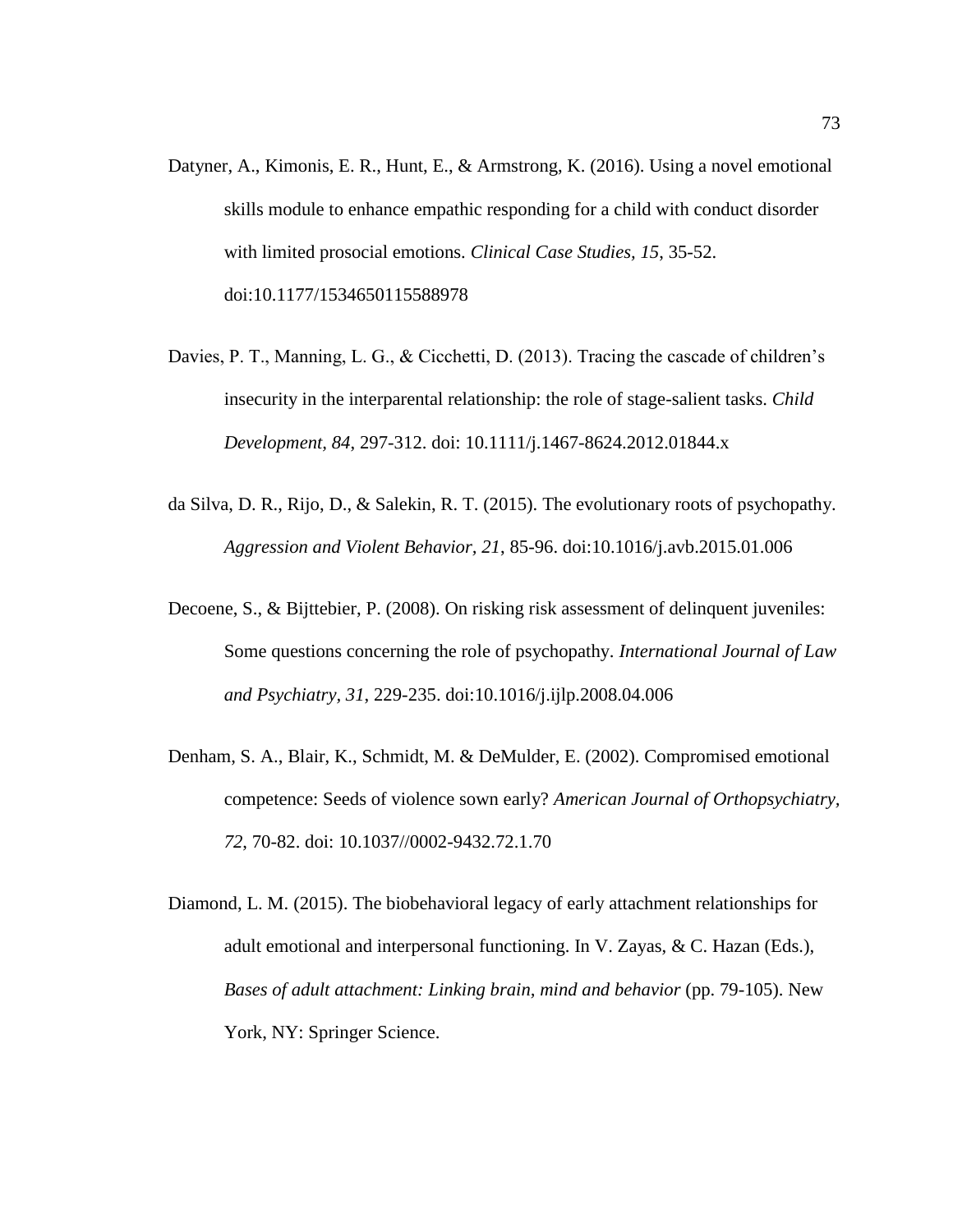Datyner, A., Kimonis, E. R., Hunt, E., & Armstrong, K. (2016). Using a novel emotional skills module to enhance empathic responding for a child with conduct disorder with limited prosocial emotions. *Clinical Case Studies, 15*, 35-52. doi:10.1177/1534650115588978

Davies, P. T., Manning, L. G., & Cicchetti, D. (2013). Tracing the cascade of children's insecurity in the interparental relationship: the role of stage-salient tasks. *Child Development, 84,* 297-312. doi: 10.1111/j.1467-8624.2012.01844.x

da Silva, D. R., Rijo, D., & Salekin, R. T. (2015). The evolutionary roots of psychopathy. *Aggression and Violent Behavior, 21*, 85-96. doi:10.1016/j.avb.2015.01.006

Decoene, S., & Bijttebier, P. (2008). On risking risk assessment of delinquent juveniles: Some questions concerning the role of psychopathy. *International Journal of Law and Psychiatry, 31*, 229-235. doi:10.1016/j.ijlp.2008.04.006

Denham, S. A., Blair, K., Schmidt, M. & DeMulder, E. (2002). Compromised emotional competence: Seeds of violence sown early? *American Journal of Orthopsychiatry, 72*, 70-82. doi: 10.1037//0002-9432.72.1.70

Diamond, L. M. (2015). The biobehavioral legacy of early attachment relationships for adult emotional and interpersonal functioning. In V. Zayas, & C. Hazan (Eds.), *Bases of adult attachment: Linking brain, mind and behavior* (pp. 79-105). New York, NY: Springer Science.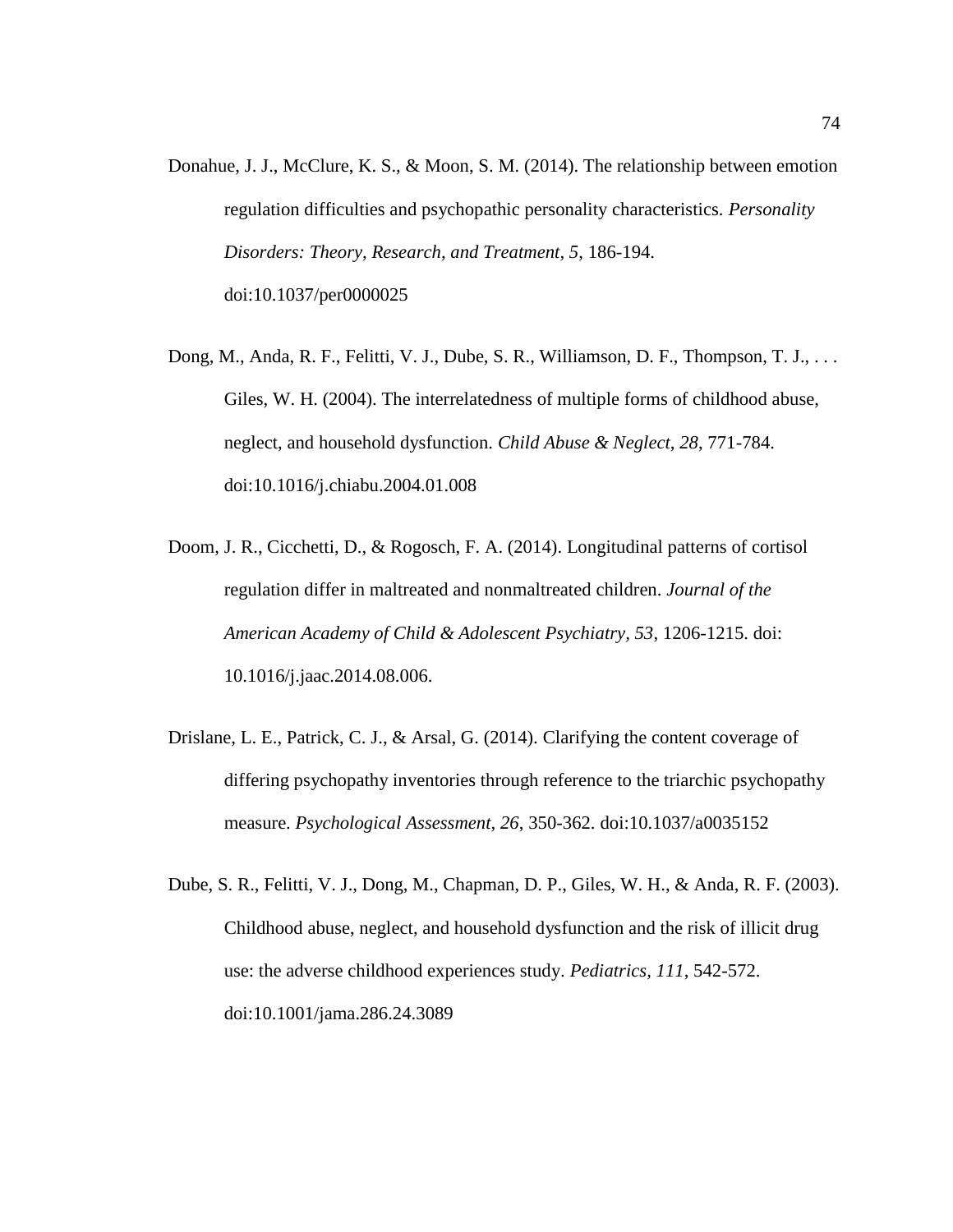Donahue, J. J., McClure, K. S., & Moon, S. M. (2014). The relationship between emotion regulation difficulties and psychopathic personality characteristics. *Personality Disorders: Theory, Research, and Treatment, 5*, 186-194. doi:10.1037/per0000025

Dong, M., Anda, R. F., Felitti, V. J., Dube, S. R., Williamson, D. F., Thompson, T. J., . . . Giles, W. H. (2004). The interrelatedness of multiple forms of childhood abuse, neglect, and household dysfunction. *Child Abuse & Neglect, 28*, 771-784. doi:10.1016/j.chiabu.2004.01.008

Doom, J. R., Cicchetti, D., & Rogosch, F. A. (2014). Longitudinal patterns of cortisol regulation differ in maltreated and nonmaltreated children. *Journal of the American Academy of Child & Adolescent Psychiatry, 53*, 1206-1215. doi: 10.1016/j.jaac.2014.08.006.

Drislane, L. E., Patrick, C. J., & Arsal, G. (2014). Clarifying the content coverage of differing psychopathy inventories through reference to the triarchic psychopathy measure. *Psychological Assessment, 26*, 350-362. doi:10.1037/a0035152

Dube, S. R., Felitti, V. J., Dong, M., Chapman, D. P., Giles, W. H., & Anda, R. F. (2003). Childhood abuse, neglect, and household dysfunction and the risk of illicit drug use: the adverse childhood experiences study. *Pediatrics, 111*, 542-572. doi:10.1001/jama.286.24.3089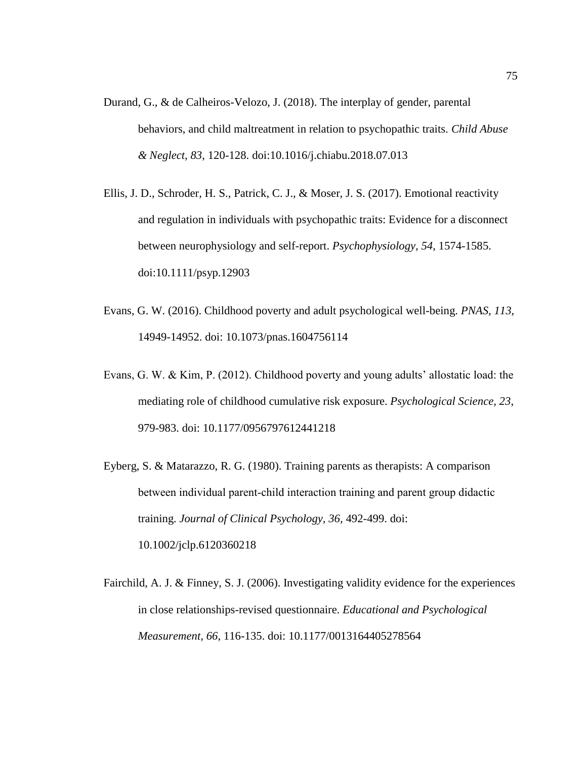Durand, G., & de Calheiros-Velozo, J. (2018). The interplay of gender, parental behaviors, and child maltreatment in relation to psychopathic traits. *Child Abuse & Neglect, 83*, 120-128. doi:10.1016/j.chiabu.2018.07.013

Ellis, J. D., Schroder, H. S., Patrick, C. J., & Moser, J. S. (2017). Emotional reactivity and regulation in individuals with psychopathic traits: Evidence for a disconnect between neurophysiology and self-report. *Psychophysiology, 54*, 1574-1585. doi:10.1111/psyp.12903

Evans, G. W. (2016). Childhood poverty and adult psychological well-being. *PNAS, 113*, 14949-14952. doi: 10.1073/pnas.1604756114

Evans, G. W. & Kim, P. (2012). Childhood poverty and young adults' allostatic load: the mediating role of childhood cumulative risk exposure. *Psychological Science, 23*, 979-983. doi: 10.1177/0956797612441218

Eyberg, S. & Matarazzo, R. G. (1980). Training parents as therapists: A comparison between individual parent-child interaction training and parent group didactic training. *Journal of Clinical Psychology, 36*, 492-499. doi: 10.1002/jclp.6120360218

Fairchild, A. J. & Finney, S. J. (2006). Investigating validity evidence for the experiences in close relationships-revised questionnaire. *Educational and Psychological Measurement, 66*, 116-135. doi: 10.1177/0013164405278564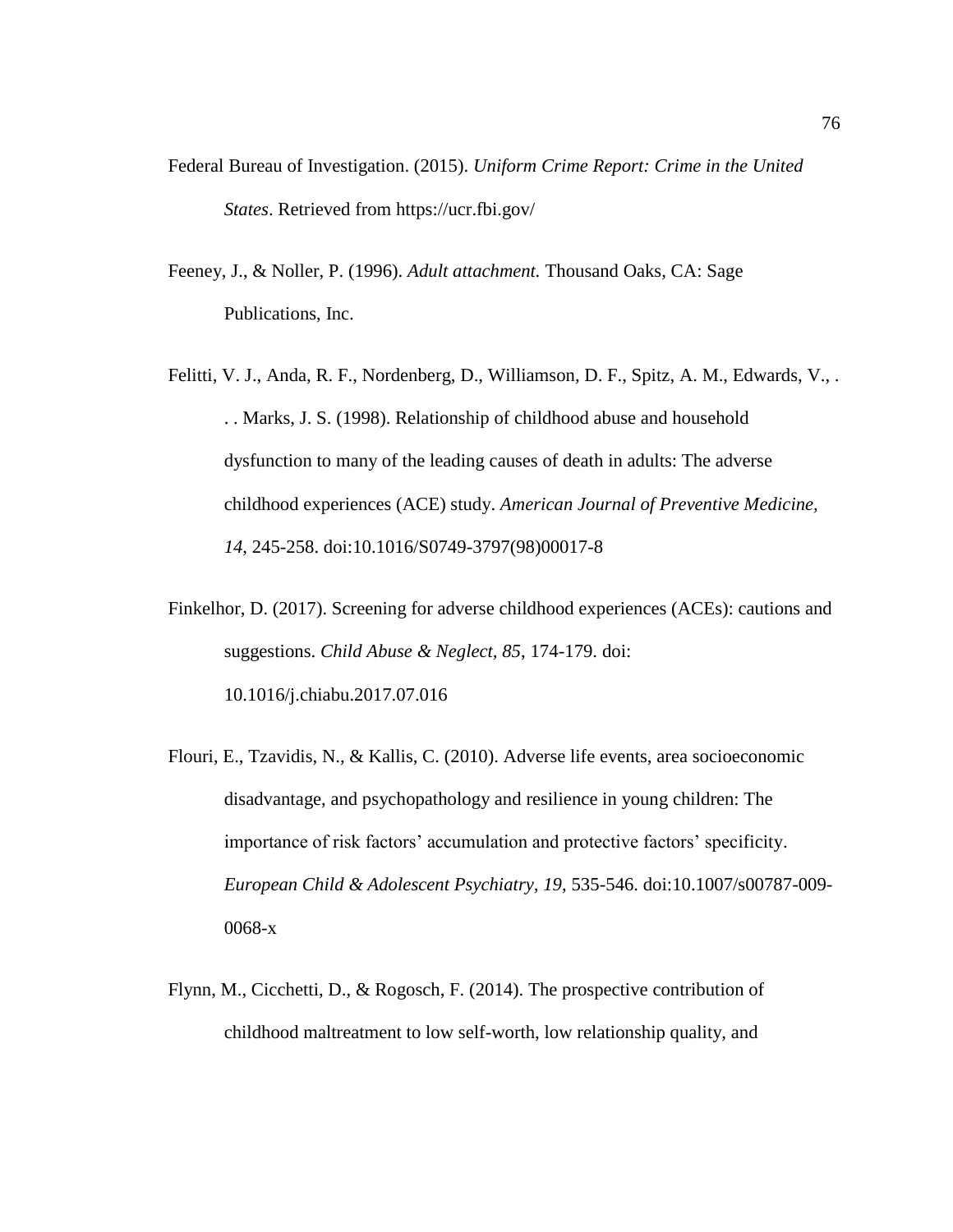Federal Bureau of Investigation. (2015). *Uniform Crime Report: Crime in the United States*. Retrieved from https://ucr.fbi.gov/

Feeney, J., & Noller, P. (1996). *Adult attachment.* Thousand Oaks, CA: Sage Publications, Inc.

Felitti, V. J., Anda, R. F., Nordenberg, D., Williamson, D. F., Spitz, A. M., Edwards, V., . . . Marks, J. S. (1998). Relationship of childhood abuse and household dysfunction to many of the leading causes of death in adults: The adverse childhood experiences (ACE) study. *American Journal of Preventive Medicine, 14*, 245-258. doi:10.1016/S0749-3797(98)00017-8

Finkelhor, D. (2017). Screening for adverse childhood experiences (ACEs): cautions and suggestions. *Child Abuse & Neglect, 85*, 174-179. doi: 10.1016/j.chiabu.2017.07.016

Flouri, E., Tzavidis, N., & Kallis, C. (2010). Adverse life events, area socioeconomic disadvantage, and psychopathology and resilience in young children: The importance of risk factors' accumulation and protective factors' specificity. *European Child & Adolescent Psychiatry, 19*, 535-546. doi:10.1007/s00787-009-0068-x

Flynn, M., Cicchetti, D., & Rogosch, F. (2014). The prospective contribution of childhood maltreatment to low self-worth, low relationship quality, and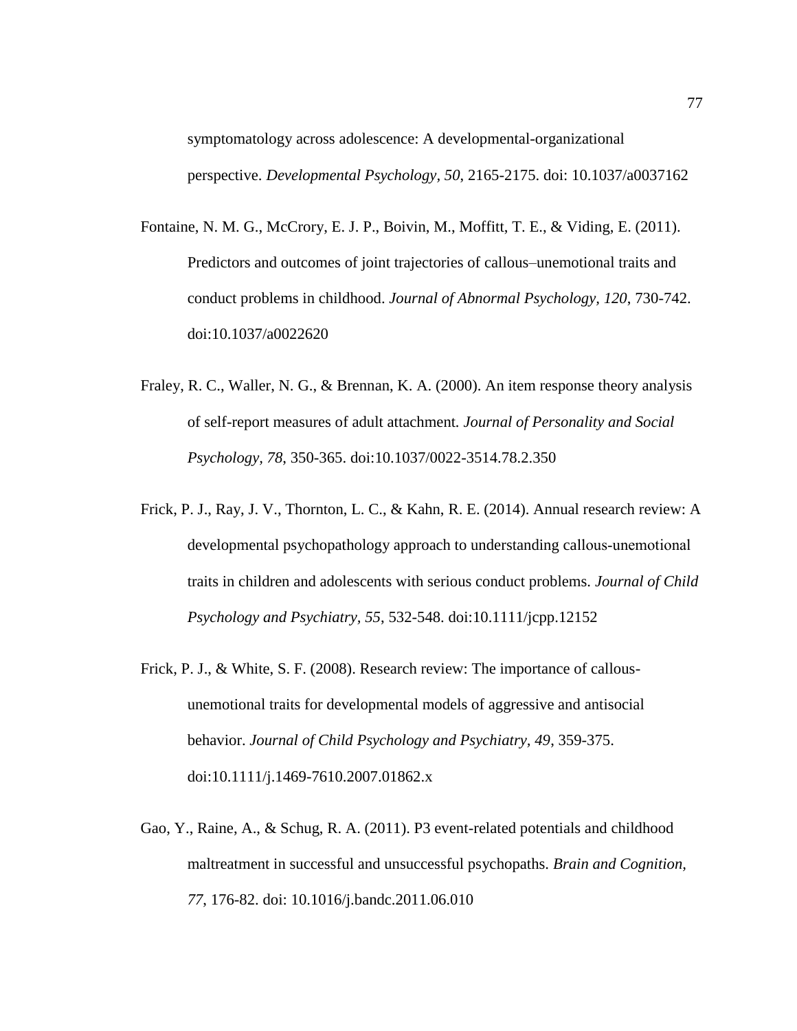symptomatology across adolescence: A developmental-organizational perspective. *Developmental Psychology, 50*, 2165-2175. doi: 10.1037/a0037162

Fontaine, N. M. G., McCrory, E. J. P., Boivin, M., Moffitt, T. E., & Viding, E. (2011). Predictors and outcomes of joint trajectories of callous–unemotional traits and conduct problems in childhood. *Journal of Abnormal Psychology*, *120*, 730-742. doi:10.1037/a0022620

Fraley, R. C., Waller, N. G., & Brennan, K. A. (2000). An item response theory analysis of self-report measures of adult attachment. *Journal of Personality and Social Psychology*, *78*, 350-365. doi:10.1037/0022-3514.78.2.350

Frick, P. J., Ray, J. V., Thornton, L. C., & Kahn, R. E. (2014). Annual research review: A developmental psychopathology approach to understanding callous-unemotional traits in children and adolescents with serious conduct problems. *Journal of Child Psychology and Psychiatry*, *55*, 532-548. doi:10.1111/jcpp.12152

Frick, P. J., & White, S. F. (2008). Research review: The importance of callous-unemotional traits for developmental models of aggressive and antisocial behavior. *Journal of Child Psychology and Psychiatry*, *49*, 359-375. doi:10.1111/j.1469-7610.2007.01862.x

Gao, Y., Raine, A., & Schug, R. A. (2011). P3 event-related potentials and childhood maltreatment in successful and unsuccessful psychopaths. *Brain and Cognition, 77*, 176-82. doi: 10.1016/j.bandc.2011.06.010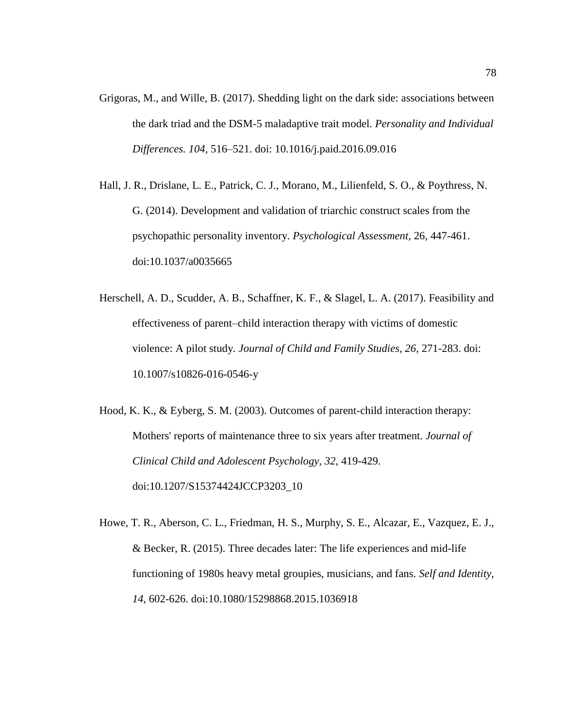Grigoras, M., and Wille, B. (2017). Shedding light on the dark side: associations between the dark triad and the DSM-5 maladaptive trait model. *Personality and Individual Differences. 104*, 516–521. doi: 10.1016/j.paid.2016.09.016

Hall, J. R., Drislane, L. E., Patrick, C. J., Morano, M., Lilienfeld, S. O., & Poythress, N. G. (2014). Development and validation of triarchic construct scales from the psychopathic personality inventory. *Psychological Assessment*, 26, 447-461. doi:10.1037/a0035665

Herschell, A. D., Scudder, A. B., Schaffner, K. F., & Slagel, L. A. (2017). Feasibility and effectiveness of parent–child interaction therapy with victims of domestic violence: A pilot study. *Journal of Child and Family Studies, 26*, 271-283. doi: 10.1007/s10826-016-0546-y

Hood, K. K., & Eyberg, S. M. (2003). Outcomes of parent-child interaction therapy: Mothers' reports of maintenance three to six years after treatment. *Journal of Clinical Child and Adolescent Psychology, 32*, 419-429. doi:10.1207/S15374424JCCP3203_10

Howe, T. R., Aberson, C. L., Friedman, H. S., Murphy, S. E., Alcazar, E., Vazquez, E. J., & Becker, R. (2015). Three decades later: The life experiences and mid-life functioning of 1980s heavy metal groupies, musicians, and fans. *Self and Identity, 14*, 602-626. doi:10.1080/15298868.2015.1036918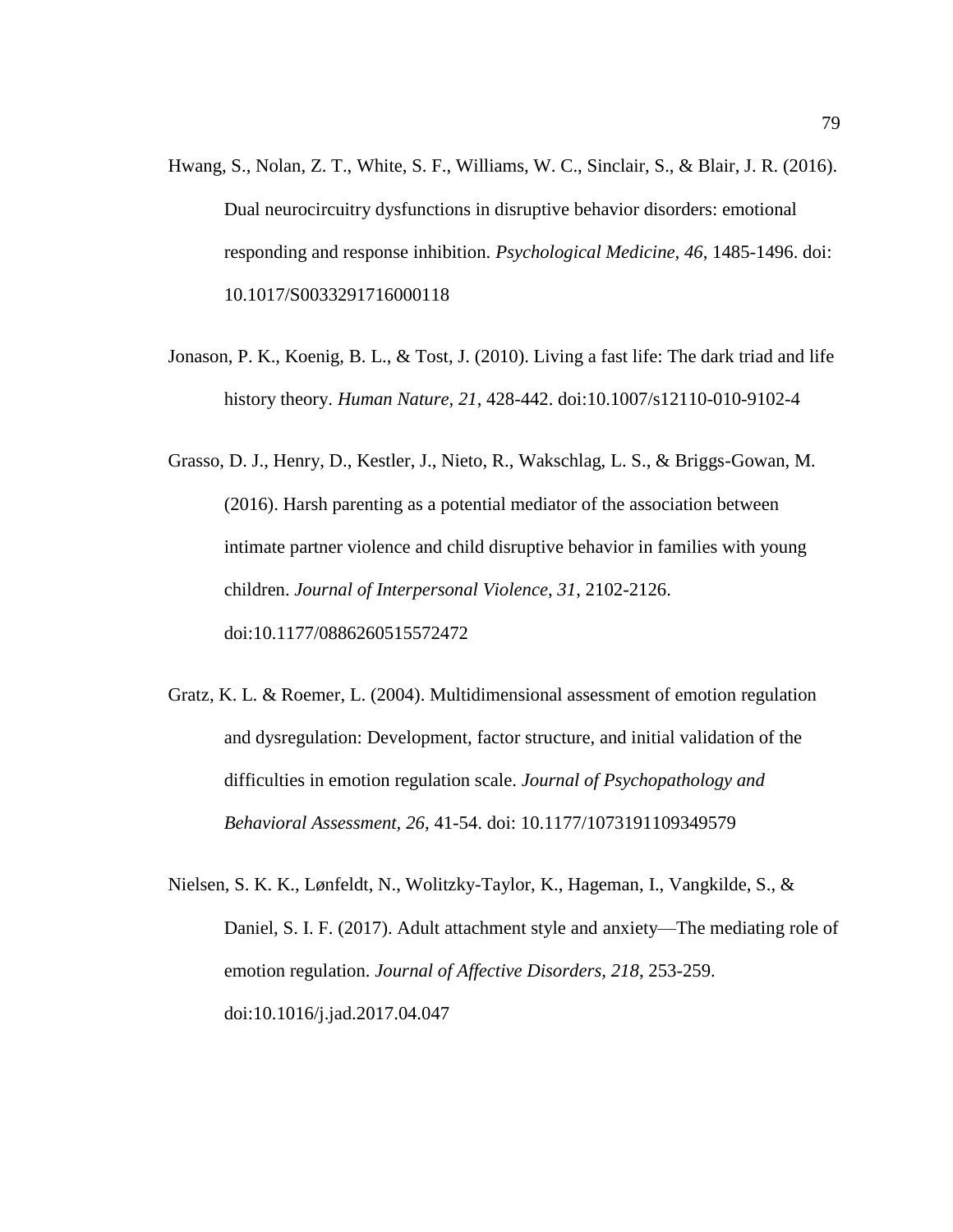Hwang, S., Nolan, Z. T., White, S. F., Williams, W. C., Sinclair, S., & Blair, J. R. (2016). Dual neurocircuitry dysfunctions in disruptive behavior disorders: emotional responding and response inhibition. *Psychological Medicine, 46*, 1485-1496. doi: 10.1017/S0033291716000118

Jonason, P. K., Koenig, B. L., & Tost, J. (2010). Living a fast life: The dark triad and life history theory. *Human Nature, 21*, 428-442. doi:10.1007/s12110-010-9102-4

Grasso, D. J., Henry, D., Kestler, J., Nieto, R., Wakschlag, L. S., & Briggs-Gowan, M. (2016). Harsh parenting as a potential mediator of the association between intimate partner violence and child disruptive behavior in families with young children. *Journal of Interpersonal Violence, 31*, 2102-2126. doi:10.1177/0886260515572472

Gratz, K. L. & Roemer, L. (2004). Multidimensional assessment of emotion regulation and dysregulation: Development, factor structure, and initial validation of the difficulties in emotion regulation scale. *Journal of Psychopathology and Behavioral Assessment, 26*, 41-54. doi: 10.1177/1073191109349579

Nielsen, S. K. K., Lønfeldt, N., Wolitzky-Taylor, K., Hageman, I., Vangkilde, S., & Daniel, S. I. F. (2017). Adult attachment style and anxiety—The mediating role of emotion regulation. *Journal of Affective Disorders, 218*, 253-259. doi:10.1016/j.jad.2017.04.047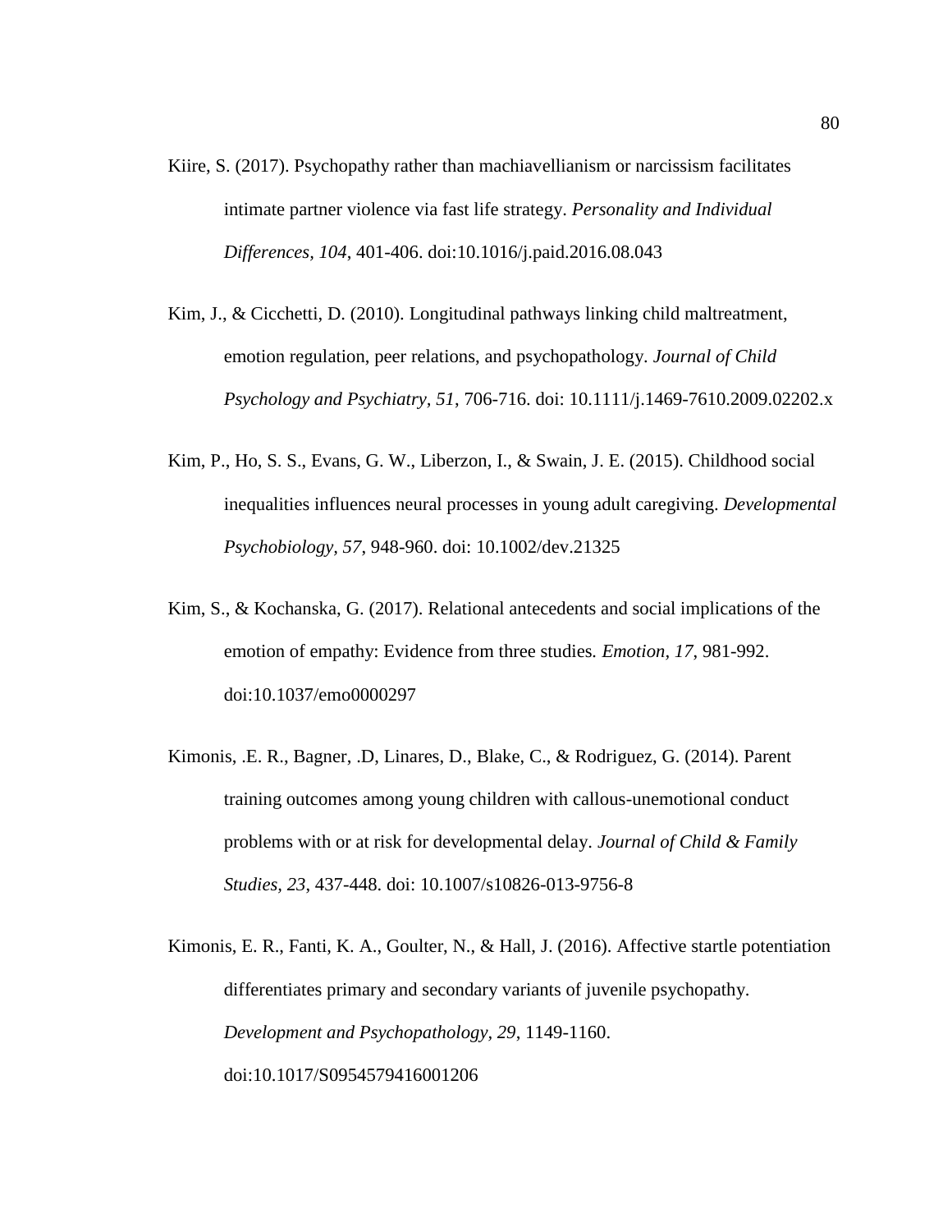Kiire, S. (2017). Psychopathy rather than machiavellianism or narcissism facilitates intimate partner violence via fast life strategy. *Personality and Individual Differences, 104*, 401-406. doi:10.1016/j.paid.2016.08.043

Kim, J., & Cicchetti, D. (2010). Longitudinal pathways linking child maltreatment, emotion regulation, peer relations, and psychopathology. *Journal of Child Psychology and Psychiatry, 51*, 706-716. doi: 10.1111/j.1469-7610.2009.02202.x

Kim, P., Ho, S. S., Evans, G. W., Liberzon, I., & Swain, J. E. (2015). Childhood social inequalities influences neural processes in young adult caregiving. *Developmental Psychobiology, 57*, 948-960. doi: 10.1002/dev.21325

Kim, S., & Kochanska, G. (2017). Relational antecedents and social implications of the emotion of empathy: Evidence from three studies*. Emotion, 17*, 981-992. doi:10.1037/emo0000297

Kimonis, .E. R., Bagner, .D, Linares, D., Blake, C., & Rodriguez, G. (2014). Parent training outcomes among young children with callous-unemotional conduct problems with or at risk for developmental delay. *Journal of Child & Family Studies, 23*, 437-448. doi: 10.1007/s10826-013-9756-8

Kimonis, E. R., Fanti, K. A., Goulter, N., & Hall, J. (2016). Affective startle potentiation differentiates primary and secondary variants of juvenile psychopathy. *Development and Psychopathology, 29*, 1149-1160. doi:10.1017/S0954579416001206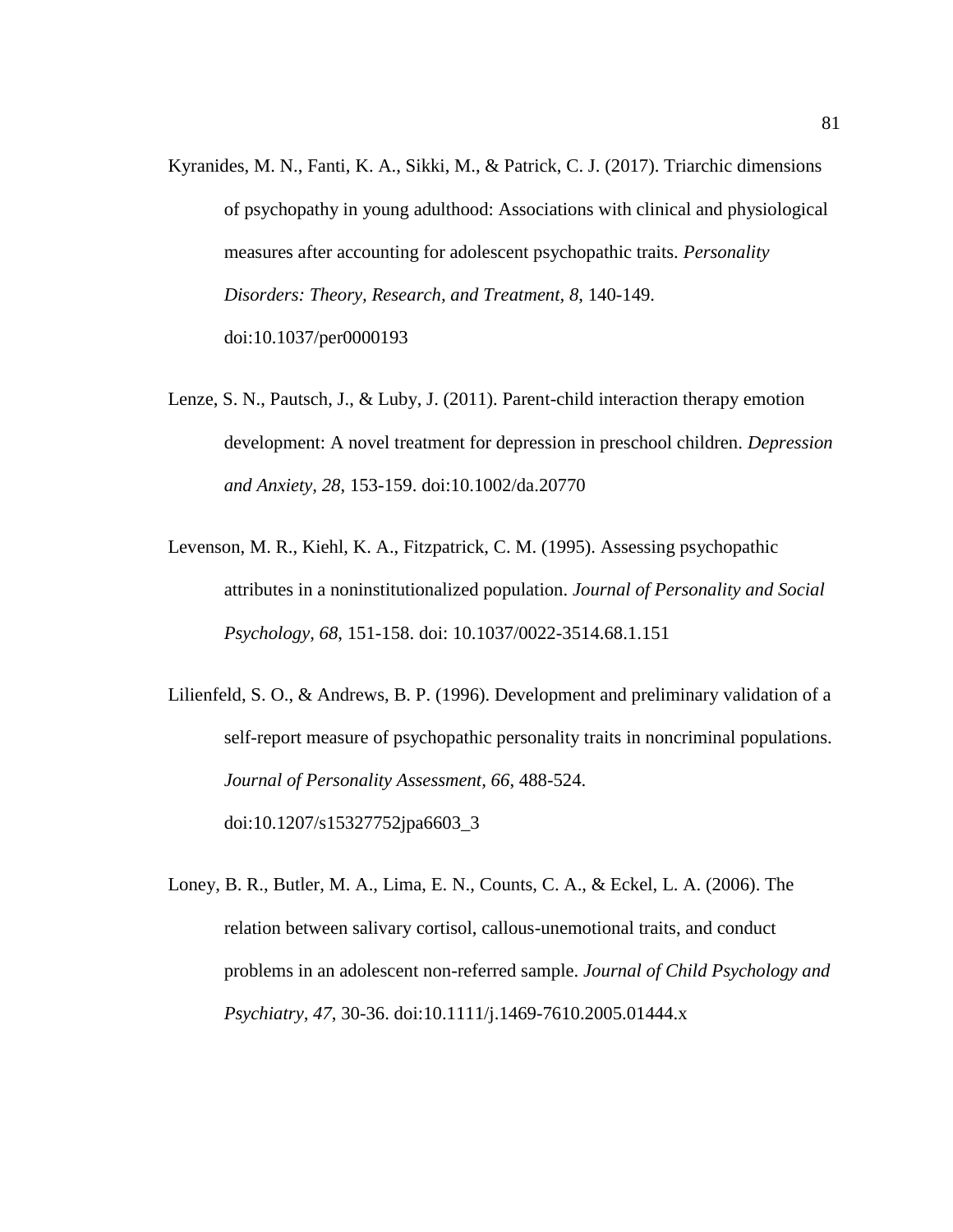Kyranides, M. N., Fanti, K. A., Sikki, M., & Patrick, C. J. (2017). Triarchic dimensions of psychopathy in young adulthood: Associations with clinical and physiological measures after accounting for adolescent psychopathic traits. *Personality Disorders: Theory, Research, and Treatment, 8,* 140-149. doi:10.1037/per0000193

Lenze, S. N., Pautsch, J., & Luby, J. (2011). Parent-child interaction therapy emotion development: A novel treatment for depression in preschool children. *Depression and Anxiety, 28*, 153-159. doi:10.1002/da.20770

Levenson, M. R., Kiehl, K. A., Fitzpatrick, C. M. (1995). Assessing psychopathic attributes in a noninstitutionalized population. *Journal of Personality and Social Psychology, 68*, 151-158. doi: 10.1037/0022-3514.68.1.151

Lilienfeld, S. O., & Andrews, B. P. (1996). Development and preliminary validation of a self-report measure of psychopathic personality traits in noncriminal populations. *Journal of Personality Assessment, 66*, 488-524. doi:10.1207/s15327752jpa6603_3

Loney, B. R., Butler, M. A., Lima, E. N., Counts, C. A., & Eckel, L. A. (2006). The relation between salivary cortisol, callous-unemotional traits, and conduct problems in an adolescent non-referred sample. *Journal of Child Psychology and Psychiatry, 47*, 30-36. doi:10.1111/j.1469-7610.2005.01444.x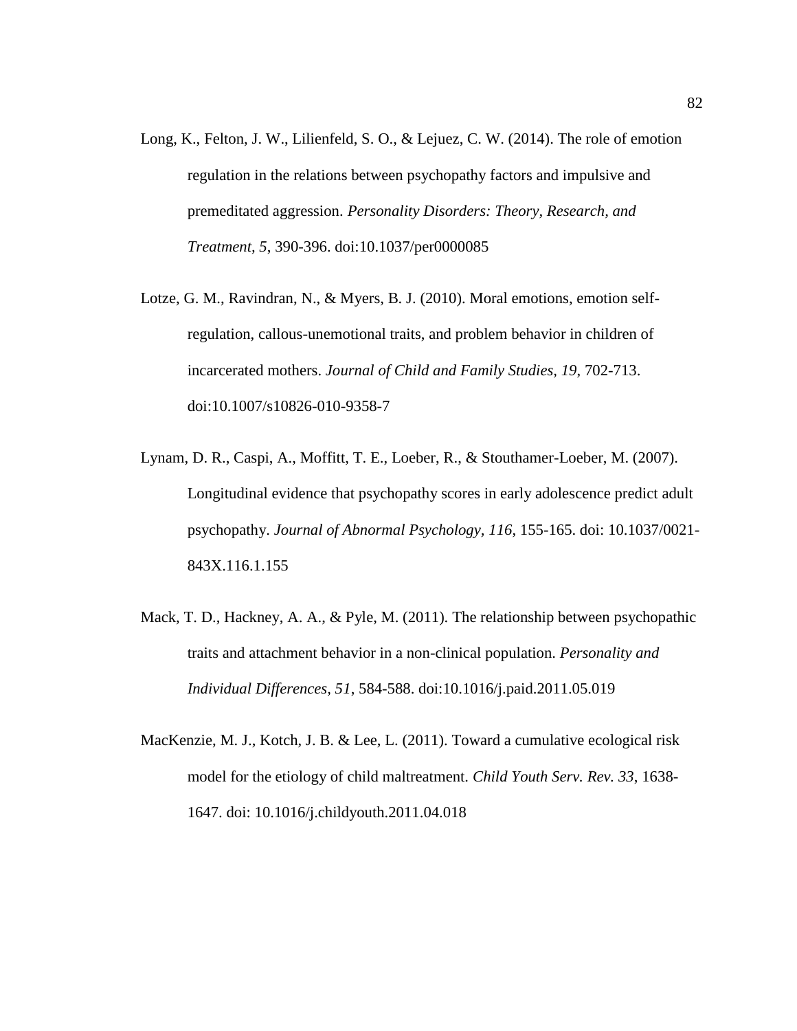Long, K., Felton, J. W., Lilienfeld, S. O., & Lejuez, C. W. (2014). The role of emotion regulation in the relations between psychopathy factors and impulsive and premeditated aggression. *Personality Disorders: Theory, Research, and Treatment, 5*, 390-396. doi:10.1037/per0000085

Lotze, G. M., Ravindran, N., & Myers, B. J. (2010). Moral emotions, emotion self-regulation, callous-unemotional traits, and problem behavior in children of incarcerated mothers. *Journal of Child and Family Studies, 19*, 702-713. doi:10.1007/s10826-010-9358-7

Lynam, D. R., Caspi, A., Moffitt, T. E., Loeber, R., & Stouthamer-Loeber, M. (2007). Longitudinal evidence that psychopathy scores in early adolescence predict adult psychopathy. *Journal of Abnormal Psychology, 116*, 155-165. doi: 10.1037/0021-843X.116.1.155

Mack, T. D., Hackney, A. A., & Pyle, M. (2011). The relationship between psychopathic traits and attachment behavior in a non-clinical population. *Personality and Individual Differences, 51*, 584-588. doi:10.1016/j.paid.2011.05.019

MacKenzie, M. J., Kotch, J. B. & Lee, L. (2011). Toward a cumulative ecological risk model for the etiology of child maltreatment. *Child Youth Serv. Rev. 33*, 1638-1647. doi: 10.1016/j.childyouth.2011.04.018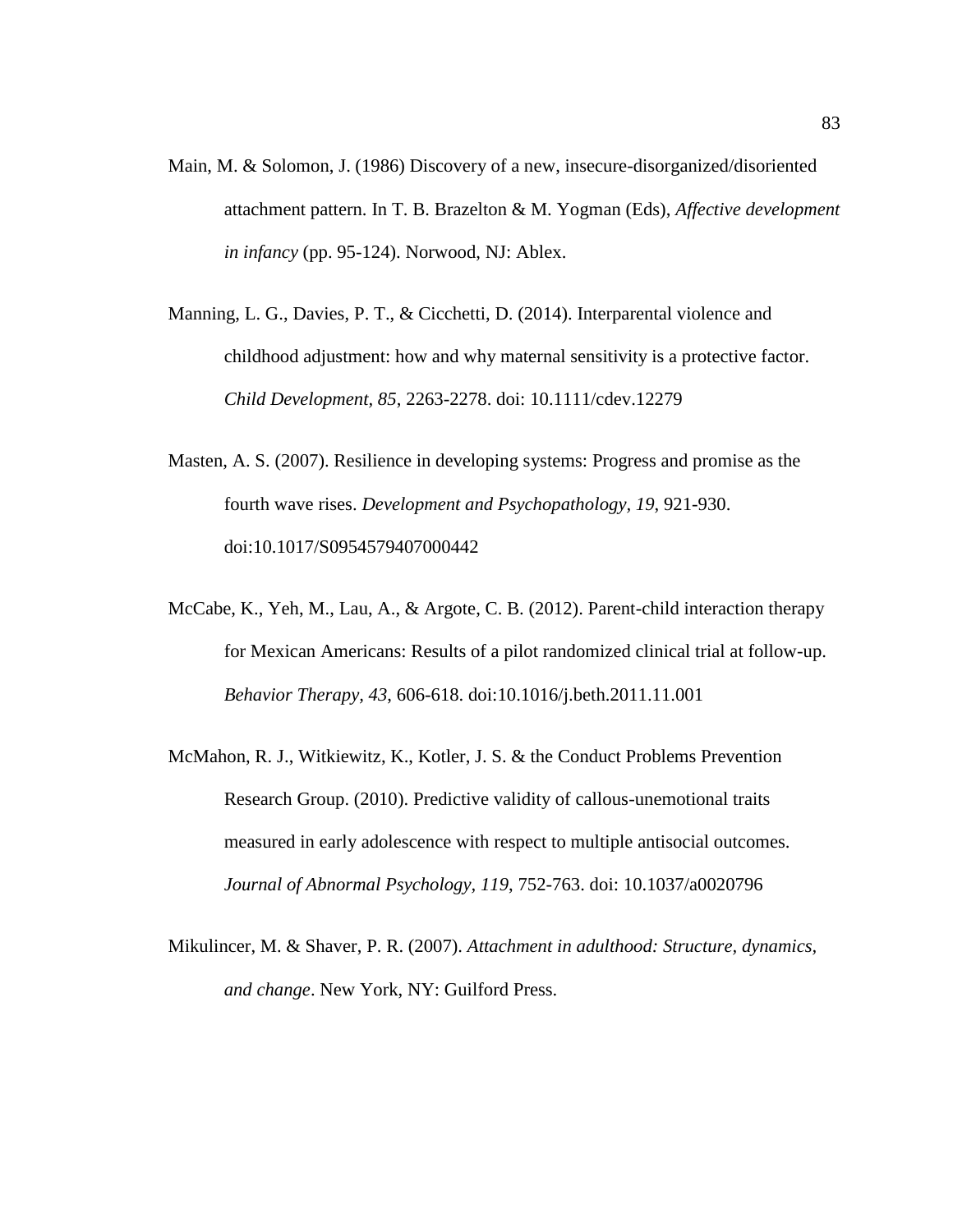Main, M. & Solomon, J. (1986) Discovery of a new, insecure-disorganized/disoriented attachment pattern. In T. B. Brazelton & M. Yogman (Eds), *Affective development in infancy* (pp. 95-124). Norwood, NJ: Ablex.

Manning, L. G., Davies, P. T., & Cicchetti, D. (2014). Interparental violence and childhood adjustment: how and why maternal sensitivity is a protective factor. *Child Development, 85*, 2263-2278. doi: 10.1111/cdev.12279

Masten, A. S. (2007). Resilience in developing systems: Progress and promise as the fourth wave rises. *Development and Psychopathology, 19*, 921-930. doi:10.1017/S0954579407000442

McCabe, K., Yeh, M., Lau, A., & Argote, C. B. (2012). Parent-child interaction therapy for Mexican Americans: Results of a pilot randomized clinical trial at follow-up. *Behavior Therapy, 43*, 606-618. doi:10.1016/j.beth.2011.11.001

McMahon, R. J., Witkiewitz, K., Kotler, J. S. & the Conduct Problems Prevention Research Group. (2010). Predictive validity of callous-unemotional traits measured in early adolescence with respect to multiple antisocial outcomes. *Journal of Abnormal Psychology, 119*, 752-763. doi: 10.1037/a0020796

Mikulincer, M. & Shaver, P. R. (2007). *Attachment in adulthood: Structure, dynamics, and change*. New York, NY: Guilford Press.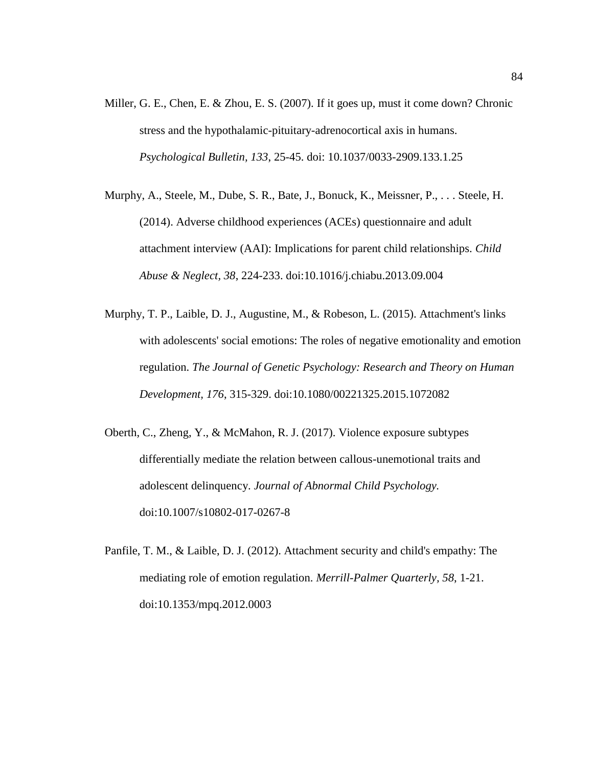Miller, G. E., Chen, E. & Zhou, E. S. (2007). If it goes up, must it come down? Chronic stress and the hypothalamic-pituitary-adrenocortical axis in humans. *Psychological Bulletin, 133*, 25-45. doi: 10.1037/0033-2909.133.1.25

Murphy, A., Steele, M., Dube, S. R., Bate, J., Bonuck, K., Meissner, P., . . . Steele, H. (2014). Adverse childhood experiences (ACEs) questionnaire and adult attachment interview (AAI): Implications for parent child relationships. *Child Abuse & Neglect, 38*, 224-233. doi:10.1016/j.chiabu.2013.09.004

Murphy, T. P., Laible, D. J., Augustine, M., & Robeson, L. (2015). Attachment's links with adolescents' social emotions: The roles of negative emotionality and emotion regulation. *The Journal of Genetic Psychology: Research and Theory on Human Development, 176*, 315-329. doi:10.1080/00221325.2015.1072082

Oberth, C., Zheng, Y., & McMahon, R. J. (2017). Violence exposure subtypes differentially mediate the relation between callous-unemotional traits and adolescent delinquency. *Journal of Abnormal Child Psychology.* doi:10.1007/s10802-017-0267-8

Panfile, T. M., & Laible, D. J. (2012). Attachment security and child's empathy: The mediating role of emotion regulation. *Merrill-Palmer Quarterly, 58*, 1-21. doi:10.1353/mpq.2012.0003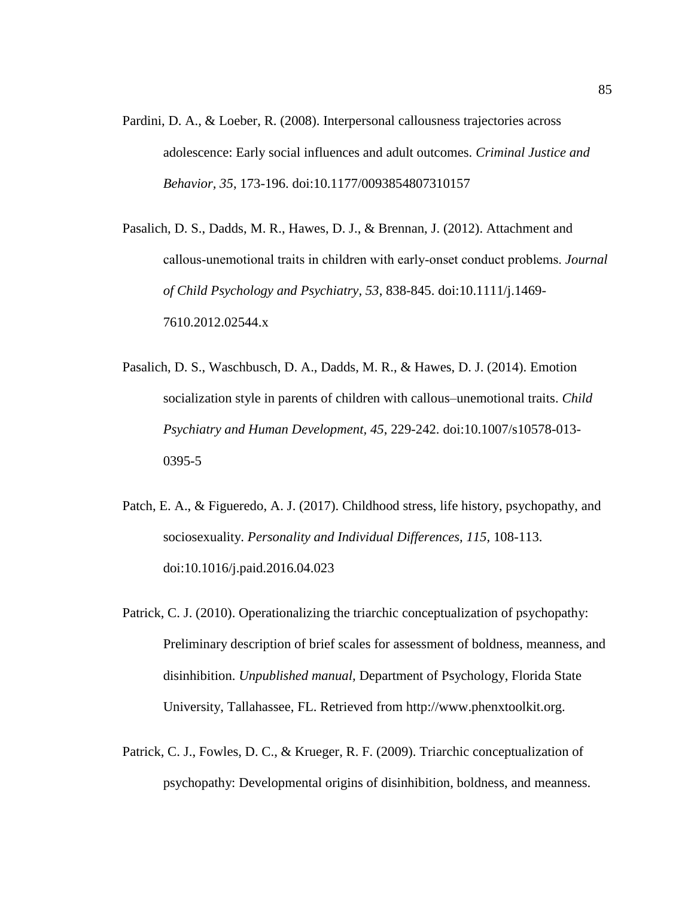Pardini, D. A., & Loeber, R. (2008). Interpersonal callousness trajectories across adolescence: Early social influences and adult outcomes. *Criminal Justice and Behavior, 35*, 173-196. doi:10.1177/0093854807310157

Pasalich, D. S., Dadds, M. R., Hawes, D. J., & Brennan, J. (2012). Attachment and callous-unemotional traits in children with early-onset conduct problems. *Journal of Child Psychology and Psychiatry, 53*, 838-845. doi:10.1111/j.1469-7610.2012.02544.x

Pasalich, D. S., Waschbusch, D. A., Dadds, M. R., & Hawes, D. J. (2014). Emotion socialization style in parents of children with callous–unemotional traits. *Child Psychiatry and Human Development, 45*, 229-242. doi:10.1007/s10578-013-0395-5

Patch, E. A., & Figueredo, A. J. (2017). Childhood stress, life history, psychopathy, and sociosexuality. *Personality and Individual Differences, 115*, 108-113. doi:10.1016/j.paid.2016.04.023

Patrick, C. J. (2010). Operationalizing the triarchic conceptualization of psychopathy: Preliminary description of brief scales for assessment of boldness, meanness, and disinhibition. *Unpublished manual,* Department of Psychology, Florida State University, Tallahassee, FL. Retrieved from http://www.phenxtoolkit.org.

Patrick, C. J., Fowles, D. C., & Krueger, R. F. (2009). Triarchic conceptualization of psychopathy: Developmental origins of disinhibition, boldness, and meanness.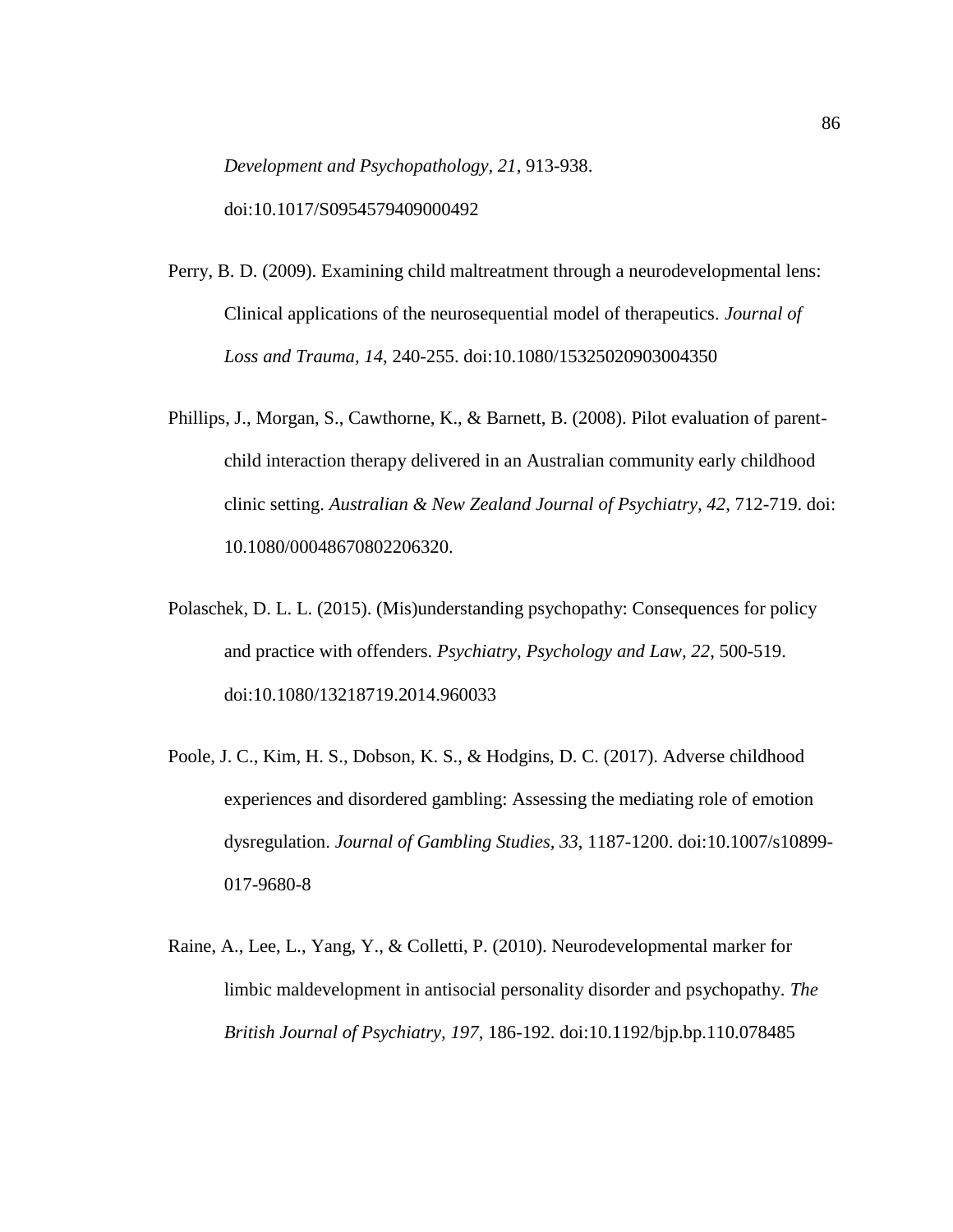*Development and Psychopathology, 21*, 913-938. doi:10.1017/S0954579409000492

Perry, B. D. (2009). Examining child maltreatment through a neurodevelopmental lens: Clinical applications of the neurosequential model of therapeutics. *Journal of Loss and Trauma, 14*, 240-255. doi:10.1080/15325020903004350

Phillips, J., Morgan, S., Cawthorne, K., & Barnett, B. (2008). Pilot evaluation of parent-child interaction therapy delivered in an Australian community early childhood clinic setting. *Australian & New Zealand Journal of Psychiatry, 42*, 712-719. doi: 10.1080/00048670802206320.

Polaschek, D. L. L. (2015). (Mis)understanding psychopathy: Consequences for policy and practice with offenders. *Psychiatry, Psychology and Law, 22*, 500-519. doi:10.1080/13218719.2014.960033

Poole, J. C., Kim, H. S., Dobson, K. S., & Hodgins, D. C. (2017). Adverse childhood experiences and disordered gambling: Assessing the mediating role of emotion dysregulation. *Journal of Gambling Studies, 33*, 1187-1200. doi:10.1007/s10899-017-9680-8

Raine, A., Lee, L., Yang, Y., & Colletti, P. (2010). Neurodevelopmental marker for limbic maldevelopment in antisocial personality disorder and psychopathy. *The British Journal of Psychiatry, 197*, 186-192. doi:10.1192/bjp.bp.110.078485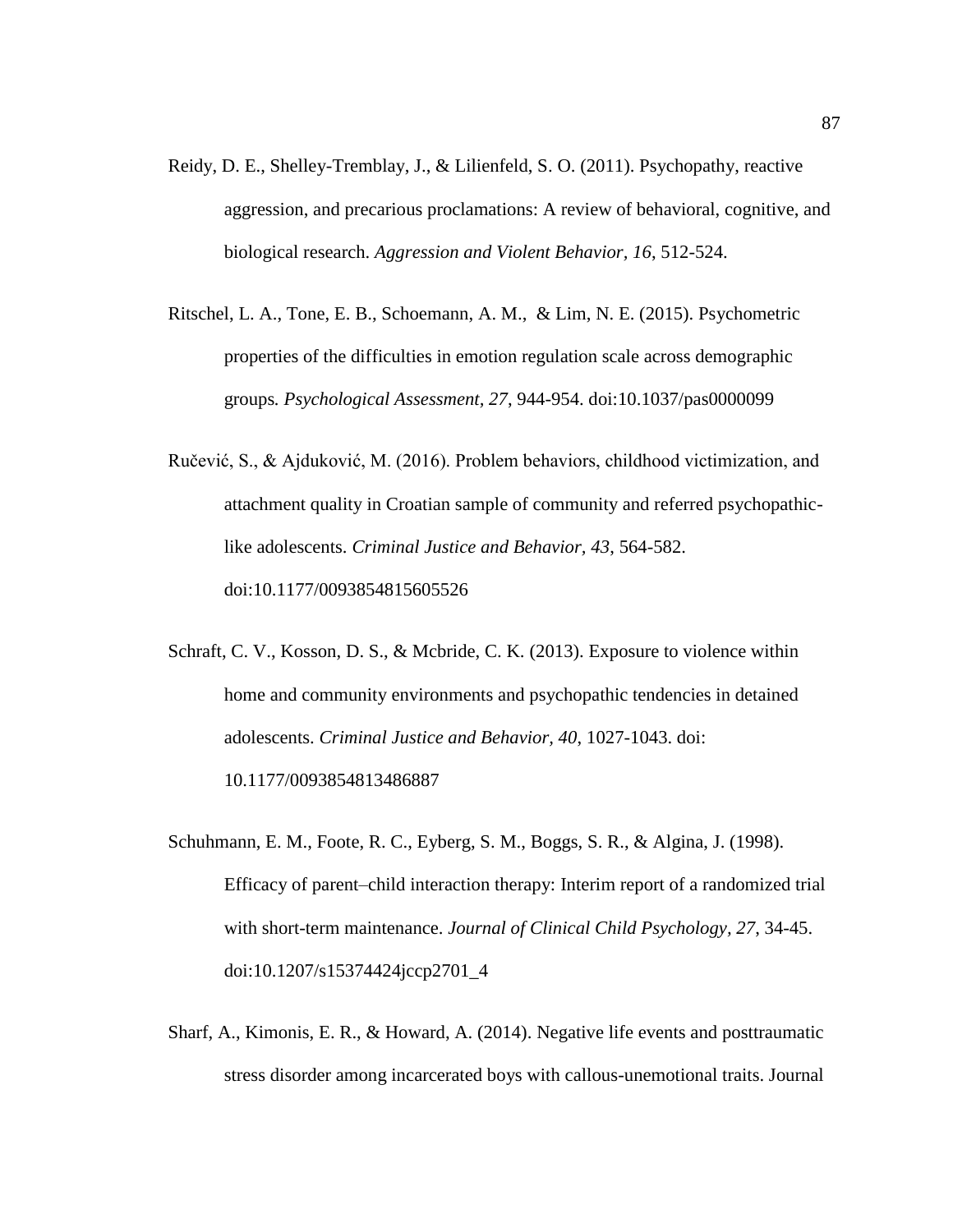Reidy, D. E., Shelley-Tremblay, J., & Lilienfeld, S. O. (2011). Psychopathy, reactive aggression, and precarious proclamations: A review of behavioral, cognitive, and biological research. *Aggression and Violent Behavior, 16*, 512-524.

Ritschel, L. A., Tone, E. B., Schoemann, A. M., & Lim, N. E. (2015). Psychometric properties of the difficulties in emotion regulation scale across demographic groups. *Psychological Assessment, 27*, 944-954. doi:10.1037/pas0000099

Ručević, S., & Ajduković, M. (2016). Problem behaviors, childhood victimization, and attachment quality in Croatian sample of community and referred psychopathic-like adolescents. *Criminal Justice and Behavior, 43*, 564-582. doi:10.1177/0093854815605526

Schraft, C. V., Kosson, D. S., & Mcbride, C. K. (2013). Exposure to violence within home and community environments and psychopathic tendencies in detained adolescents. *Criminal Justice and Behavior, 40*, 1027-1043. doi: 10.1177/0093854813486887

Schuhmann, E. M., Foote, R. C., Eyberg, S. M., Boggs, S. R., & Algina, J. (1998). Efficacy of parent–child interaction therapy: Interim report of a randomized trial with short-term maintenance. *Journal of Clinical Child Psychology, 27*, 34-45. doi:10.1207/s15374424jccp2701_4

Sharf, A., Kimonis, E. R., & Howard, A. (2014). Negative life events and posttraumatic stress disorder among incarcerated boys with callous-unemotional traits. Journal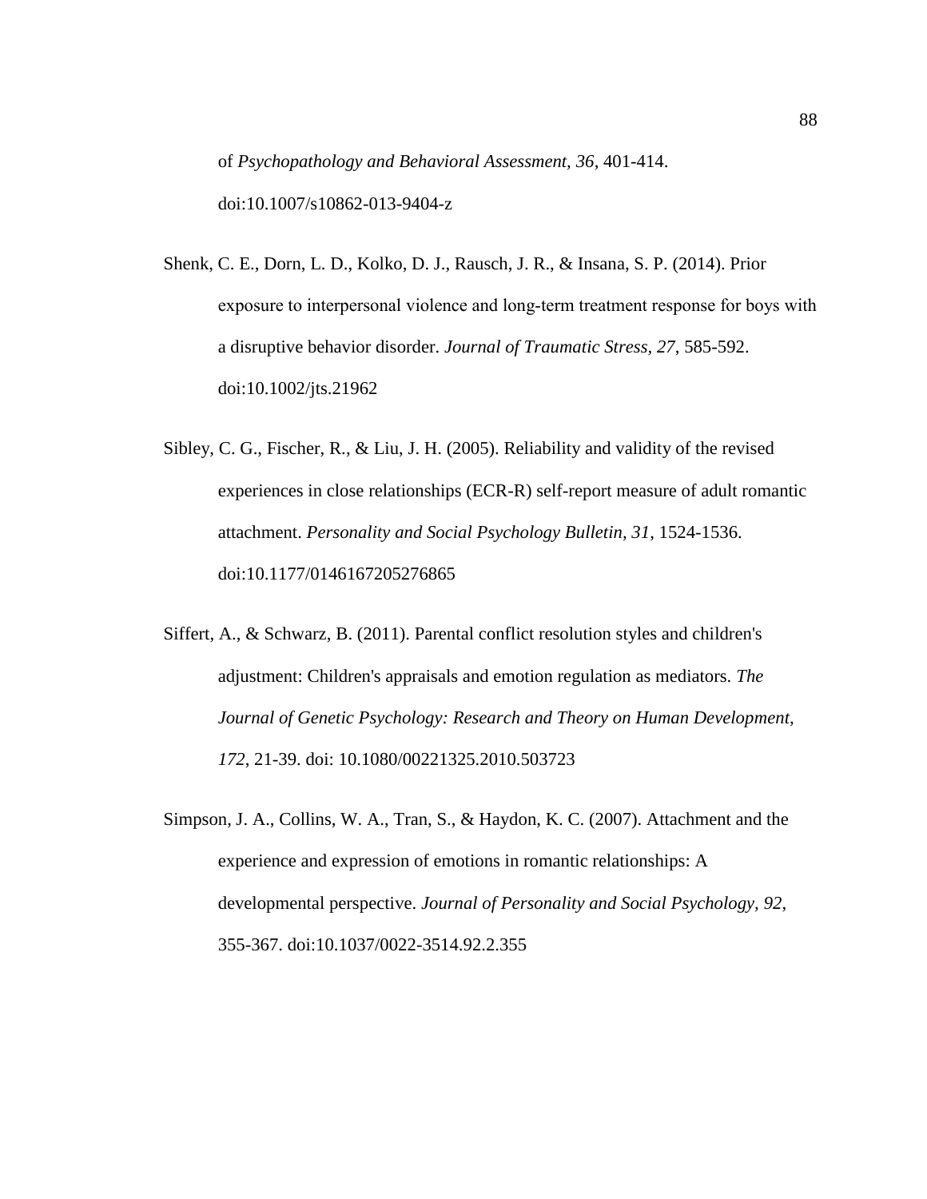of *Psychopathology and Behavioral Assessment, 36*, 401-414. doi:10.1007/s10862-013-9404-z

Shenk, C. E., Dorn, L. D., Kolko, D. J., Rausch, J. R., & Insana, S. P. (2014). Prior exposure to interpersonal violence and long-term treatment response for boys with a disruptive behavior disorder. *Journal of Traumatic Stress, 27*, 585-592. doi:10.1002/jts.21962

Sibley, C. G., Fischer, R., & Liu, J. H. (2005). Reliability and validity of the revised experiences in close relationships (ECR-R) self-report measure of adult romantic attachment. *Personality and Social Psychology Bulletin, 31*, 1524-1536. doi:10.1177/0146167205276865

Siffert, A., & Schwarz, B. (2011). Parental conflict resolution styles and children's adjustment: Children's appraisals and emotion regulation as mediators. *The Journal of Genetic Psychology: Research and Theory on Human Development, 172*, 21-39. doi: 10.1080/00221325.2010.503723

Simpson, J. A., Collins, W. A., Tran, S., & Haydon, K. C. (2007). Attachment and the experience and expression of emotions in romantic relationships: A developmental perspective. *Journal of Personality and Social Psychology, 92*, 355-367. doi:10.1037/0022-3514.92.2.355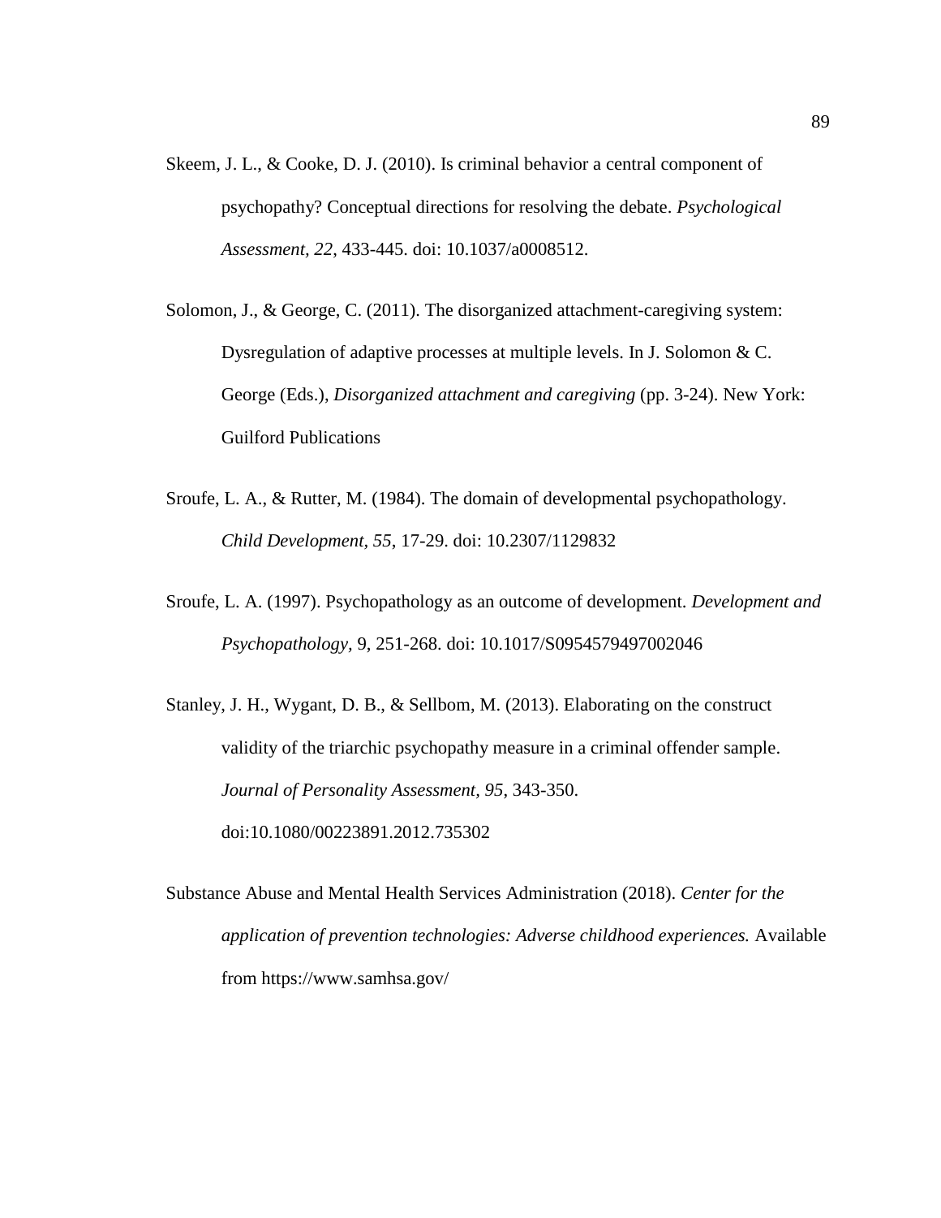Skeem, J. L., & Cooke, D. J. (2010). Is criminal behavior a central component of psychopathy? Conceptual directions for resolving the debate. *Psychological Assessment, 22*, 433-445. doi: 10.1037/a0008512.

Solomon, J., & George, C. (2011). The disorganized attachment-caregiving system: Dysregulation of adaptive processes at multiple levels. In J. Solomon & C. George (Eds.), *Disorganized attachment and caregiving* (pp. 3-24). New York: Guilford Publications

Sroufe, L. A., & Rutter, M. (1984). The domain of developmental psychopathology. *Child Development, 55*, 17-29. doi: 10.2307/1129832

Sroufe, L. A. (1997). Psychopathology as an outcome of development. *Development and Psychopathology,* 9, 251-268. doi: 10.1017/S0954579497002046

Stanley, J. H., Wygant, D. B., & Sellbom, M. (2013). Elaborating on the construct validity of the triarchic psychopathy measure in a criminal offender sample. *Journal of Personality Assessment, 95*, 343-350. doi:10.1080/00223891.2012.735302

Substance Abuse and Mental Health Services Administration (2018). *Center for the application of prevention technologies: Adverse childhood experiences.* Available from https://www.samhsa.gov/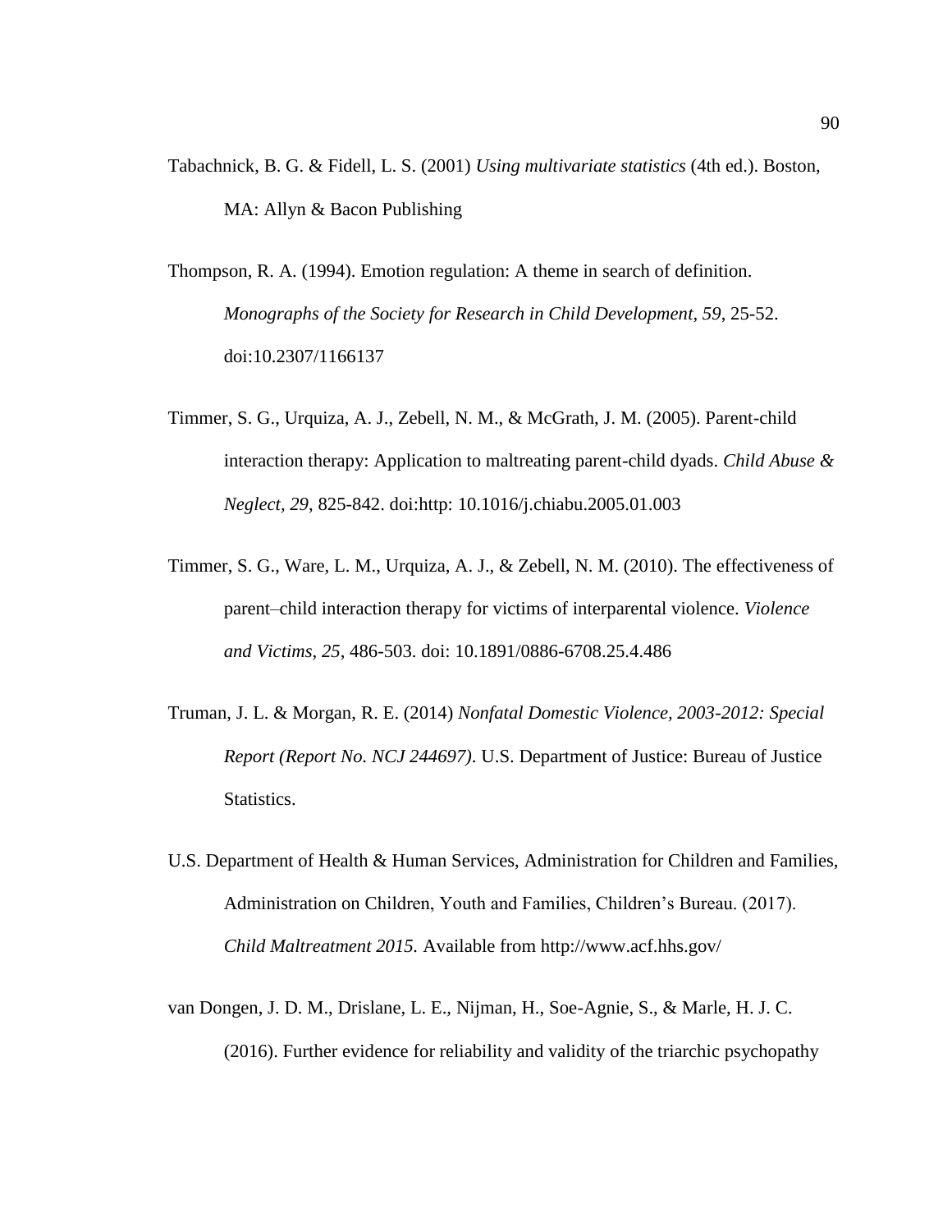Tabachnick, B. G. & Fidell, L. S. (2001) *Using multivariate statistics* (4th ed.). Boston, MA: Allyn & Bacon Publishing

Thompson, R. A. (1994). Emotion regulation: A theme in search of definition. *Monographs of the Society for Research in Child Development, 59,* 25-52. doi:10.2307/1166137

Timmer, S. G., Urquiza, A. J., Zebell, N. M., & McGrath, J. M. (2005). Parent-child interaction therapy: Application to maltreating parent-child dyads. *Child Abuse & Neglect, 29,* 825-842. doi:http: 10.1016/j.chiabu.2005.01.003

Timmer, S. G., Ware, L. M., Urquiza, A. J., & Zebell, N. M. (2010). The effectiveness of parent–child interaction therapy for victims of interparental violence. *Violence and Victims, 25*, 486-503. doi: 10.1891/0886-6708.25.4.486

Truman, J. L. & Morgan, R. E. (2014) *Nonfatal Domestic Violence, 2003-2012: Special Report (Report No. NCJ 244697)*. U.S. Department of Justice: Bureau of Justice Statistics.

U.S. Department of Health & Human Services, Administration for Children and Families, Administration on Children, Youth and Families, Children's Bureau. (2017). *Child Maltreatment 2015.* Available from http://www.acf.hhs.gov/

van Dongen, J. D. M., Drislane, L. E., Nijman, H., Soe-Agnie, S., & Marle, H. J. C. (2016). Further evidence for reliability and validity of the triarchic psychopathy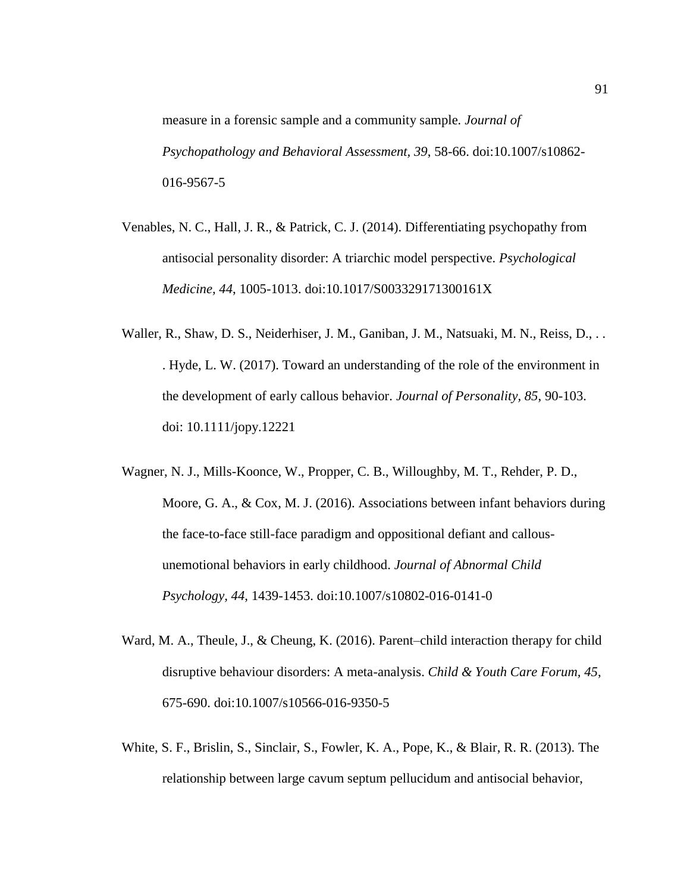measure in a forensic sample and a community sample. *Journal of Psychopathology and Behavioral Assessment, 39*, 58-66. doi:10.1007/s10862-016-9567-5

Venables, N. C., Hall, J. R., & Patrick, C. J. (2014). Differentiating psychopathy from antisocial personality disorder: A triarchic model perspective. *Psychological Medicine, 44*, 1005-1013. doi:10.1017/S003329171300161X

Waller, R., Shaw, D. S., Neiderhiser, J. M., Ganiban, J. M., Natsuaki, M. N., Reiss, D., . . . Hyde, L. W. (2017). Toward an understanding of the role of the environment in the development of early callous behavior. *Journal of Personality, 85*, 90-103. doi: 10.1111/jopy.12221

Wagner, N. J., Mills-Koonce, W., Propper, C. B., Willoughby, M. T., Rehder, P. D., Moore, G. A., & Cox, M. J. (2016). Associations between infant behaviors during the face-to-face still-face paradigm and oppositional defiant and callous-unemotional behaviors in early childhood. *Journal of Abnormal Child Psychology, 44*, 1439-1453. doi:10.1007/s10802-016-0141-0

Ward, M. A., Theule, J., & Cheung, K. (2016). Parent–child interaction therapy for child disruptive behaviour disorders: A meta-analysis. *Child & Youth Care Forum, 45*, 675-690. doi:10.1007/s10566-016-9350-5

White, S. F., Brislin, S., Sinclair, S., Fowler, K. A., Pope, K., & Blair, R. R. (2013). The relationship between large cavum septum pellucidum and antisocial behavior,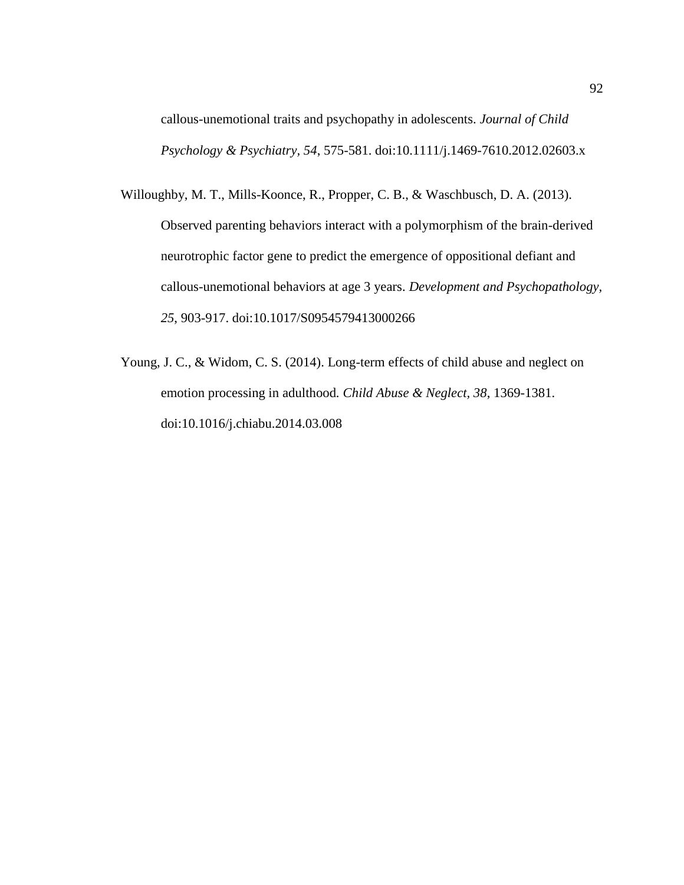callous-unemotional traits and psychopathy in adolescents. *Journal of Child Psychology & Psychiatry*, *54*, 575-581. doi:10.1111/j.1469-7610.2012.02603.x

Willoughby, M. T., Mills-Koonce, R., Propper, C. B., & Waschbusch, D. A. (2013). Observed parenting behaviors interact with a polymorphism of the brain-derived neurotrophic factor gene to predict the emergence of oppositional defiant and callous-unemotional behaviors at age 3 years. *Development and Psychopathology*, *25*, 903-917. doi:10.1017/S0954579413000266

Young, J. C., & Widom, C. S. (2014). Long-term effects of child abuse and neglect on emotion processing in adulthood. *Child Abuse & Neglect*, *38*, 1369-1381. doi:10.1016/j.chiabu.2014.03.008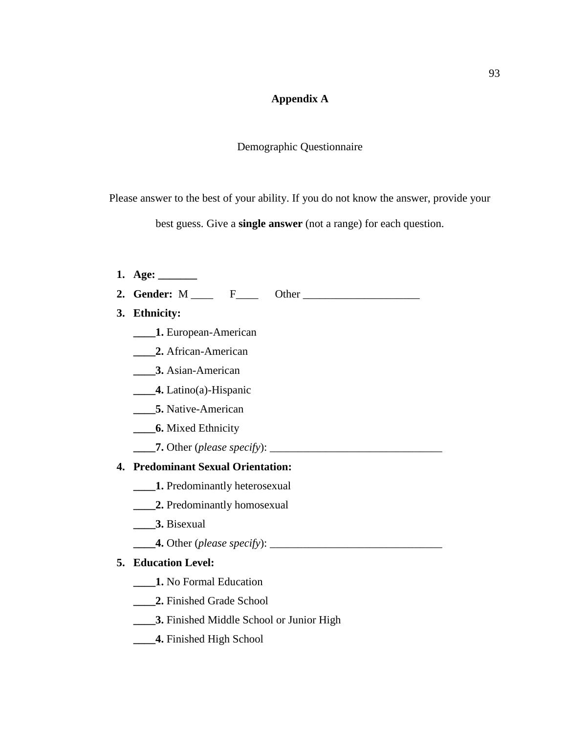# Appendix A

Demographic Questionnaire

Please answer to the best of your ability. If you do not know the answer, provide your best guess. Give a **single answer** (not a range) for each question.

1. **Age: _______**
2. **Gender:** M ____ F____ Other _____________________
3. **Ethnicity:**
   **____1.** European-American
   **____2.** African-American
   **____3.** Asian-American
   **____4.** Latino(a)-Hispanic
   **____5.** Native-American
   **____6.** Mixed Ethnicity
   **____7.** Other (*please specify*): _______________________________
4. **Predominant Sexual Orientation:**
   **____1.** Predominantly heterosexual
   **____2.** Predominantly homosexual
   **____3.** Bisexual
   **____4.** Other (*please specify*): _______________________________
5. **Education Level:**
   **____1.** No Formal Education
   **____2.** Finished Grade School
   **____3.** Finished Middle School or Junior High
   **____4.** Finished High School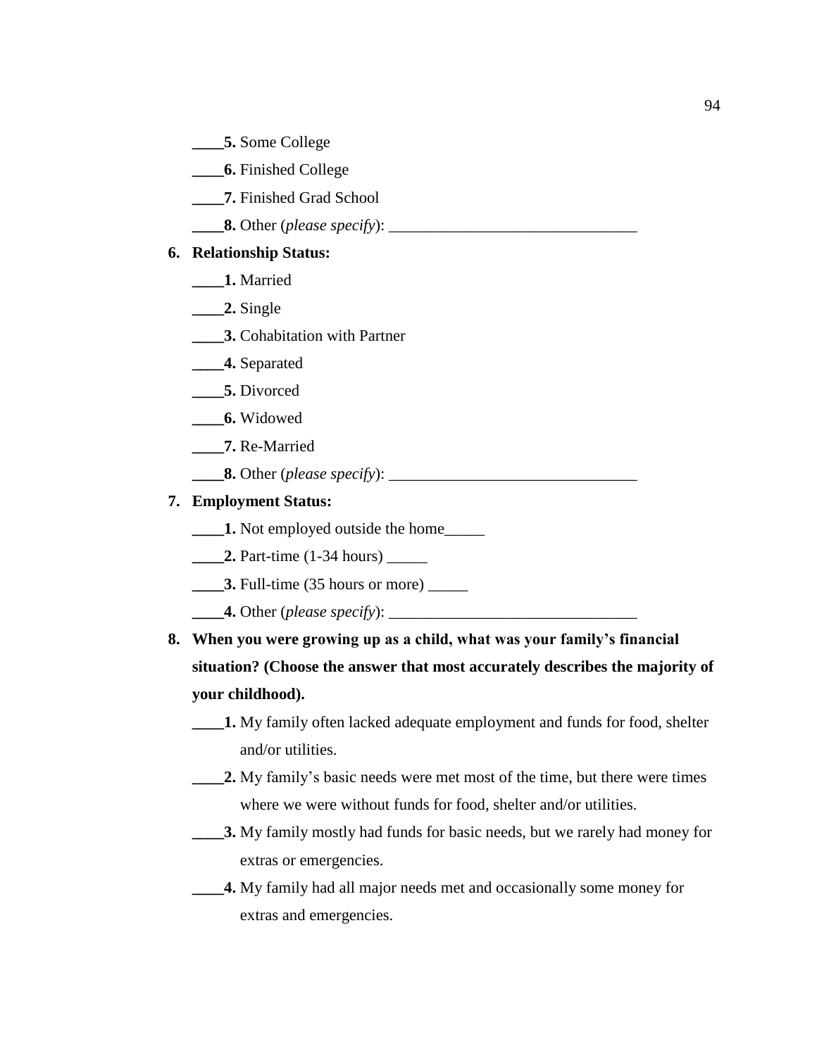**____5.** Some College

**____6.** Finished College

**____7.** Finished Grad School

**____8.** Other (*please specify*): _______________________________

**6. Relationship Status:**

**____1.** Married

**____2.** Single

**____3.** Cohabitation with Partner

**____4.** Separated

**____5.** Divorced

**____6.** Widowed

**____7.** Re-Married

**____8.** Other (*please specify*): _______________________________

**7. Employment Status:**

**____1.** Not employed outside the home_____

**____2.** Part-time (1-34 hours) _____

**____3.** Full-time (35 hours or more) _____

**____4.** Other (*please specify*): _______________________________

**8. When you were growing up as a child, what was your family's financial situation? (Choose the answer that most accurately describes the majority of your childhood).**

**____1.** My family often lacked adequate employment and funds for food, shelter and/or utilities.

**____2.** My family's basic needs were met most of the time, but there were times where we were without funds for food, shelter and/or utilities.

**____3.** My family mostly had funds for basic needs, but we rarely had money for extras or emergencies.

**____4.** My family had all major needs met and occasionally some money for extras and emergencies.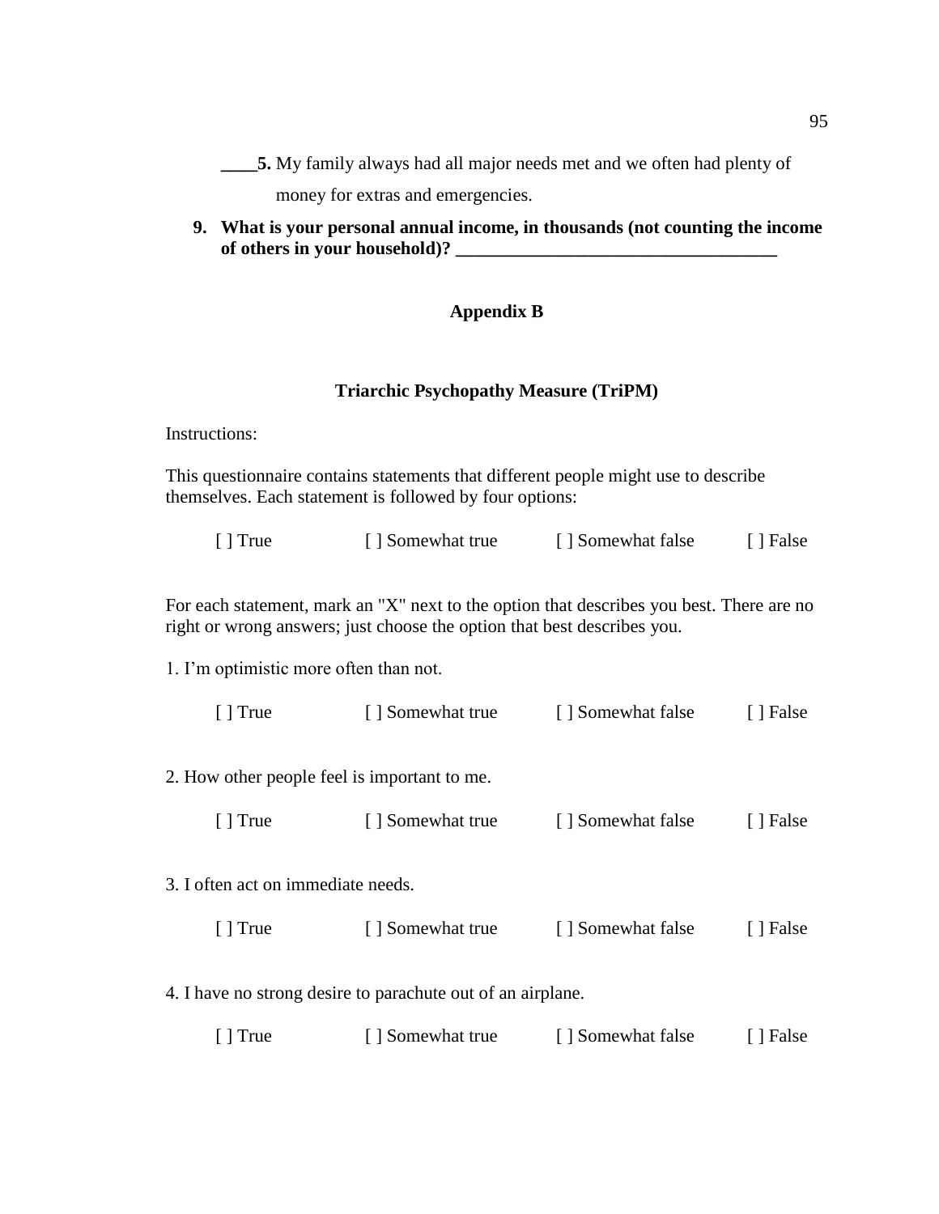____**5.** My family always had all major needs met and we often had plenty of money for extras and emergencies.

**9. What is your personal annual income, in thousands (not counting the income of others in your household)? ___________________________________**

## Appendix B

### Triarchic Psychopathy Measure (TriPM)

Instructions:

This questionnaire contains statements that different people might use to describe themselves. Each statement is followed by four options:

[ ] True [ ] Somewhat true [ ] Somewhat false [ ] False

For each statement, mark an "X" next to the option that describes you best. There are no right or wrong answers; just choose the option that best describes you.

1. I'm optimistic more often than not.

[ ] True [ ] Somewhat true [ ] Somewhat false [ ] False

2. How other people feel is important to me.

[ ] True [ ] Somewhat true [ ] Somewhat false [ ] False

3. I often act on immediate needs.

[ ] True [ ] Somewhat true [ ] Somewhat false [ ] False

4. I have no strong desire to parachute out of an airplane.

[ ] True [ ] Somewhat true [ ] Somewhat false [ ] False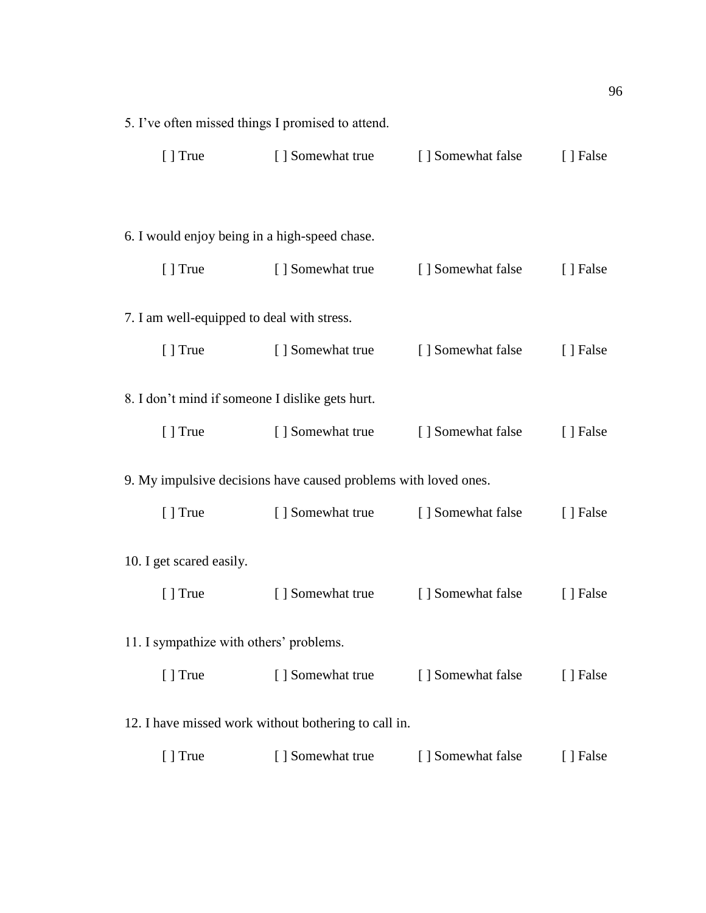5. I've often missed things I promised to attend.

[ ] True [ ] Somewhat true [ ] Somewhat false [ ] False

6. I would enjoy being in a high-speed chase.

[ ] True [ ] Somewhat true [ ] Somewhat false [ ] False

7. I am well-equipped to deal with stress.

[ ] True [ ] Somewhat true [ ] Somewhat false [ ] False

8. I don't mind if someone I dislike gets hurt.

[ ] True [ ] Somewhat true [ ] Somewhat false [ ] False

9. My impulsive decisions have caused problems with loved ones.

[ ] True [ ] Somewhat true [ ] Somewhat false [ ] False

10. I get scared easily.

[ ] True [ ] Somewhat true [ ] Somewhat false [ ] False

11. I sympathize with others' problems.

[ ] True [ ] Somewhat true [ ] Somewhat false [ ] False

12. I have missed work without bothering to call in.

[ ] True [ ] Somewhat true [ ] Somewhat false [ ] False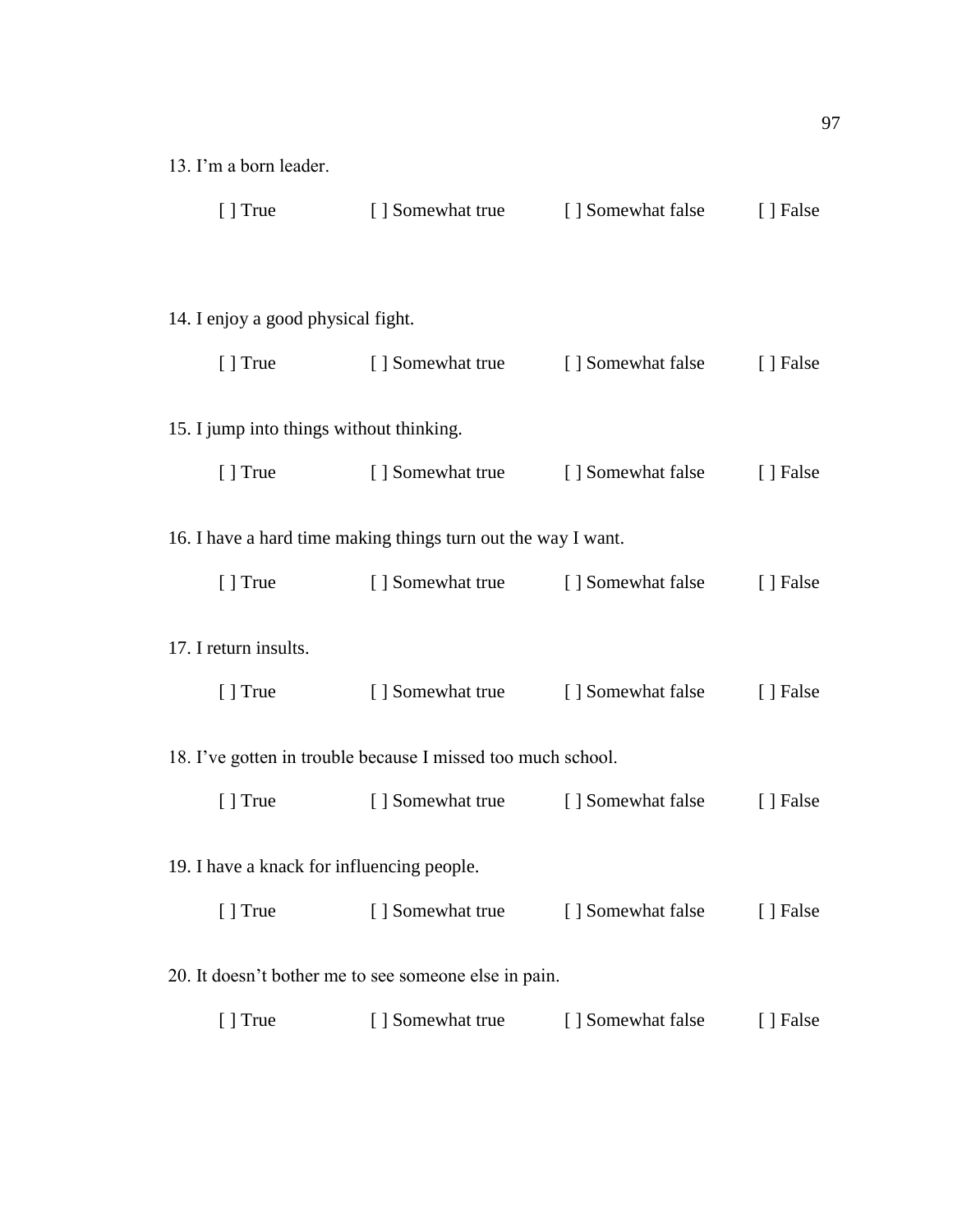13. I'm a born leader.

[ ] True [ ] Somewhat true [ ] Somewhat false [ ] False

14. I enjoy a good physical fight.

[ ] True [ ] Somewhat true [ ] Somewhat false [ ] False

15. I jump into things without thinking.

[ ] True [ ] Somewhat true [ ] Somewhat false [ ] False

16. I have a hard time making things turn out the way I want.

[ ] True [ ] Somewhat true [ ] Somewhat false [ ] False

17. I return insults.

[ ] True [ ] Somewhat true [ ] Somewhat false [ ] False

18. I've gotten in trouble because I missed too much school.

[ ] True [ ] Somewhat true [ ] Somewhat false [ ] False

19. I have a knack for influencing people.

[ ] True [ ] Somewhat true [ ] Somewhat false [ ] False

20. It doesn't bother me to see someone else in pain.

[ ] True [ ] Somewhat true [ ] Somewhat false [ ] False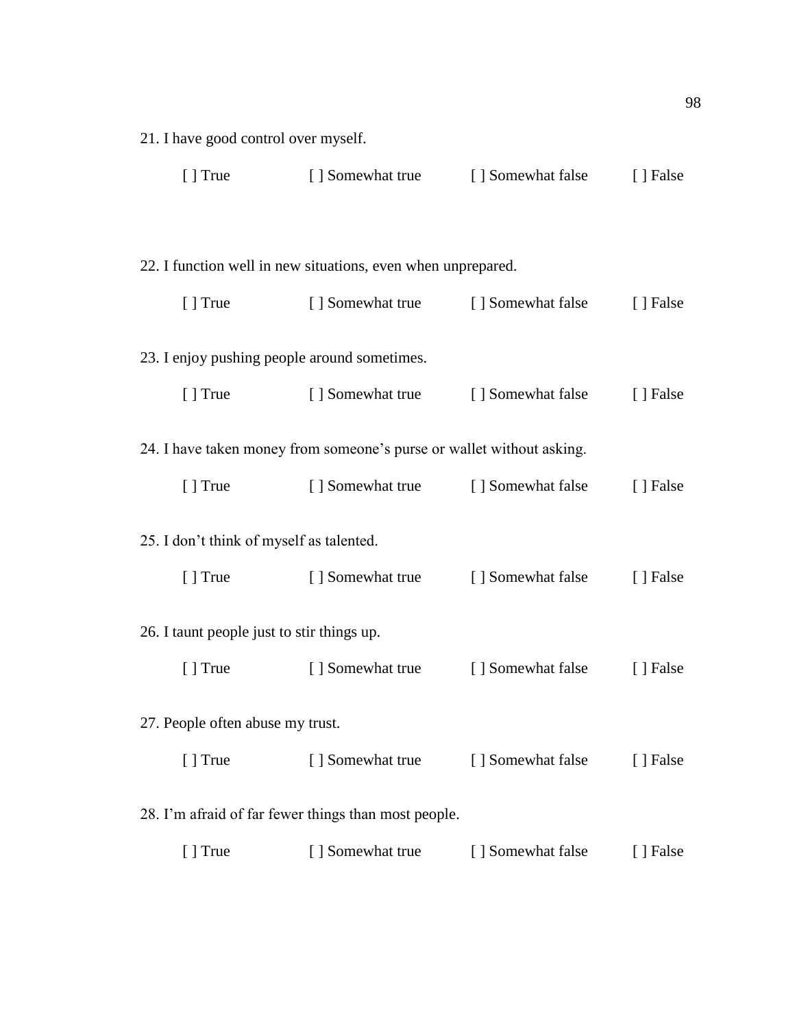21. I have good control over myself.

[ ] True [ ] Somewhat true [ ] Somewhat false [ ] False

22. I function well in new situations, even when unprepared.

[ ] True [ ] Somewhat true [ ] Somewhat false [ ] False

23. I enjoy pushing people around sometimes.

[ ] True [ ] Somewhat true [ ] Somewhat false [ ] False

24. I have taken money from someone's purse or wallet without asking.

[ ] True [ ] Somewhat true [ ] Somewhat false [ ] False

25. I don't think of myself as talented.

[ ] True [ ] Somewhat true [ ] Somewhat false [ ] False

26. I taunt people just to stir things up.

[ ] True [ ] Somewhat true [ ] Somewhat false [ ] False

27. People often abuse my trust.

[ ] True [ ] Somewhat true [ ] Somewhat false [ ] False

28. I'm afraid of far fewer things than most people.

[ ] True [ ] Somewhat true [ ] Somewhat false [ ] False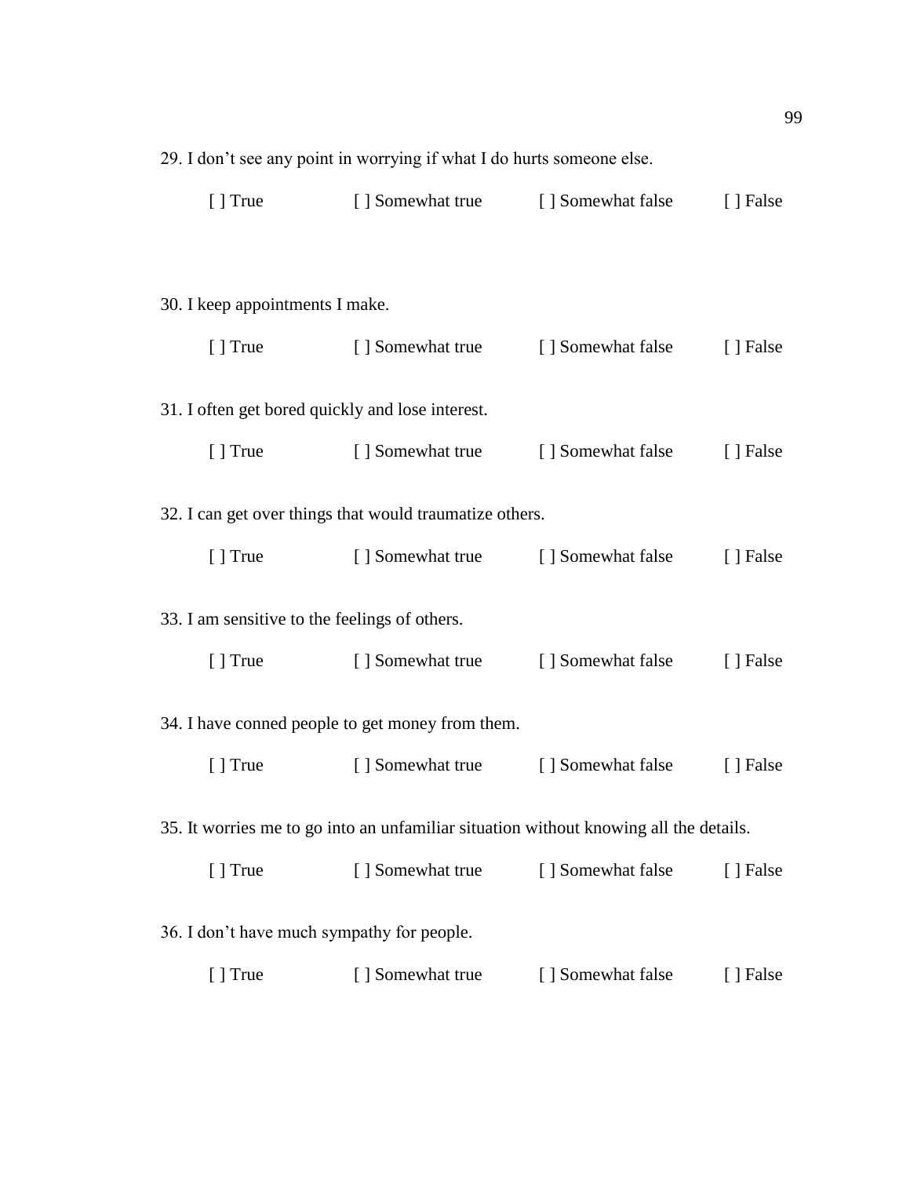29. I don’t see any point in worrying if what I do hurts someone else.

[ ] True [ ] Somewhat true [ ] Somewhat false [ ] False

30. I keep appointments I make.

[ ] True [ ] Somewhat true [ ] Somewhat false [ ] False

31. I often get bored quickly and lose interest.

[ ] True [ ] Somewhat true [ ] Somewhat false [ ] False

32. I can get over things that would traumatize others.

[ ] True [ ] Somewhat true [ ] Somewhat false [ ] False

33. I am sensitive to the feelings of others.

[ ] True [ ] Somewhat true [ ] Somewhat false [ ] False

34. I have conned people to get money from them.

[ ] True [ ] Somewhat true [ ] Somewhat false [ ] False

35. It worries me to go into an unfamiliar situation without knowing all the details.

[ ] True [ ] Somewhat true [ ] Somewhat false [ ] False

36. I don’t have much sympathy for people.

[ ] True [ ] Somewhat true [ ] Somewhat false [ ] False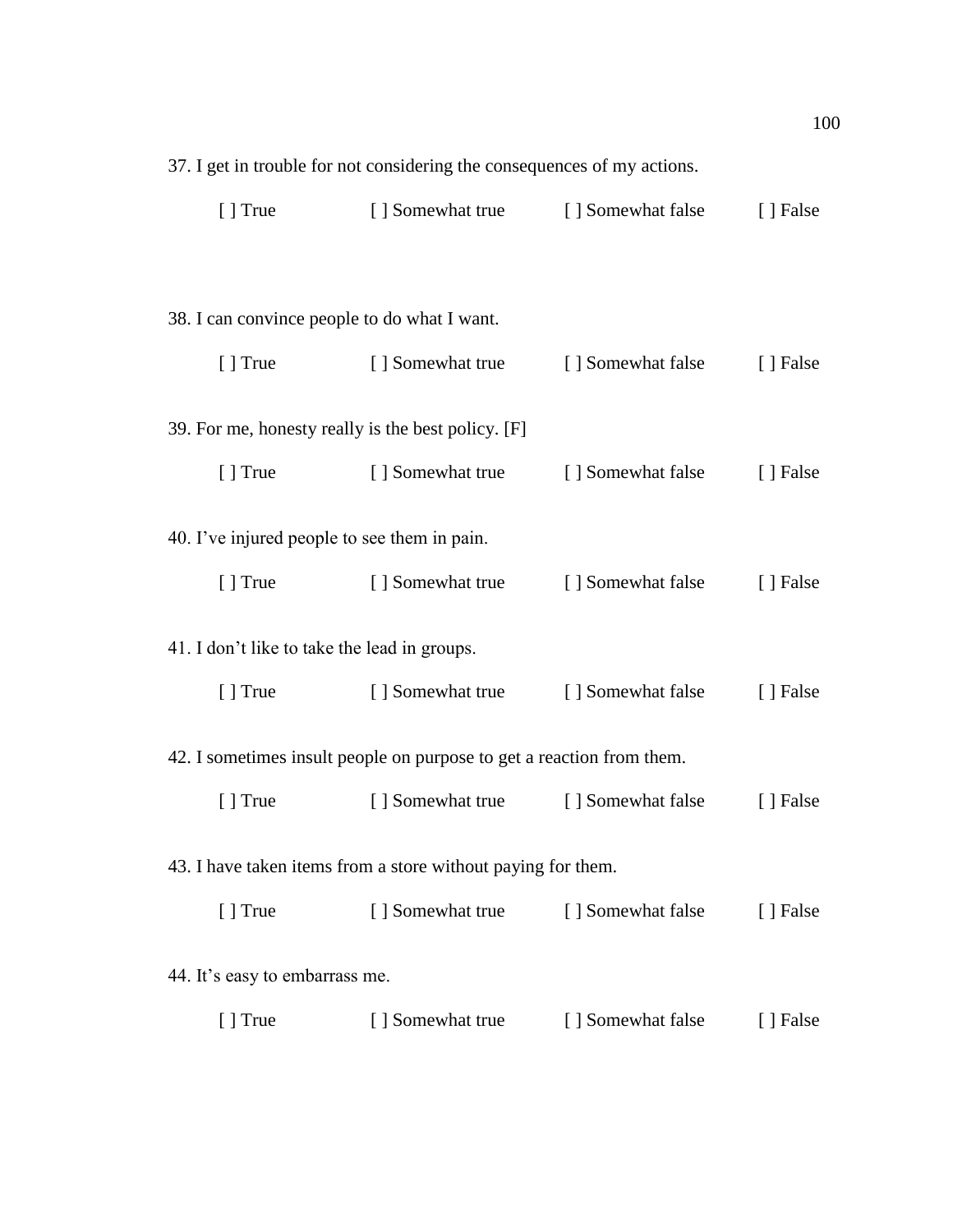37. I get in trouble for not considering the consequences of my actions.

[ ] True [ ] Somewhat true [ ] Somewhat false [ ] False

38. I can convince people to do what I want.

[ ] True [ ] Somewhat true [ ] Somewhat false [ ] False

39. For me, honesty really is the best policy. [F]

[ ] True [ ] Somewhat true [ ] Somewhat false [ ] False

40. I've injured people to see them in pain.

[ ] True [ ] Somewhat true [ ] Somewhat false [ ] False

41. I don't like to take the lead in groups.

[ ] True [ ] Somewhat true [ ] Somewhat false [ ] False

42. I sometimes insult people on purpose to get a reaction from them.

[ ] True [ ] Somewhat true [ ] Somewhat false [ ] False

43. I have taken items from a store without paying for them.

[ ] True [ ] Somewhat true [ ] Somewhat false [ ] False

44. It's easy to embarrass me.

[ ] True [ ] Somewhat true [ ] Somewhat false [ ] False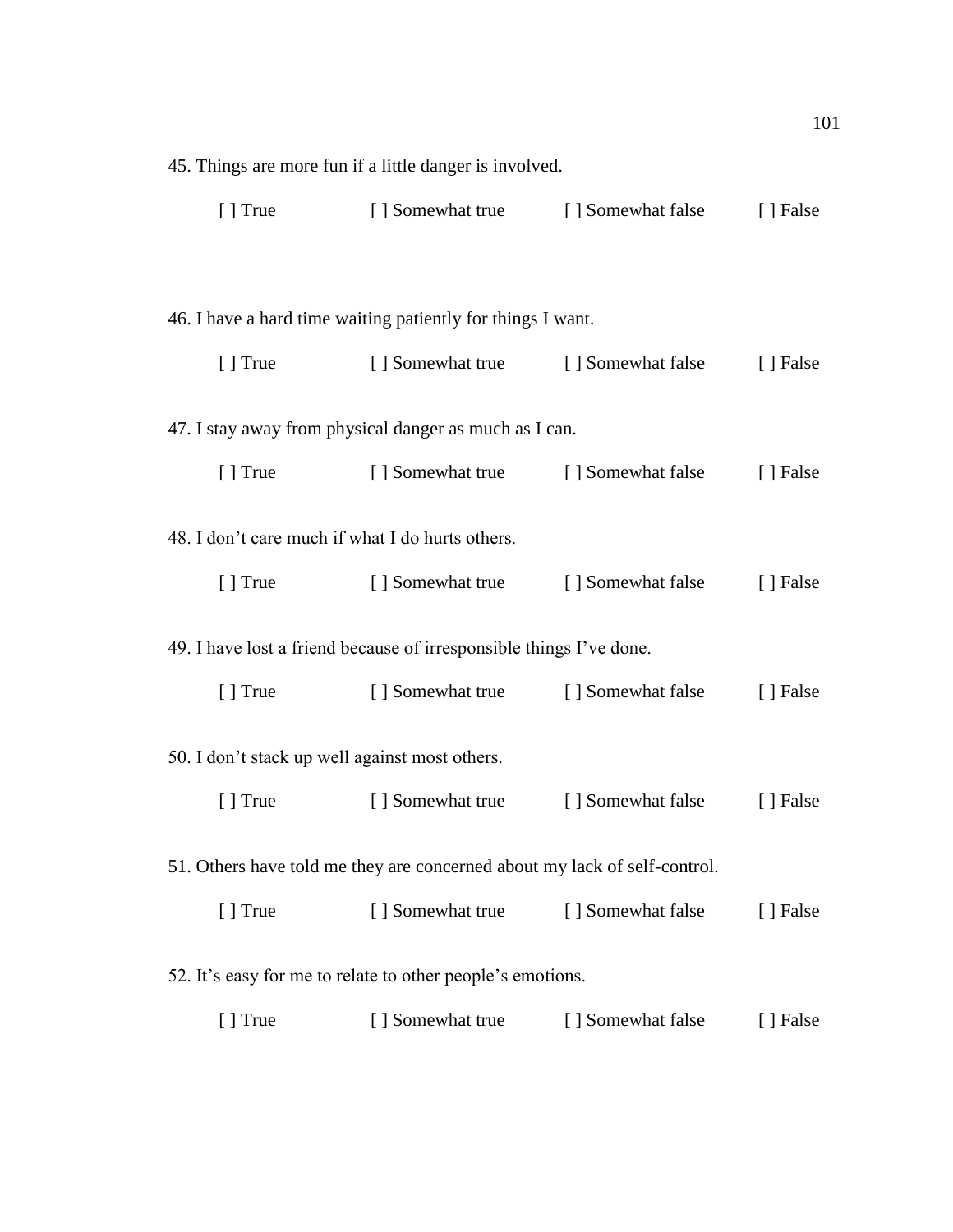45. Things are more fun if a little danger is involved.

[ ] True [ ] Somewhat true [ ] Somewhat false [ ] False

46. I have a hard time waiting patiently for things I want.

[ ] True [ ] Somewhat true [ ] Somewhat false [ ] False

47. I stay away from physical danger as much as I can.

[ ] True [ ] Somewhat true [ ] Somewhat false [ ] False

48. I don't care much if what I do hurts others.

[ ] True [ ] Somewhat true [ ] Somewhat false [ ] False

49. I have lost a friend because of irresponsible things I've done.

[ ] True [ ] Somewhat true [ ] Somewhat false [ ] False

50. I don't stack up well against most others.

[ ] True [ ] Somewhat true [ ] Somewhat false [ ] False

51. Others have told me they are concerned about my lack of self-control.

[ ] True [ ] Somewhat true [ ] Somewhat false [ ] False

52. It's easy for me to relate to other people's emotions.

[ ] True [ ] Somewhat true [ ] Somewhat false [ ] False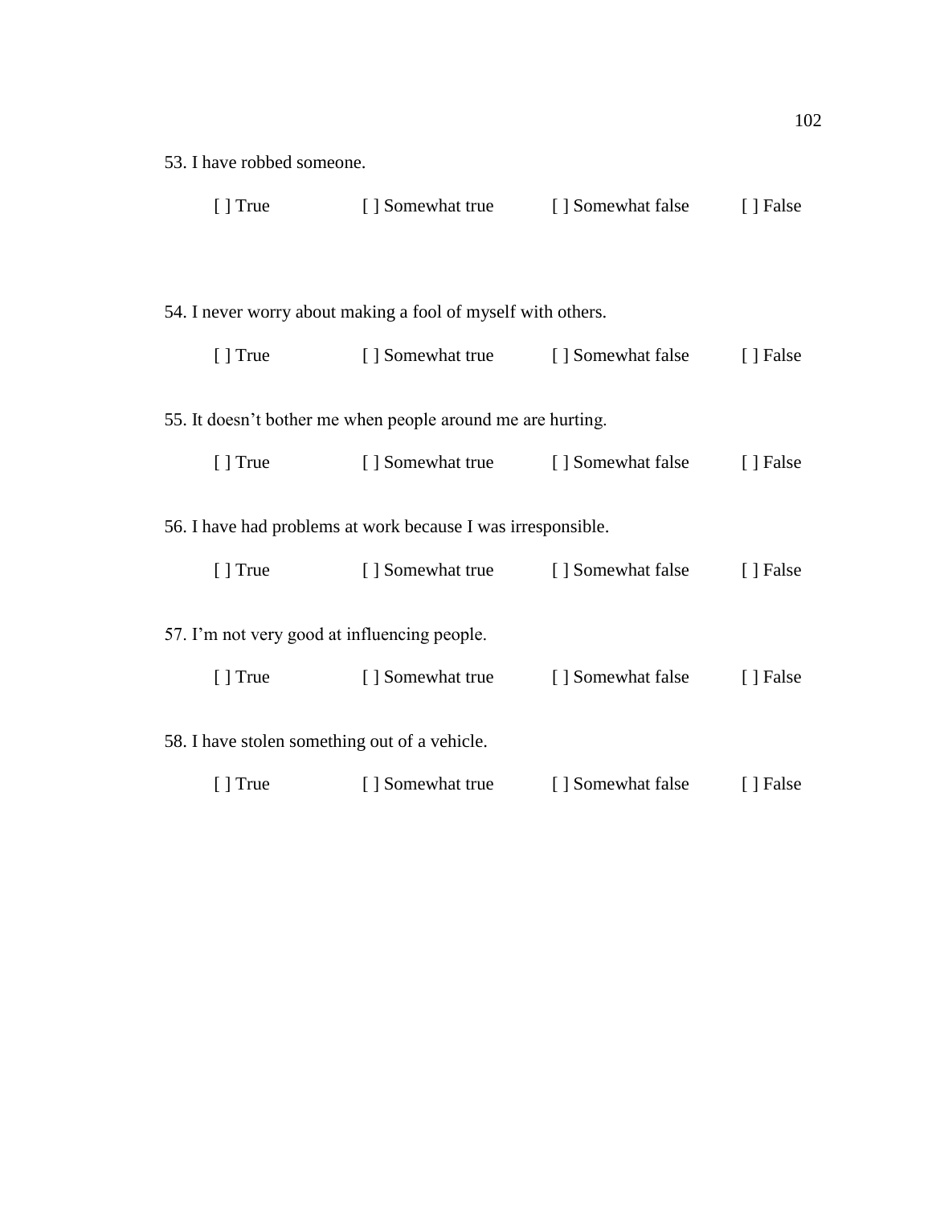53. I have robbed someone.

[ ] True [ ] Somewhat true [ ] Somewhat false [ ] False

54. I never worry about making a fool of myself with others.

[ ] True [ ] Somewhat true [ ] Somewhat false [ ] False

55. It doesn't bother me when people around me are hurting.

[ ] True [ ] Somewhat true [ ] Somewhat false [ ] False

56. I have had problems at work because I was irresponsible.

[ ] True [ ] Somewhat true [ ] Somewhat false [ ] False

57. I'm not very good at influencing people.

[ ] True [ ] Somewhat true [ ] Somewhat false [ ] False

58. I have stolen something out of a vehicle.

[ ] True [ ] Somewhat true [ ] Somewhat false [ ] False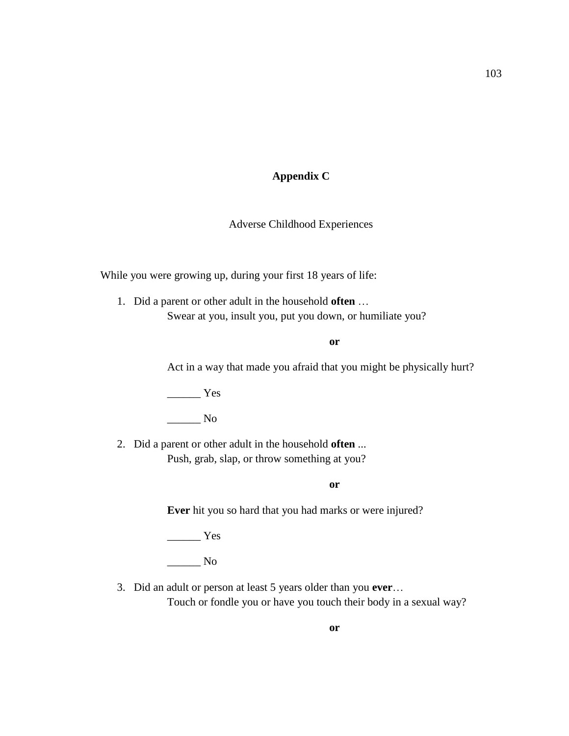## Appendix C

Adverse Childhood Experiences

While you were growing up, during your first 18 years of life:

1. Did a parent or other adult in the household **often** …
   Swear at you, insult you, put you down, or humiliate you?

   **or**

   Act in a way that made you afraid that you might be physically hurt?

   ______ Yes

   ______ No

2. Did a parent or other adult in the household **often** ...
   Push, grab, slap, or throw something at you?

   **or**

   **Ever** hit you so hard that you had marks or were injured?

   ______ Yes

   ______ No

3. Did an adult or person at least 5 years older than you **ever**…
   Touch or fondle you or have you touch their body in a sexual way?

   **or**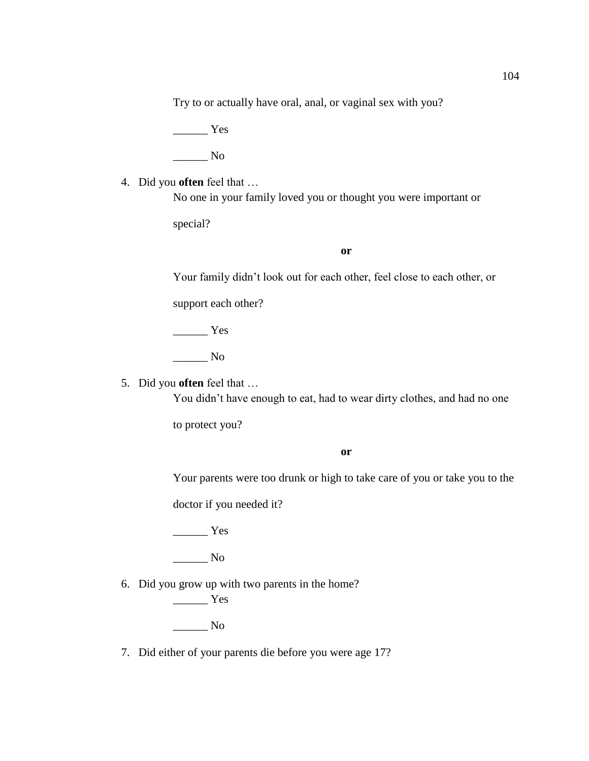Try to or actually have oral, anal, or vaginal sex with you?

______ Yes

______ No

4. Did you **often** feel that …

   No one in your family loved you or thought you were important or special?

   **or**

   Your family didn't look out for each other, feel close to each other, or support each other?

   ______ Yes

   ______ No

5. Did you **often** feel that …

   You didn't have enough to eat, had to wear dirty clothes, and had no one to protect you?

   **or**

   Your parents were too drunk or high to take care of you or take you to the doctor if you needed it?

   ______ Yes

   ______ No

6. Did you grow up with two parents in the home?

   ______ Yes

   ______ No

7. Did either of your parents die before you were age 17?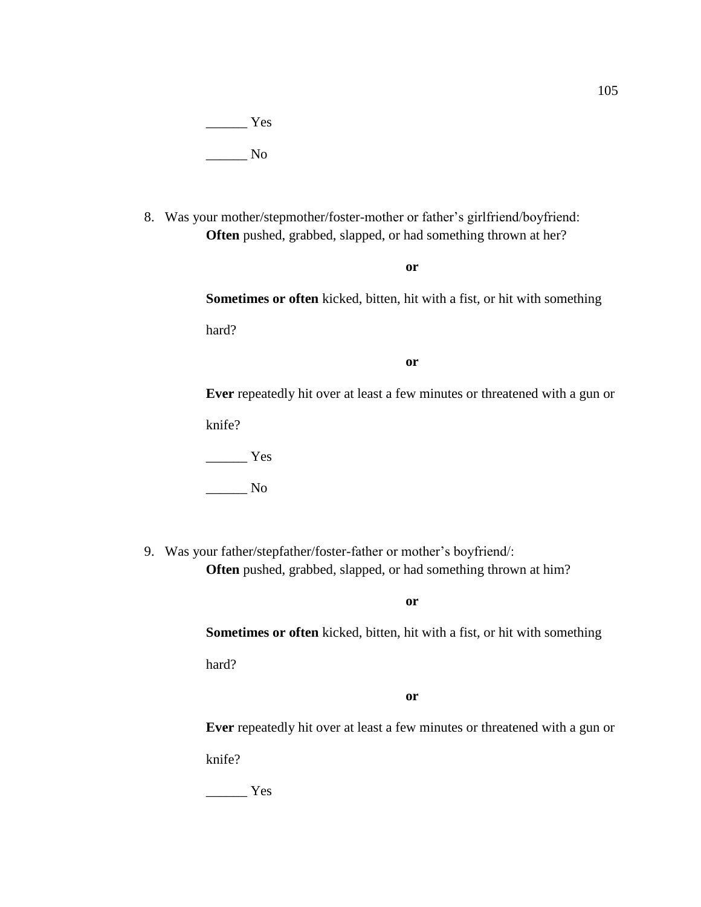______ Yes

______ No

8. Was your mother/stepmother/foster-mother or father's girlfriend/boyfriend:

   **Often** pushed, grabbed, slapped, or had something thrown at her?

   **or**

   **Sometimes or often** kicked, bitten, hit with a fist, or hit with something hard?

   **or**

   **Ever** repeatedly hit over at least a few minutes or threatened with a gun or knife?

   ______ Yes

   ______ No

9. Was your father/stepfather/foster-father or mother's boyfriend/:

   **Often** pushed, grabbed, slapped, or had something thrown at him?

   **or**

   **Sometimes or often** kicked, bitten, hit with a fist, or hit with something hard?

   **or**

   **Ever** repeatedly hit over at least a few minutes or threatened with a gun or knife?

   ______ Yes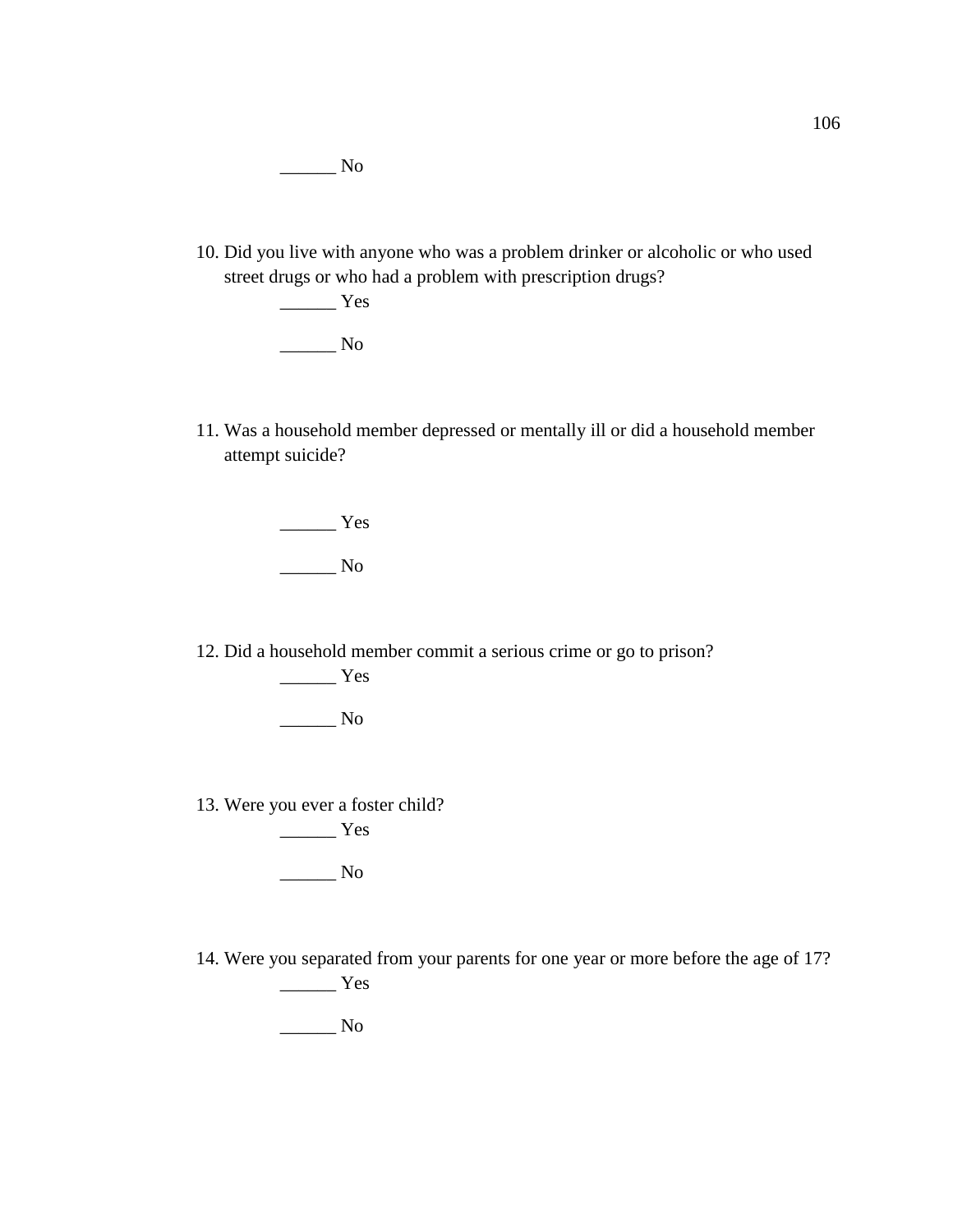______ No

10. Did you live with anyone who was a problem drinker or alcoholic or who used street drugs or who had a problem with prescription drugs?

    ______ Yes

    ______ No

11. Was a household member depressed or mentally ill or did a household member attempt suicide?

    ______ Yes

    ______ No

12. Did a household member commit a serious crime or go to prison?

    ______ Yes

    ______ No

13. Were you ever a foster child?

    ______ Yes

    ______ No

14. Were you separated from your parents for one year or more before the age of 17?

    ______ Yes

    ______ No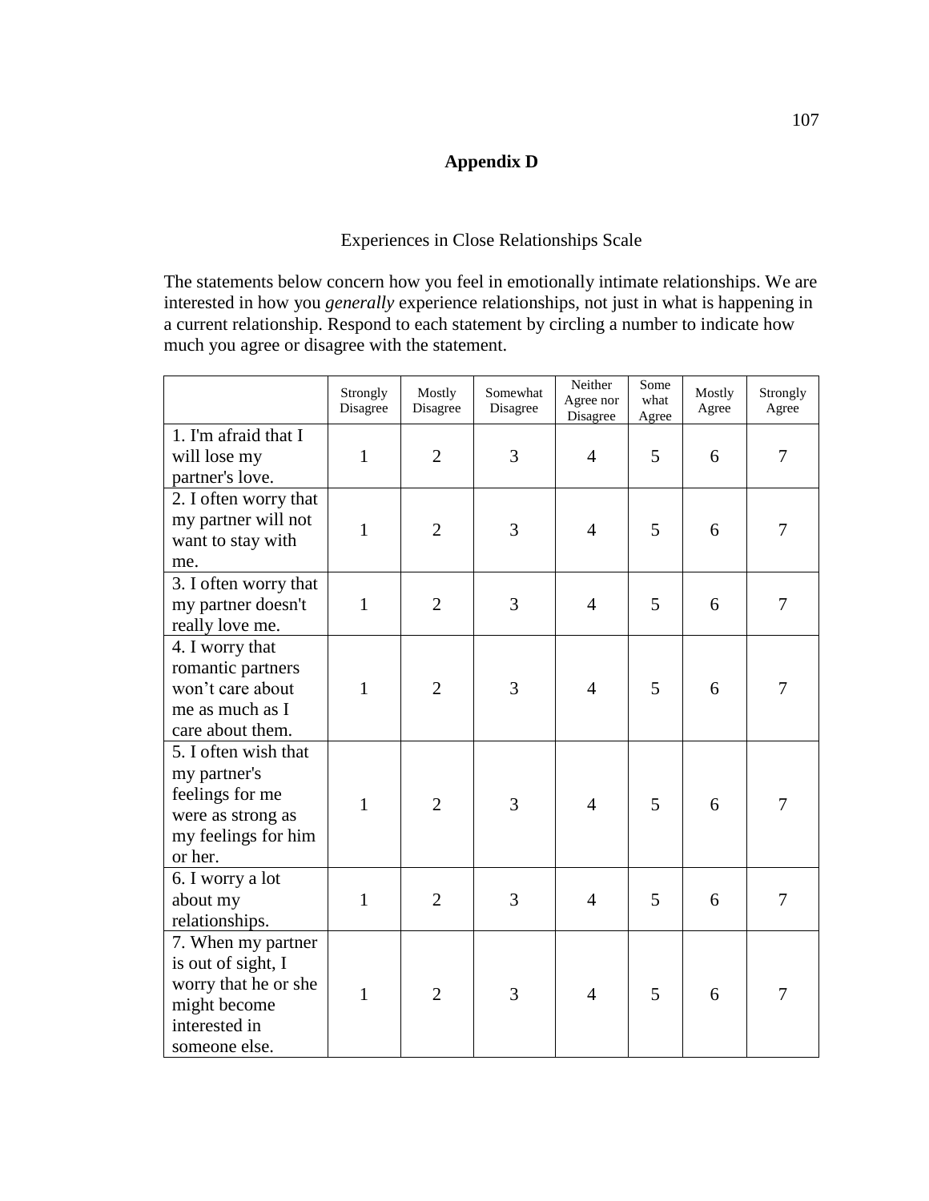**Appendix D**

Experiences in Close Relationships Scale

The statements below concern how you feel in emotionally intimate relationships. We are interested in how you *generally* experience relationships, not just in what is happening in a current relationship. Respond to each statement by circling a number to indicate how much you agree or disagree with the statement.

| | Strongly Disagree | Mostly Disagree | Somewhat Disagree | Neither Agree nor Disagree | Some what Agree | Mostly Agree | Strongly Agree |
|---|---|---|---|---|---|---|---|
| 1. I'm afraid that I will lose my partner's love. | 1 | 2 | 3 | 4 | 5 | 6 | 7 |
| 2. I often worry that my partner will not want to stay with me. | 1 | 2 | 3 | 4 | 5 | 6 | 7 |
| 3. I often worry that my partner doesn't really love me. | 1 | 2 | 3 | 4 | 5 | 6 | 7 |
| 4. I worry that romantic partners won't care about me as much as I care about them. | 1 | 2 | 3 | 4 | 5 | 6 | 7 |
| 5. I often wish that my partner's feelings for me were as strong as my feelings for him or her. | 1 | 2 | 3 | 4 | 5 | 6 | 7 |
| 6. I worry a lot about my relationships. | 1 | 2 | 3 | 4 | 5 | 6 | 7 |
| 7. When my partner is out of sight, I worry that he or she might become interested in someone else. | 1 | 2 | 3 | 4 | 5 | 6 | 7 |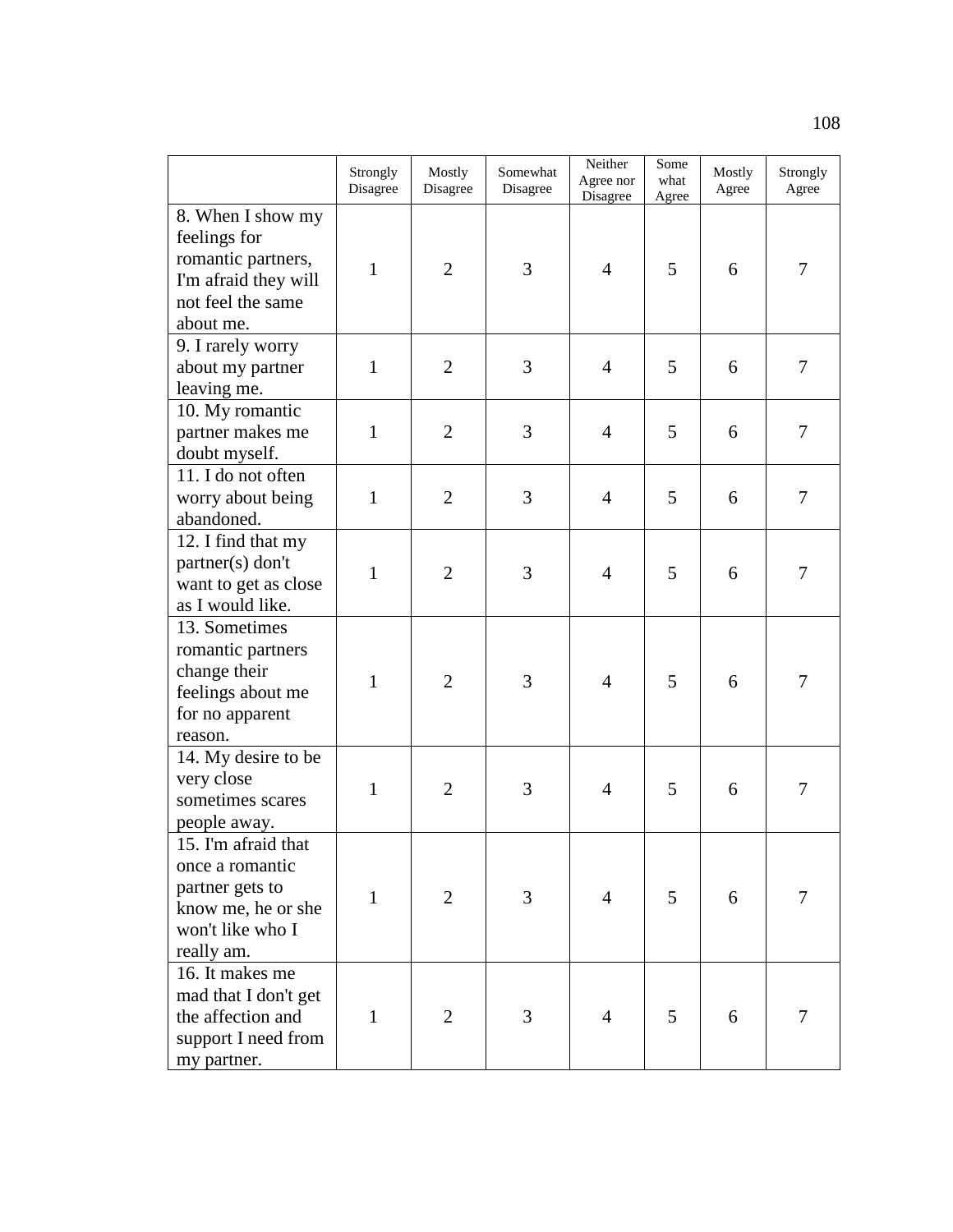| | Strongly Disagree | Mostly Disagree | Somewhat Disagree | Neither Agree nor Disagree | Some what Agree | Mostly Agree | Strongly Agree |
|---|---|---|---|---|---|---|---|
| 8. When I show my feelings for romantic partners, I'm afraid they will not feel the same about me. | 1 | 2 | 3 | 4 | 5 | 6 | 7 |
| 9. I rarely worry about my partner leaving me. | 1 | 2 | 3 | 4 | 5 | 6 | 7 |
| 10. My romantic partner makes me doubt myself. | 1 | 2 | 3 | 4 | 5 | 6 | 7 |
| 11. I do not often worry about being abandoned. | 1 | 2 | 3 | 4 | 5 | 6 | 7 |
| 12. I find that my partner(s) don't want to get as close as I would like. | 1 | 2 | 3 | 4 | 5 | 6 | 7 |
| 13. Sometimes romantic partners change their feelings about me for no apparent reason. | 1 | 2 | 3 | 4 | 5 | 6 | 7 |
| 14. My desire to be very close sometimes scares people away. | 1 | 2 | 3 | 4 | 5 | 6 | 7 |
| 15. I'm afraid that once a romantic partner gets to know me, he or she won't like who I really am. | 1 | 2 | 3 | 4 | 5 | 6 | 7 |
| 16. It makes me mad that I don't get the affection and support I need from my partner. | 1 | 2 | 3 | 4 | 5 | 6 | 7 |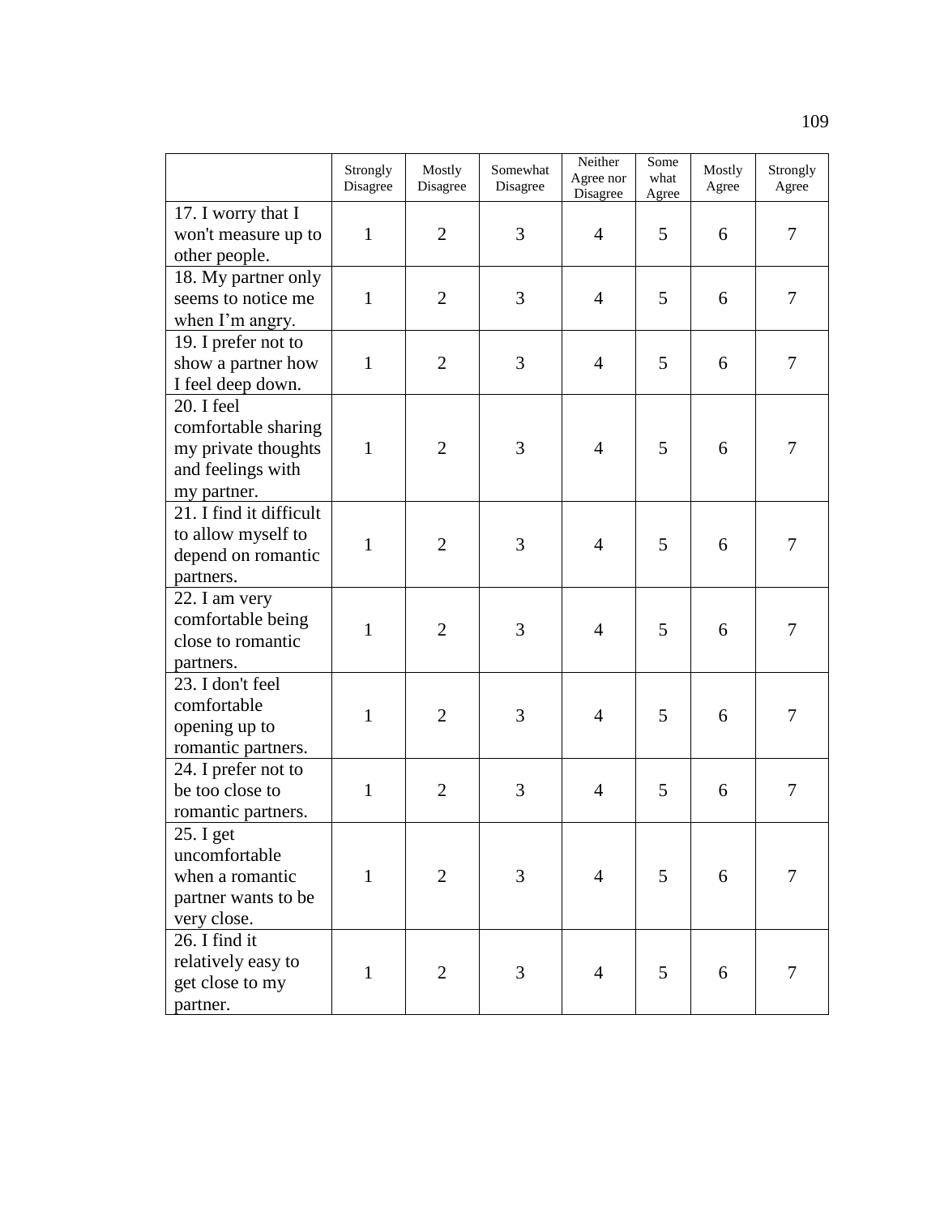| | Strongly Disagree | Mostly Disagree | Somewhat Disagree | Neither Agree nor Disagree | Some what Agree | Mostly Agree | Strongly Agree |
|---|---|---|---|---|---|---|---|
| 17. I worry that I won't measure up to other people. | 1 | 2 | 3 | 4 | 5 | 6 | 7 |
| 18. My partner only seems to notice me when I'm angry. | 1 | 2 | 3 | 4 | 5 | 6 | 7 |
| 19. I prefer not to show a partner how I feel deep down. | 1 | 2 | 3 | 4 | 5 | 6 | 7 |
| 20. I feel comfortable sharing my private thoughts and feelings with my partner. | 1 | 2 | 3 | 4 | 5 | 6 | 7 |
| 21. I find it difficult to allow myself to depend on romantic partners. | 1 | 2 | 3 | 4 | 5 | 6 | 7 |
| 22. I am very comfortable being close to romantic partners. | 1 | 2 | 3 | 4 | 5 | 6 | 7 |
| 23. I don't feel comfortable opening up to romantic partners. | 1 | 2 | 3 | 4 | 5 | 6 | 7 |
| 24. I prefer not to be too close to romantic partners. | 1 | 2 | 3 | 4 | 5 | 6 | 7 |
| 25. I get uncomfortable when a romantic partner wants to be very close. | 1 | 2 | 3 | 4 | 5 | 6 | 7 |
| 26. I find it relatively easy to get close to my partner. | 1 | 2 | 3 | 4 | 5 | 6 | 7 |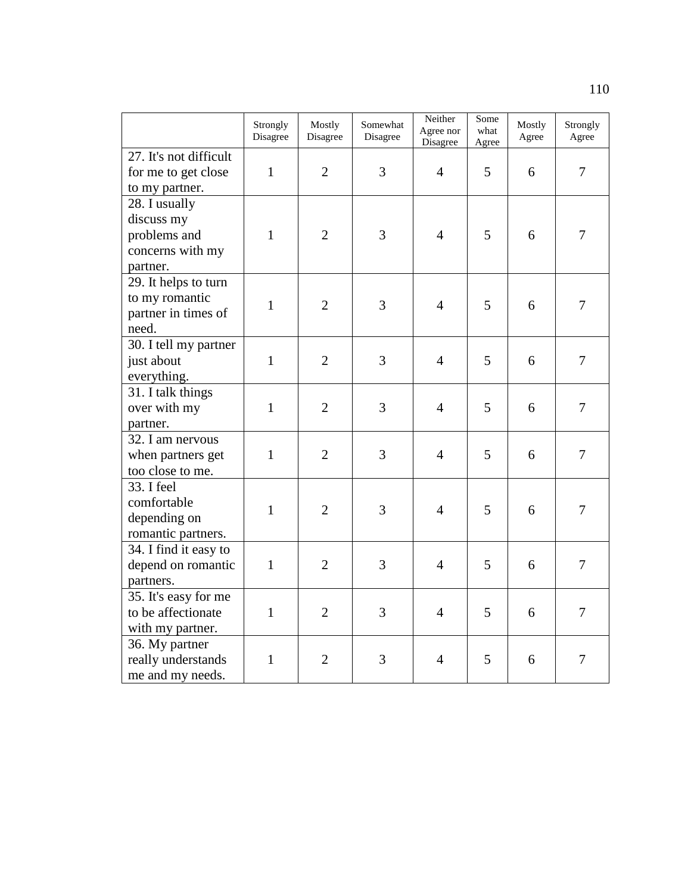| | Strongly Disagree | Mostly Disagree | Somewhat Disagree | Neither Agree nor Disagree | Some what Agree | Mostly Agree | Strongly Agree |
|---|---|---|---|---|---|---|---|
| 27. It's not difficult for me to get close to my partner. | 1 | 2 | 3 | 4 | 5 | 6 | 7 |
| 28. I usually discuss my problems and concerns with my partner. | 1 | 2 | 3 | 4 | 5 | 6 | 7 |
| 29. It helps to turn to my romantic partner in times of need. | 1 | 2 | 3 | 4 | 5 | 6 | 7 |
| 30. I tell my partner just about everything. | 1 | 2 | 3 | 4 | 5 | 6 | 7 |
| 31. I talk things over with my partner. | 1 | 2 | 3 | 4 | 5 | 6 | 7 |
| 32. I am nervous when partners get too close to me. | 1 | 2 | 3 | 4 | 5 | 6 | 7 |
| 33. I feel comfortable depending on romantic partners. | 1 | 2 | 3 | 4 | 5 | 6 | 7 |
| 34. I find it easy to depend on romantic partners. | 1 | 2 | 3 | 4 | 5 | 6 | 7 |
| 35. It's easy for me to be affectionate with my partner. | 1 | 2 | 3 | 4 | 5 | 6 | 7 |
| 36. My partner really understands me and my needs. | 1 | 2 | 3 | 4 | 5 | 6 | 7 |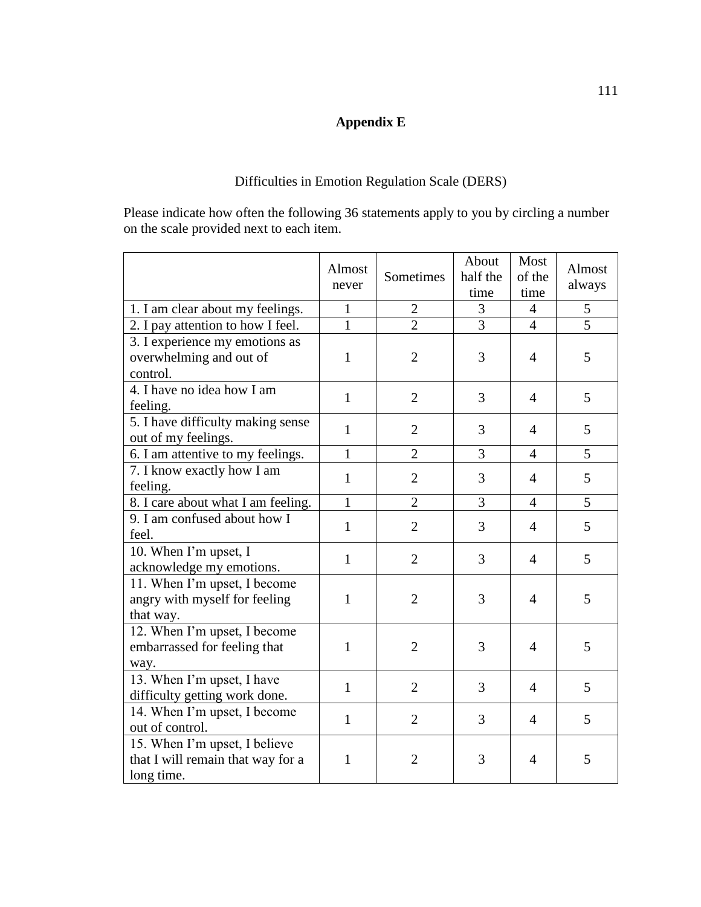# Appendix E

Difficulties in Emotion Regulation Scale (DERS)

Please indicate how often the following 36 statements apply to you by circling a number on the scale provided next to each item.

| | Almost never | Sometimes | About half the time | Most of the time | Almost always |
|---|---|---|---|---|---|
| 1. I am clear about my feelings. | 1 | 2 | 3 | 4 | 5 |
| 2. I pay attention to how I feel. | 1 | 2 | 3 | 4 | 5 |
| 3. I experience my emotions as overwhelming and out of control. | 1 | 2 | 3 | 4 | 5 |
| 4. I have no idea how I am feeling. | 1 | 2 | 3 | 4 | 5 |
| 5. I have difficulty making sense out of my feelings. | 1 | 2 | 3 | 4 | 5 |
| 6. I am attentive to my feelings. | 1 | 2 | 3 | 4 | 5 |
| 7. I know exactly how I am feeling. | 1 | 2 | 3 | 4 | 5 |
| 8. I care about what I am feeling. | 1 | 2 | 3 | 4 | 5 |
| 9. I am confused about how I feel. | 1 | 2 | 3 | 4 | 5 |
| 10. When I'm upset, I acknowledge my emotions. | 1 | 2 | 3 | 4 | 5 |
| 11. When I'm upset, I become angry with myself for feeling that way. | 1 | 2 | 3 | 4 | 5 |
| 12. When I'm upset, I become embarrassed for feeling that way. | 1 | 2 | 3 | 4 | 5 |
| 13. When I'm upset, I have difficulty getting work done. | 1 | 2 | 3 | 4 | 5 |
| 14. When I'm upset, I become out of control. | 1 | 2 | 3 | 4 | 5 |
| 15. When I'm upset, I believe that I will remain that way for a long time. | 1 | 2 | 3 | 4 | 5 |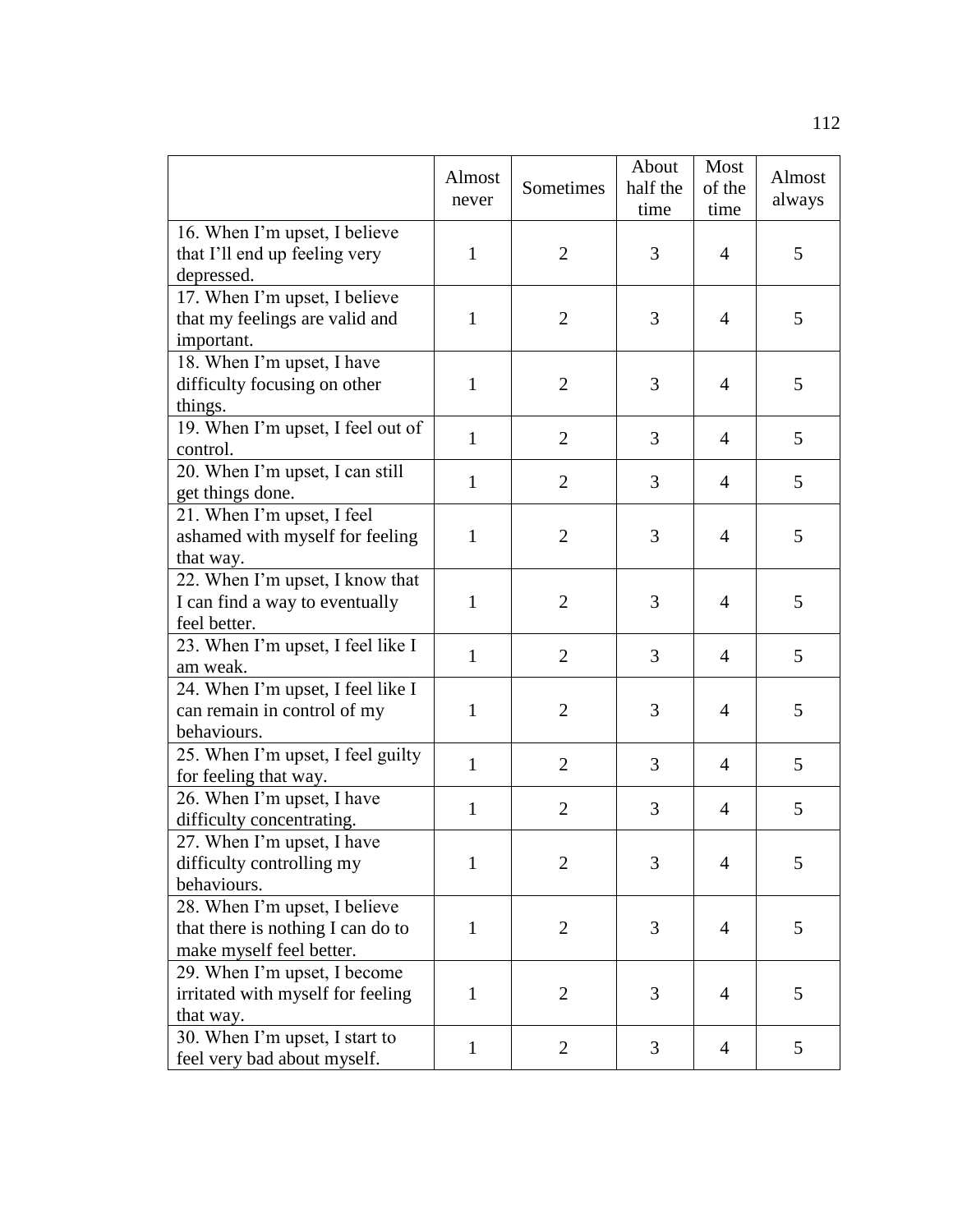| | Almost never | Sometimes | About half the time | Most of the time | Almost always |
|---|---|---|---|---|---|
| 16. When I'm upset, I believe that I'll end up feeling very depressed. | 1 | 2 | 3 | 4 | 5 |
| 17. When I'm upset, I believe that my feelings are valid and important. | 1 | 2 | 3 | 4 | 5 |
| 18. When I'm upset, I have difficulty focusing on other things. | 1 | 2 | 3 | 4 | 5 |
| 19. When I'm upset, I feel out of control. | 1 | 2 | 3 | 4 | 5 |
| 20. When I'm upset, I can still get things done. | 1 | 2 | 3 | 4 | 5 |
| 21. When I'm upset, I feel ashamed with myself for feeling that way. | 1 | 2 | 3 | 4 | 5 |
| 22. When I'm upset, I know that I can find a way to eventually feel better. | 1 | 2 | 3 | 4 | 5 |
| 23. When I'm upset, I feel like I am weak. | 1 | 2 | 3 | 4 | 5 |
| 24. When I'm upset, I feel like I can remain in control of my behaviours. | 1 | 2 | 3 | 4 | 5 |
| 25. When I'm upset, I feel guilty for feeling that way. | 1 | 2 | 3 | 4 | 5 |
| 26. When I'm upset, I have difficulty concentrating. | 1 | 2 | 3 | 4 | 5 |
| 27. When I'm upset, I have difficulty controlling my behaviours. | 1 | 2 | 3 | 4 | 5 |
| 28. When I'm upset, I believe that there is nothing I can do to make myself feel better. | 1 | 2 | 3 | 4 | 5 |
| 29. When I'm upset, I become irritated with myself for feeling that way. | 1 | 2 | 3 | 4 | 5 |
| 30. When I'm upset, I start to feel very bad about myself. | 1 | 2 | 3 | 4 | 5 |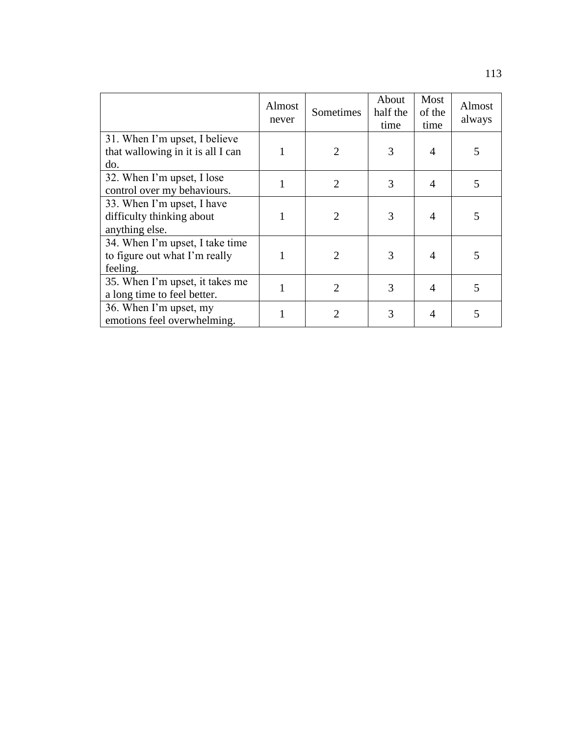| | Almost never | Sometimes | About half the time | Most of the time | Almost always |
|---|---|---|---|---|---|
| 31. When I'm upset, I believe that wallowing in it is all I can do. | 1 | 2 | 3 | 4 | 5 |
| 32. When I'm upset, I lose control over my behaviours. | 1 | 2 | 3 | 4 | 5 |
| 33. When I'm upset, I have difficulty thinking about anything else. | 1 | 2 | 3 | 4 | 5 |
| 34. When I'm upset, I take time to figure out what I'm really feeling. | 1 | 2 | 3 | 4 | 5 |
| 35. When I'm upset, it takes me a long time to feel better. | 1 | 2 | 3 | 4 | 5 |
| 36. When I'm upset, my emotions feel overwhelming. | 1 | 2 | 3 | 4 | 5 |